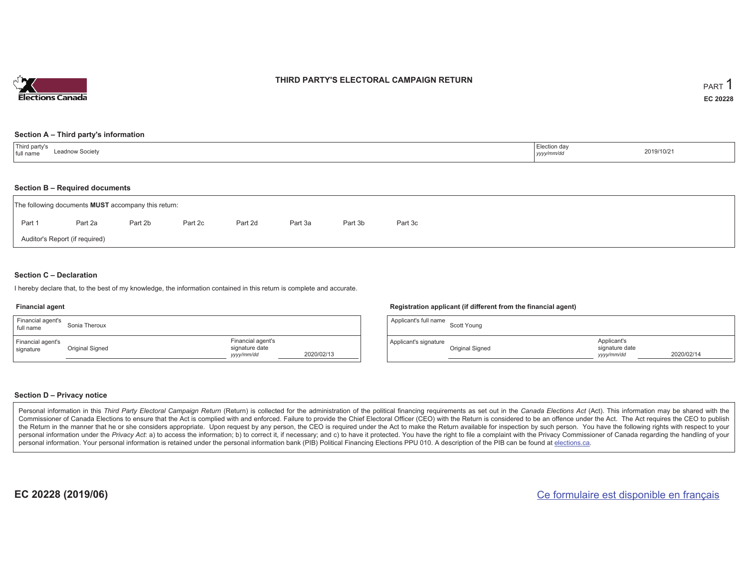Elections Canada

# THIRD PARTY'S ELECTORAL CAMPAIGN RETURN

PART 1

**EC 20228**

## Section A – Third party's information

| | | | |
|---|---|---|---|
| Third party's full name | Leadnow Society | Election day *yyyy/mm/dd* | 2019/10/21 |

## Section B – Required documents

The following documents **MUST** accompany this return:

Part 1 Part 2a Part 2b Part 2c Part 2d Part 3a Part 3b Part 3c

Auditor's Report (if required)

## Section C – Declaration

I hereby declare that, to the best of my knowledge, the information contained in this return is complete and accurate.

### Financial agent

| | | | |
|---|---|---|---|
| Financial agent's full name | Sonia Theroux | | |
| Financial agent's signature | Original Signed | Financial agent's signature date *yyyy/mm/dd* | 2020/02/13 |

### Registration applicant (if different from the financial agent)

| | | | |
|---|---|---|---|
| Applicant's full name | Scott Young | | |
| Applicant's signature | Original Signed | Applicant's signature date *yyyy/mm/dd* | 2020/02/14 |

## Section D – Privacy notice

Personal information in this *Third Party Electoral Campaign Return* (Return) is collected for the administration of the political financing requirements as set out in the *Canada Elections Act* (Act). This information may be shared with the Commissioner of Canada Elections to ensure that the Act is complied with and enforced. Failure to provide the Chief Electoral Officer (CEO) with the Return is considered to be an offence under the Act. The Act requires the CEO to publish the Return in the manner that he or she considers appropriate. Upon request by any person, the CEO is required under the Act to make the Return available for inspection by such person. You have the following rights with respect to your personal information under the *Privacy Act*: a) to access the information; b) to correct it, if necessary; and c) to have it protected. You have the right to file a complaint with the Privacy Commissioner of Canada regarding the handling of your personal information. Your personal information is retained under the personal information bank (PIB) Political Financing Elections PPU 010. A description of the PIB can be found at elections.ca.

**EC 20228 (2019/06)**

Ce formulaire est disponible en français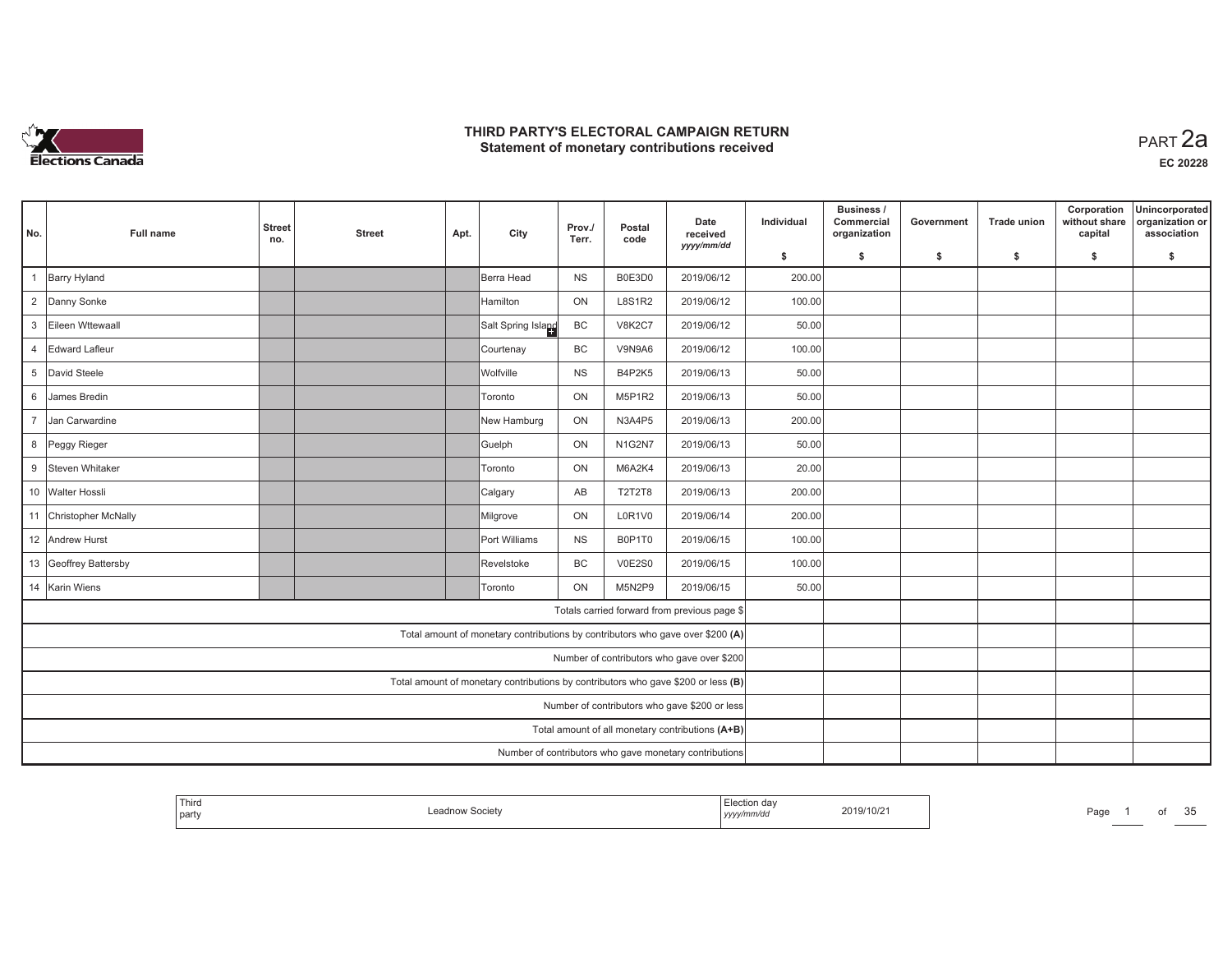# THIRD PARTY'S ELECTORAL CAMPAIGN RETURN
## Statement of monetary contributions received

PART 2a

EC 20228

| No. | Full name | Street no. | Street | Apt. | City | Prov./ Terr. | Postal code | Date received yyyy/mm/dd | Individual $ | Business / Commercial organization $ | Government $ | Trade union $ | Corporation without share capital $ | Unincorporated organization or association $ |
|---|---|---|---|---|---|---|---|---|---|---|---|---|---|---|
| 1 | Barry Hyland | | | | Berra Head | NS | B0E3D0 | 2019/06/12 | 200.00 | | | | | |
| 2 | Danny Sonke | | | | Hamilton | ON | L8S1R2 | 2019/06/12 | 100.00 | | | | | |
| 3 | Eileen Wttewaall | | | | Salt Spring Island | BC | V8K2C7 | 2019/06/12 | 50.00 | | | | | |
| 4 | Edward Lafleur | | | | Courtenay | BC | V9N9A6 | 2019/06/12 | 100.00 | | | | | |
| 5 | David Steele | | | | Wolfville | NS | B4P2K5 | 2019/06/13 | 50.00 | | | | | |
| 6 | James Bredin | | | | Toronto | ON | M5P1R2 | 2019/06/13 | 50.00 | | | | | |
| 7 | Jan Carwardine | | | | New Hamburg | ON | N3A4P5 | 2019/06/13 | 200.00 | | | | | |
| 8 | Peggy Rieger | | | | Guelph | ON | N1G2N7 | 2019/06/13 | 50.00 | | | | | |
| 9 | Steven Whitaker | | | | Toronto | ON | M6A2K4 | 2019/06/13 | 20.00 | | | | | |
| 10 | Walter Hossli | | | | Calgary | AB | T2T2T8 | 2019/06/13 | 200.00 | | | | | |
| 11 | Christopher McNally | | | | Milgrove | ON | L0R1V0 | 2019/06/14 | 200.00 | | | | | |
| 12 | Andrew Hurst | | | | Port Williams | NS | B0P1T0 | 2019/06/15 | 100.00 | | | | | |
| 13 | Geoffrey Battersby | | | | Revelstoke | BC | V0E2S0 | 2019/06/15 | 100.00 | | | | | |
| 14 | Karin Wiens | | | | Toronto | ON | M5N2P9 | 2019/06/15 | 50.00 | | | | | |
| | Totals carried forward from previous page $ | | | | | | | | | | | | | |
| | Total amount of monetary contributions by contributors who gave over $200 **(A)** | | | | | | | | | | | | | |
| | Number of contributors who gave over $200 | | | | | | | | | | | | | |
| | Total amount of monetary contributions by contributors who gave $200 or less **(B)** | | | | | | | | | | | | | |
| | Number of contributors who gave $200 or less | | | | | | | | | | | | | |
| | Total amount of all monetary contributions **(A+B)** | | | | | | | | | | | | | |
| | Number of contributors who gave monetary contributions | | | | | | | | | | | | | |

| Third party | Leadnow Society | Election day yyyy/mm/dd | 2019/10/21 |
|---|---|---|---|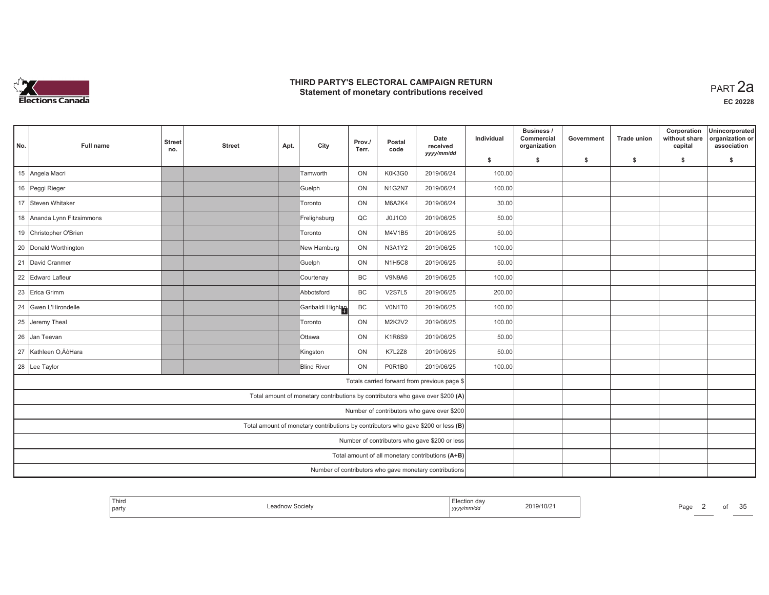# THIRD PARTY'S ELECTORAL CAMPAIGN RETURN

## Statement of monetary contributions received

PART 2a

EC 20228

| No. | Full name | Street no. | Street | Apt. | City | Prov./ Terr. | Postal code | Date received yyyy/mm/dd | Individual $ | Business / Commercial organization $ | Government $ | Trade union $ | Corporation without share capital $ | Unincorporated organization or association $ |
|---|---|---|---|---|---|---|---|---|---|---|---|---|---|---|
| 15 | Angela Macri | | | | Tamworth | ON | K0K3G0 | 2019/06/24 | 100.00 | | | | | |
| 16 | Peggi Rieger | | | | Guelph | ON | N1G2N7 | 2019/06/24 | 100.00 | | | | | |
| 17 | Steven Whitaker | | | | Toronto | ON | M6A2K4 | 2019/06/24 | 30.00 | | | | | |
| 18 | Ananda Lynn Fitzsimmons | | | | Frelighsburg | QC | J0J1C0 | 2019/06/25 | 50.00 | | | | | |
| 19 | Christopher O'Brien | | | | Toronto | ON | M4V1B5 | 2019/06/25 | 50.00 | | | | | |
| 20 | Donald Worthington | | | | New Hamburg | ON | N3A1Y2 | 2019/06/25 | 100.00 | | | | | |
| 21 | David Cranmer | | | | Guelph | ON | N1H5C8 | 2019/06/25 | 50.00 | | | | | |
| 22 | Edward Lafleur | | | | Courtenay | BC | V9N9A6 | 2019/06/25 | 100.00 | | | | | |
| 23 | Erica Grimm | | | | Abbotsford | BC | V2S7L5 | 2019/06/25 | 200.00 | | | | | |
| 24 | Gwen L'Hirondelle | | | | Garibaldi Highlan | BC | V0N1T0 | 2019/06/25 | 100.00 | | | | | |
| 25 | Jeremy Theal | | | | Toronto | ON | M2K2V2 | 2019/06/25 | 100.00 | | | | | |
| 26 | Jan Teevan | | | | Ottawa | ON | K1R6S9 | 2019/06/25 | 50.00 | | | | | |
| 27 | Kathleen O‚ÄôHara | | | | Kingston | ON | K7L2Z8 | 2019/06/25 | 50.00 | | | | | |
| 28 | Lee Taylor | | | | Blind River | ON | P0R1B0 | 2019/06/25 | 100.00 | | | | | |
| | Totals carried forward from previous page $ | | | | | | | | | | | | | |
| | Total amount of monetary contributions by contributors who gave over $200 (A) | | | | | | | | | | | | | |
| | Number of contributors who gave over $200 | | | | | | | | | | | | | |
| | Total amount of monetary contributions by contributors who gave $200 or less (B) | | | | | | | | | | | | | |
| | Number of contributors who gave $200 or less | | | | | | | | | | | | | |
| | Total amount of all monetary contributions (A+B) | | | | | | | | | | | | | |
| | Number of contributors who gave monetary contributions | | | | | | | | | | | | | |

| Third party | Leadnow Society | Election day yyyy/mm/dd | 2019/10/21 |
|---|---|---|---|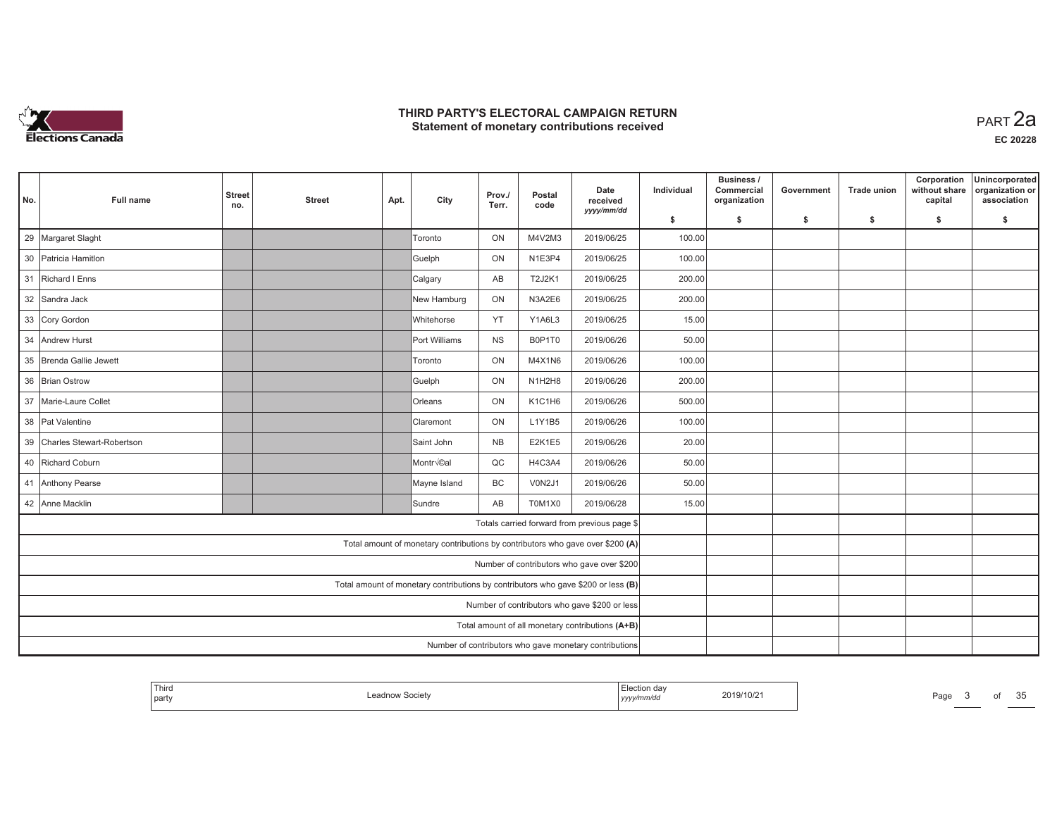# THIRD PARTY'S ELECTORAL CAMPAIGN RETURN
## Statement of monetary contributions received

PART 2a

EC 20228

| No. | Full name | Street no. | Street | Apt. | City | Prov./ Terr. | Postal code | Date received yyyy/mm/dd | Individual $ | Business / Commercial organization $ | Government $ | Trade union $ | Corporation without share capital $ | Unincorporated organization or association $ |
|---|---|---|---|---|---|---|---|---|---|---|---|---|---|---|
| 29 | Margaret Slaght | | | | Toronto | ON | M4V2M3 | 2019/06/25 | 100.00 | | | | | |
| 30 | Patricia Hamitlon | | | | Guelph | ON | N1E3P4 | 2019/06/25 | 100.00 | | | | | |
| 31 | Richard I Enns | | | | Calgary | AB | T2J2K1 | 2019/06/25 | 200.00 | | | | | |
| 32 | Sandra Jack | | | | New Hamburg | ON | N3A2E6 | 2019/06/25 | 200.00 | | | | | |
| 33 | Cory Gordon | | | | Whitehorse | YT | Y1A6L3 | 2019/06/25 | 15.00 | | | | | |
| 34 | Andrew Hurst | | | | Port Williams | NS | B0P1T0 | 2019/06/26 | 50.00 | | | | | |
| 35 | Brenda Gallie Jewett | | | | Toronto | ON | M4X1N6 | 2019/06/26 | 100.00 | | | | | |
| 36 | Brian Ostrow | | | | Guelph | ON | N1H2H8 | 2019/06/26 | 200.00 | | | | | |
| 37 | Marie-Laure Collet | | | | Orleans | ON | K1C1H6 | 2019/06/26 | 500.00 | | | | | |
| 38 | Pat Valentine | | | | Claremont | ON | L1Y1B5 | 2019/06/26 | 100.00 | | | | | |
| 39 | Charles Stewart-Robertson | | | | Saint John | NB | E2K1E5 | 2019/06/26 | 20.00 | | | | | |
| 40 | Richard Coburn | | | | Montr√©al | QC | H4C3A4 | 2019/06/26 | 50.00 | | | | | |
| 41 | Anthony Pearse | | | | Mayne Island | BC | V0N2J1 | 2019/06/26 | 50.00 | | | | | |
| 42 | Anne Macklin | | | | Sundre | AB | T0M1X0 | 2019/06/28 | 15.00 | | | | | |
| | Totals carried forward from previous page $ | | | | | | | | | | | | | |
| | Total amount of monetary contributions by contributors who gave over $200 (A) | | | | | | | | | | | | | |
| | Number of contributors who gave over $200 | | | | | | | | | | | | | |
| | Total amount of monetary contributions by contributors who gave $200 or less (B) | | | | | | | | | | | | | |
| | Number of contributors who gave $200 or less | | | | | | | | | | | | | |
| | Total amount of all monetary contributions (A+B) | | | | | | | | | | | | | |
| | Number of contributors who gave monetary contributions | | | | | | | | | | | | | |

| Third party | Leadnow Society | Election day yyyy/mm/dd | 2019/10/21 |
|---|---|---|---|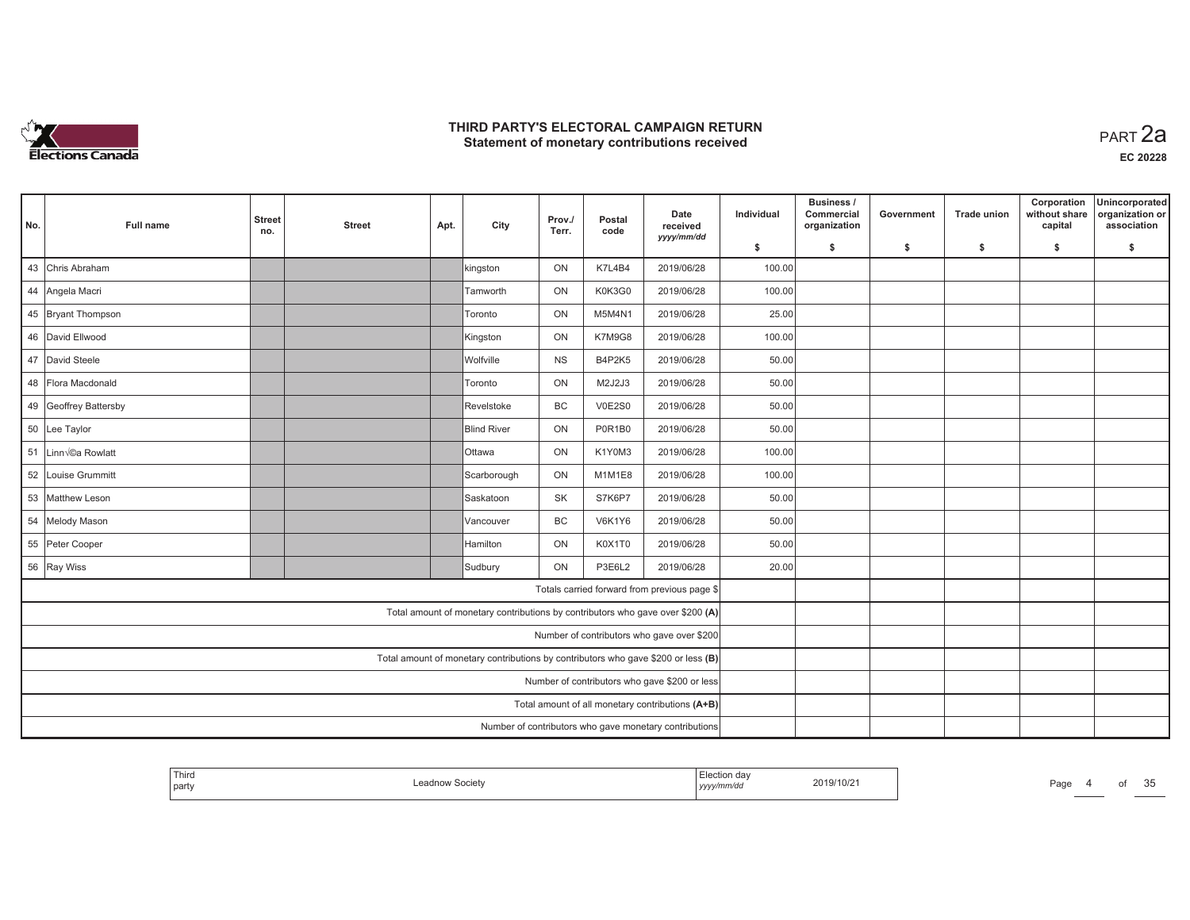# THIRD PARTY'S ELECTORAL CAMPAIGN RETURN
## Statement of monetary contributions received

PART 2a

EC 20228

| No. | Full name | Street no. | Street | Apt. | City | Prov./ Terr. | Postal code | Date received yyyy/mm/dd | Individual $ | Business / Commercial organization $ | Government $ | Trade union $ | Corporation without share capital $ | Unincorporated organization or association $ |
|---|---|---|---|---|---|---|---|---|---|---|---|---|---|---|
| 43 | Chris Abraham | | | | kingston | ON | K7L4B4 | 2019/06/28 | 100.00 | | | | | |
| 44 | Angela Macri | | | | Tamworth | ON | K0K3G0 | 2019/06/28 | 100.00 | | | | | |
| 45 | Bryant Thompson | | | | Toronto | ON | M5M4N1 | 2019/06/28 | 25.00 | | | | | |
| 46 | David Ellwood | | | | Kingston | ON | K7M9G8 | 2019/06/28 | 100.00 | | | | | |
| 47 | David Steele | | | | Wolfville | NS | B4P2K5 | 2019/06/28 | 50.00 | | | | | |
| 48 | Flora Macdonald | | | | Toronto | ON | M2J2J3 | 2019/06/28 | 50.00 | | | | | |
| 49 | Geoffrey Battersby | | | | Revelstoke | BC | V0E2S0 | 2019/06/28 | 50.00 | | | | | |
| 50 | Lee Taylor | | | | Blind River | ON | P0R1B0 | 2019/06/28 | 50.00 | | | | | |
| 51 | Linn√©a Rowlatt | | | | Ottawa | ON | K1Y0M3 | 2019/06/28 | 100.00 | | | | | |
| 52 | Louise Grummitt | | | | Scarborough | ON | M1M1E8 | 2019/06/28 | 100.00 | | | | | |
| 53 | Matthew Leson | | | | Saskatoon | SK | S7K6P7 | 2019/06/28 | 50.00 | | | | | |
| 54 | Melody Mason | | | | Vancouver | BC | V6K1Y6 | 2019/06/28 | 50.00 | | | | | |
| 55 | Peter Cooper | | | | Hamilton | ON | K0X1T0 | 2019/06/28 | 50.00 | | | | | |
| 56 | Ray Wiss | | | | Sudbury | ON | P3E6L2 | 2019/06/28 | 20.00 | | | | | |
| | Totals carried forward from previous page $ | | | | | | | | | | | | | |
| | Total amount of monetary contributions by contributors who gave over $200 (A) | | | | | | | | | | | | | |
| | Number of contributors who gave over $200 | | | | | | | | | | | | | |
| | Total amount of monetary contributions by contributors who gave $200 or less (B) | | | | | | | | | | | | | |
| | Number of contributors who gave $200 or less | | | | | | | | | | | | | |
| | Total amount of all monetary contributions (A+B) | | | | | | | | | | | | | |
| | Number of contributors who gave monetary contributions | | | | | | | | | | | | | |

| Third party | Leadnow Society | Election day yyyy/mm/dd | 2019/10/21 |
|---|---|---|---|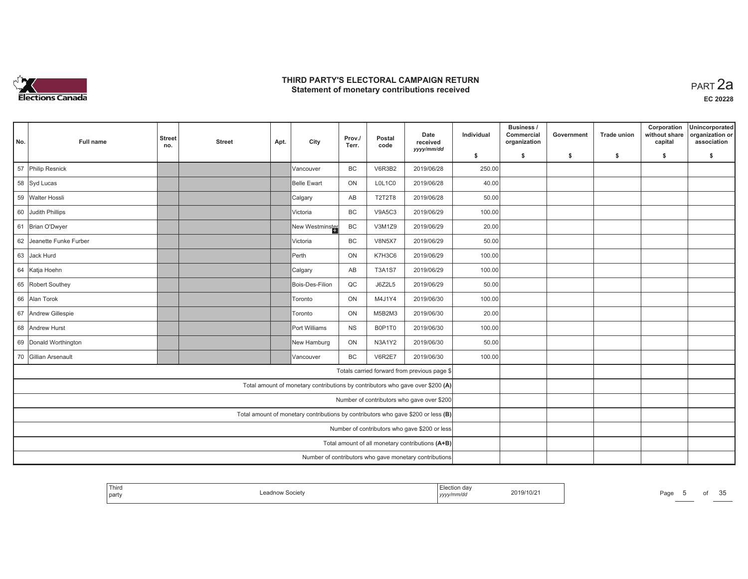# THIRD PARTY'S ELECTORAL CAMPAIGN RETURN
## Statement of monetary contributions received

PART 2a

EC 20228

| No. | Full name | Street no. | Street | Apt. | City | Prov./ Terr. | Postal code | Date received yyyy/mm/dd | Individual $ | Business / Commercial organization $ | Government $ | Trade union $ | Corporation without share capital $ | Unincorporated organization or association $ |
|---|---|---|---|---|---|---|---|---|---|---|---|---|---|---|
| 57 | Philip Resnick | | | | Vancouver | BC | V6R3B2 | 2019/06/28 | 250.00 | | | | | |
| 58 | Syd Lucas | | | | Belle Ewart | ON | L0L1C0 | 2019/06/28 | 40.00 | | | | | |
| 59 | Walter Hossli | | | | Calgary | AB | T2T2T8 | 2019/06/28 | 50.00 | | | | | |
| 60 | Judith Phillips | | | | Victoria | BC | V9A5C3 | 2019/06/29 | 100.00 | | | | | |
| 61 | Brian O'Dwyer | | | | New Westminster | BC | V3M1Z9 | 2019/06/29 | 20.00 | | | | | |
| 62 | Jeanette Funke Furber | | | | Victoria | BC | V8N5X7 | 2019/06/29 | 50.00 | | | | | |
| 63 | Jack Hurd | | | | Perth | ON | K7H3C6 | 2019/06/29 | 100.00 | | | | | |
| 64 | Katja Hoehn | | | | Calgary | AB | T3A1S7 | 2019/06/29 | 100.00 | | | | | |
| 65 | Robert Southey | | | | Bois-Des-Filion | QC | J6Z2L5 | 2019/06/29 | 50.00 | | | | | |
| 66 | Alan Torok | | | | Toronto | ON | M4J1Y4 | 2019/06/30 | 100.00 | | | | | |
| 67 | Andrew Gillespie | | | | Toronto | ON | M5B2M3 | 2019/06/30 | 20.00 | | | | | |
| 68 | Andrew Hurst | | | | Port Williams | NS | B0P1T0 | 2019/06/30 | 100.00 | | | | | |
| 69 | Donald Worthington | | | | New Hamburg | ON | N3A1Y2 | 2019/06/30 | 50.00 | | | | | |
| 70 | Gillian Arsenault | | | | Vancouver | BC | V6R2E7 | 2019/06/30 | 100.00 | | | | | |
| | Totals carried forward from previous page $ | | | | | | | | | | | | | |
| | Total amount of monetary contributions by contributors who gave over $200 (A) | | | | | | | | | | | | | |
| | Number of contributors who gave over $200 | | | | | | | | | | | | | |
| | Total amount of monetary contributions by contributors who gave $200 or less (B) | | | | | | | | | | | | | |
| | Number of contributors who gave $200 or less | | | | | | | | | | | | | |
| | Total amount of all monetary contributions (A+B) | | | | | | | | | | | | | |
| | Number of contributors who gave monetary contributions | | | | | | | | | | | | | |

| Third party | Leadnow Society | Election day yyyy/mm/dd | 2019/10/21 |
|---|---|---|---|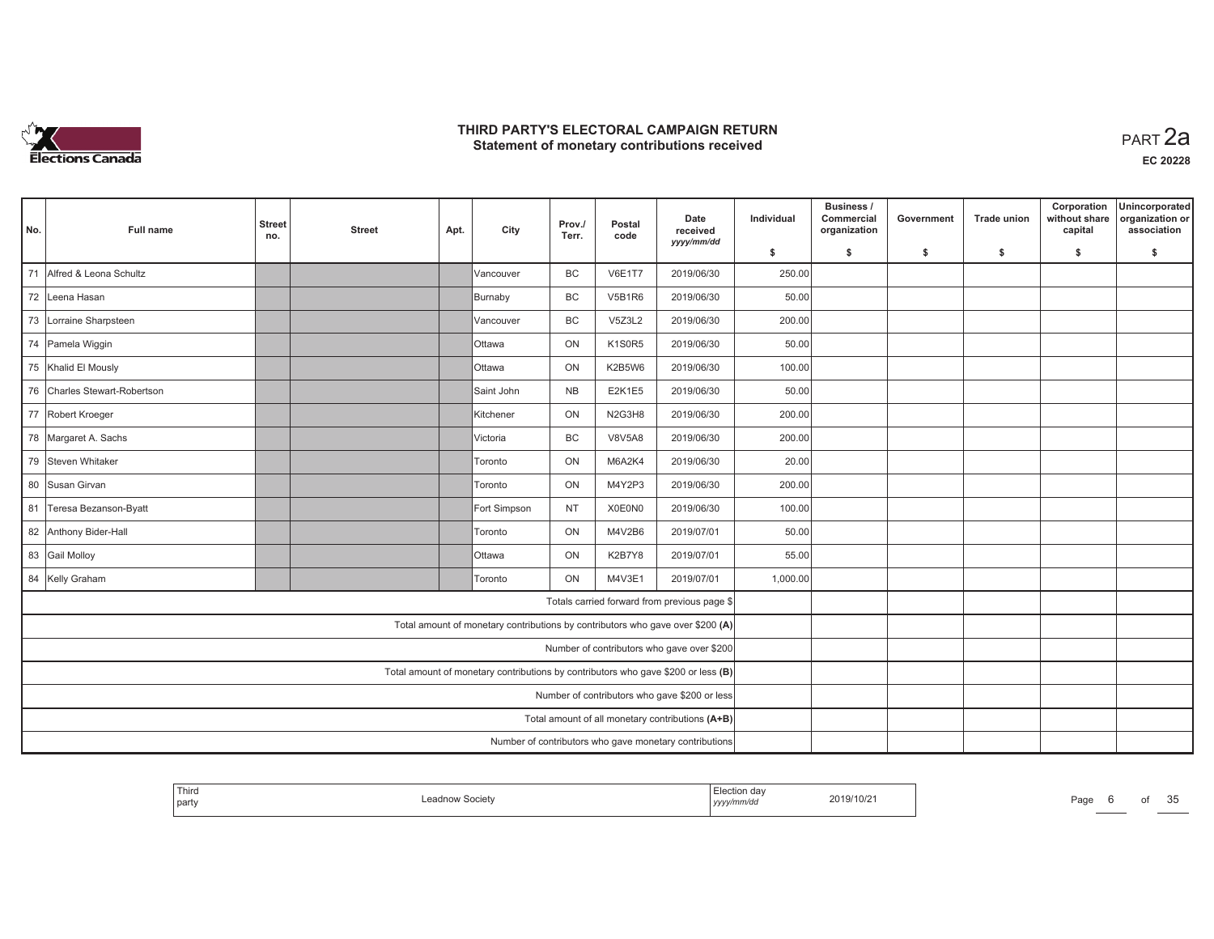# THIRD PARTY'S ELECTORAL CAMPAIGN RETURN
## Statement of monetary contributions received

PART 2a

EC 20228

| No. | Full name | Street no. | Street | Apt. | City | Prov./ Terr. | Postal code | Date received yyyy/mm/dd | Individual $ | Business / Commercial organization $ | Government $ | Trade union $ | Corporation without share capital $ | Unincorporated organization or association $ |
|---|---|---|---|---|---|---|---|---|---|---|---|---|---|---|
| 71 | Alfred & Leona Schultz | | | | Vancouver | BC | V6E1T7 | 2019/06/30 | 250.00 | | | | | |
| 72 | Leena Hasan | | | | Burnaby | BC | V5B1R6 | 2019/06/30 | 50.00 | | | | | |
| 73 | Lorraine Sharpsteen | | | | Vancouver | BC | V5Z3L2 | 2019/06/30 | 200.00 | | | | | |
| 74 | Pamela Wiggin | | | | Ottawa | ON | K1S0R5 | 2019/06/30 | 50.00 | | | | | |
| 75 | Khalid El Mously | | | | Ottawa | ON | K2B5W6 | 2019/06/30 | 100.00 | | | | | |
| 76 | Charles Stewart-Robertson | | | | Saint John | NB | E2K1E5 | 2019/06/30 | 50.00 | | | | | |
| 77 | Robert Kroeger | | | | Kitchener | ON | N2G3H8 | 2019/06/30 | 200.00 | | | | | |
| 78 | Margaret A. Sachs | | | | Victoria | BC | V8V5A8 | 2019/06/30 | 200.00 | | | | | |
| 79 | Steven Whitaker | | | | Toronto | ON | M6A2K4 | 2019/06/30 | 20.00 | | | | | |
| 80 | Susan Girvan | | | | Toronto | ON | M4Y2P3 | 2019/06/30 | 200.00 | | | | | |
| 81 | Teresa Bezanson-Byatt | | | | Fort Simpson | NT | X0E0N0 | 2019/06/30 | 100.00 | | | | | |
| 82 | Anthony Bider-Hall | | | | Toronto | ON | M4V2B6 | 2019/07/01 | 50.00 | | | | | |
| 83 | Gail Molloy | | | | Ottawa | ON | K2B7Y8 | 2019/07/01 | 55.00 | | | | | |
| 84 | Kelly Graham | | | | Toronto | ON | M4V3E1 | 2019/07/01 | 1,000.00 | | | | | |
| | Totals carried forward from previous page $ | | | | | | | | | | | | | |
| | Total amount of monetary contributions by contributors who gave over $200 (A) | | | | | | | | | | | | | |
| | Number of contributors who gave over $200 | | | | | | | | | | | | | |
| | Total amount of monetary contributions by contributors who gave $200 or less (B) | | | | | | | | | | | | | |
| | Number of contributors who gave $200 or less | | | | | | | | | | | | | |
| | Total amount of all monetary contributions (A+B) | | | | | | | | | | | | | |
| | Number of contributors who gave monetary contributions | | | | | | | | | | | | | |

Third party: Leadnow Society

Election day yyyy/mm/dd: 2019/10/21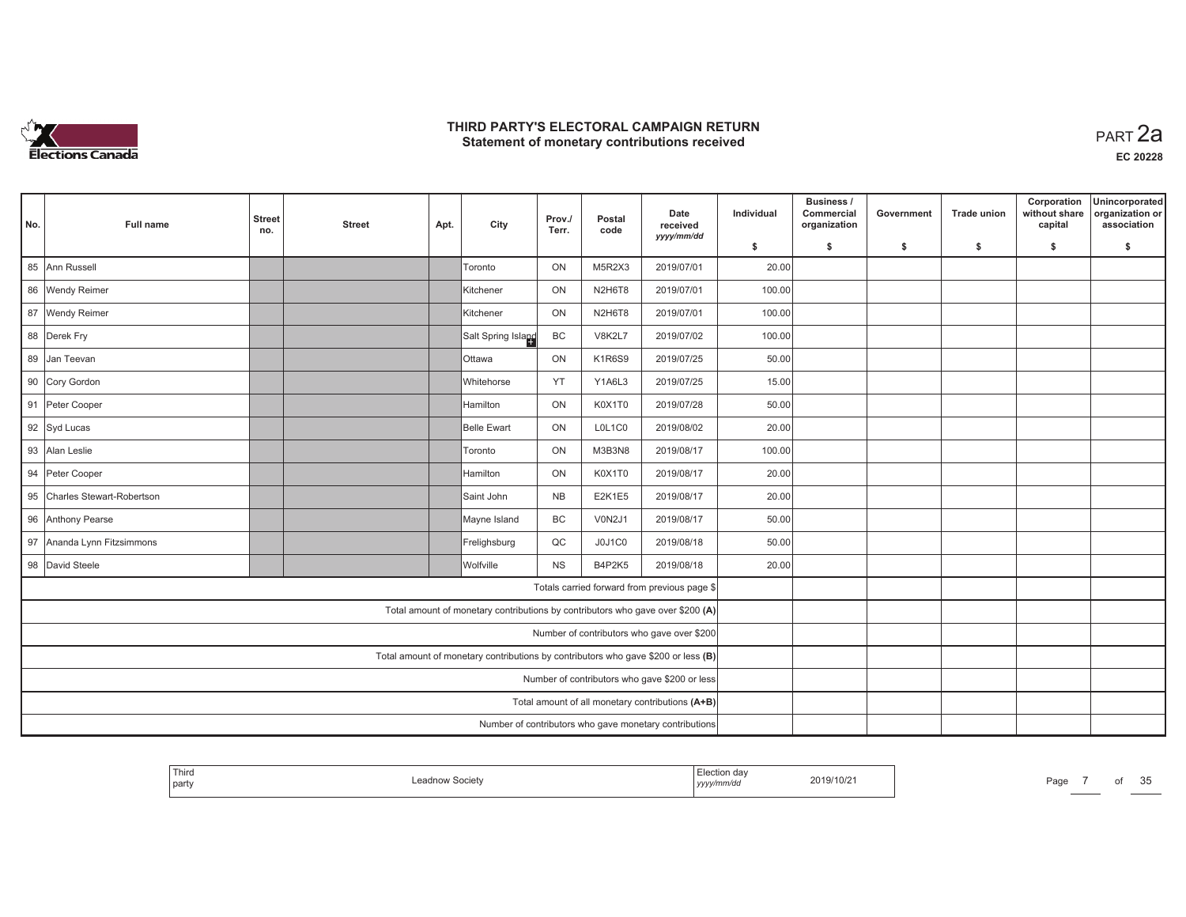# THIRD PARTY'S ELECTORAL CAMPAIGN RETURN
## Statement of monetary contributions received

PART 2a

EC 20228

| No. | Full name | Street no. | Street | Apt. | City | Prov./ Terr. | Postal code | Date received yyyy/mm/dd | Individual $ | Business / Commercial organization $ | Government $ | Trade union $ | Corporation without share capital $ | Unincorporated organization or association $ |
|---|---|---|---|---|---|---|---|---|---|---|---|---|---|---|
| 85 | Ann Russell | | | | Toronto | ON | M5R2X3 | 2019/07/01 | 20.00 | | | | | |
| 86 | Wendy Reimer | | | | Kitchener | ON | N2H6T8 | 2019/07/01 | 100.00 | | | | | |
| 87 | Wendy Reimer | | | | Kitchener | ON | N2H6T8 | 2019/07/01 | 100.00 | | | | | |
| 88 | Derek Fry | | | | Salt Spring Island | BC | V8K2L7 | 2019/07/02 | 100.00 | | | | | |
| 89 | Jan Teevan | | | | Ottawa | ON | K1R6S9 | 2019/07/25 | 50.00 | | | | | |
| 90 | Cory Gordon | | | | Whitehorse | YT | Y1A6L3 | 2019/07/25 | 15.00 | | | | | |
| 91 | Peter Cooper | | | | Hamilton | ON | K0X1T0 | 2019/07/28 | 50.00 | | | | | |
| 92 | Syd Lucas | | | | Belle Ewart | ON | L0L1C0 | 2019/08/02 | 20.00 | | | | | |
| 93 | Alan Leslie | | | | Toronto | ON | M3B3N8 | 2019/08/17 | 100.00 | | | | | |
| 94 | Peter Cooper | | | | Hamilton | ON | K0X1T0 | 2019/08/17 | 20.00 | | | | | |
| 95 | Charles Stewart-Robertson | | | | Saint John | NB | E2K1E5 | 2019/08/17 | 20.00 | | | | | |
| 96 | Anthony Pearse | | | | Mayne Island | BC | V0N2J1 | 2019/08/17 | 50.00 | | | | | |
| 97 | Ananda Lynn Fitzsimmons | | | | Frelighsburg | QC | J0J1C0 | 2019/08/18 | 50.00 | | | | | |
| 98 | David Steele | | | | Wolfville | NS | B4P2K5 | 2019/08/18 | 20.00 | | | | | |
| | Totals carried forward from previous page $ | | | | | | | | | | | | | |
| | Total amount of monetary contributions by contributors who gave over $200 (A) | | | | | | | | | | | | | |
| | Number of contributors who gave over $200 | | | | | | | | | | | | | |
| | Total amount of monetary contributions by contributors who gave $200 or less (B) | | | | | | | | | | | | | |
| | Number of contributors who gave $200 or less | | | | | | | | | | | | | |
| | Total amount of all monetary contributions (A+B) | | | | | | | | | | | | | |
| | Number of contributors who gave monetary contributions | | | | | | | | | | | | | |

| Third party | Leadnow Society | Election day yyyy/mm/dd | 2019/10/21 |
|---|---|---|---|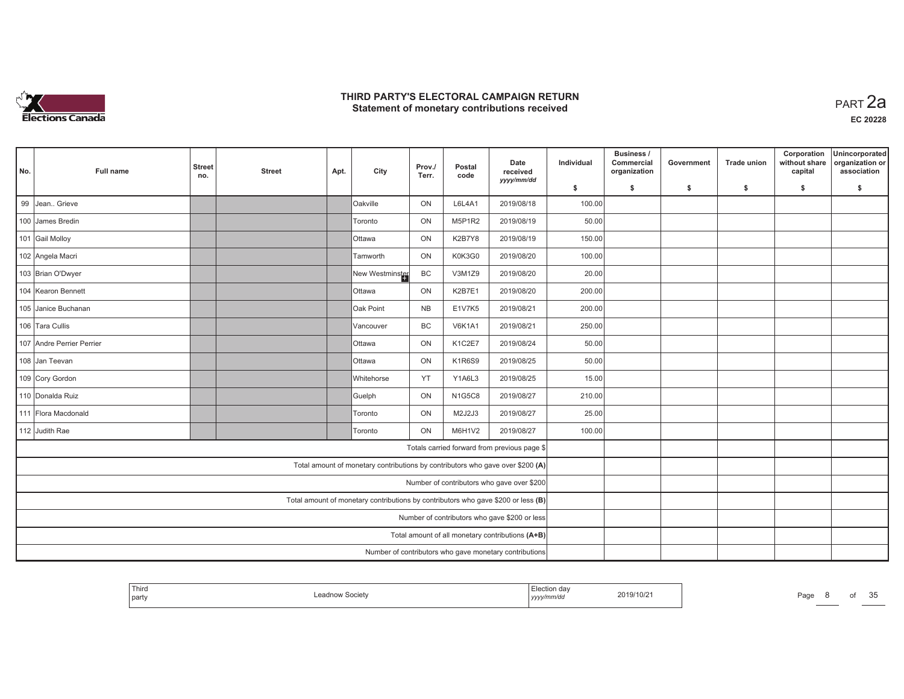# THIRD PARTY'S ELECTORAL CAMPAIGN RETURN
## Statement of monetary contributions received

PART 2a

**EC 20228**

| No. | Full name | Street no. | Street | Apt. | City | Prov./ Terr. | Postal code | Date received yyyy/mm/dd | Individual $ | Business / Commercial organization $ | Government $ | Trade union $ | Corporation without share capital $ | Unincorporated organization or association $ |
|---|---|---|---|---|---|---|---|---|---|---|---|---|---|---|
| 99 | Jean.. Grieve | | | | Oakville | ON | L6L4A1 | 2019/08/18 | 100.00 | | | | | |
| 100 | James Bredin | | | | Toronto | ON | M5P1R2 | 2019/08/19 | 50.00 | | | | | |
| 101 | Gail Molloy | | | | Ottawa | ON | K2B7Y8 | 2019/08/19 | 150.00 | | | | | |
| 102 | Angela Macri | | | | Tamworth | ON | K0K3G0 | 2019/08/20 | 100.00 | | | | | |
| 103 | Brian O'Dwyer | | | | New Westminster | BC | V3M1Z9 | 2019/08/20 | 20.00 | | | | | |
| 104 | Kearon Bennett | | | | Ottawa | ON | K2B7E1 | 2019/08/20 | 200.00 | | | | | |
| 105 | Janice Buchanan | | | | Oak Point | NB | E1V7K5 | 2019/08/21 | 200.00 | | | | | |
| 106 | Tara Cullis | | | | Vancouver | BC | V6K1A1 | 2019/08/21 | 250.00 | | | | | |
| 107 | Andre Perrier Perrier | | | | Ottawa | ON | K1C2E7 | 2019/08/24 | 50.00 | | | | | |
| 108 | Jan Teevan | | | | Ottawa | ON | K1R6S9 | 2019/08/25 | 50.00 | | | | | |
| 109 | Cory Gordon | | | | Whitehorse | YT | Y1A6L3 | 2019/08/25 | 15.00 | | | | | |
| 110 | Donalda Ruiz | | | | Guelph | ON | N1G5C8 | 2019/08/27 | 210.00 | | | | | |
| 111 | Flora Macdonald | | | | Toronto | ON | M2J2J3 | 2019/08/27 | 25.00 | | | | | |
| 112 | Judith Rae | | | | Toronto | ON | M6H1V2 | 2019/08/27 | 100.00 | | | | | |
| | Totals carried forward from previous page $ | | | | | | | | | | | | | |
| | Total amount of monetary contributions by contributors who gave over $200 (A) | | | | | | | | | | | | | |
| | Number of contributors who gave over $200 | | | | | | | | | | | | | |
| | Total amount of monetary contributions by contributors who gave $200 or less (B) | | | | | | | | | | | | | |
| | Number of contributors who gave $200 or less | | | | | | | | | | | | | |
| | Total amount of all monetary contributions (A+B) | | | | | | | | | | | | | |
| | Number of contributors who gave monetary contributions | | | | | | | | | | | | | |

| Third party | Leadnow Society | Election day yyyy/mm/dd | 2019/10/21 |
|---|---|---|---|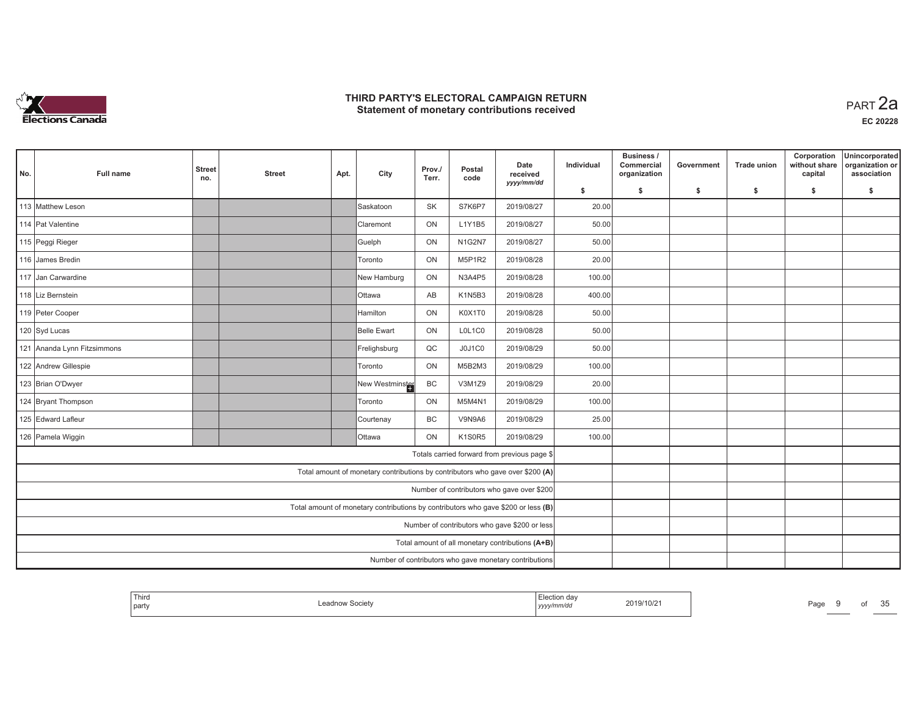# THIRD PARTY'S ELECTORAL CAMPAIGN RETURN
## Statement of monetary contributions received

PART 2a

EC 20228

| No. | Full name | Street no. | Street | Apt. | City | Prov./ Terr. | Postal code | Date received yyyy/mm/dd | Individual $ | Business / Commercial organization $ | Government $ | Trade union $ | Corporation without share capital $ | Unincorporated organization or association $ |
|---|---|---|---|---|---|---|---|---|---|---|---|---|---|---|
| 113 | Matthew Leson | | | | Saskatoon | SK | S7K6P7 | 2019/08/27 | 20.00 | | | | | |
| 114 | Pat Valentine | | | | Claremont | ON | L1Y1B5 | 2019/08/27 | 50.00 | | | | | |
| 115 | Peggi Rieger | | | | Guelph | ON | N1G2N7 | 2019/08/27 | 50.00 | | | | | |
| 116 | James Bredin | | | | Toronto | ON | M5P1R2 | 2019/08/28 | 20.00 | | | | | |
| 117 | Jan Carwardine | | | | New Hamburg | ON | N3A4P5 | 2019/08/28 | 100.00 | | | | | |
| 118 | Liz Bernstein | | | | Ottawa | AB | K1N5B3 | 2019/08/28 | 400.00 | | | | | |
| 119 | Peter Cooper | | | | Hamilton | ON | K0X1T0 | 2019/08/28 | 50.00 | | | | | |
| 120 | Syd Lucas | | | | Belle Ewart | ON | L0L1C0 | 2019/08/28 | 50.00 | | | | | |
| 121 | Ananda Lynn Fitzsimmons | | | | Frelighsburg | QC | J0J1C0 | 2019/08/29 | 50.00 | | | | | |
| 122 | Andrew Gillespie | | | | Toronto | ON | M5B2M3 | 2019/08/29 | 100.00 | | | | | |
| 123 | Brian O'Dwyer | | | | New Westminster | BC | V3M1Z9 | 2019/08/29 | 20.00 | | | | | |
| 124 | Bryant Thompson | | | | Toronto | ON | M5M4N1 | 2019/08/29 | 100.00 | | | | | |
| 125 | Edward Lafleur | | | | Courtenay | BC | V9N9A6 | 2019/08/29 | 25.00 | | | | | |
| 126 | Pamela Wiggin | | | | Ottawa | ON | K1S0R5 | 2019/08/29 | 100.00 | | | | | |
| | Totals carried forward from previous page $ | | | | | | | | | | | | | |
| | Total amount of monetary contributions by contributors who gave over $200 (A) | | | | | | | | | | | | | |
| | Number of contributors who gave over $200 | | | | | | | | | | | | | |
| | Total amount of monetary contributions by contributors who gave $200 or less (B) | | | | | | | | | | | | | |
| | Number of contributors who gave $200 or less | | | | | | | | | | | | | |
| | Total amount of all monetary contributions (A+B) | | | | | | | | | | | | | |
| | Number of contributors who gave monetary contributions | | | | | | | | | | | | | |

| Third party | Leadnow Society | Election day yyyy/mm/dd | 2019/10/21 |
|---|---|---|---|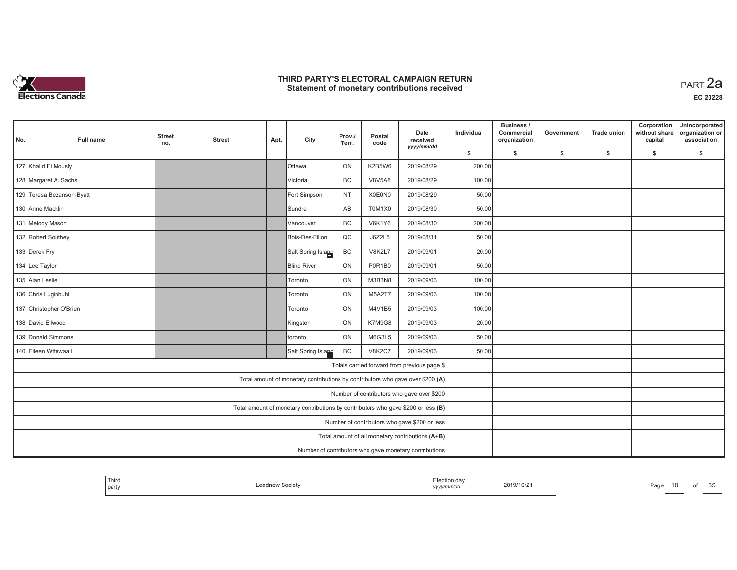# THIRD PARTY'S ELECTORAL CAMPAIGN RETURN
## Statement of monetary contributions received

PART 2a

EC 20228

| No. | Full name | Street no. | Street | Apt. | City | Prov./ Terr. | Postal code | Date received yyyy/mm/dd | Individual $ | Business / Commercial organization $ | Government $ | Trade union $ | Corporation without share capital $ | Unincorporated organization or association $ |
|---|---|---|---|---|---|---|---|---|---|---|---|---|---|---|
| 127 | Khalid El Mously | | | | Ottawa | ON | K2B5W6 | 2019/08/29 | 200.00 | | | | | |
| 128 | Margaret A. Sachs | | | | Victoria | BC | V8V5A8 | 2019/08/29 | 100.00 | | | | | |
| 129 | Teresa Bezanson-Byatt | | | | Fort Simpson | NT | X0E0N0 | 2019/08/29 | 50.00 | | | | | |
| 130 | Anne Macklin | | | | Sundre | AB | T0M1X0 | 2019/08/30 | 50.00 | | | | | |
| 131 | Melody Mason | | | | Vancouver | BC | V6K1Y6 | 2019/08/30 | 200.00 | | | | | |
| 132 | Robert Southey | | | | Bois-Des-Filion | QC | J6Z2L5 | 2019/08/31 | 50.00 | | | | | |
| 133 | Derek Fry | | | | Salt Spring Island | BC | V8K2L7 | 2019/09/01 | 20.00 | | | | | |
| 134 | Lee Taylor | | | | Blind River | ON | P0R1B0 | 2019/09/01 | 50.00 | | | | | |
| 135 | Alan Leslie | | | | Toronto | ON | M3B3N8 | 2019/09/03 | 100.00 | | | | | |
| 136 | Chris Luginbuhl | | | | Toronto | ON | M5A2T7 | 2019/09/03 | 100.00 | | | | | |
| 137 | Christopher O'Brien | | | | Toronto | ON | M4V1B5 | 2019/09/03 | 100.00 | | | | | |
| 138 | David Ellwood | | | | Kingston | ON | K7M9G8 | 2019/09/03 | 20.00 | | | | | |
| 139 | Donald Simmons | | | | toronto | ON | M6G3L5 | 2019/09/03 | 50.00 | | | | | |
| 140 | Eileen Wttewaall | | | | Salt Spring Island | BC | V8K2C7 | 2019/09/03 | 50.00 | | | | | |
| | Totals carried forward from previous page $ | | | | | | | | | | | | | |
| | Total amount of monetary contributions by contributors who gave over $200 (A) | | | | | | | | | | | | | |
| | Number of contributors who gave over $200 | | | | | | | | | | | | | |
| | Total amount of monetary contributions by contributors who gave $200 or less (B) | | | | | | | | | | | | | |
| | Number of contributors who gave $200 or less | | | | | | | | | | | | | |
| | Total amount of all monetary contributions (A+B) | | | | | | | | | | | | | |
| | Number of contributors who gave monetary contributions | | | | | | | | | | | | | |

Third party: Leadnow Society

Election day yyyy/mm/dd: 2019/10/21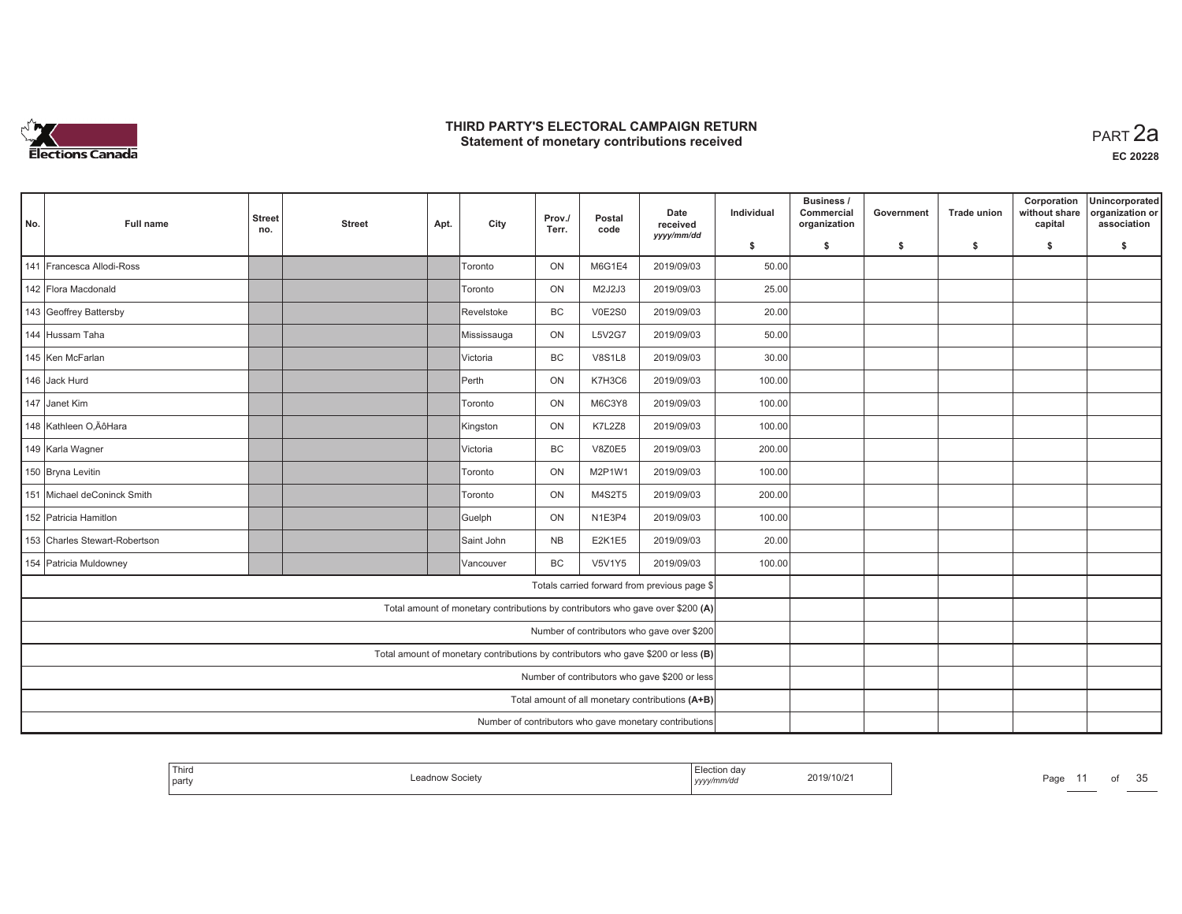# THIRD PARTY'S ELECTORAL CAMPAIGN RETURN
## Statement of monetary contributions received

PART 2a

EC 20228

| No. | Full name | Street no. | Street | Apt. | City | Prov./ Terr. | Postal code | Date received yyyy/mm/dd | Individual $ | Business / Commercial organization $ | Government $ | Trade union $ | Corporation without share capital $ | Unincorporated organization or association $ |
|---|---|---|---|---|---|---|---|---|---|---|---|---|---|---|
| 141 | Francesca Allodi-Ross | | | | Toronto | ON | M6G1E4 | 2019/09/03 | 50.00 | | | | | |
| 142 | Flora Macdonald | | | | Toronto | ON | M2J2J3 | 2019/09/03 | 25.00 | | | | | |
| 143 | Geoffrey Battersby | | | | Revelstoke | BC | V0E2S0 | 2019/09/03 | 20.00 | | | | | |
| 144 | Hussam Taha | | | | Mississauga | ON | L5V2G7 | 2019/09/03 | 50.00 | | | | | |
| 145 | Ken McFarlan | | | | Victoria | BC | V8S1L8 | 2019/09/03 | 30.00 | | | | | |
| 146 | Jack Hurd | | | | Perth | ON | K7H3C6 | 2019/09/03 | 100.00 | | | | | |
| 147 | Janet Kim | | | | Toronto | ON | M6C3Y8 | 2019/09/03 | 100.00 | | | | | |
| 148 | Kathleen O,ÄôHara | | | | Kingston | ON | K7L2Z8 | 2019/09/03 | 100.00 | | | | | |
| 149 | Karla Wagner | | | | Victoria | BC | V8Z0E5 | 2019/09/03 | 200.00 | | | | | |
| 150 | Bryna Levitin | | | | Toronto | ON | M2P1W1 | 2019/09/03 | 100.00 | | | | | |
| 151 | Michael deConinck Smith | | | | Toronto | ON | M4S2T5 | 2019/09/03 | 200.00 | | | | | |
| 152 | Patricia Hamitlon | | | | Guelph | ON | N1E3P4 | 2019/09/03 | 100.00 | | | | | |
| 153 | Charles Stewart-Robertson | | | | Saint John | NB | E2K1E5 | 2019/09/03 | 20.00 | | | | | |
| 154 | Patricia Muldowney | | | | Vancouver | BC | V5V1Y5 | 2019/09/03 | 100.00 | | | | | |
| | Totals carried forward from previous page $ | | | | | | | | | | | | | |
| | Total amount of monetary contributions by contributors who gave over $200 (A) | | | | | | | | | | | | | |
| | Number of contributors who gave over $200 | | | | | | | | | | | | | |
| | Total amount of monetary contributions by contributors who gave $200 or less (B) | | | | | | | | | | | | | |
| | Number of contributors who gave $200 or less | | | | | | | | | | | | | |
| | Total amount of all monetary contributions (A+B) | | | | | | | | | | | | | |
| | Number of contributors who gave monetary contributions | | | | | | | | | | | | | |

| Third party | Leadnow Society | Election day yyyy/mm/dd | 2019/10/21 |
|---|---|---|---|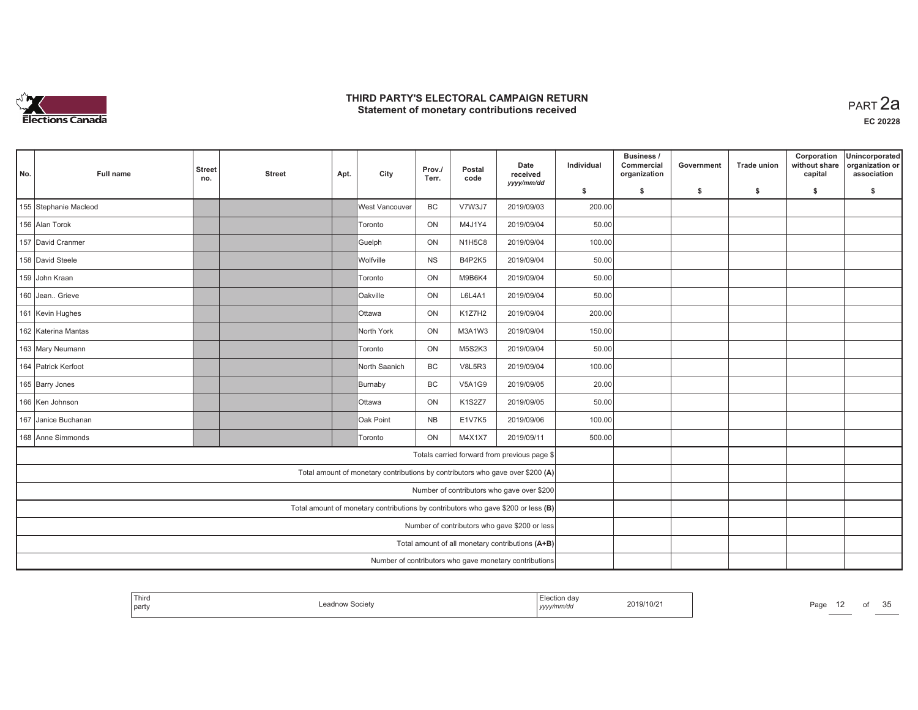# THIRD PARTY'S ELECTORAL CAMPAIGN RETURN
## Statement of monetary contributions received

PART 2a

EC 20228

| No. | Full name | Street no. | Street | Apt. | City | Prov./ Terr. | Postal code | Date received yyyy/mm/dd | Individual $ | Business / Commercial organization $ | Government $ | Trade union $ | Corporation without share capital $ | Unincorporated organization or association $ |
|---|---|---|---|---|---|---|---|---|---|---|---|---|---|---|
| 155 | Stephanie Macleod | | | | West Vancouver | BC | V7W3J7 | 2019/09/03 | 200.00 | | | | | |
| 156 | Alan Torok | | | | Toronto | ON | M4J1Y4 | 2019/09/04 | 50.00 | | | | | |
| 157 | David Cranmer | | | | Guelph | ON | N1H5C8 | 2019/09/04 | 100.00 | | | | | |
| 158 | David Steele | | | | Wolfville | NS | B4P2K5 | 2019/09/04 | 50.00 | | | | | |
| 159 | John Kraan | | | | Toronto | ON | M9B6K4 | 2019/09/04 | 50.00 | | | | | |
| 160 | Jean.. Grieve | | | | Oakville | ON | L6L4A1 | 2019/09/04 | 50.00 | | | | | |
| 161 | Kevin Hughes | | | | Ottawa | ON | K1Z7H2 | 2019/09/04 | 200.00 | | | | | |
| 162 | Katerina Mantas | | | | North York | ON | M3A1W3 | 2019/09/04 | 150.00 | | | | | |
| 163 | Mary Neumann | | | | Toronto | ON | M5S2K3 | 2019/09/04 | 50.00 | | | | | |
| 164 | Patrick Kerfoot | | | | North Saanich | BC | V8L5R3 | 2019/09/04 | 100.00 | | | | | |
| 165 | Barry Jones | | | | Burnaby | BC | V5A1G9 | 2019/09/05 | 20.00 | | | | | |
| 166 | Ken Johnson | | | | Ottawa | ON | K1S2Z7 | 2019/09/05 | 50.00 | | | | | |
| 167 | Janice Buchanan | | | | Oak Point | NB | E1V7K5 | 2019/09/06 | 100.00 | | | | | |
| 168 | Anne Simmonds | | | | Toronto | ON | M4X1X7 | 2019/09/11 | 500.00 | | | | | |
| Totals carried forward from previous page $ | | | | | | | | | | | | | | |
| Total amount of monetary contributions by contributors who gave over $200 (A) | | | | | | | | | | | | | | |
| Number of contributors who gave over $200 | | | | | | | | | | | | | | |
| Total amount of monetary contributions by contributors who gave $200 or less (B) | | | | | | | | | | | | | | |
| Number of contributors who gave $200 or less | | | | | | | | | | | | | | |
| Total amount of all monetary contributions (A+B) | | | | | | | | | | | | | | |
| Number of contributors who gave monetary contributions | | | | | | | | | | | | | | |

| Third party | Leadnow Society | Election day yyyy/mm/dd | 2019/10/21 |
|---|---|---|---|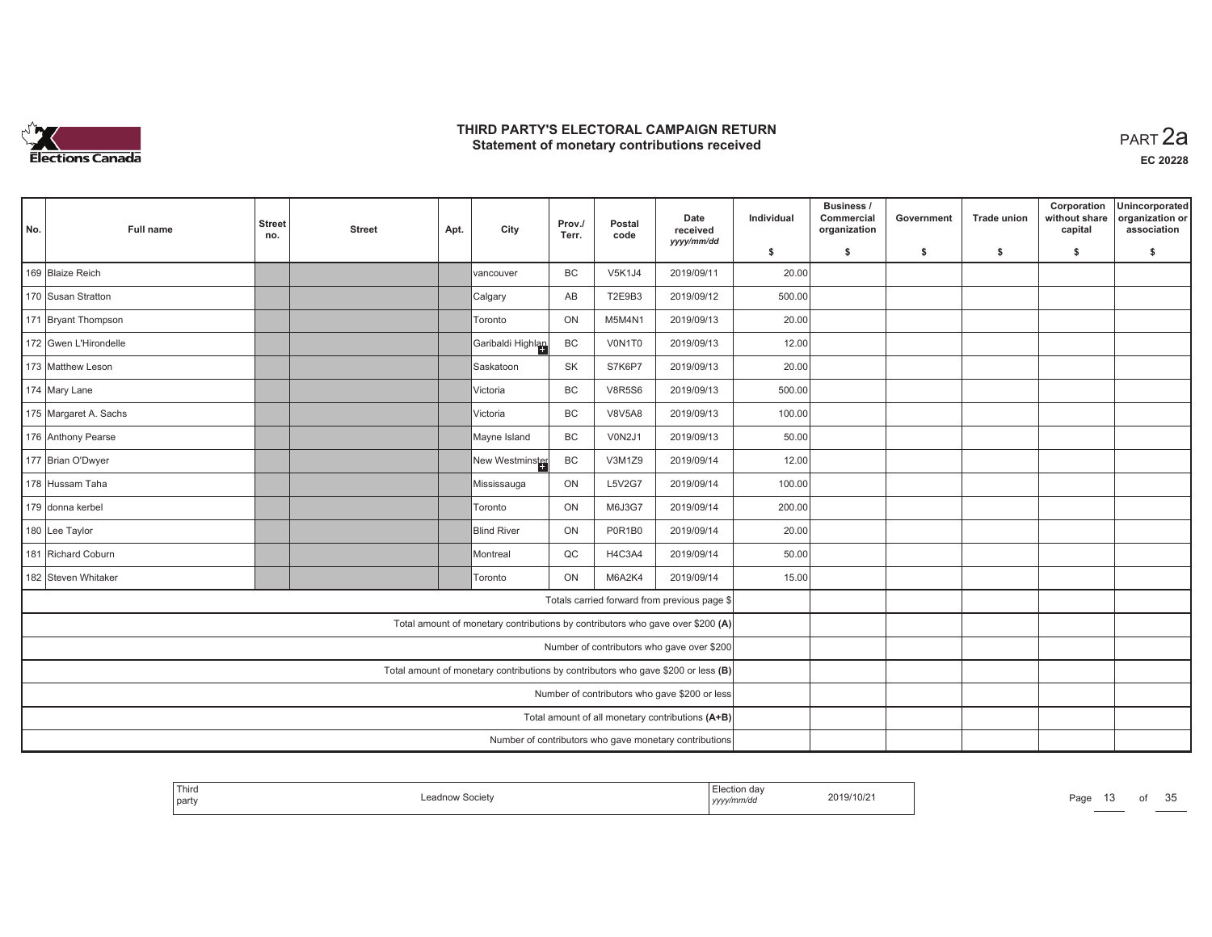# THIRD PARTY'S ELECTORAL CAMPAIGN RETURN
## Statement of monetary contributions received

PART 2a

EC 20228

| No. | Full name | Street no. | Street | Apt. | City | Prov./ Terr. | Postal code | Date received yyyy/mm/dd | Individual $ | Business / Commercial organization $ | Government $ | Trade union $ | Corporation without share capital $ | Unincorporated organization or association $ |
|---|---|---|---|---|---|---|---|---|---|---|---|---|---|---|
| 169 | Blaize Reich | | | | vancouver | BC | V5K1J4 | 2019/09/11 | 20.00 | | | | | |
| 170 | Susan Stratton | | | | Calgary | AB | T2E9B3 | 2019/09/12 | 500.00 | | | | | |
| 171 | Bryant Thompson | | | | Toronto | ON | M5M4N1 | 2019/09/13 | 20.00 | | | | | |
| 172 | Gwen L'Hirondelle | | | | Garibaldi Highlan | BC | V0N1T0 | 2019/09/13 | 12.00 | | | | | |
| 173 | Matthew Leson | | | | Saskatoon | SK | S7K6P7 | 2019/09/13 | 20.00 | | | | | |
| 174 | Mary Lane | | | | Victoria | BC | V8R5S6 | 2019/09/13 | 500.00 | | | | | |
| 175 | Margaret A. Sachs | | | | Victoria | BC | V8V5A8 | 2019/09/13 | 100.00 | | | | | |
| 176 | Anthony Pearse | | | | Mayne Island | BC | V0N2J1 | 2019/09/13 | 50.00 | | | | | |
| 177 | Brian O'Dwyer | | | | New Westminster | BC | V3M1Z9 | 2019/09/14 | 12.00 | | | | | |
| 178 | Hussam Taha | | | | Mississauga | ON | L5V2G7 | 2019/09/14 | 100.00 | | | | | |
| 179 | donna kerbel | | | | Toronto | ON | M6J3G7 | 2019/09/14 | 200.00 | | | | | |
| 180 | Lee Taylor | | | | Blind River | ON | P0R1B0 | 2019/09/14 | 20.00 | | | | | |
| 181 | Richard Coburn | | | | Montreal | QC | H4C3A4 | 2019/09/14 | 50.00 | | | | | |
| 182 | Steven Whitaker | | | | Toronto | ON | M6A2K4 | 2019/09/14 | 15.00 | | | | | |
| | Totals carried forward from previous page $ | | | | | | | | | | | | | |
| | Total amount of monetary contributions by contributors who gave over $200 (A) | | | | | | | | | | | | | |
| | Number of contributors who gave over $200 | | | | | | | | | | | | | |
| | Total amount of monetary contributions by contributors who gave $200 or less (B) | | | | | | | | | | | | | |
| | Number of contributors who gave $200 or less | | | | | | | | | | | | | |
| | Total amount of all monetary contributions (A+B) | | | | | | | | | | | | | |
| | Number of contributors who gave monetary contributions | | | | | | | | | | | | | |

Third party: Leadnow Society

Election day yyyy/mm/dd: 2019/10/21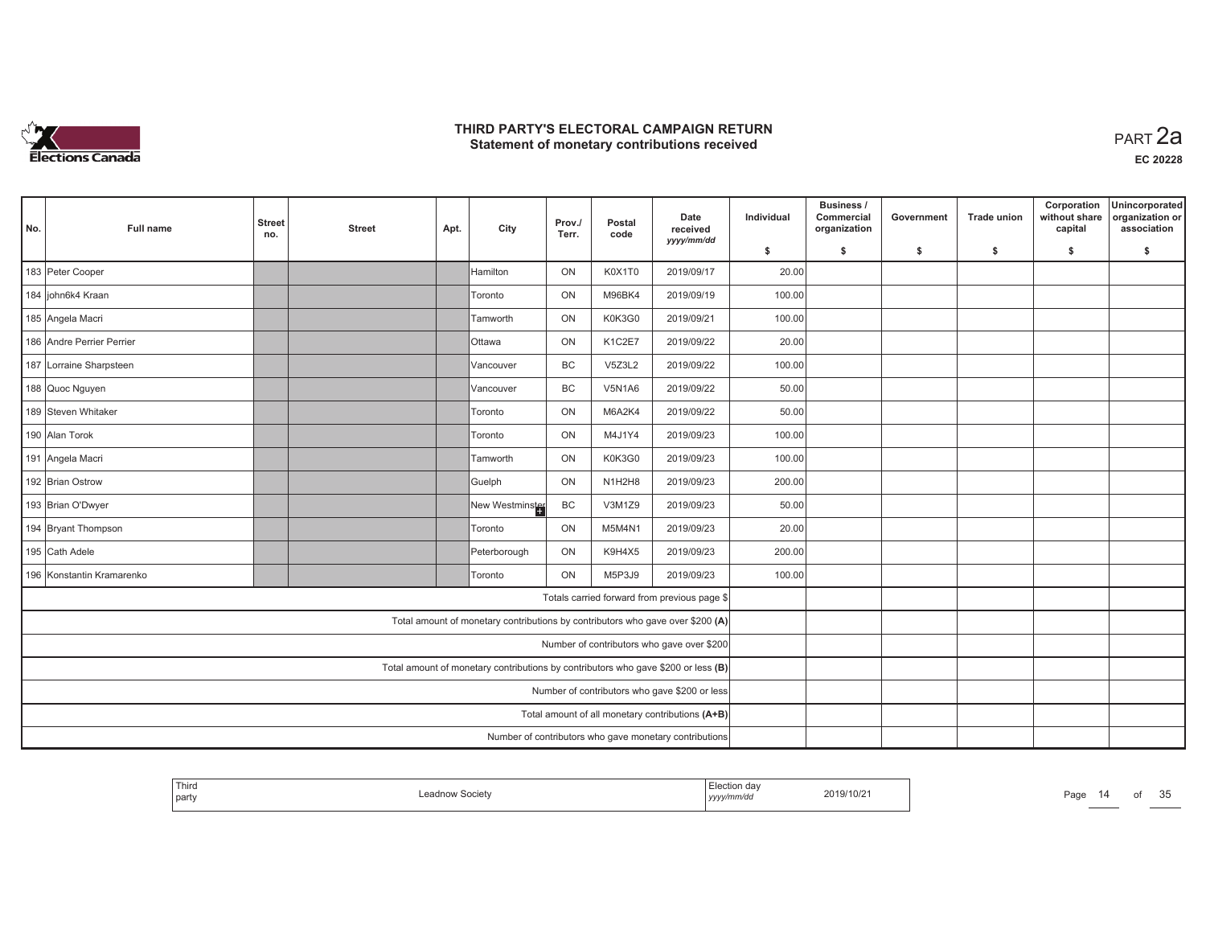# THIRD PARTY'S ELECTORAL CAMPAIGN RETURN
## Statement of monetary contributions received

PART 2a

EC 20228

| No. | Full name | Street no. | Street | Apt. | City | Prov./ Terr. | Postal code | Date received yyyy/mm/dd | Individual $ | Business / Commercial organization $ | Government $ | Trade union $ | Corporation without share capital $ | Unincorporated organization or association $ |
|---|---|---|---|---|---|---|---|---|---|---|---|---|---|---|
| 183 | Peter Cooper | | | | Hamilton | ON | K0X1T0 | 2019/09/17 | 20.00 | | | | | |
| 184 | john6k4 Kraan | | | | Toronto | ON | M96BK4 | 2019/09/19 | 100.00 | | | | | |
| 185 | Angela Macri | | | | Tamworth | ON | K0K3G0 | 2019/09/21 | 100.00 | | | | | |
| 186 | Andre Perrier Perrier | | | | Ottawa | ON | K1C2E7 | 2019/09/22 | 20.00 | | | | | |
| 187 | Lorraine Sharpsteen | | | | Vancouver | BC | V5Z3L2 | 2019/09/22 | 100.00 | | | | | |
| 188 | Quoc Nguyen | | | | Vancouver | BC | V5N1A6 | 2019/09/22 | 50.00 | | | | | |
| 189 | Steven Whitaker | | | | Toronto | ON | M6A2K4 | 2019/09/22 | 50.00 | | | | | |
| 190 | Alan Torok | | | | Toronto | ON | M4J1Y4 | 2019/09/23 | 100.00 | | | | | |
| 191 | Angela Macri | | | | Tamworth | ON | K0K3G0 | 2019/09/23 | 100.00 | | | | | |
| 192 | Brian Ostrow | | | | Guelph | ON | N1H2H8 | 2019/09/23 | 200.00 | | | | | |
| 193 | Brian O'Dwyer | | | | New Westminster | BC | V3M1Z9 | 2019/09/23 | 50.00 | | | | | |
| 194 | Bryant Thompson | | | | Toronto | ON | M5M4N1 | 2019/09/23 | 20.00 | | | | | |
| 195 | Cath Adele | | | | Peterborough | ON | K9H4X5 | 2019/09/23 | 200.00 | | | | | |
| 196 | Konstantin Kramarenko | | | | Toronto | ON | M5P3J9 | 2019/09/23 | 100.00 | | | | | |
| | Totals carried forward from previous page $ | | | | | | | | | | | | | |
| | Total amount of monetary contributions by contributors who gave over $200 (A) | | | | | | | | | | | | | |
| | Number of contributors who gave over $200 | | | | | | | | | | | | | |
| | Total amount of monetary contributions by contributors who gave $200 or less (B) | | | | | | | | | | | | | |
| | Number of contributors who gave $200 or less | | | | | | | | | | | | | |
| | Total amount of all monetary contributions (A+B) | | | | | | | | | | | | | |
| | Number of contributors who gave monetary contributions | | | | | | | | | | | | | |

| Third party | Leadnow Society | Election day yyyy/mm/dd | 2019/10/21 |
|---|---|---|---|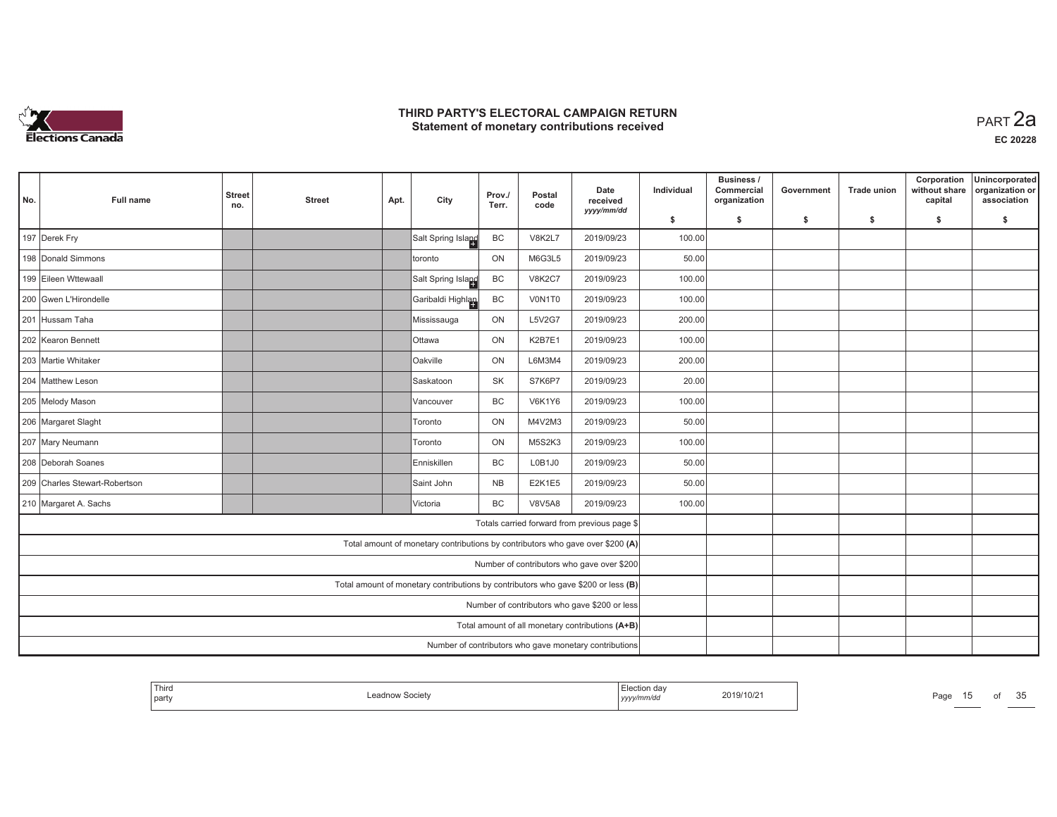# THIRD PARTY'S ELECTORAL CAMPAIGN RETURN
## Statement of monetary contributions received

PART 2a

EC 20228

| No. | Full name | Street no. | Street | Apt. | City | Prov./ Terr. | Postal code | Date received yyyy/mm/dd | Individual $ | Business / Commercial organization $ | Government $ | Trade union $ | Corporation without share capital $ | Unincorporated organization or association $ |
|---|---|---|---|---|---|---|---|---|---|---|---|---|---|---|
| 197 | Derek Fry | | | | Salt Spring Island | BC | V8K2L7 | 2019/09/23 | 100.00 | | | | | |
| 198 | Donald Simmons | | | | toronto | ON | M6G3L5 | 2019/09/23 | 50.00 | | | | | |
| 199 | Eileen Wttewaall | | | | Salt Spring Island | BC | V8K2C7 | 2019/09/23 | 100.00 | | | | | |
| 200 | Gwen L'Hirondelle | | | | Garibaldi Highlands | BC | V0N1T0 | 2019/09/23 | 100.00 | | | | | |
| 201 | Hussam Taha | | | | Mississauga | ON | L5V2G7 | 2019/09/23 | 200.00 | | | | | |
| 202 | Kearon Bennett | | | | Ottawa | ON | K2B7E1 | 2019/09/23 | 100.00 | | | | | |
| 203 | Martie Whitaker | | | | Oakville | ON | L6M3M4 | 2019/09/23 | 200.00 | | | | | |
| 204 | Matthew Leson | | | | Saskatoon | SK | S7K6P7 | 2019/09/23 | 20.00 | | | | | |
| 205 | Melody Mason | | | | Vancouver | BC | V6K1Y6 | 2019/09/23 | 100.00 | | | | | |
| 206 | Margaret Slaght | | | | Toronto | ON | M4V2M3 | 2019/09/23 | 50.00 | | | | | |
| 207 | Mary Neumann | | | | Toronto | ON | M5S2K3 | 2019/09/23 | 100.00 | | | | | |
| 208 | Deborah Soanes | | | | Enniskillen | BC | L0B1J0 | 2019/09/23 | 50.00 | | | | | |
| 209 | Charles Stewart-Robertson | | | | Saint John | NB | E2K1E5 | 2019/09/23 | 50.00 | | | | | |
| 210 | Margaret A. Sachs | | | | Victoria | BC | V8V5A8 | 2019/09/23 | 100.00 | | | | | |
| | Totals carried forward from previous page $ | | | | | | | | | | | | | |
| | Total amount of monetary contributions by contributors who gave over $200 (A) | | | | | | | | | | | | | |
| | Number of contributors who gave over $200 | | | | | | | | | | | | | |
| | Total amount of monetary contributions by contributors who gave $200 or less (B) | | | | | | | | | | | | | |
| | Number of contributors who gave $200 or less | | | | | | | | | | | | | |
| | Total amount of all monetary contributions (A+B) | | | | | | | | | | | | | |
| | Number of contributors who gave monetary contributions | | | | | | | | | | | | | |

| Third party | Leadnow Society | Election day yyyy/mm/dd | 2019/10/21 |
|---|---|---|---|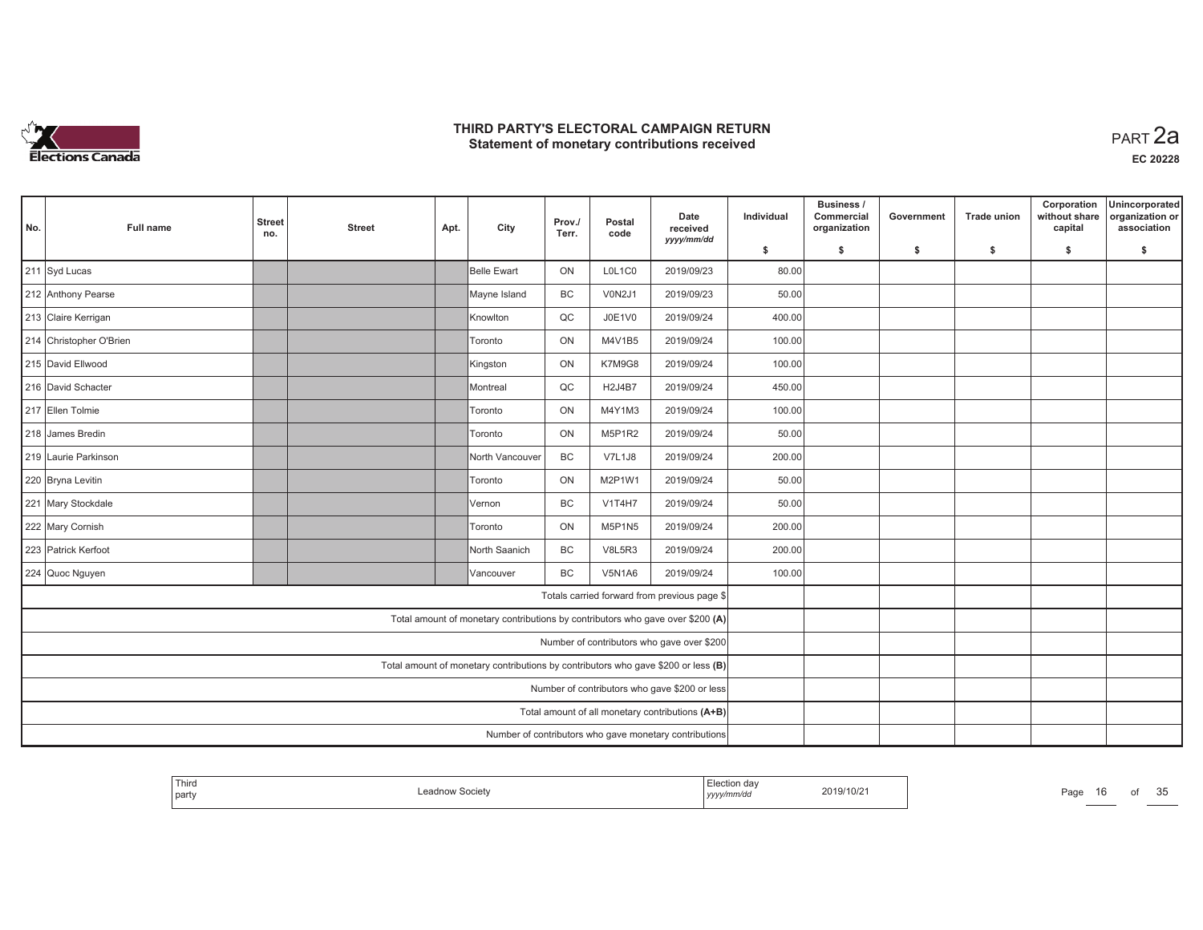# THIRD PARTY'S ELECTORAL CAMPAIGN RETURN
## Statement of monetary contributions received

PART 2a

EC 20228

| No. | Full name | Street no. | Street | Apt. | City | Prov./ Terr. | Postal code | Date received yyyy/mm/dd | Individual $ | Business / Commercial organization $ | Government $ | Trade union $ | Corporation without share capital $ | Unincorporated organization or association $ |
|---|---|---|---|---|---|---|---|---|---|---|---|---|---|---|
| 211 | Syd Lucas | | | | Belle Ewart | ON | L0L1C0 | 2019/09/23 | 80.00 | | | | | |
| 212 | Anthony Pearse | | | | Mayne Island | BC | V0N2J1 | 2019/09/23 | 50.00 | | | | | |
| 213 | Claire Kerrigan | | | | Knowlton | QC | J0E1V0 | 2019/09/24 | 400.00 | | | | | |
| 214 | Christopher O'Brien | | | | Toronto | ON | M4V1B5 | 2019/09/24 | 100.00 | | | | | |
| 215 | David Ellwood | | | | Kingston | ON | K7M9G8 | 2019/09/24 | 100.00 | | | | | |
| 216 | David Schacter | | | | Montreal | QC | H2J4B7 | 2019/09/24 | 450.00 | | | | | |
| 217 | Ellen Tolmie | | | | Toronto | ON | M4Y1M3 | 2019/09/24 | 100.00 | | | | | |
| 218 | James Bredin | | | | Toronto | ON | M5P1R2 | 2019/09/24 | 50.00 | | | | | |
| 219 | Laurie Parkinson | | | | North Vancouver | BC | V7L1J8 | 2019/09/24 | 200.00 | | | | | |
| 220 | Bryna Levitin | | | | Toronto | ON | M2P1W1 | 2019/09/24 | 50.00 | | | | | |
| 221 | Mary Stockdale | | | | Vernon | BC | V1T4H7 | 2019/09/24 | 50.00 | | | | | |
| 222 | Mary Cornish | | | | Toronto | ON | M5P1N5 | 2019/09/24 | 200.00 | | | | | |
| 223 | Patrick Kerfoot | | | | North Saanich | BC | V8L5R3 | 2019/09/24 | 200.00 | | | | | |
| 224 | Quoc Nguyen | | | | Vancouver | BC | V5N1A6 | 2019/09/24 | 100.00 | | | | | |
| | Totals carried forward from previous page $ | | | | | | | | | | | | | |
| | Total amount of monetary contributions by contributors who gave over $200 (A) | | | | | | | | | | | | | |
| | Number of contributors who gave over $200 | | | | | | | | | | | | | |
| | Total amount of monetary contributions by contributors who gave $200 or less (B) | | | | | | | | | | | | | |
| | Number of contributors who gave $200 or less | | | | | | | | | | | | | |
| | Total amount of all monetary contributions (A+B) | | | | | | | | | | | | | |
| | Number of contributors who gave monetary contributions | | | | | | | | | | | | | |

Third party: Leadnow Society

Election day yyyy/mm/dd: 2019/10/21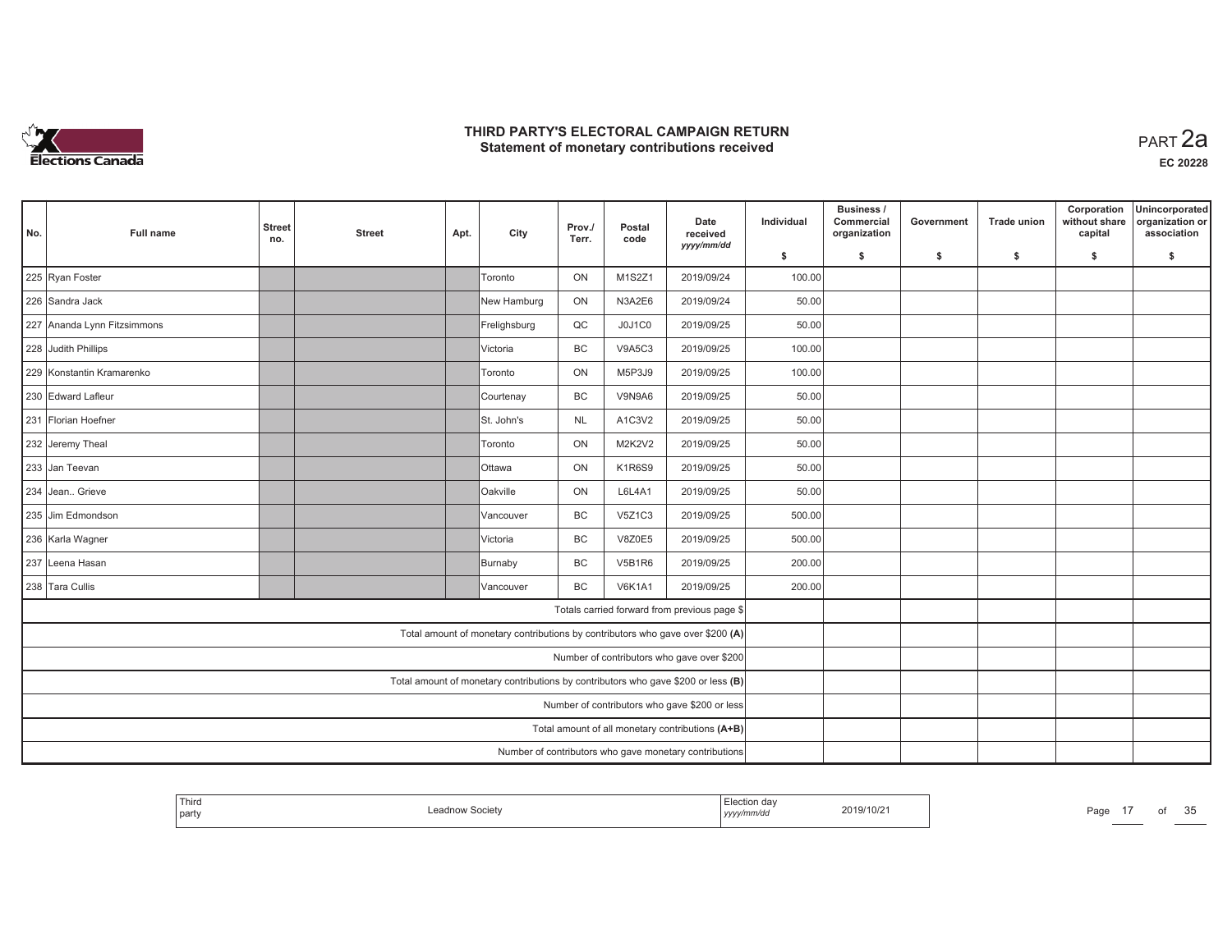# THIRD PARTY'S ELECTORAL CAMPAIGN RETURN
## Statement of monetary contributions received

PART 2a

**EC 20228**

| No. | Full name | Street no. | Street | Apt. | City | Prov./ Terr. | Postal code | Date received yyyy/mm/dd | Individual $ | Business / Commercial organization $ | Government $ | Trade union $ | Corporation without share capital $ | Unincorporated organization or association $ |
|---|---|---|---|---|---|---|---|---|---|---|---|---|---|---|
| 225 | Ryan Foster | | | | Toronto | ON | M1S2Z1 | 2019/09/24 | 100.00 | | | | | |
| 226 | Sandra Jack | | | | New Hamburg | ON | N3A2E6 | 2019/09/24 | 50.00 | | | | | |
| 227 | Ananda Lynn Fitzsimmons | | | | Frelighsburg | QC | J0J1C0 | 2019/09/25 | 50.00 | | | | | |
| 228 | Judith Phillips | | | | Victoria | BC | V9A5C3 | 2019/09/25 | 100.00 | | | | | |
| 229 | Konstantin Kramarenko | | | | Toronto | ON | M5P3J9 | 2019/09/25 | 100.00 | | | | | |
| 230 | Edward Lafleur | | | | Courtenay | BC | V9N9A6 | 2019/09/25 | 50.00 | | | | | |
| 231 | Florian Hoefner | | | | St. John's | NL | A1C3V2 | 2019/09/25 | 50.00 | | | | | |
| 232 | Jeremy Theal | | | | Toronto | ON | M2K2V2 | 2019/09/25 | 50.00 | | | | | |
| 233 | Jan Teevan | | | | Ottawa | ON | K1R6S9 | 2019/09/25 | 50.00 | | | | | |
| 234 | Jean.. Grieve | | | | Oakville | ON | L6L4A1 | 2019/09/25 | 50.00 | | | | | |
| 235 | Jim Edmondson | | | | Vancouver | BC | V5Z1C3 | 2019/09/25 | 500.00 | | | | | |
| 236 | Karla Wagner | | | | Victoria | BC | V8Z0E5 | 2019/09/25 | 500.00 | | | | | |
| 237 | Leena Hasan | | | | Burnaby | BC | V5B1R6 | 2019/09/25 | 200.00 | | | | | |
| 238 | Tara Cullis | | | | Vancouver | BC | V6K1A1 | 2019/09/25 | 200.00 | | | | | |
| | Totals carried forward from previous page $ | | | | | | | | | | | | | |
| | Total amount of monetary contributions by contributors who gave over $200 (A) | | | | | | | | | | | | | |
| | Number of contributors who gave over $200 | | | | | | | | | | | | | |
| | Total amount of monetary contributions by contributors who gave $200 or less (B) | | | | | | | | | | | | | |
| | Number of contributors who gave $200 or less | | | | | | | | | | | | | |
| | Total amount of all monetary contributions (A+B) | | | | | | | | | | | | | |
| | Number of contributors who gave monetary contributions | | | | | | | | | | | | | |

| Third party | Leadnow Society | Election day yyyy/mm/dd | 2019/10/21 |
|---|---|---|---|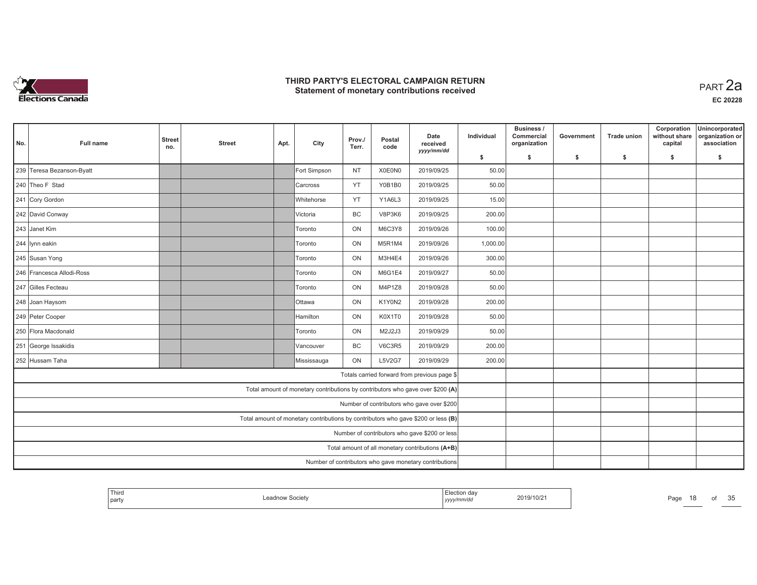# THIRD PARTY'S ELECTORAL CAMPAIGN RETURN
## Statement of monetary contributions received

PART 2a

EC 20228

| No. | Full name | Street no. | Street | Apt. | City | Prov./ Terr. | Postal code | Date received yyyy/mm/dd | Individual $ | Business / Commercial organization $ | Government $ | Trade union $ | Corporation without share capital $ | Unincorporated organization or association $ |
|---|---|---|---|---|---|---|---|---|---|---|---|---|---|---|
| 239 | Teresa Bezanson-Byatt | | | | Fort Simpson | NT | X0E0N0 | 2019/09/25 | 50.00 | | | | | |
| 240 | Theo F Stad | | | | Carcross | YT | Y0B1B0 | 2019/09/25 | 50.00 | | | | | |
| 241 | Cory Gordon | | | | Whitehorse | YT | Y1A6L3 | 2019/09/25 | 15.00 | | | | | |
| 242 | David Conway | | | | Victoria | BC | V8P3K6 | 2019/09/25 | 200.00 | | | | | |
| 243 | Janet Kim | | | | Toronto | ON | M6C3Y8 | 2019/09/26 | 100.00 | | | | | |
| 244 | lynn eakin | | | | Toronto | ON | M5R1M4 | 2019/09/26 | 1,000.00 | | | | | |
| 245 | Susan Yong | | | | Toronto | ON | M3H4E4 | 2019/09/26 | 300.00 | | | | | |
| 246 | Francesca Allodi-Ross | | | | Toronto | ON | M6G1E4 | 2019/09/27 | 50.00 | | | | | |
| 247 | Gilles Fecteau | | | | Toronto | ON | M4P1Z8 | 2019/09/28 | 50.00 | | | | | |
| 248 | Joan Haysom | | | | Ottawa | ON | K1Y0N2 | 2019/09/28 | 200.00 | | | | | |
| 249 | Peter Cooper | | | | Hamilton | ON | K0X1T0 | 2019/09/28 | 50.00 | | | | | |
| 250 | Flora Macdonald | | | | Toronto | ON | M2J2J3 | 2019/09/29 | 50.00 | | | | | |
| 251 | George Issakidis | | | | Vancouver | BC | V6C3R5 | 2019/09/29 | 200.00 | | | | | |
| 252 | Hussam Taha | | | | Mississauga | ON | L5V2G7 | 2019/09/29 | 200.00 | | | | | |
| | Totals carried forward from previous page $ | | | | | | | | | | | | | |
| | Total amount of monetary contributions by contributors who gave over $200 (A) | | | | | | | | | | | | | |
| | Number of contributors who gave over $200 | | | | | | | | | | | | | |
| | Total amount of monetary contributions by contributors who gave $200 or less (B) | | | | | | | | | | | | | |
| | Number of contributors who gave $200 or less | | | | | | | | | | | | | |
| | Total amount of all monetary contributions (A+B) | | | | | | | | | | | | | |
| | Number of contributors who gave monetary contributions | | | | | | | | | | | | | |

| Third party | Leadnow Society | Election day yyyy/mm/dd | 2019/10/21 |
|---|---|---|---|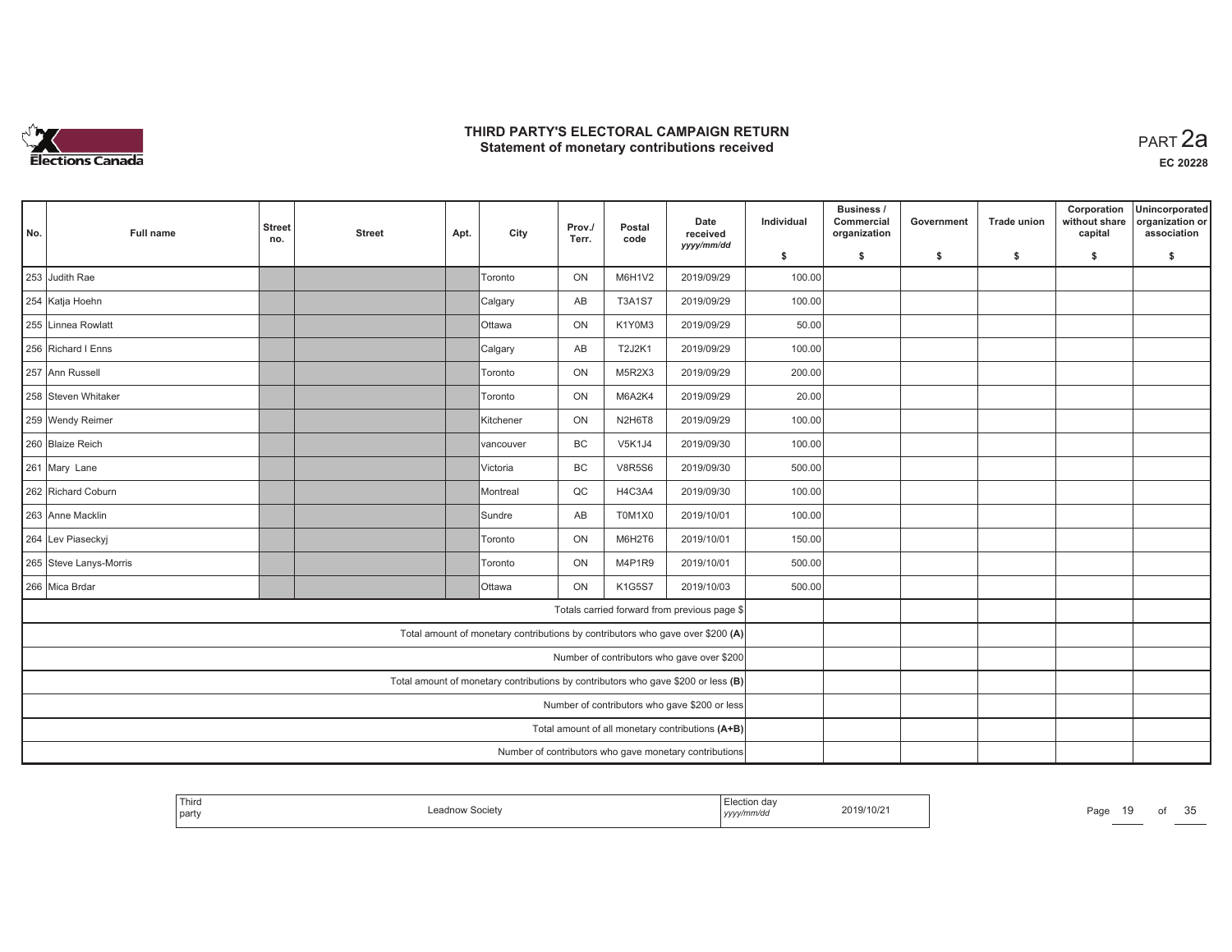# THIRD PARTY'S ELECTORAL CAMPAIGN RETURN
## Statement of monetary contributions received

PART 2a

EC 20228

| No. | Full name | Street no. | Street | Apt. | City | Prov./ Terr. | Postal code | Date received yyyy/mm/dd | Individual $ | Business / Commercial organization $ | Government $ | Trade union $ | Corporation without share capital $ | Unincorporated organization or association $ |
|---|---|---|---|---|---|---|---|---|---|---|---|---|---|---|
| 253 | Judith Rae | | | | Toronto | ON | M6H1V2 | 2019/09/29 | 100.00 | | | | | |
| 254 | Katja Hoehn | | | | Calgary | AB | T3A1S7 | 2019/09/29 | 100.00 | | | | | |
| 255 | Linnea Rowlatt | | | | Ottawa | ON | K1Y0M3 | 2019/09/29 | 50.00 | | | | | |
| 256 | Richard I Enns | | | | Calgary | AB | T2J2K1 | 2019/09/29 | 100.00 | | | | | |
| 257 | Ann Russell | | | | Toronto | ON | M5R2X3 | 2019/09/29 | 200.00 | | | | | |
| 258 | Steven Whitaker | | | | Toronto | ON | M6A2K4 | 2019/09/29 | 20.00 | | | | | |
| 259 | Wendy Reimer | | | | Kitchener | ON | N2H6T8 | 2019/09/29 | 100.00 | | | | | |
| 260 | Blaize Reich | | | | vancouver | BC | V5K1J4 | 2019/09/30 | 100.00 | | | | | |
| 261 | Mary Lane | | | | Victoria | BC | V8R5S6 | 2019/09/30 | 500.00 | | | | | |
| 262 | Richard Coburn | | | | Montreal | QC | H4C3A4 | 2019/09/30 | 100.00 | | | | | |
| 263 | Anne Macklin | | | | Sundre | AB | T0M1X0 | 2019/10/01 | 100.00 | | | | | |
| 264 | Lev Piaseckyj | | | | Toronto | ON | M6H2T6 | 2019/10/01 | 150.00 | | | | | |
| 265 | Steve Lanys-Morris | | | | Toronto | ON | M4P1R9 | 2019/10/01 | 500.00 | | | | | |
| 266 | Mica Brdar | | | | Ottawa | ON | K1G5S7 | 2019/10/03 | 500.00 | | | | | |
| | Totals carried forward from previous page $ | | | | | | | | | | | | | |
| | Total amount of monetary contributions by contributors who gave over $200 (A) | | | | | | | | | | | | | |
| | Number of contributors who gave over $200 | | | | | | | | | | | | | |
| | Total amount of monetary contributions by contributors who gave $200 or less (B) | | | | | | | | | | | | | |
| | Number of contributors who gave $200 or less | | | | | | | | | | | | | |
| | Total amount of all monetary contributions (A+B) | | | | | | | | | | | | | |
| | Number of contributors who gave monetary contributions | | | | | | | | | | | | | |

Third party: Leadnow Society

Election day (yyyy/mm/dd): 2019/10/21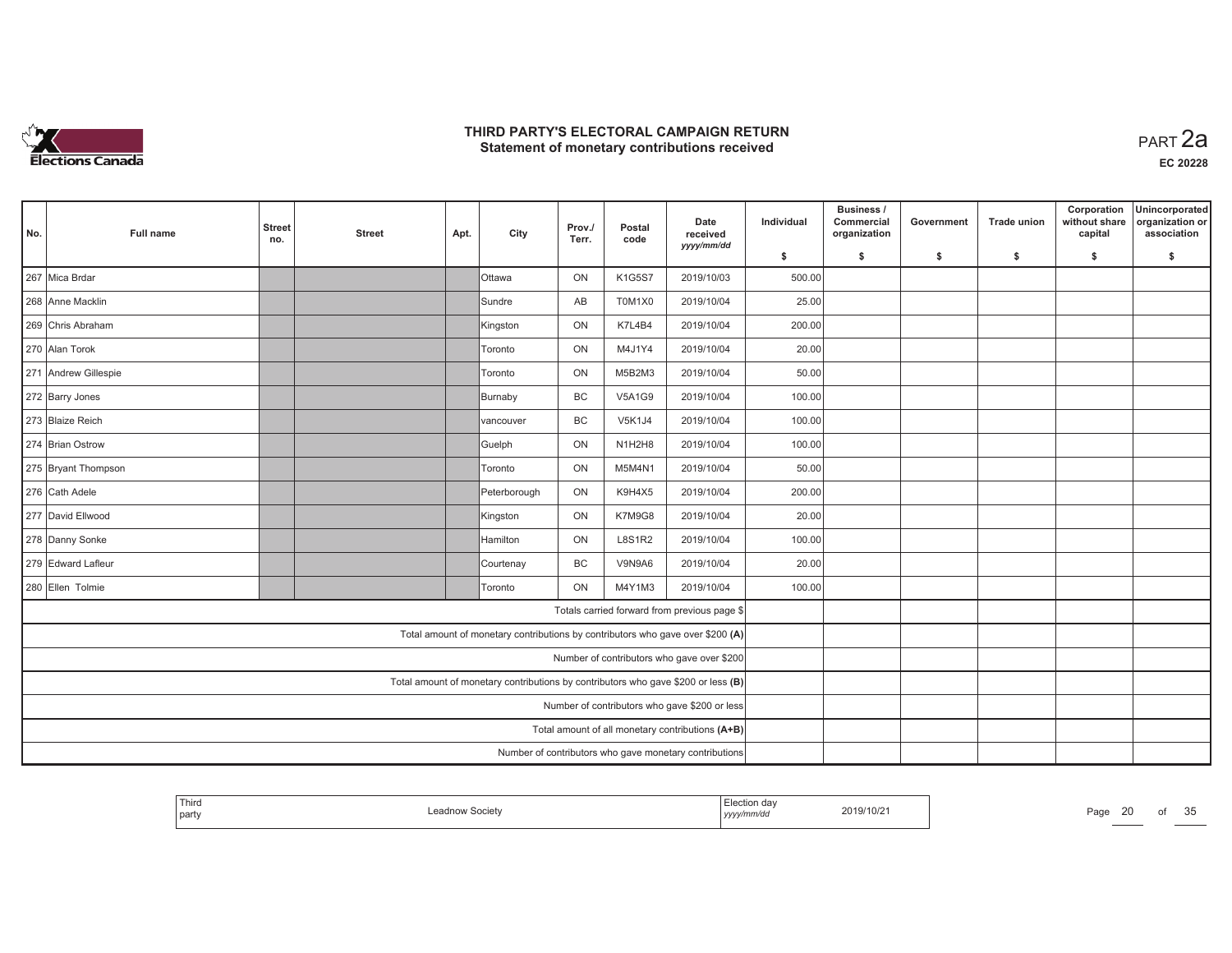# THIRD PARTY'S ELECTORAL CAMPAIGN RETURN
## Statement of monetary contributions received

PART 2a

EC 20228

| No. | Full name | Street no. | Street | Apt. | City | Prov./ Terr. | Postal code | Date received yyyy/mm/dd | Individual $ | Business / Commercial organization $ | Government $ | Trade union $ | Corporation without share capital $ | Unincorporated organization or association $ |
|---|---|---|---|---|---|---|---|---|---|---|---|---|---|---|
| 267 | Mica Brdar | | | | Ottawa | ON | K1G5S7 | 2019/10/03 | 500.00 | | | | | |
| 268 | Anne Macklin | | | | Sundre | AB | T0M1X0 | 2019/10/04 | 25.00 | | | | | |
| 269 | Chris Abraham | | | | Kingston | ON | K7L4B4 | 2019/10/04 | 200.00 | | | | | |
| 270 | Alan Torok | | | | Toronto | ON | M4J1Y4 | 2019/10/04 | 20.00 | | | | | |
| 271 | Andrew Gillespie | | | | Toronto | ON | M5B2M3 | 2019/10/04 | 50.00 | | | | | |
| 272 | Barry Jones | | | | Burnaby | BC | V5A1G9 | 2019/10/04 | 100.00 | | | | | |
| 273 | Blaize Reich | | | | vancouver | BC | V5K1J4 | 2019/10/04 | 100.00 | | | | | |
| 274 | Brian Ostrow | | | | Guelph | ON | N1H2H8 | 2019/10/04 | 100.00 | | | | | |
| 275 | Bryant Thompson | | | | Toronto | ON | M5M4N1 | 2019/10/04 | 50.00 | | | | | |
| 276 | Cath Adele | | | | Peterborough | ON | K9H4X5 | 2019/10/04 | 200.00 | | | | | |
| 277 | David Ellwood | | | | Kingston | ON | K7M9G8 | 2019/10/04 | 20.00 | | | | | |
| 278 | Danny Sonke | | | | Hamilton | ON | L8S1R2 | 2019/10/04 | 100.00 | | | | | |
| 279 | Edward Lafleur | | | | Courtenay | BC | V9N9A6 | 2019/10/04 | 20.00 | | | | | |
| 280 | Ellen Tolmie | | | | Toronto | ON | M4Y1M3 | 2019/10/04 | 100.00 | | | | | |
| | Totals carried forward from previous page $ | | | | | | | | | | | | | |
| | Total amount of monetary contributions by contributors who gave over $200 (A) | | | | | | | | | | | | | |
| | Number of contributors who gave over $200 | | | | | | | | | | | | | |
| | Total amount of monetary contributions by contributors who gave $200 or less (B) | | | | | | | | | | | | | |
| | Number of contributors who gave $200 or less | | | | | | | | | | | | | |
| | Total amount of all monetary contributions (A+B) | | | | | | | | | | | | | |
| | Number of contributors who gave monetary contributions | | | | | | | | | | | | | |

Third party: Leadnow Society

Election day yyyy/mm/dd: 2019/10/21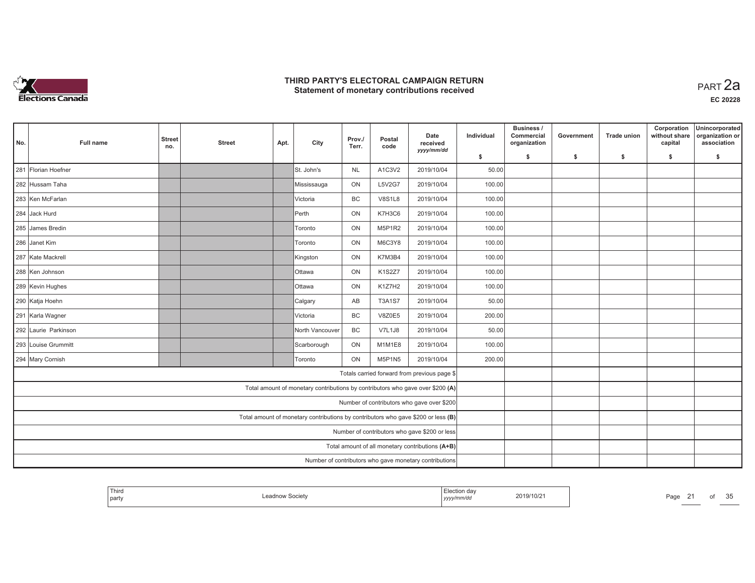# THIRD PARTY'S ELECTORAL CAMPAIGN RETURN
## Statement of monetary contributions received

PART 2a

EC 20228

| No. | Full name | Street no. | Street | Apt. | City | Prov./ Terr. | Postal code | Date received yyyy/mm/dd | Individual $ | Business / Commercial organization $ | Government $ | Trade union $ | Corporation without share capital $ | Unincorporated organization or association $ |
|---|---|---|---|---|---|---|---|---|---|---|---|---|---|---|
| 281 | Florian Hoefner | | | | St. John's | NL | A1C3V2 | 2019/10/04 | 50.00 | | | | | |
| 282 | Hussam Taha | | | | Mississauga | ON | L5V2G7 | 2019/10/04 | 100.00 | | | | | |
| 283 | Ken McFarlan | | | | Victoria | BC | V8S1L8 | 2019/10/04 | 100.00 | | | | | |
| 284 | Jack Hurd | | | | Perth | ON | K7H3C6 | 2019/10/04 | 100.00 | | | | | |
| 285 | James Bredin | | | | Toronto | ON | M5P1R2 | 2019/10/04 | 100.00 | | | | | |
| 286 | Janet Kim | | | | Toronto | ON | M6C3Y8 | 2019/10/04 | 100.00 | | | | | |
| 287 | Kate Mackrell | | | | Kingston | ON | K7M3B4 | 2019/10/04 | 100.00 | | | | | |
| 288 | Ken Johnson | | | | Ottawa | ON | K1S2Z7 | 2019/10/04 | 100.00 | | | | | |
| 289 | Kevin Hughes | | | | Ottawa | ON | K1Z7H2 | 2019/10/04 | 100.00 | | | | | |
| 290 | Katja Hoehn | | | | Calgary | AB | T3A1S7 | 2019/10/04 | 50.00 | | | | | |
| 291 | Karla Wagner | | | | Victoria | BC | V8Z0E5 | 2019/10/04 | 200.00 | | | | | |
| 292 | Laurie Parkinson | | | | North Vancouver | BC | V7L1J8 | 2019/10/04 | 50.00 | | | | | |
| 293 | Louise Grummitt | | | | Scarborough | ON | M1M1E8 | 2019/10/04 | 100.00 | | | | | |
| 294 | Mary Cornish | | | | Toronto | ON | M5P1N5 | 2019/10/04 | 200.00 | | | | | |
| Totals carried forward from previous page $ | | | | | | | | | | | | | | |
| Total amount of monetary contributions by contributors who gave over $200 (A) | | | | | | | | | | | | | | |
| Number of contributors who gave over $200 | | | | | | | | | | | | | | |
| Total amount of monetary contributions by contributors who gave $200 or less (B) | | | | | | | | | | | | | | |
| Number of contributors who gave $200 or less | | | | | | | | | | | | | | |
| Total amount of all monetary contributions (A+B) | | | | | | | | | | | | | | |
| Number of contributors who gave monetary contributions | | | | | | | | | | | | | | |

| Third party | Leadnow Society | Election day yyyy/mm/dd | 2019/10/21 |
|---|---|---|---|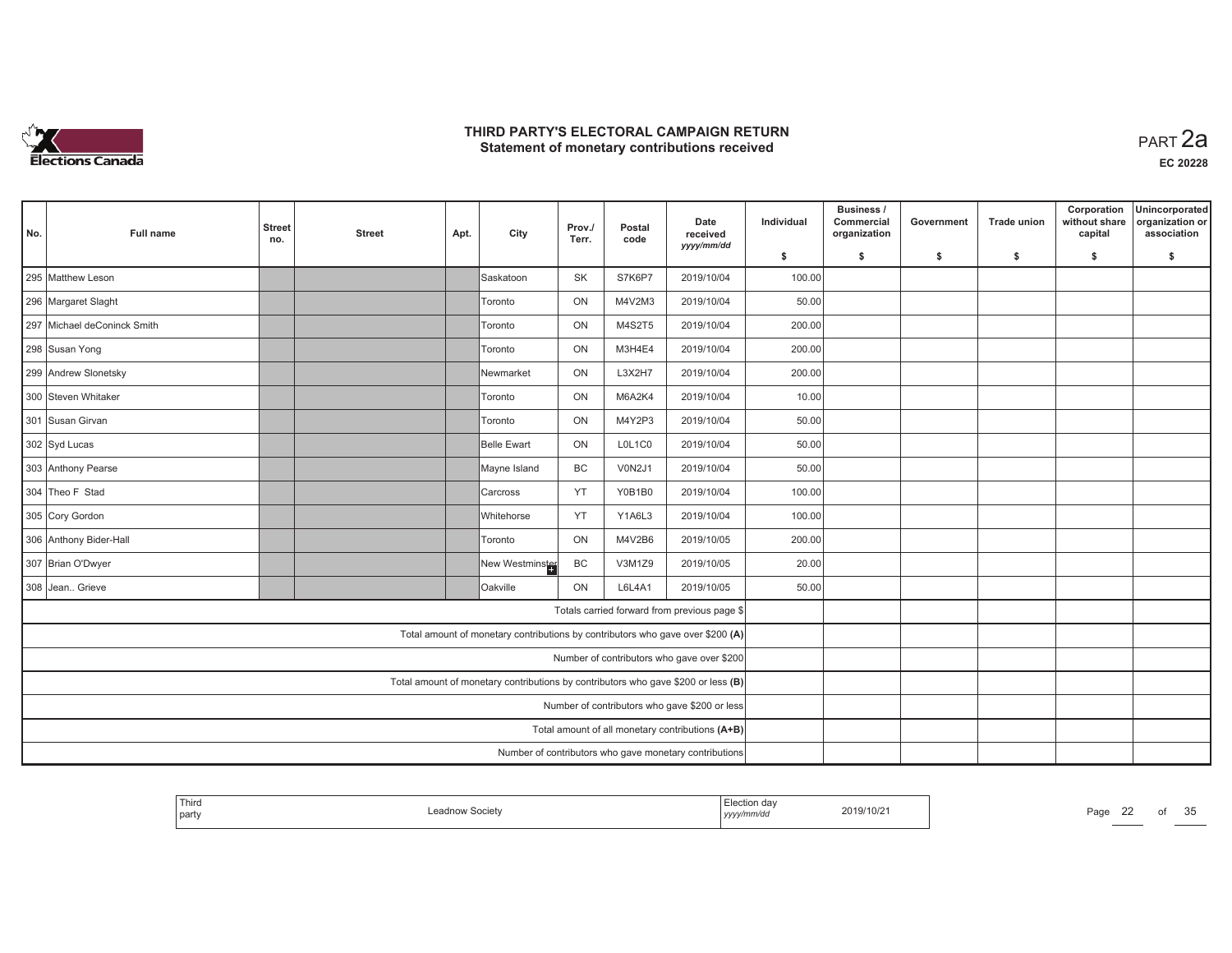# THIRD PARTY'S ELECTORAL CAMPAIGN RETURN
## Statement of monetary contributions received

PART 2a

EC 20228

| No. | Full name | Street no. | Street | Apt. | City | Prov./ Terr. | Postal code | Date received yyyy/mm/dd | Individual $ | Business / Commercial organization $ | Government $ | Trade union $ | Corporation without share capital $ | Unincorporated organization or association $ |
|---|---|---|---|---|---|---|---|---|---|---|---|---|---|---|
| 295 | Matthew Leson | | | | Saskatoon | SK | S7K6P7 | 2019/10/04 | 100.00 | | | | | |
| 296 | Margaret Slaght | | | | Toronto | ON | M4V2M3 | 2019/10/04 | 50.00 | | | | | |
| 297 | Michael deConinck Smith | | | | Toronto | ON | M4S2T5 | 2019/10/04 | 200.00 | | | | | |
| 298 | Susan Yong | | | | Toronto | ON | M3H4E4 | 2019/10/04 | 200.00 | | | | | |
| 299 | Andrew Slonetsky | | | | Newmarket | ON | L3X2H7 | 2019/10/04 | 200.00 | | | | | |
| 300 | Steven Whitaker | | | | Toronto | ON | M6A2K4 | 2019/10/04 | 10.00 | | | | | |
| 301 | Susan Girvan | | | | Toronto | ON | M4Y2P3 | 2019/10/04 | 50.00 | | | | | |
| 302 | Syd Lucas | | | | Belle Ewart | ON | L0L1C0 | 2019/10/04 | 50.00 | | | | | |
| 303 | Anthony Pearse | | | | Mayne Island | BC | V0N2J1 | 2019/10/04 | 50.00 | | | | | |
| 304 | Theo F Stad | | | | Carcross | YT | Y0B1B0 | 2019/10/04 | 100.00 | | | | | |
| 305 | Cory Gordon | | | | Whitehorse | YT | Y1A6L3 | 2019/10/04 | 100.00 | | | | | |
| 306 | Anthony Bider-Hall | | | | Toronto | ON | M4V2B6 | 2019/10/05 | 200.00 | | | | | |
| 307 | Brian O'Dwyer | | | | New Westminster | BC | V3M1Z9 | 2019/10/05 | 20.00 | | | | | |
| 308 | Jean.. Grieve | | | | Oakville | ON | L6L4A1 | 2019/10/05 | 50.00 | | | | | |
| | Totals carried forward from previous page $ | | | | | | | | | | | | | |
| | Total amount of monetary contributions by contributors who gave over $200 (A) | | | | | | | | | | | | | |
| | Number of contributors who gave over $200 | | | | | | | | | | | | | |
| | Total amount of monetary contributions by contributors who gave $200 or less (B) | | | | | | | | | | | | | |
| | Number of contributors who gave $200 or less | | | | | | | | | | | | | |
| | Total amount of all monetary contributions (A+B) | | | | | | | | | | | | | |
| | Number of contributors who gave monetary contributions | | | | | | | | | | | | | |

| Third party | Leadnow Society | Election day yyyy/mm/dd | 2019/10/21 |
|---|---|---|---|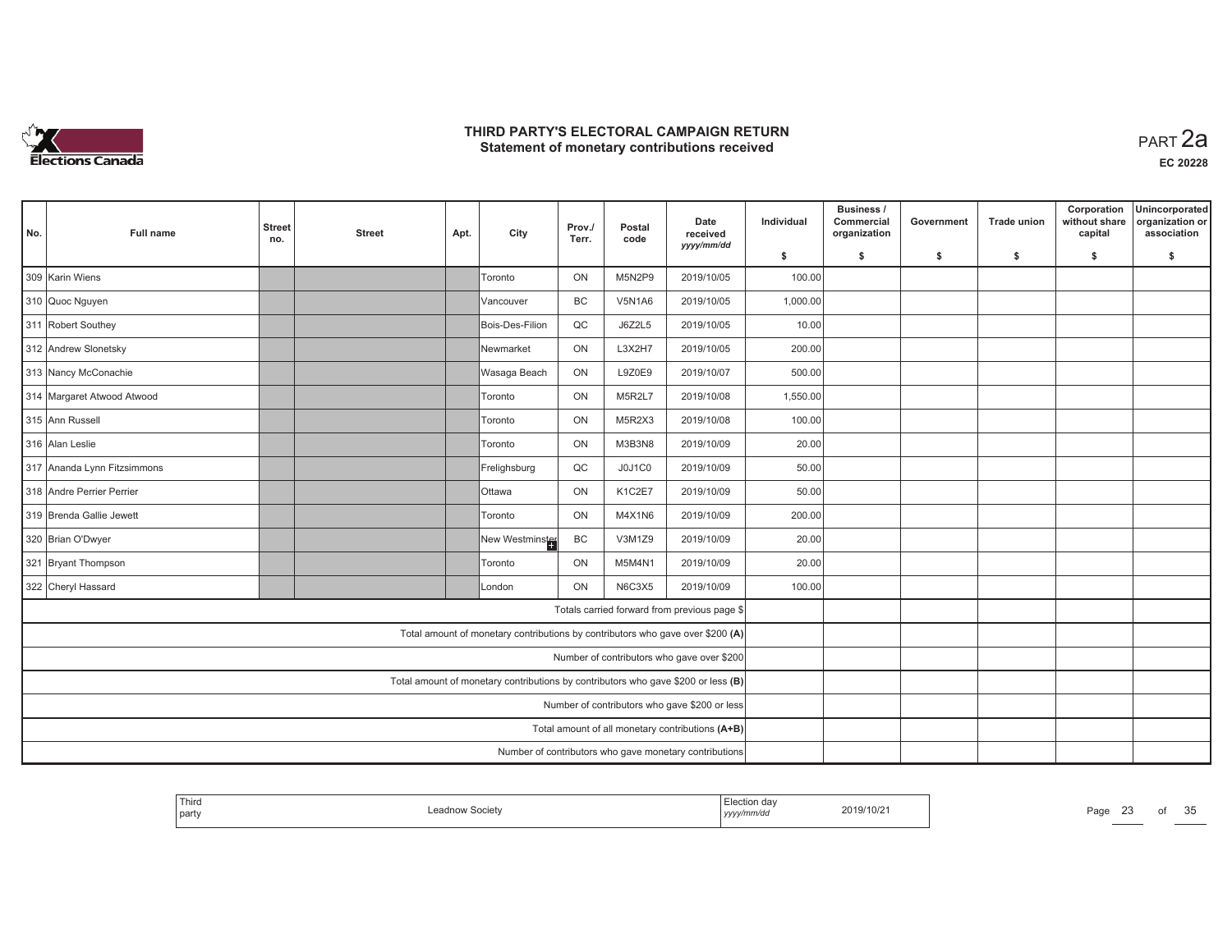# THIRD PARTY'S ELECTORAL CAMPAIGN RETURN
## Statement of monetary contributions received

PART 2a

EC 20228

| No. | Full name | Street no. | Street | Apt. | City | Prov./ Terr. | Postal code | Date received yyyy/mm/dd | Individual $ | Business / Commercial organization $ | Government $ | Trade union $ | Corporation without share capital $ | Unincorporated organization or association $ |
|---|---|---|---|---|---|---|---|---|---|---|---|---|---|---|
| 309 | Karin Wiens | | | | Toronto | ON | M5N2P9 | 2019/10/05 | 100.00 | | | | | |
| 310 | Quoc Nguyen | | | | Vancouver | BC | V5N1A6 | 2019/10/05 | 1,000.00 | | | | | |
| 311 | Robert Southey | | | | Bois-Des-Filion | QC | J6Z2L5 | 2019/10/05 | 10.00 | | | | | |
| 312 | Andrew Slonetsky | | | | Newmarket | ON | L3X2H7 | 2019/10/05 | 200.00 | | | | | |
| 313 | Nancy McConachie | | | | Wasaga Beach | ON | L9Z0E9 | 2019/10/07 | 500.00 | | | | | |
| 314 | Margaret Atwood Atwood | | | | Toronto | ON | M5R2L7 | 2019/10/08 | 1,550.00 | | | | | |
| 315 | Ann Russell | | | | Toronto | ON | M5R2X3 | 2019/10/08 | 100.00 | | | | | |
| 316 | Alan Leslie | | | | Toronto | ON | M3B3N8 | 2019/10/09 | 20.00 | | | | | |
| 317 | Ananda Lynn Fitzsimmons | | | | Frelighsburg | QC | J0J1C0 | 2019/10/09 | 50.00 | | | | | |
| 318 | Andre Perrier Perrier | | | | Ottawa | ON | K1C2E7 | 2019/10/09 | 50.00 | | | | | |
| 319 | Brenda Gallie Jewett | | | | Toronto | ON | M4X1N6 | 2019/10/09 | 200.00 | | | | | |
| 320 | Brian O'Dwyer | | | | New Westminster | BC | V3M1Z9 | 2019/10/09 | 20.00 | | | | | |
| 321 | Bryant Thompson | | | | Toronto | ON | M5M4N1 | 2019/10/09 | 20.00 | | | | | |
| 322 | Cheryl Hassard | | | | London | ON | N6C3X5 | 2019/10/09 | 100.00 | | | | | |
| | Totals carried forward from previous page $ | | | | | | | | | | | | | |
| | Total amount of monetary contributions by contributors who gave over $200 (A) | | | | | | | | | | | | | |
| | Number of contributors who gave over $200 | | | | | | | | | | | | | |
| | Total amount of monetary contributions by contributors who gave $200 or less (B) | | | | | | | | | | | | | |
| | Number of contributors who gave $200 or less | | | | | | | | | | | | | |
| | Total amount of all monetary contributions (A+B) | | | | | | | | | | | | | |
| | Number of contributors who gave monetary contributions | | | | | | | | | | | | | |

| Third party | Leadnow Society | Election day yyyy/mm/dd | 2019/10/21 |
|---|---|---|---|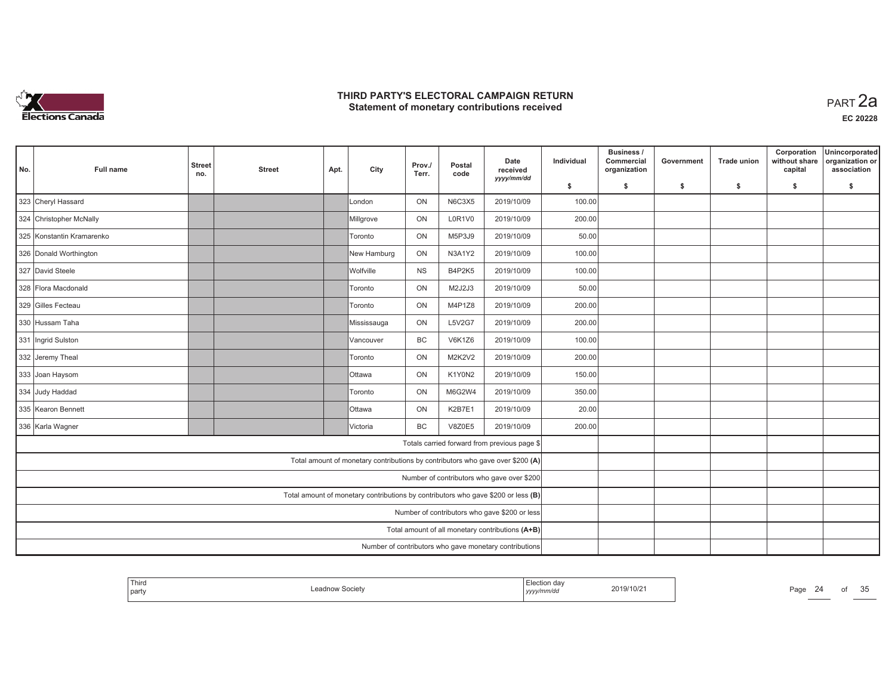# THIRD PARTY'S ELECTORAL CAMPAIGN RETURN
## Statement of monetary contributions received

PART 2a

EC 20228

| No. | Full name | Street no. | Street | Apt. | City | Prov./ Terr. | Postal code | Date received yyyy/mm/dd | Individual $ | Business / Commercial organization $ | Government $ | Trade union $ | Corporation without share capital $ | Unincorporated organization or association $ |
|---|---|---|---|---|---|---|---|---|---|---|---|---|---|---|
| 323 | Cheryl Hassard | | | | London | ON | N6C3X5 | 2019/10/09 | 100.00 | | | | | |
| 324 | Christopher McNally | | | | Millgrove | ON | L0R1V0 | 2019/10/09 | 200.00 | | | | | |
| 325 | Konstantin Kramarenko | | | | Toronto | ON | M5P3J9 | 2019/10/09 | 50.00 | | | | | |
| 326 | Donald Worthington | | | | New Hamburg | ON | N3A1Y2 | 2019/10/09 | 100.00 | | | | | |
| 327 | David Steele | | | | Wolfville | NS | B4P2K5 | 2019/10/09 | 100.00 | | | | | |
| 328 | Flora Macdonald | | | | Toronto | ON | M2J2J3 | 2019/10/09 | 50.00 | | | | | |
| 329 | Gilles Fecteau | | | | Toronto | ON | M4P1Z8 | 2019/10/09 | 200.00 | | | | | |
| 330 | Hussam Taha | | | | Mississauga | ON | L5V2G7 | 2019/10/09 | 200.00 | | | | | |
| 331 | Ingrid Sulston | | | | Vancouver | BC | V6K1Z6 | 2019/10/09 | 100.00 | | | | | |
| 332 | Jeremy Theal | | | | Toronto | ON | M2K2V2 | 2019/10/09 | 200.00 | | | | | |
| 333 | Joan Haysom | | | | Ottawa | ON | K1Y0N2 | 2019/10/09 | 150.00 | | | | | |
| 334 | Judy Haddad | | | | Toronto | ON | M6G2W4 | 2019/10/09 | 350.00 | | | | | |
| 335 | Kearon Bennett | | | | Ottawa | ON | K2B7E1 | 2019/10/09 | 20.00 | | | | | |
| 336 | Karla Wagner | | | | Victoria | BC | V8Z0E5 | 2019/10/09 | 200.00 | | | | | |
| | Totals carried forward from previous page $ | | | | | | | | | | | | | |
| | Total amount of monetary contributions by contributors who gave over $200 (A) | | | | | | | | | | | | | |
| | Number of contributors who gave over $200 | | | | | | | | | | | | | |
| | Total amount of monetary contributions by contributors who gave $200 or less (B) | | | | | | | | | | | | | |
| | Number of contributors who gave $200 or less | | | | | | | | | | | | | |
| | Total amount of all monetary contributions (A+B) | | | | | | | | | | | | | |
| | Number of contributors who gave monetary contributions | | | | | | | | | | | | | |

Third party: Leadnow Society

Election day yyyy/mm/dd: 2019/10/21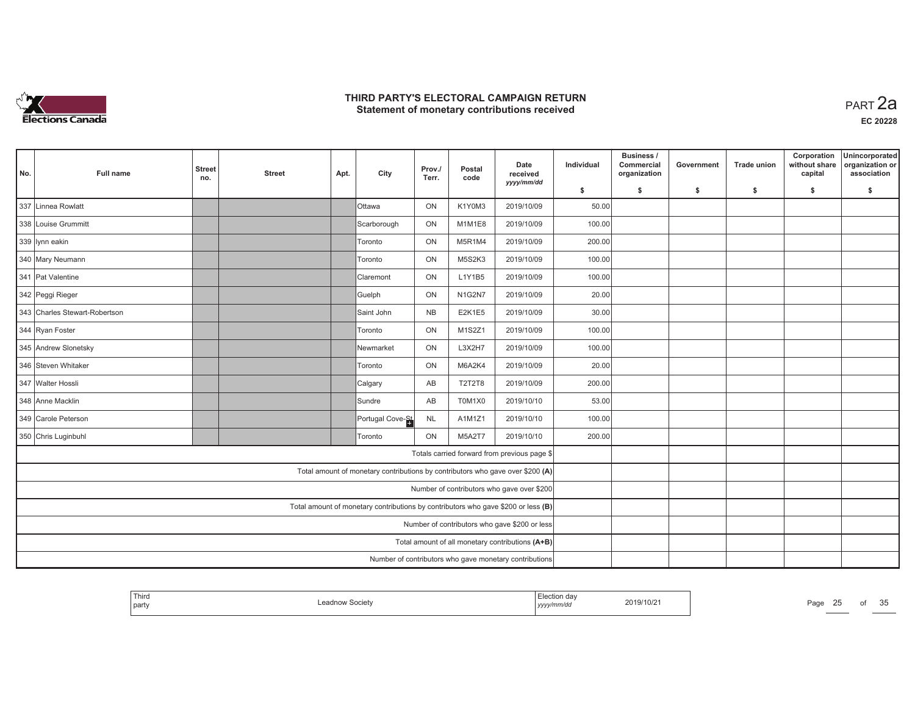# THIRD PARTY'S ELECTORAL CAMPAIGN RETURN
## Statement of monetary contributions received

PART 2a

EC 20228

| No. | Full name | Street no. | Street | Apt. | City | Prov./ Terr. | Postal code | Date received yyyy/mm/dd | Individual $ | Business / Commercial organization $ | Government $ | Trade union $ | Corporation without share capital $ | Unincorporated organization or association $ |
|---|---|---|---|---|---|---|---|---|---|---|---|---|---|---|
| 337 | Linnea Rowlatt | | | | Ottawa | ON | K1Y0M3 | 2019/10/09 | 50.00 | | | | | |
| 338 | Louise Grummitt | | | | Scarborough | ON | M1M1E8 | 2019/10/09 | 100.00 | | | | | |
| 339 | lynn eakin | | | | Toronto | ON | M5R1M4 | 2019/10/09 | 200.00 | | | | | |
| 340 | Mary Neumann | | | | Toronto | ON | M5S2K3 | 2019/10/09 | 100.00 | | | | | |
| 341 | Pat Valentine | | | | Claremont | ON | L1Y1B5 | 2019/10/09 | 100.00 | | | | | |
| 342 | Peggi Rieger | | | | Guelph | ON | N1G2N7 | 2019/10/09 | 20.00 | | | | | |
| 343 | Charles Stewart-Robertson | | | | Saint John | NB | E2K1E5 | 2019/10/09 | 30.00 | | | | | |
| 344 | Ryan Foster | | | | Toronto | ON | M1S2Z1 | 2019/10/09 | 100.00 | | | | | |
| 345 | Andrew Slonetsky | | | | Newmarket | ON | L3X2H7 | 2019/10/09 | 100.00 | | | | | |
| 346 | Steven Whitaker | | | | Toronto | ON | M6A2K4 | 2019/10/09 | 20.00 | | | | | |
| 347 | Walter Hossli | | | | Calgary | AB | T2T2T8 | 2019/10/09 | 200.00 | | | | | |
| 348 | Anne Macklin | | | | Sundre | AB | T0M1X0 | 2019/10/10 | 53.00 | | | | | |
| 349 | Carole Peterson | | | | Portugal Cove-St | NL | A1M1Z1 | 2019/10/10 | 100.00 | | | | | |
| 350 | Chris Luginbuhl | | | | Toronto | ON | M5A2T7 | 2019/10/10 | 200.00 | | | | | |
| | Totals carried forward from previous page $ | | | | | | | | | | | | | |
| | Total amount of monetary contributions by contributors who gave over $200 (A) | | | | | | | | | | | | | |
| | Number of contributors who gave over $200 | | | | | | | | | | | | | |
| | Total amount of monetary contributions by contributors who gave $200 or less (B) | | | | | | | | | | | | | |
| | Number of contributors who gave $200 or less | | | | | | | | | | | | | |
| | Total amount of all monetary contributions (A+B) | | | | | | | | | | | | | |
| | Number of contributors who gave monetary contributions | | | | | | | | | | | | | |

Third party: Leadnow Society

Election day yyyy/mm/dd: 2019/10/21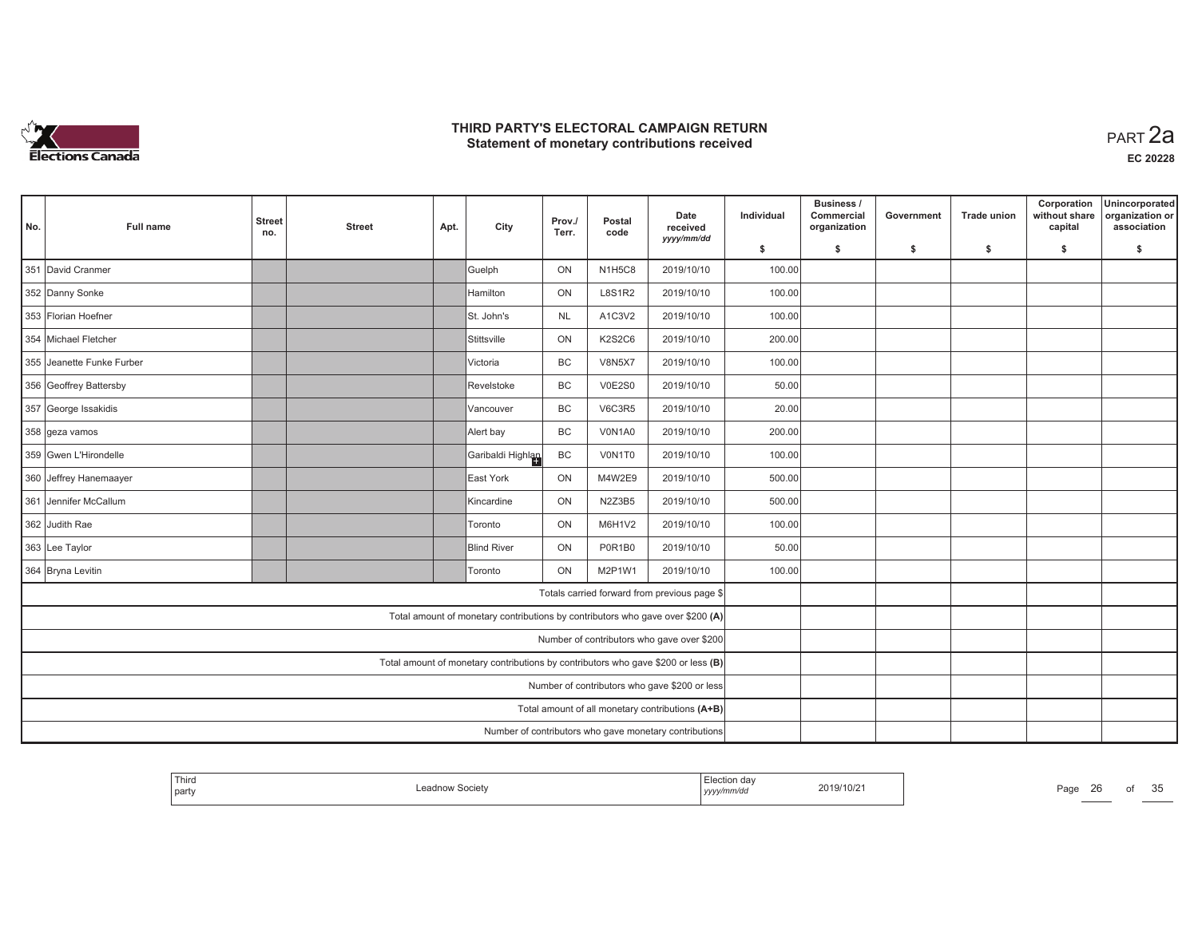# THIRD PARTY'S ELECTORAL CAMPAIGN RETURN
## Statement of monetary contributions received

PART 2a

EC 20228

| No. | Full name | Street no. | Street | Apt. | City | Prov./ Terr. | Postal code | Date received yyyy/mm/dd | Individual $ | Business / Commercial organization $ | Government $ | Trade union $ | Corporation without share capital $ | Unincorporated organization or association $ |
|---|---|---|---|---|---|---|---|---|---|---|---|---|---|---|
| 351 | David Cranmer | | | | Guelph | ON | N1H5C8 | 2019/10/10 | 100.00 | | | | | |
| 352 | Danny Sonke | | | | Hamilton | ON | L8S1R2 | 2019/10/10 | 100.00 | | | | | |
| 353 | Florian Hoefner | | | | St. John's | NL | A1C3V2 | 2019/10/10 | 100.00 | | | | | |
| 354 | Michael Fletcher | | | | Stittsville | ON | K2S2C6 | 2019/10/10 | 200.00 | | | | | |
| 355 | Jeanette Funke Furber | | | | Victoria | BC | V8N5X7 | 2019/10/10 | 100.00 | | | | | |
| 356 | Geoffrey Battersby | | | | Revelstoke | BC | V0E2S0 | 2019/10/10 | 50.00 | | | | | |
| 357 | George Issakidis | | | | Vancouver | BC | V6C3R5 | 2019/10/10 | 20.00 | | | | | |
| 358 | geza vamos | | | | Alert bay | BC | V0N1A0 | 2019/10/10 | 200.00 | | | | | |
| 359 | Gwen L'Hirondelle | | | | Garibaldi Highlan | BC | V0N1T0 | 2019/10/10 | 100.00 | | | | | |
| 360 | Jeffrey Hanemaayer | | | | East York | ON | M4W2E9 | 2019/10/10 | 500.00 | | | | | |
| 361 | Jennifer McCallum | | | | Kincardine | ON | N2Z3B5 | 2019/10/10 | 500.00 | | | | | |
| 362 | Judith Rae | | | | Toronto | ON | M6H1V2 | 2019/10/10 | 100.00 | | | | | |
| 363 | Lee Taylor | | | | Blind River | ON | P0R1B0 | 2019/10/10 | 50.00 | | | | | |
| 364 | Bryna Levitin | | | | Toronto | ON | M2P1W1 | 2019/10/10 | 100.00 | | | | | |
| | Totals carried forward from previous page $ | | | | | | | | | | | | | |
| | Total amount of monetary contributions by contributors who gave over $200 (A) | | | | | | | | | | | | | |
| | Number of contributors who gave over $200 | | | | | | | | | | | | | |
| | Total amount of monetary contributions by contributors who gave $200 or less (B) | | | | | | | | | | | | | |
| | Number of contributors who gave $200 or less | | | | | | | | | | | | | |
| | Total amount of all monetary contributions (A+B) | | | | | | | | | | | | | |
| | Number of contributors who gave monetary contributions | | | | | | | | | | | | | |

| Third party | Leadnow Society | Election day yyyy/mm/dd | 2019/10/21 |
|---|---|---|---|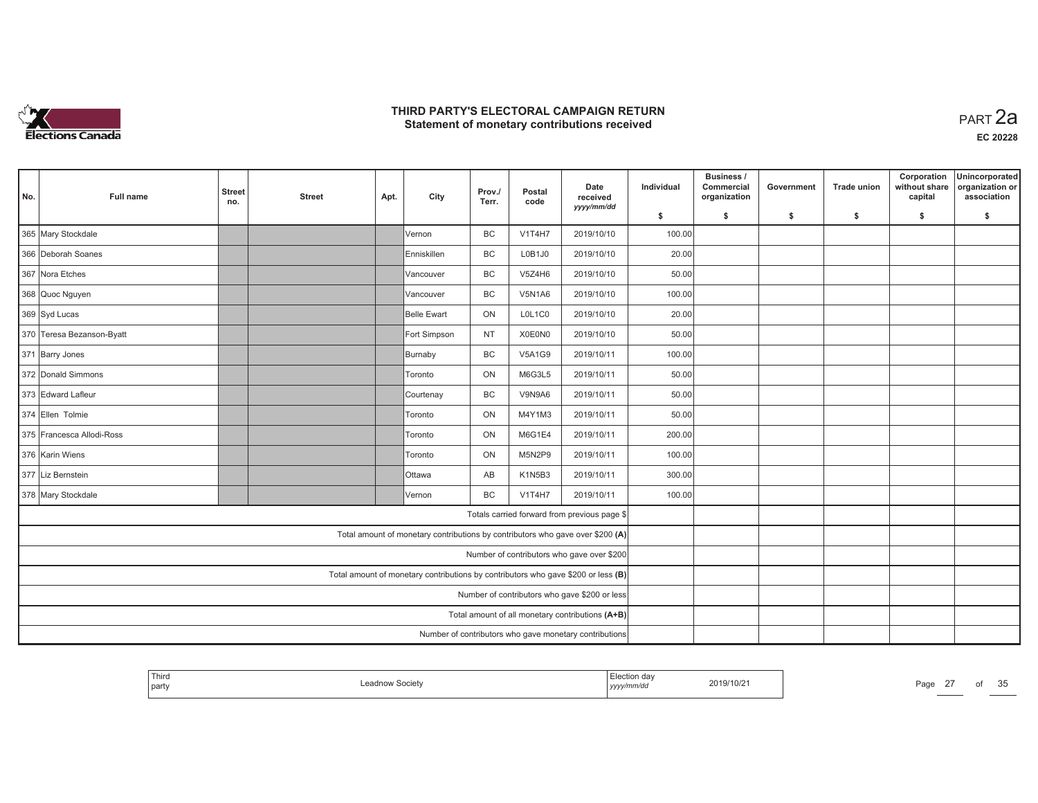# THIRD PARTY'S ELECTORAL CAMPAIGN RETURN
## Statement of monetary contributions received

PART 2a

EC 20228

| No. | Full name | Street no. | Street | Apt. | City | Prov./ Terr. | Postal code | Date received yyyy/mm/dd | Individual $ | Business / Commercial organization $ | Government $ | Trade union $ | Corporation without share capital $ | Unincorporated organization or association $ |
|---|---|---|---|---|---|---|---|---|---|---|---|---|---|---|
| 365 | Mary Stockdale | | | | Vernon | BC | V1T4H7 | 2019/10/10 | 100.00 | | | | | |
| 366 | Deborah Soanes | | | | Enniskillen | BC | L0B1J0 | 2019/10/10 | 20.00 | | | | | |
| 367 | Nora Etches | | | | Vancouver | BC | V5Z4H6 | 2019/10/10 | 50.00 | | | | | |
| 368 | Quoc Nguyen | | | | Vancouver | BC | V5N1A6 | 2019/10/10 | 100.00 | | | | | |
| 369 | Syd Lucas | | | | Belle Ewart | ON | L0L1C0 | 2019/10/10 | 20.00 | | | | | |
| 370 | Teresa Bezanson-Byatt | | | | Fort Simpson | NT | X0E0N0 | 2019/10/10 | 50.00 | | | | | |
| 371 | Barry Jones | | | | Burnaby | BC | V5A1G9 | 2019/10/11 | 100.00 | | | | | |
| 372 | Donald Simmons | | | | Toronto | ON | M6G3L5 | 2019/10/11 | 50.00 | | | | | |
| 373 | Edward Lafleur | | | | Courtenay | BC | V9N9A6 | 2019/10/11 | 50.00 | | | | | |
| 374 | Ellen Tolmie | | | | Toronto | ON | M4Y1M3 | 2019/10/11 | 50.00 | | | | | |
| 375 | Francesca Allodi-Ross | | | | Toronto | ON | M6G1E4 | 2019/10/11 | 200.00 | | | | | |
| 376 | Karin Wiens | | | | Toronto | ON | M5N2P9 | 2019/10/11 | 100.00 | | | | | |
| 377 | Liz Bernstein | | | | Ottawa | AB | K1N5B3 | 2019/10/11 | 300.00 | | | | | |
| 378 | Mary Stockdale | | | | Vernon | BC | V1T4H7 | 2019/10/11 | 100.00 | | | | | |
| Totals carried forward from previous page $ | | | | | | | | | | | | | | |
| Total amount of monetary contributions by contributors who gave over $200 (A) | | | | | | | | | | | | | | |
| Number of contributors who gave over $200 | | | | | | | | | | | | | | |
| Total amount of monetary contributions by contributors who gave $200 or less (B) | | | | | | | | | | | | | | |
| Number of contributors who gave $200 or less | | | | | | | | | | | | | | |
| Total amount of all monetary contributions (A+B) | | | | | | | | | | | | | | |
| Number of contributors who gave monetary contributions | | | | | | | | | | | | | | |

| Third party | Leadnow Society | Election day yyyy/mm/dd | 2019/10/21 |
|---|---|---|---|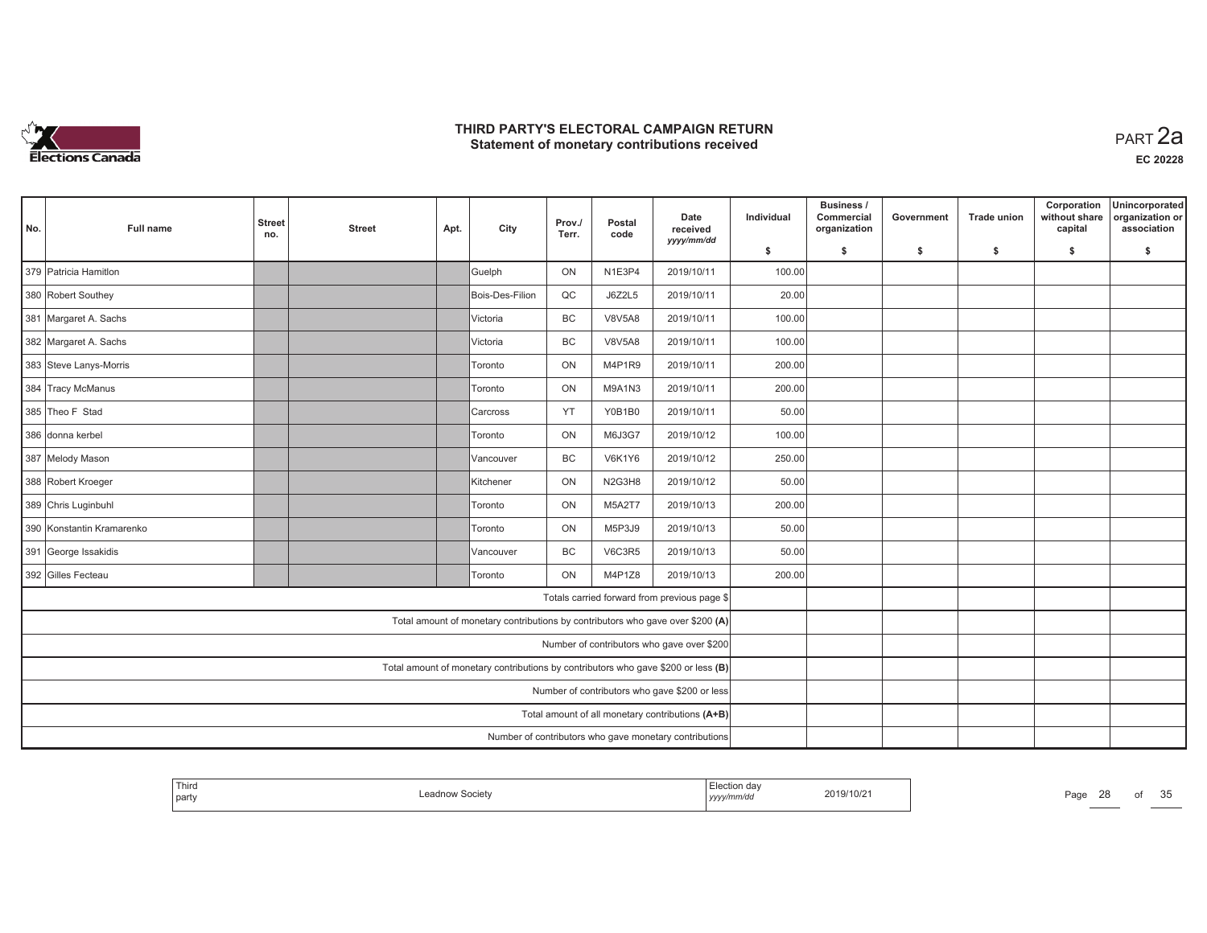# THIRD PARTY'S ELECTORAL CAMPAIGN RETURN
## Statement of monetary contributions received

PART 2a

EC 20228

| No. | Full name | Street no. | Street | Apt. | City | Prov./ Terr. | Postal code | Date received yyyy/mm/dd | Individual $ | Business / Commercial organization $ | Government $ | Trade union $ | Corporation without share capital $ | Unincorporated organization or association $ |
|---|---|---|---|---|---|---|---|---|---|---|---|---|---|---|
| 379 | Patricia Hamitlon | | | | Guelph | ON | N1E3P4 | 2019/10/11 | 100.00 | | | | | |
| 380 | Robert Southey | | | | Bois-Des-Filion | QC | J6Z2L5 | 2019/10/11 | 20.00 | | | | | |
| 381 | Margaret A. Sachs | | | | Victoria | BC | V8V5A8 | 2019/10/11 | 100.00 | | | | | |
| 382 | Margaret A. Sachs | | | | Victoria | BC | V8V5A8 | 2019/10/11 | 100.00 | | | | | |
| 383 | Steve Lanys-Morris | | | | Toronto | ON | M4P1R9 | 2019/10/11 | 200.00 | | | | | |
| 384 | Tracy McManus | | | | Toronto | ON | M9A1N3 | 2019/10/11 | 200.00 | | | | | |
| 385 | Theo F Stad | | | | Carcross | YT | Y0B1B0 | 2019/10/11 | 50.00 | | | | | |
| 386 | donna kerbel | | | | Toronto | ON | M6J3G7 | 2019/10/12 | 100.00 | | | | | |
| 387 | Melody Mason | | | | Vancouver | BC | V6K1Y6 | 2019/10/12 | 250.00 | | | | | |
| 388 | Robert Kroeger | | | | Kitchener | ON | N2G3H8 | 2019/10/12 | 50.00 | | | | | |
| 389 | Chris Luginbuhl | | | | Toronto | ON | M5A2T7 | 2019/10/13 | 200.00 | | | | | |
| 390 | Konstantin Kramarenko | | | | Toronto | ON | M5P3J9 | 2019/10/13 | 50.00 | | | | | |
| 391 | George Issakidis | | | | Vancouver | BC | V6C3R5 | 2019/10/13 | 50.00 | | | | | |
| 392 | Gilles Fecteau | | | | Toronto | ON | M4P1Z8 | 2019/10/13 | 200.00 | | | | | |
| | Totals carried forward from previous page $ | | | | | | | | | | | | | |
| | Total amount of monetary contributions by contributors who gave over $200 (A) | | | | | | | | | | | | | |
| | Number of contributors who gave over $200 | | | | | | | | | | | | | |
| | Total amount of monetary contributions by contributors who gave $200 or less (B) | | | | | | | | | | | | | |
| | Number of contributors who gave $200 or less | | | | | | | | | | | | | |
| | Total amount of all monetary contributions (A+B) | | | | | | | | | | | | | |
| | Number of contributors who gave monetary contributions | | | | | | | | | | | | | |

| Third party | Leadnow Society | Election day yyyy/mm/dd | 2019/10/21 |
|---|---|---|---|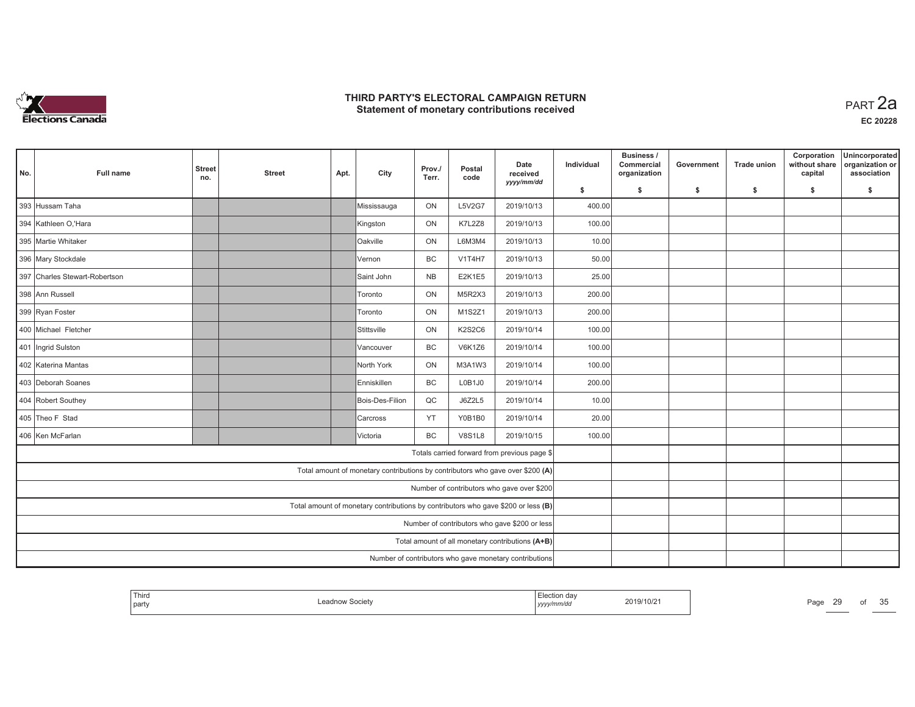# THIRD PARTY'S ELECTORAL CAMPAIGN RETURN
## Statement of monetary contributions received

PART 2a

EC 20228

| No. | Full name | Street no. | Street | Apt. | City | Prov./ Terr. | Postal code | Date received yyyy/mm/dd | Individual $ | Business / Commercial organization $ | Government $ | Trade union $ | Corporation without share capital $ | Unincorporated organization or association $ |
|---|---|---|---|---|---|---|---|---|---|---|---|---|---|---|
| 393 | Hussam Taha | | | | Mississauga | ON | L5V2G7 | 2019/10/13 | 400.00 | | | | | |
| 394 | Kathleen O,'Hara | | | | Kingston | ON | K7L2Z8 | 2019/10/13 | 100.00 | | | | | |
| 395 | Martie Whitaker | | | | Oakville | ON | L6M3M4 | 2019/10/13 | 10.00 | | | | | |
| 396 | Mary Stockdale | | | | Vernon | BC | V1T4H7 | 2019/10/13 | 50.00 | | | | | |
| 397 | Charles Stewart-Robertson | | | | Saint John | NB | E2K1E5 | 2019/10/13 | 25.00 | | | | | |
| 398 | Ann Russell | | | | Toronto | ON | M5R2X3 | 2019/10/13 | 200.00 | | | | | |
| 399 | Ryan Foster | | | | Toronto | ON | M1S2Z1 | 2019/10/13 | 200.00 | | | | | |
| 400 | Michael Fletcher | | | | Stittsville | ON | K2S2C6 | 2019/10/14 | 100.00 | | | | | |
| 401 | Ingrid Sulston | | | | Vancouver | BC | V6K1Z6 | 2019/10/14 | 100.00 | | | | | |
| 402 | Katerina Mantas | | | | North York | ON | M3A1W3 | 2019/10/14 | 100.00 | | | | | |
| 403 | Deborah Soanes | | | | Enniskillen | BC | L0B1J0 | 2019/10/14 | 200.00 | | | | | |
| 404 | Robert Southey | | | | Bois-Des-Filion | QC | J6Z2L5 | 2019/10/14 | 10.00 | | | | | |
| 405 | Theo F Stad | | | | Carcross | YT | Y0B1B0 | 2019/10/14 | 20.00 | | | | | |
| 406 | Ken McFarlan | | | | Victoria | BC | V8S1L8 | 2019/10/15 | 100.00 | | | | | |
| | Totals carried forward from previous page $ | | | | | | | | | | | | | |
| | Total amount of monetary contributions by contributors who gave over $200 (A) | | | | | | | | | | | | | |
| | Number of contributors who gave over $200 | | | | | | | | | | | | | |
| | Total amount of monetary contributions by contributors who gave $200 or less (B) | | | | | | | | | | | | | |
| | Number of contributors who gave $200 or less | | | | | | | | | | | | | |
| | Total amount of all monetary contributions (A+B) | | | | | | | | | | | | | |
| | Number of contributors who gave monetary contributions | | | | | | | | | | | | | |

| Third party | Leadnow Society | Election day yyyy/mm/dd | 2019/10/21 |
|---|---|---|---|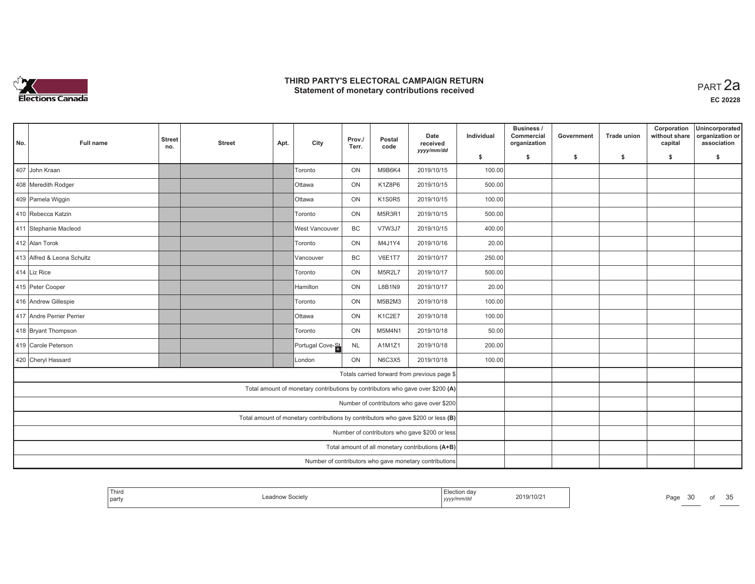# THIRD PARTY'S ELECTORAL CAMPAIGN RETURN
## Statement of monetary contributions received

PART 2a

**EC 20228**

| No. | Full name | Street no. | Street | Apt. | City | Prov./ Terr. | Postal code | Date received yyyy/mm/dd | Individual $ | Business / Commercial organization $ | Government $ | Trade union $ | Corporation without share capital $ | Unincorporated organization or association $ |
|---|---|---|---|---|---|---|---|---|---|---|---|---|---|---|
| 407 | John Kraan | | | | Toronto | ON | M9B6K4 | 2019/10/15 | 100.00 | | | | | |
| 408 | Meredith Rodger | | | | Ottawa | ON | K1Z8P6 | 2019/10/15 | 500.00 | | | | | |
| 409 | Pamela Wiggin | | | | Ottawa | ON | K1S0R5 | 2019/10/15 | 100.00 | | | | | |
| 410 | Rebecca Katzin | | | | Toronto | ON | M5R3R1 | 2019/10/15 | 500.00 | | | | | |
| 411 | Stephanie Macleod | | | | West Vancouver | BC | V7W3J7 | 2019/10/15 | 400.00 | | | | | |
| 412 | Alan Torok | | | | Toronto | ON | M4J1Y4 | 2019/10/16 | 20.00 | | | | | |
| 413 | Alfred & Leona Schultz | | | | Vancouver | BC | V6E1T7 | 2019/10/17 | 250.00 | | | | | |
| 414 | Liz Rice | | | | Toronto | ON | M5R2L7 | 2019/10/17 | 500.00 | | | | | |
| 415 | Peter Cooper | | | | Hamilton | ON | L8B1N9 | 2019/10/17 | 20.00 | | | | | |
| 416 | Andrew Gillespie | | | | Toronto | ON | M5B2M3 | 2019/10/18 | 100.00 | | | | | |
| 417 | Andre Perrier Perrier | | | | Ottawa | ON | K1C2E7 | 2019/10/18 | 100.00 | | | | | |
| 418 | Bryant Thompson | | | | Toronto | ON | M5M4N1 | 2019/10/18 | 50.00 | | | | | |
| 419 | Carole Peterson | | | | Portugal Cove-St | NL | A1M1Z1 | 2019/10/18 | 200.00 | | | | | |
| 420 | Cheryl Hassard | | | | London | ON | N6C3X5 | 2019/10/18 | 100.00 | | | | | |
| | Totals carried forward from previous page $ | | | | | | | | | | | | | |
| | Total amount of monetary contributions by contributors who gave over $200 (A) | | | | | | | | | | | | | |
| | Number of contributors who gave over $200 | | | | | | | | | | | | | |
| | Total amount of monetary contributions by contributors who gave $200 or less (B) | | | | | | | | | | | | | |
| | Number of contributors who gave $200 or less | | | | | | | | | | | | | |
| | Total amount of all monetary contributions (A+B) | | | | | | | | | | | | | |
| | Number of contributors who gave monetary contributions | | | | | | | | | | | | | |

Third party: Leadnow Society

Election day yyyy/mm/dd: 2019/10/21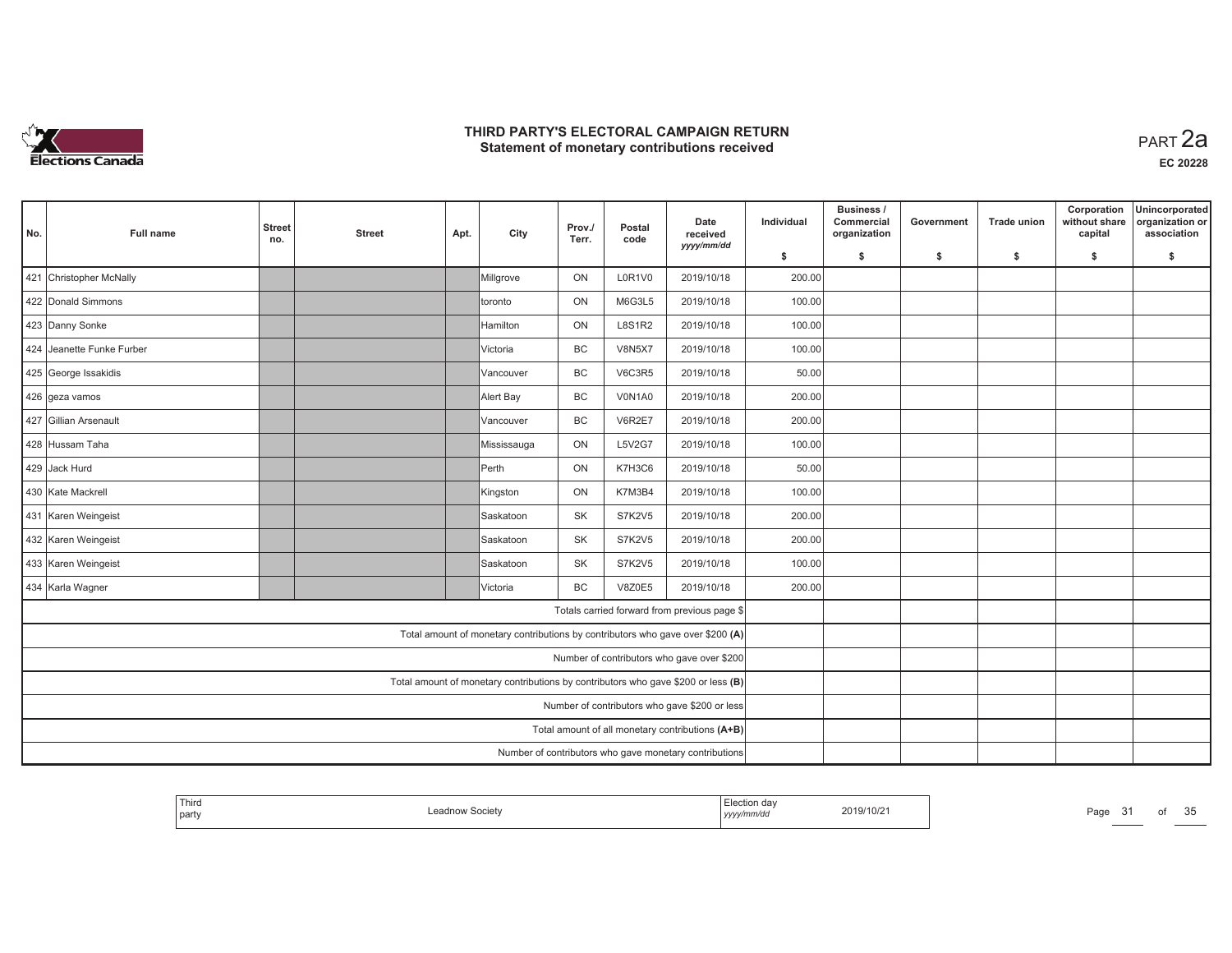# THIRD PARTY'S ELECTORAL CAMPAIGN RETURN
## Statement of monetary contributions received

PART 2a

EC 20228

| No. | Full name | Street no. | Street | Apt. | City | Prov./ Terr. | Postal code | Date received yyyy/mm/dd | Individual $ | Business / Commercial organization $ | Government $ | Trade union $ | Corporation without share capital $ | Unincorporated organization or association $ |
|---|---|---|---|---|---|---|---|---|---|---|---|---|---|---|
| 421 | Christopher McNally | | | | Millgrove | ON | L0R1V0 | 2019/10/18 | 200.00 | | | | | |
| 422 | Donald Simmons | | | | toronto | ON | M6G3L5 | 2019/10/18 | 100.00 | | | | | |
| 423 | Danny Sonke | | | | Hamilton | ON | L8S1R2 | 2019/10/18 | 100.00 | | | | | |
| 424 | Jeanette Funke Furber | | | | Victoria | BC | V8N5X7 | 2019/10/18 | 100.00 | | | | | |
| 425 | George Issakidis | | | | Vancouver | BC | V6C3R5 | 2019/10/18 | 50.00 | | | | | |
| 426 | geza vamos | | | | Alert Bay | BC | V0N1A0 | 2019/10/18 | 200.00 | | | | | |
| 427 | Gillian Arsenault | | | | Vancouver | BC | V6R2E7 | 2019/10/18 | 200.00 | | | | | |
| 428 | Hussam Taha | | | | Mississauga | ON | L5V2G7 | 2019/10/18 | 100.00 | | | | | |
| 429 | Jack Hurd | | | | Perth | ON | K7H3C6 | 2019/10/18 | 50.00 | | | | | |
| 430 | Kate Mackrell | | | | Kingston | ON | K7M3B4 | 2019/10/18 | 100.00 | | | | | |
| 431 | Karen Weingeist | | | | Saskatoon | SK | S7K2V5 | 2019/10/18 | 200.00 | | | | | |
| 432 | Karen Weingeist | | | | Saskatoon | SK | S7K2V5 | 2019/10/18 | 200.00 | | | | | |
| 433 | Karen Weingeist | | | | Saskatoon | SK | S7K2V5 | 2019/10/18 | 100.00 | | | | | |
| 434 | Karla Wagner | | | | Victoria | BC | V8Z0E5 | 2019/10/18 | 200.00 | | | | | |
| Totals carried forward from previous page $ | | | | | | | | | | | | | | |
| Total amount of monetary contributions by contributors who gave over $200 (A) | | | | | | | | | | | | | | |
| Number of contributors who gave over $200 | | | | | | | | | | | | | | |
| Total amount of monetary contributions by contributors who gave $200 or less (B) | | | | | | | | | | | | | | |
| Number of contributors who gave $200 or less | | | | | | | | | | | | | | |
| Total amount of all monetary contributions (A+B) | | | | | | | | | | | | | | |
| Number of contributors who gave monetary contributions | | | | | | | | | | | | | | |

| Third party | Leadnow Society | Election day yyyy/mm/dd | 2019/10/21 |
|---|---|---|---|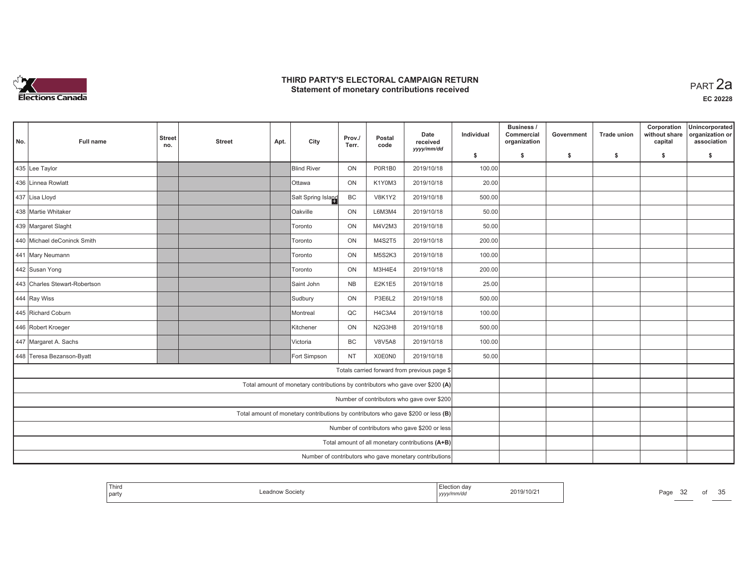# THIRD PARTY'S ELECTORAL CAMPAIGN RETURN
## Statement of monetary contributions received

PART 2a

EC 20228

| No. | Full name | Street no. | Street | Apt. | City | Prov./ Terr. | Postal code | Date received yyyy/mm/dd | Individual $ | Business / Commercial organization $ | Government $ | Trade union $ | Corporation without share capital $ | Unincorporated organization or association $ |
|---|---|---|---|---|---|---|---|---|---|---|---|---|---|---|
| 435 | Lee Taylor | | | | Blind River | ON | P0R1B0 | 2019/10/18 | 100.00 | | | | | |
| 436 | Linnea Rowlatt | | | | Ottawa | ON | K1Y0M3 | 2019/10/18 | 20.00 | | | | | |
| 437 | Lisa Lloyd | | | | Salt Spring Island | BC | V8K1Y2 | 2019/10/18 | 500.00 | | | | | |
| 438 | Martie Whitaker | | | | Oakville | ON | L6M3M4 | 2019/10/18 | 50.00 | | | | | |
| 439 | Margaret Slaght | | | | Toronto | ON | M4V2M3 | 2019/10/18 | 50.00 | | | | | |
| 440 | Michael deConinck Smith | | | | Toronto | ON | M4S2T5 | 2019/10/18 | 200.00 | | | | | |
| 441 | Mary Neumann | | | | Toronto | ON | M5S2K3 | 2019/10/18 | 100.00 | | | | | |
| 442 | Susan Yong | | | | Toronto | ON | M3H4E4 | 2019/10/18 | 200.00 | | | | | |
| 443 | Charles Stewart-Robertson | | | | Saint John | NB | E2K1E5 | 2019/10/18 | 25.00 | | | | | |
| 444 | Ray Wiss | | | | Sudbury | ON | P3E6L2 | 2019/10/18 | 500.00 | | | | | |
| 445 | Richard Coburn | | | | Montreal | QC | H4C3A4 | 2019/10/18 | 100.00 | | | | | |
| 446 | Robert Kroeger | | | | Kitchener | ON | N2G3H8 | 2019/10/18 | 500.00 | | | | | |
| 447 | Margaret A. Sachs | | | | Victoria | BC | V8V5A8 | 2019/10/18 | 100.00 | | | | | |
| 448 | Teresa Bezanson-Byatt | | | | Fort Simpson | NT | X0E0N0 | 2019/10/18 | 50.00 | | | | | |
| | Totals carried forward from previous page $ | | | | | | | | | | | | | |
| | Total amount of monetary contributions by contributors who gave over $200 (A) | | | | | | | | | | | | | |
| | Number of contributors who gave over $200 | | | | | | | | | | | | | |
| | Total amount of monetary contributions by contributors who gave $200 or less (B) | | | | | | | | | | | | | |
| | Number of contributors who gave $200 or less | | | | | | | | | | | | | |
| | Total amount of all monetary contributions (A+B) | | | | | | | | | | | | | |
| | Number of contributors who gave monetary contributions | | | | | | | | | | | | | |

Third party: Leadnow Society

Election day yyyy/mm/dd: 2019/10/21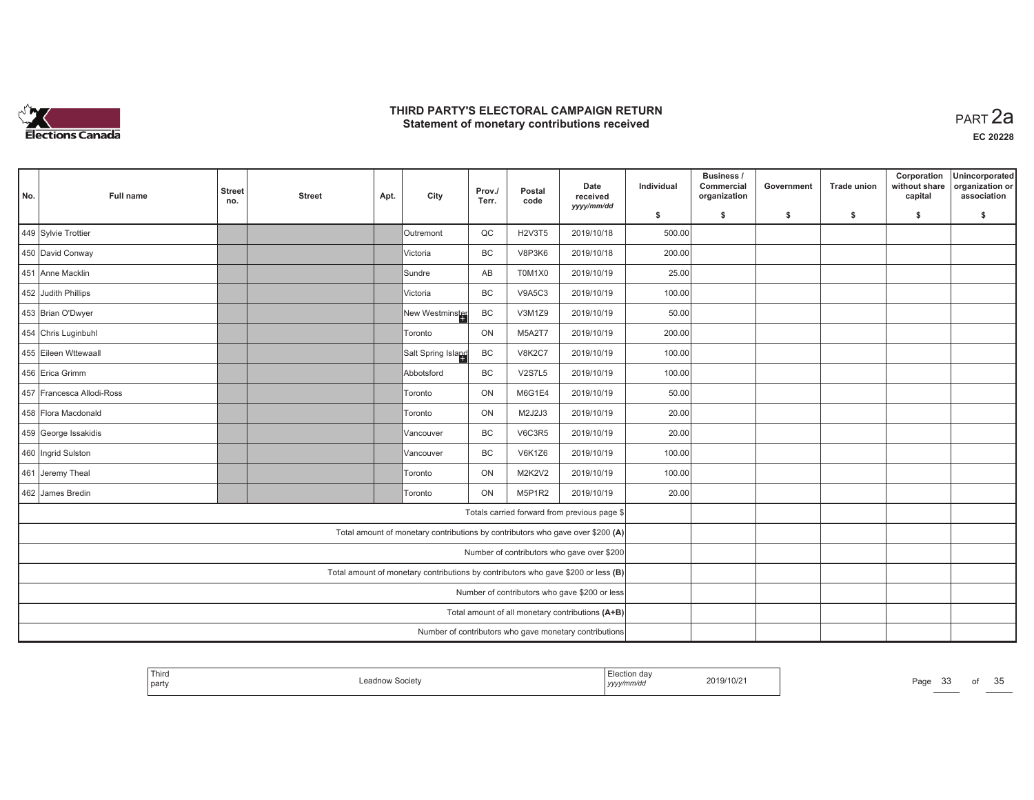# THIRD PARTY'S ELECTORAL CAMPAIGN RETURN
## Statement of monetary contributions received

PART 2a

EC 20228

| No. | Full name | Street no. | Street | Apt. | City | Prov./ Terr. | Postal code | Date received yyyy/mm/dd | Individual $ | Business / Commercial organization $ | Government $ | Trade union $ | Corporation without share capital $ | Unincorporated organization or association $ |
|---|---|---|---|---|---|---|---|---|---|---|---|---|---|---|
| 449 | Sylvie Trottier | | | | Outremont | QC | H2V3T5 | 2019/10/18 | 500.00 | | | | | |
| 450 | David Conway | | | | Victoria | BC | V8P3K6 | 2019/10/18 | 200.00 | | | | | |
| 451 | Anne Macklin | | | | Sundre | AB | T0M1X0 | 2019/10/19 | 25.00 | | | | | |
| 452 | Judith Phillips | | | | Victoria | BC | V9A5C3 | 2019/10/19 | 100.00 | | | | | |
| 453 | Brian O'Dwyer | | | | New Westminster | BC | V3M1Z9 | 2019/10/19 | 50.00 | | | | | |
| 454 | Chris Luginbuhl | | | | Toronto | ON | M5A2T7 | 2019/10/19 | 200.00 | | | | | |
| 455 | Eileen Wttewaall | | | | Salt Spring Island | BC | V8K2C7 | 2019/10/19 | 100.00 | | | | | |
| 456 | Erica Grimm | | | | Abbotsford | BC | V2S7L5 | 2019/10/19 | 100.00 | | | | | |
| 457 | Francesca Allodi-Ross | | | | Toronto | ON | M6G1E4 | 2019/10/19 | 50.00 | | | | | |
| 458 | Flora Macdonald | | | | Toronto | ON | M2J2J3 | 2019/10/19 | 20.00 | | | | | |
| 459 | George Issakidis | | | | Vancouver | BC | V6C3R5 | 2019/10/19 | 20.00 | | | | | |
| 460 | Ingrid Sulston | | | | Vancouver | BC | V6K1Z6 | 2019/10/19 | 100.00 | | | | | |
| 461 | Jeremy Theal | | | | Toronto | ON | M2K2V2 | 2019/10/19 | 100.00 | | | | | |
| 462 | James Bredin | | | | Toronto | ON | M5P1R2 | 2019/10/19 | 20.00 | | | | | |
| | Totals carried forward from previous page $ | | | | | | | | | | | | | |
| | Total amount of monetary contributions by contributors who gave over $200 (A) | | | | | | | | | | | | | |
| | Number of contributors who gave over $200 | | | | | | | | | | | | | |
| | Total amount of monetary contributions by contributors who gave $200 or less (B) | | | | | | | | | | | | | |
| | Number of contributors who gave $200 or less | | | | | | | | | | | | | |
| | Total amount of all monetary contributions (A+B) | | | | | | | | | | | | | |
| | Number of contributors who gave monetary contributions | | | | | | | | | | | | | |

Third party: Leadnow Society

Election day (yyyy/mm/dd): 2019/10/21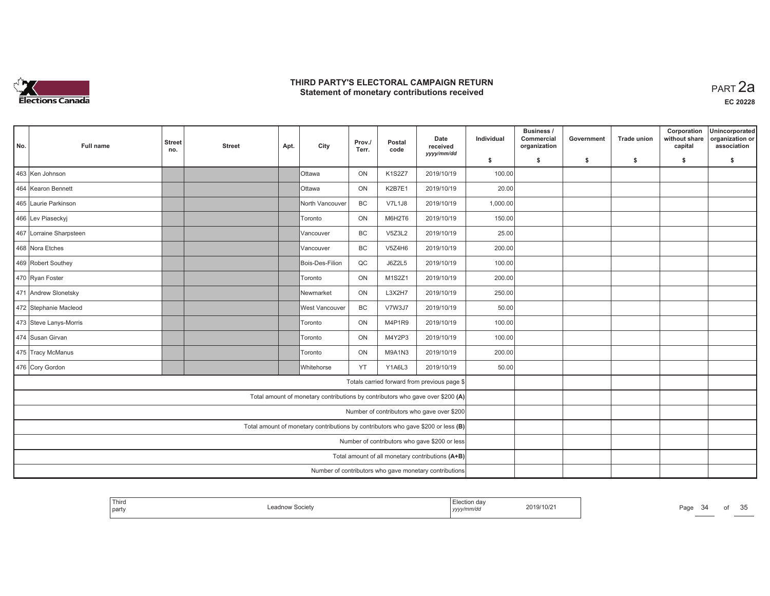# THIRD PARTY'S ELECTORAL CAMPAIGN RETURN
## Statement of monetary contributions received

PART 2a

**EC 20228**

| No. | Full name | Street no. | Street | Apt. | City | Prov./ Terr. | Postal code | Date received yyyy/mm/dd | Individual $ | Business / Commercial organization $ | Government $ | Trade union $ | Corporation without share capital $ | Unincorporated organization or association $ |
|---|---|---|---|---|---|---|---|---|---|---|---|---|---|---|
| 463 | Ken Johnson | | | | Ottawa | ON | K1S2Z7 | 2019/10/19 | 100.00 | | | | | |
| 464 | Kearon Bennett | | | | Ottawa | ON | K2B7E1 | 2019/10/19 | 20.00 | | | | | |
| 465 | Laurie Parkinson | | | | North Vancouver | BC | V7L1J8 | 2019/10/19 | 1,000.00 | | | | | |
| 466 | Lev Piaseckyj | | | | Toronto | ON | M6H2T6 | 2019/10/19 | 150.00 | | | | | |
| 467 | Lorraine Sharpsteen | | | | Vancouver | BC | V5Z3L2 | 2019/10/19 | 25.00 | | | | | |
| 468 | Nora Etches | | | | Vancouver | BC | V5Z4H6 | 2019/10/19 | 200.00 | | | | | |
| 469 | Robert Southey | | | | Bois-Des-Filion | QC | J6Z2L5 | 2019/10/19 | 100.00 | | | | | |
| 470 | Ryan Foster | | | | Toronto | ON | M1S2Z1 | 2019/10/19 | 200.00 | | | | | |
| 471 | Andrew Slonetsky | | | | Newmarket | ON | L3X2H7 | 2019/10/19 | 250.00 | | | | | |
| 472 | Stephanie Macleod | | | | West Vancouver | BC | V7W3J7 | 2019/10/19 | 50.00 | | | | | |
| 473 | Steve Lanys-Morris | | | | Toronto | ON | M4P1R9 | 2019/10/19 | 100.00 | | | | | |
| 474 | Susan Girvan | | | | Toronto | ON | M4Y2P3 | 2019/10/19 | 100.00 | | | | | |
| 475 | Tracy McManus | | | | Toronto | ON | M9A1N3 | 2019/10/19 | 200.00 | | | | | |
| 476 | Cory Gordon | | | | Whitehorse | YT | Y1A6L3 | 2019/10/19 | 50.00 | | | | | |
| | Totals carried forward from previous page $ | | | | | | | | | | | | | |
| | Total amount of monetary contributions by contributors who gave over $200 **(A)** | | | | | | | | | | | | | |
| | Number of contributors who gave over $200 | | | | | | | | | | | | | |
| | Total amount of monetary contributions by contributors who gave $200 or less **(B)** | | | | | | | | | | | | | |
| | Number of contributors who gave $200 or less | | | | | | | | | | | | | |
| | Total amount of all monetary contributions **(A+B)** | | | | | | | | | | | | | |
| | Number of contributors who gave monetary contributions | | | | | | | | | | | | | |

Third party: Leadnow Society

Election day (yyyy/mm/dd): 2019/10/21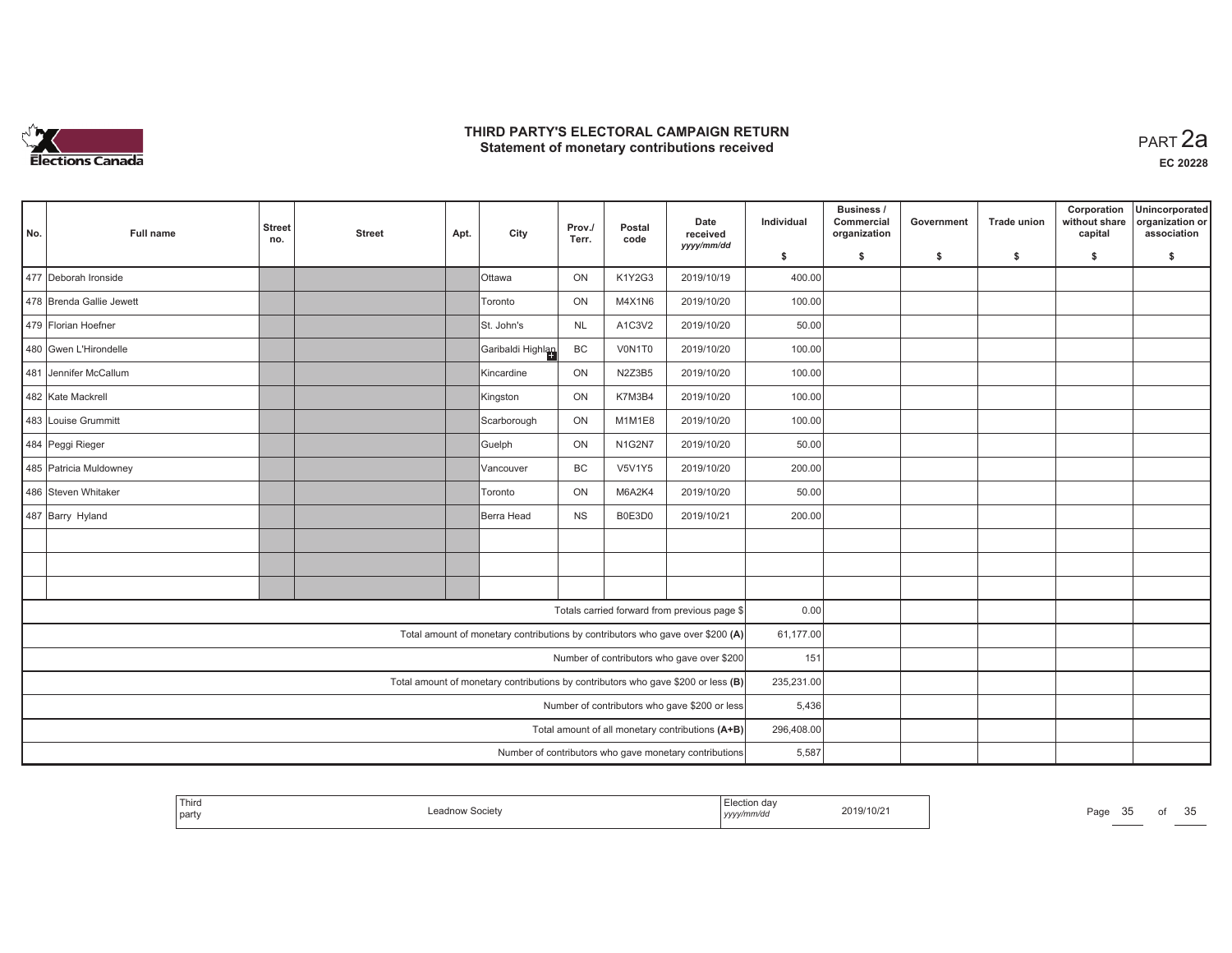# THIRD PARTY'S ELECTORAL CAMPAIGN RETURN
## Statement of monetary contributions received

PART 2a

EC 20228

| No. | Full name | Street no. | Street | Apt. | City | Prov./ Terr. | Postal code | Date received yyyy/mm/dd | Individual $ | Business / Commercial organization $ | Government $ | Trade union $ | Corporation without share capital $ | Unincorporated organization or association $ |
|---|---|---|---|---|---|---|---|---|---|---|---|---|---|---|
| 477 | Deborah Ironside | | | | Ottawa | ON | K1Y2G3 | 2019/10/19 | 400.00 | | | | | |
| 478 | Brenda Gallie Jewett | | | | Toronto | ON | M4X1N6 | 2019/10/20 | 100.00 | | | | | |
| 479 | Florian Hoefner | | | | St. John's | NL | A1C3V2 | 2019/10/20 | 50.00 | | | | | |
| 480 | Gwen L'Hirondelle | | | | Garibaldi Highlan | BC | V0N1T0 | 2019/10/20 | 100.00 | | | | | |
| 481 | Jennifer McCallum | | | | Kincardine | ON | N2Z3B5 | 2019/10/20 | 100.00 | | | | | |
| 482 | Kate Mackrell | | | | Kingston | ON | K7M3B4 | 2019/10/20 | 100.00 | | | | | |
| 483 | Louise Grummitt | | | | Scarborough | ON | M1M1E8 | 2019/10/20 | 100.00 | | | | | |
| 484 | Peggi Rieger | | | | Guelph | ON | N1G2N7 | 2019/10/20 | 50.00 | | | | | |
| 485 | Patricia Muldowney | | | | Vancouver | BC | V5V1Y5 | 2019/10/20 | 200.00 | | | | | |
| 486 | Steven Whitaker | | | | Toronto | ON | M6A2K4 | 2019/10/20 | 50.00 | | | | | |
| 487 | Barry Hyland | | | | Berra Head | NS | B0E3D0 | 2019/10/21 | 200.00 | | | | | |
| | | | | | | | | | | | | | | |
| | | | | | | | | | | | | | | |
| | | | | | | | | | | | | | | |
| | Totals carried forward from previous page $ | | | | | | | | 0.00 | | | | | |
| | Total amount of monetary contributions by contributors who gave over $200 (A) | | | | | | | | 61,177.00 | | | | | |
| | Number of contributors who gave over $200 | | | | | | | | 151 | | | | | |
| | Total amount of monetary contributions by contributors who gave $200 or less (B) | | | | | | | | 235,231.00 | | | | | |
| | Number of contributors who gave $200 or less | | | | | | | | 5,436 | | | | | |
| | Total amount of all monetary contributions (A+B) | | | | | | | | 296,408.00 | | | | | |
| | Number of contributors who gave monetary contributions | | | | | | | | 5,587 | | | | | |

| Third party | Leadnow Society | Election day yyyy/mm/dd | 2019/10/21 |
|---|---|---|---|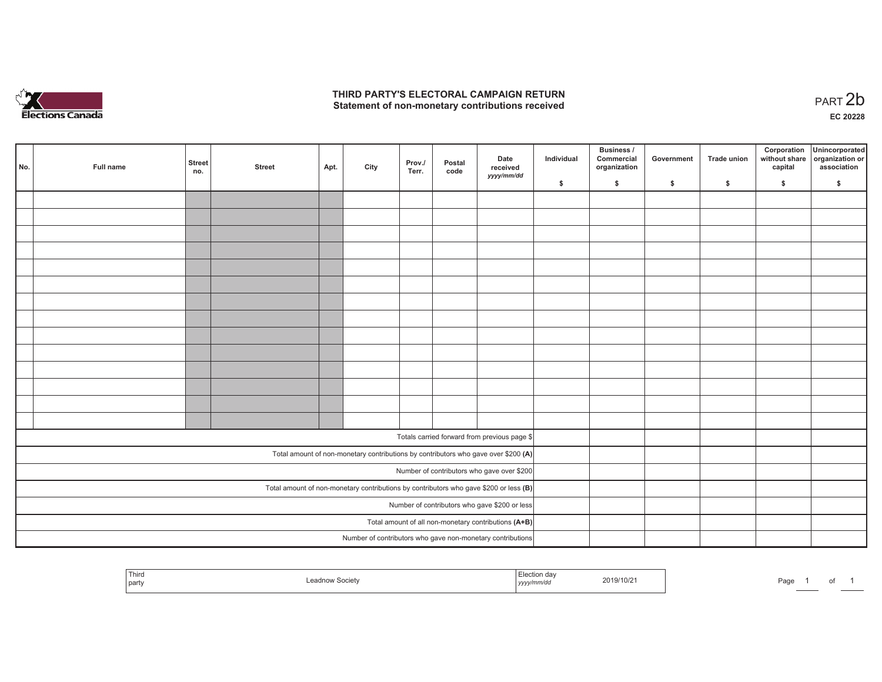# THIRD PARTY'S ELECTORAL CAMPAIGN RETURN
## Statement of non-monetary contributions received

PART 2b

EC 20228

| No. | Full name | Street no. | Street | Apt. | City | Prov./ Terr. | Postal code | Date received yyyy/mm/dd | Individual $ | Business / Commercial organization $ | Government $ | Trade union $ | Corporation without share capital $ | Unincorporated organization or association $ |
|---|---|---|---|---|---|---|---|---|---|---|---|---|---|---|
| | | | | | | | | | | | | | | |
| | | | | | | | | | | | | | | |
| | | | | | | | | | | | | | | |
| | | | | | | | | | | | | | | |
| | | | | | | | | | | | | | | |
| | | | | | | | | | | | | | | |
| | | | | | | | | | | | | | | |
| | | | | | | | | | | | | | | |
| | | | | | | | | | | | | | | |
| | | | | | | | | | | | | | | |
| | | | | | | | | | | | | | | |
| | | | | | | | | | | | | | | |
| | | | | | | | | | | | | | | |
| | | | | | | | | | | | | | | |
| Totals carried forward from previous page $ | | | | | | | | | | | | | | |
| Total amount of non-monetary contributions by contributors who gave over $200 **(A)** | | | | | | | | | | | | | | |
| Number of contributors who gave over $200 | | | | | | | | | | | | | | |
| Total amount of non-monetary contributions by contributors who gave $200 or less **(B)** | | | | | | | | | | | | | | |
| Number of contributors who gave $200 or less | | | | | | | | | | | | | | |
| Total amount of all non-monetary contributions **(A+B)** | | | | | | | | | | | | | | |
| Number of contributors who gave non-monetary contributions | | | | | | | | | | | | | | |

| Third party | Leadnow Society | Election day yyyy/mm/dd | 2019/10/21 |
|---|---|---|---|

Page 1 of 1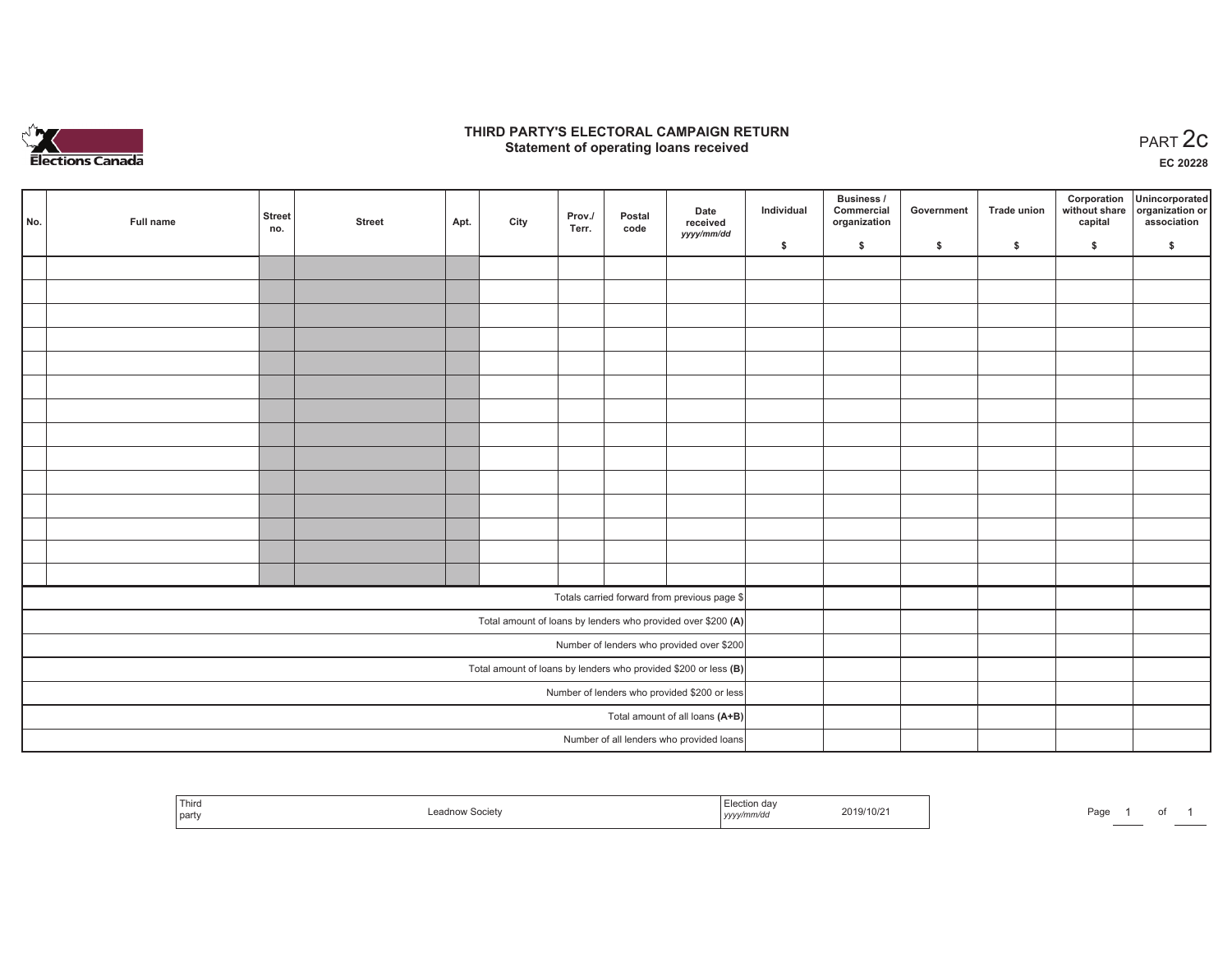Elections Canada

# THIRD PARTY'S ELECTORAL CAMPAIGN RETURN
## Statement of operating loans received

PART 2c

EC 20228

| No. | Full name | Street no. | Street | Apt. | City | Prov./ Terr. | Postal code | Date received yyyy/mm/dd | Individual $ | Business / Commercial organization $ | Government $ | Trade union $ | Corporation without share capital $ | Unincorporated organization or association $ |
|---|---|---|---|---|---|---|---|---|---|---|---|---|---|---|
| | | | | | | | | | | | | | | |
| | | | | | | | | | | | | | | |
| | | | | | | | | | | | | | | |
| | | | | | | | | | | | | | | |
| | | | | | | | | | | | | | | |
| | | | | | | | | | | | | | | |
| | | | | | | | | | | | | | | |
| | | | | | | | | | | | | | | |
| | | | | | | | | | | | | | | |
| | | | | | | | | | | | | | | |
| | | | | | | | | | | | | | | |
| | | | | | | | | | | | | | | |
| | | | | | | | | | | | | | | |
| | | | | | | | | | | | | | | |
| Totals carried forward from previous page $ | | | | | | | | | | | | | | |
| Total amount of loans by lenders who provided over $200 **(A)** | | | | | | | | | | | | | | |
| Number of lenders who provided over $200 | | | | | | | | | | | | | | |
| Total amount of loans by lenders who provided $200 or less **(B)** | | | | | | | | | | | | | | |
| Number of lenders who provided $200 or less | | | | | | | | | | | | | | |
| Total amount of all loans **(A+B)** | | | | | | | | | | | | | | |
| Number of all lenders who provided loans | | | | | | | | | | | | | | |

| Third party | Leadnow Society | Election day yyyy/mm/dd | 2019/10/21 |
|---|---|---|---|

Page 1 of 1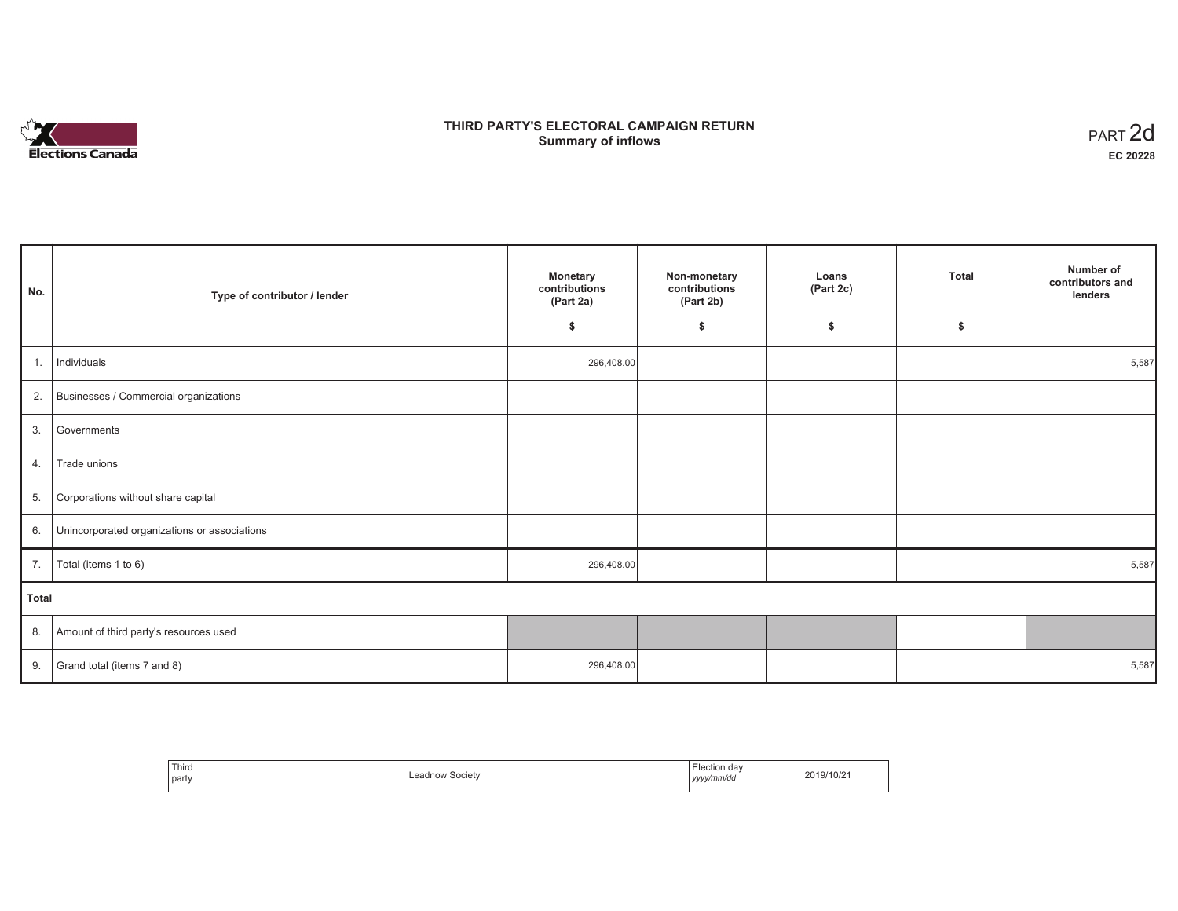# THIRD PARTY'S ELECTORAL CAMPAIGN RETURN
## Summary of inflows

PART 2d

**EC 20228**

| No. | Type of contributor / lender | Monetary contributions (Part 2a) $ | Non-monetary contributions (Part 2b) $ | Loans (Part 2c) $ | Total $ | Number of contributors and lenders |
|---|---|---|---|---|---|---|
| 1. | Individuals | 296,408.00 | | | | 5,587 |
| 2. | Businesses / Commercial organizations | | | | | |
| 3. | Governments | | | | | |
| 4. | Trade unions | | | | | |
| 5. | Corporations without share capital | | | | | |
| 6. | Unincorporated organizations or associations | | | | | |
| 7. | Total (items 1 to 6) | 296,408.00 | | | | 5,587 |
| **Total** | | | | | | |
| 8. | Amount of third party's resources used | | | | | |
| 9. | Grand total (items 7 and 8) | 296,408.00 | | | | 5,587 |

| Third party | Leadnow Society | Election day *yyyy/mm/dd* | 2019/10/21 |
|---|---|---|---|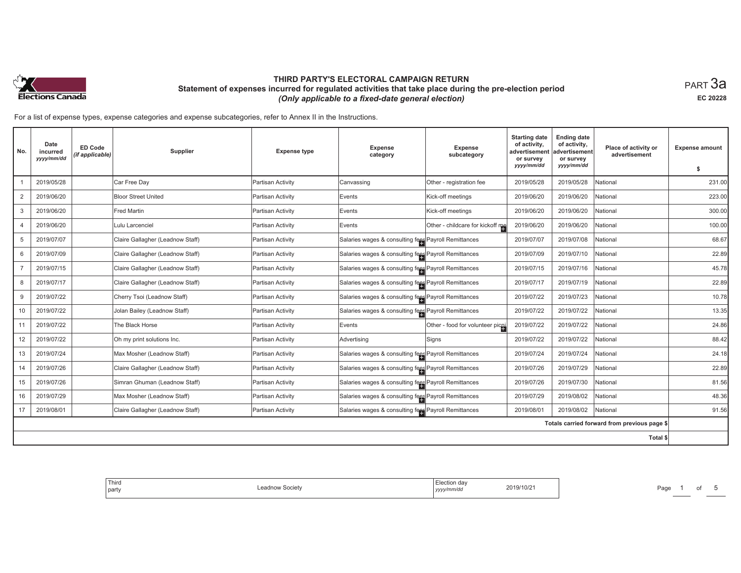# THIRD PARTY'S ELECTORAL CAMPAIGN RETURN

## Statement of expenses incurred for regulated activities that take place during the pre-election period

*(Only applicable to a fixed-date general election)*

PART 3a

EC 20228

For a list of expense types, expense categories and expense subcategories, refer to Annex II in the Instructions.

| No. | Date incurred *yyyy/mm/dd* | ED Code *(if applicable)* | Supplier | Expense type | Expense category | Expense subcategory | Starting date of activity, advertisement or survey *yyyy/mm/dd* | Ending date of activity, advertisement or survey *yyyy/mm/dd* | Place of activity or advertisement | Expense amount $ |
|---|---|---|---|---|---|---|---|---|---|---|
| 1 | 2019/05/28 | | Car Free Day | Partisan Activity | Canvassing | Other - registration fee | 2019/05/28 | 2019/05/28 | National | 231.00 |
| 2 | 2019/06/20 | | Bloor Street United | Partisan Activity | Events | Kick-off meetings | 2019/06/20 | 2019/06/20 | National | 223.00 |
| 3 | 2019/06/20 | | Fred Martin | Partisan Activity | Events | Kick-off meetings | 2019/06/20 | 2019/06/20 | National | 300.00 |
| 4 | 2019/06/20 | | Lulu Larcenciel | Partisan Activity | Events | Other - childcare for kickoff me | 2019/06/20 | 2019/06/20 | National | 100.00 |
| 5 | 2019/07/07 | | Claire Gallagher (Leadnow Staff) | Partisan Activity | Salaries wages & consulting fees | Payroll Remittances | 2019/07/07 | 2019/07/08 | National | 68.67 |
| 6 | 2019/07/09 | | Claire Gallagher (Leadnow Staff) | Partisan Activity | Salaries wages & consulting fees | Payroll Remittances | 2019/07/09 | 2019/07/10 | National | 22.89 |
| 7 | 2019/07/15 | | Claire Gallagher (Leadnow Staff) | Partisan Activity | Salaries wages & consulting fees | Payroll Remittances | 2019/07/15 | 2019/07/16 | National | 45.78 |
| 8 | 2019/07/17 | | Claire Gallagher (Leadnow Staff) | Partisan Activity | Salaries wages & consulting fees | Payroll Remittances | 2019/07/17 | 2019/07/19 | National | 22.89 |
| 9 | 2019/07/22 | | Cherry Tsoi (Leadnow Staff) | Partisan Activity | Salaries wages & consulting fees | Payroll Remittances | 2019/07/22 | 2019/07/23 | National | 10.78 |
| 10 | 2019/07/22 | | Jolan Bailey (Leadnow Staff) | Partisan Activity | Salaries wages & consulting fees | Payroll Remittances | 2019/07/22 | 2019/07/22 | National | 13.35 |
| 11 | 2019/07/22 | | The Black Horse | Partisan Activity | Events | Other - food for volunteer picni | 2019/07/22 | 2019/07/22 | National | 24.86 |
| 12 | 2019/07/22 | | Oh my print solutions Inc. | Partisan Activity | Advertising | Signs | 2019/07/22 | 2019/07/22 | National | 88.42 |
| 13 | 2019/07/24 | | Max Mosher (Leadnow Staff) | Partisan Activity | Salaries wages & consulting fees | Payroll Remittances | 2019/07/24 | 2019/07/24 | National | 24.18 |
| 14 | 2019/07/26 | | Claire Gallagher (Leadnow Staff) | Partisan Activity | Salaries wages & consulting fees | Payroll Remittances | 2019/07/26 | 2019/07/29 | National | 22.89 |
| 15 | 2019/07/26 | | Simran Ghuman (Leadnow Staff) | Partisan Activity | Salaries wages & consulting fees | Payroll Remittances | 2019/07/26 | 2019/07/30 | National | 81.56 |
| 16 | 2019/07/29 | | Max Mosher (Leadnow Staff) | Partisan Activity | Salaries wages & consulting fees | Payroll Remittances | 2019/07/29 | 2019/08/02 | National | 48.36 |
| 17 | 2019/08/01 | | Claire Gallagher (Leadnow Staff) | Partisan Activity | Salaries wages & consulting fees | Payroll Remittances | 2019/08/01 | 2019/08/02 | National | 91.56 |
| | | | | | | | | | Totals carried forward from previous page $ | |
| | | | | | | | | | Total $ | |

| Third party | Leadnow Society | Election day *yyyy/mm/dd* | 2019/10/21 |
|---|---|---|---|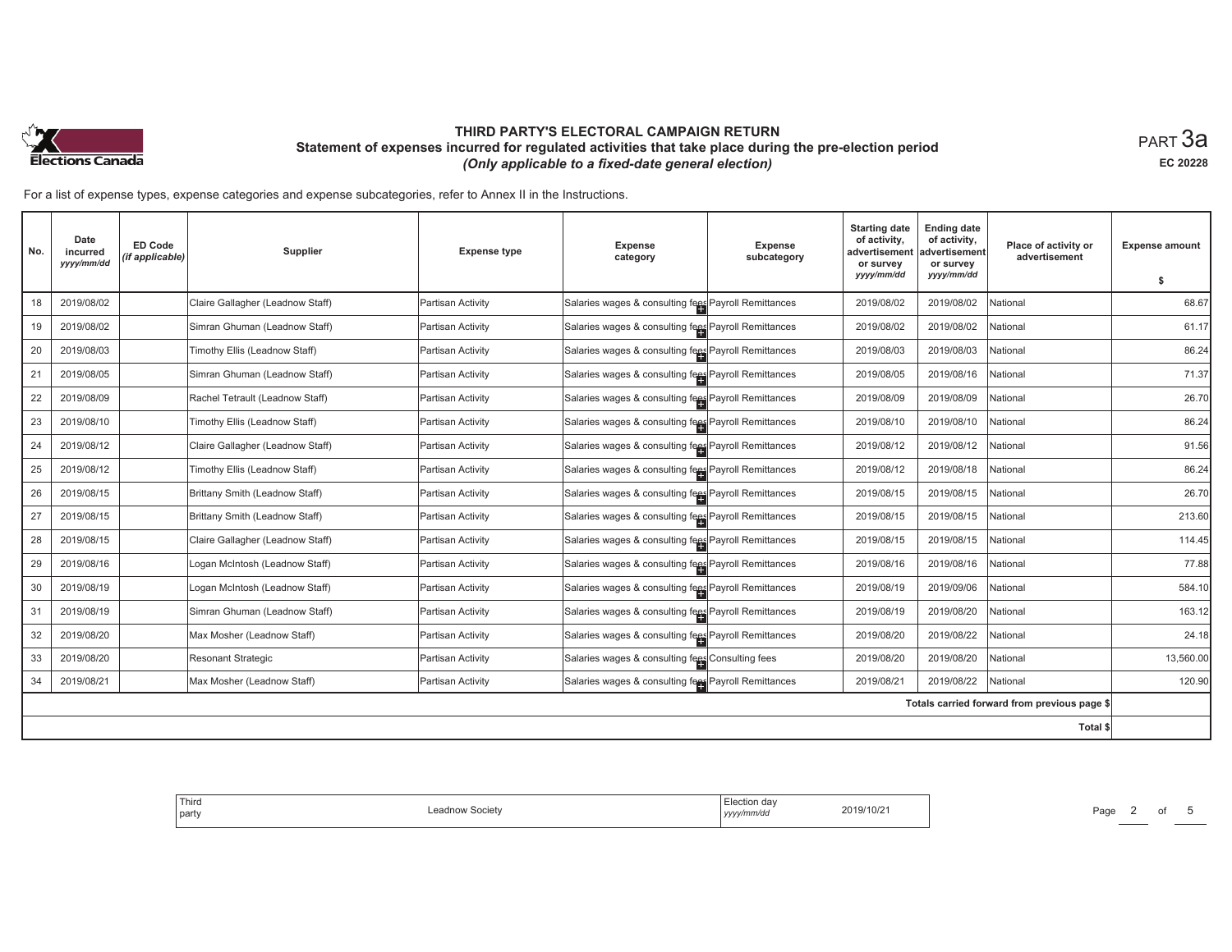# THIRD PARTY'S ELECTORAL CAMPAIGN RETURN

## Statement of expenses incurred for regulated activities that take place during the pre-election period

*(Only applicable to a fixed-date general election)*

PART 3a

EC 20228

For a list of expense types, expense categories and expense subcategories, refer to Annex II in the Instructions.

| No. | Date incurred *yyyy/mm/dd* | ED Code *(if applicable)* | Supplier | Expense type | Expense category | Expense subcategory | Starting date of activity, advertisement or survey *yyyy/mm/dd* | Ending date of activity, advertisement or survey *yyyy/mm/dd* | Place of activity or advertisement | Expense amount $ |
|---|---|---|---|---|---|---|---|---|---|---|
| 18 | 2019/08/02 | | Claire Gallagher (Leadnow Staff) | Partisan Activity | Salaries wages & consulting fees | Payroll Remittances | 2019/08/02 | 2019/08/02 | National | 68.67 |
| 19 | 2019/08/02 | | Simran Ghuman (Leadnow Staff) | Partisan Activity | Salaries wages & consulting fees | Payroll Remittances | 2019/08/02 | 2019/08/02 | National | 61.17 |
| 20 | 2019/08/03 | | Timothy Ellis (Leadnow Staff) | Partisan Activity | Salaries wages & consulting fees | Payroll Remittances | 2019/08/03 | 2019/08/03 | National | 86.24 |
| 21 | 2019/08/05 | | Simran Ghuman (Leadnow Staff) | Partisan Activity | Salaries wages & consulting fees | Payroll Remittances | 2019/08/05 | 2019/08/16 | National | 71.37 |
| 22 | 2019/08/09 | | Rachel Tetrault (Leadnow Staff) | Partisan Activity | Salaries wages & consulting fees | Payroll Remittances | 2019/08/09 | 2019/08/09 | National | 26.70 |
| 23 | 2019/08/10 | | Timothy Ellis (Leadnow Staff) | Partisan Activity | Salaries wages & consulting fees | Payroll Remittances | 2019/08/10 | 2019/08/10 | National | 86.24 |
| 24 | 2019/08/12 | | Claire Gallagher (Leadnow Staff) | Partisan Activity | Salaries wages & consulting fees | Payroll Remittances | 2019/08/12 | 2019/08/12 | National | 91.56 |
| 25 | 2019/08/12 | | Timothy Ellis (Leadnow Staff) | Partisan Activity | Salaries wages & consulting fees | Payroll Remittances | 2019/08/12 | 2019/08/18 | National | 86.24 |
| 26 | 2019/08/15 | | Brittany Smith (Leadnow Staff) | Partisan Activity | Salaries wages & consulting fees | Payroll Remittances | 2019/08/15 | 2019/08/15 | National | 26.70 |
| 27 | 2019/08/15 | | Brittany Smith (Leadnow Staff) | Partisan Activity | Salaries wages & consulting fees | Payroll Remittances | 2019/08/15 | 2019/08/15 | National | 213.60 |
| 28 | 2019/08/15 | | Claire Gallagher (Leadnow Staff) | Partisan Activity | Salaries wages & consulting fees | Payroll Remittances | 2019/08/15 | 2019/08/15 | National | 114.45 |
| 29 | 2019/08/16 | | Logan McIntosh (Leadnow Staff) | Partisan Activity | Salaries wages & consulting fees | Payroll Remittances | 2019/08/16 | 2019/08/16 | National | 77.88 |
| 30 | 2019/08/19 | | Logan McIntosh (Leadnow Staff) | Partisan Activity | Salaries wages & consulting fees | Payroll Remittances | 2019/08/19 | 2019/09/06 | National | 584.10 |
| 31 | 2019/08/19 | | Simran Ghuman (Leadnow Staff) | Partisan Activity | Salaries wages & consulting fees | Payroll Remittances | 2019/08/19 | 2019/08/20 | National | 163.12 |
| 32 | 2019/08/20 | | Max Mosher (Leadnow Staff) | Partisan Activity | Salaries wages & consulting fees | Payroll Remittances | 2019/08/20 | 2019/08/22 | National | 24.18 |
| 33 | 2019/08/20 | | Resonant Strategic | Partisan Activity | Salaries wages & consulting fees | Consulting fees | 2019/08/20 | 2019/08/20 | National | 13,560.00 |
| 34 | 2019/08/21 | | Max Mosher (Leadnow Staff) | Partisan Activity | Salaries wages & consulting fees | Payroll Remittances | 2019/08/21 | 2019/08/22 | National | 120.90 |
| | | | | | | | | | Totals carried forward from previous page $ | |
| | | | | | | | | | Total $ | |

Third party: Leadnow Society

Election day *yyyy/mm/dd*: 2019/10/21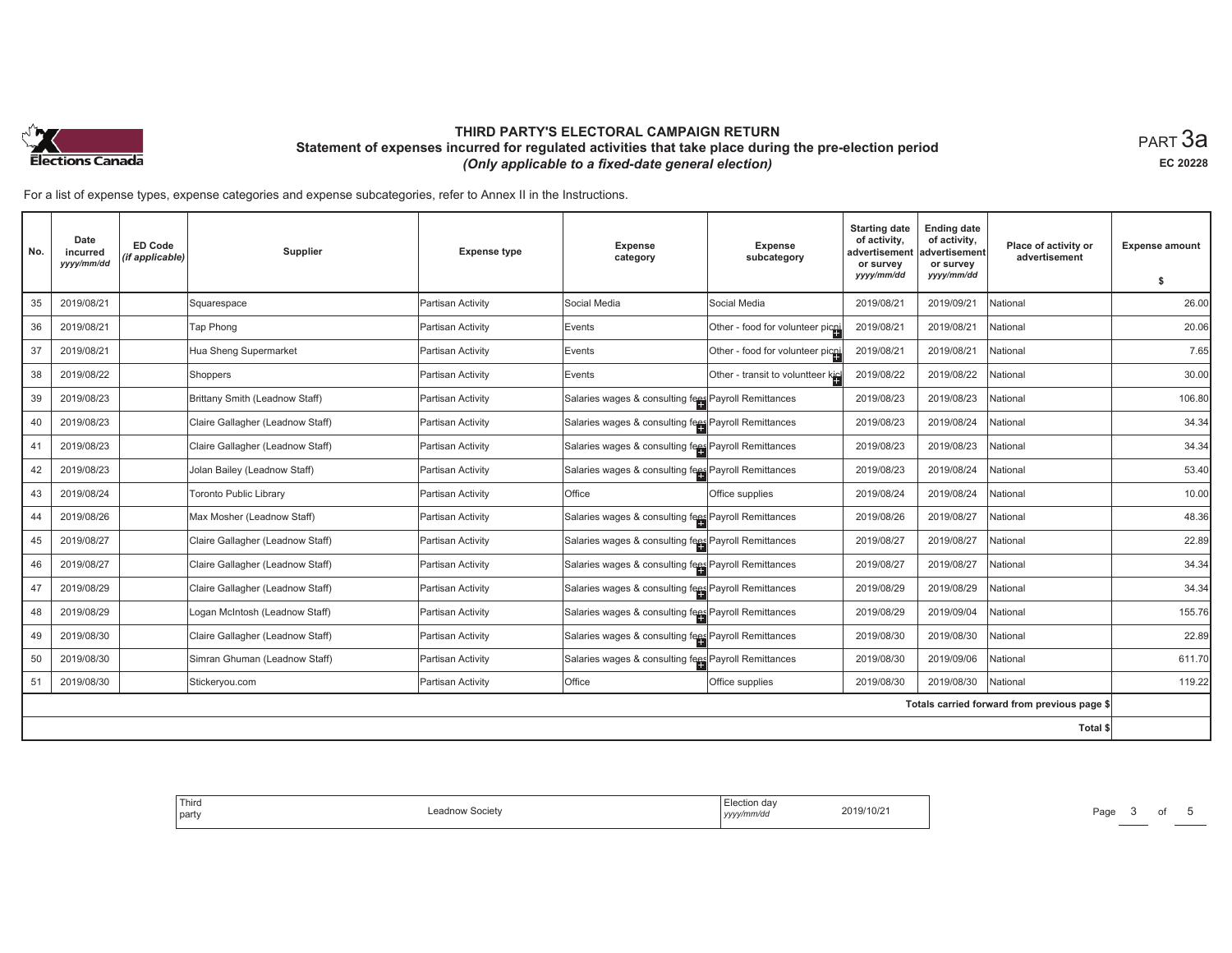# THIRD PARTY'S ELECTORAL CAMPAIGN RETURN

## Statement of expenses incurred for regulated activities that take place during the pre-election period

*(Only applicable to a fixed-date general election)*

PART 3a

EC 20228

For a list of expense types, expense categories and expense subcategories, refer to Annex II in the Instructions.

| No. | Date incurred *yyyy/mm/dd* | ED Code *(if applicable)* | Supplier | Expense type | Expense category | Expense subcategory | Starting date of activity, advertisement or survey *yyyy/mm/dd* | Ending date of activity, advertisement or survey *yyyy/mm/dd* | Place of activity or advertisement | Expense amount $ |
|---|---|---|---|---|---|---|---|---|---|---|
| 35 | 2019/08/21 | | Squarespace | Partisan Activity | Social Media | Social Media | 2019/08/21 | 2019/09/21 | National | 26.00 |
| 36 | 2019/08/21 | | Tap Phong | Partisan Activity | Events | Other - food for volunteer picni | 2019/08/21 | 2019/08/21 | National | 20.06 |
| 37 | 2019/08/21 | | Hua Sheng Supermarket | Partisan Activity | Events | Other - food for volunteer picni | 2019/08/21 | 2019/08/21 | National | 7.65 |
| 38 | 2019/08/22 | | Shoppers | Partisan Activity | Events | Other - transit to voluntteer kic | 2019/08/22 | 2019/08/22 | National | 30.00 |
| 39 | 2019/08/23 | | Brittany Smith (Leadnow Staff) | Partisan Activity | Salaries wages & consulting fees | Payroll Remittances | 2019/08/23 | 2019/08/23 | National | 106.80 |
| 40 | 2019/08/23 | | Claire Gallagher (Leadnow Staff) | Partisan Activity | Salaries wages & consulting fees | Payroll Remittances | 2019/08/23 | 2019/08/24 | National | 34.34 |
| 41 | 2019/08/23 | | Claire Gallagher (Leadnow Staff) | Partisan Activity | Salaries wages & consulting fees | Payroll Remittances | 2019/08/23 | 2019/08/23 | National | 34.34 |
| 42 | 2019/08/23 | | Jolan Bailey (Leadnow Staff) | Partisan Activity | Salaries wages & consulting fees | Payroll Remittances | 2019/08/23 | 2019/08/24 | National | 53.40 |
| 43 | 2019/08/24 | | Toronto Public Library | Partisan Activity | Office | Office supplies | 2019/08/24 | 2019/08/24 | National | 10.00 |
| 44 | 2019/08/26 | | Max Mosher (Leadnow Staff) | Partisan Activity | Salaries wages & consulting fees | Payroll Remittances | 2019/08/26 | 2019/08/27 | National | 48.36 |
| 45 | 2019/08/27 | | Claire Gallagher (Leadnow Staff) | Partisan Activity | Salaries wages & consulting fees | Payroll Remittances | 2019/08/27 | 2019/08/27 | National | 22.89 |
| 46 | 2019/08/27 | | Claire Gallagher (Leadnow Staff) | Partisan Activity | Salaries wages & consulting fees | Payroll Remittances | 2019/08/27 | 2019/08/27 | National | 34.34 |
| 47 | 2019/08/29 | | Claire Gallagher (Leadnow Staff) | Partisan Activity | Salaries wages & consulting fees | Payroll Remittances | 2019/08/29 | 2019/08/29 | National | 34.34 |
| 48 | 2019/08/29 | | Logan McIntosh (Leadnow Staff) | Partisan Activity | Salaries wages & consulting fees | Payroll Remittances | 2019/08/29 | 2019/09/04 | National | 155.76 |
| 49 | 2019/08/30 | | Claire Gallagher (Leadnow Staff) | Partisan Activity | Salaries wages & consulting fees | Payroll Remittances | 2019/08/30 | 2019/08/30 | National | 22.89 |
| 50 | 2019/08/30 | | Simran Ghuman (Leadnow Staff) | Partisan Activity | Salaries wages & consulting fees | Payroll Remittances | 2019/08/30 | 2019/09/06 | National | 611.70 |
| 51 | 2019/08/30 | | Stickeryou.com | Partisan Activity | Office | Office supplies | 2019/08/30 | 2019/08/30 | National | 119.22 |
| | | | | | | | | | Totals carried forward from previous page $ | |
| | | | | | | | | | Total $ | |

| Third party | Leadnow Society | Election day *yyyy/mm/dd* | 2019/10/21 |
|---|---|---|---|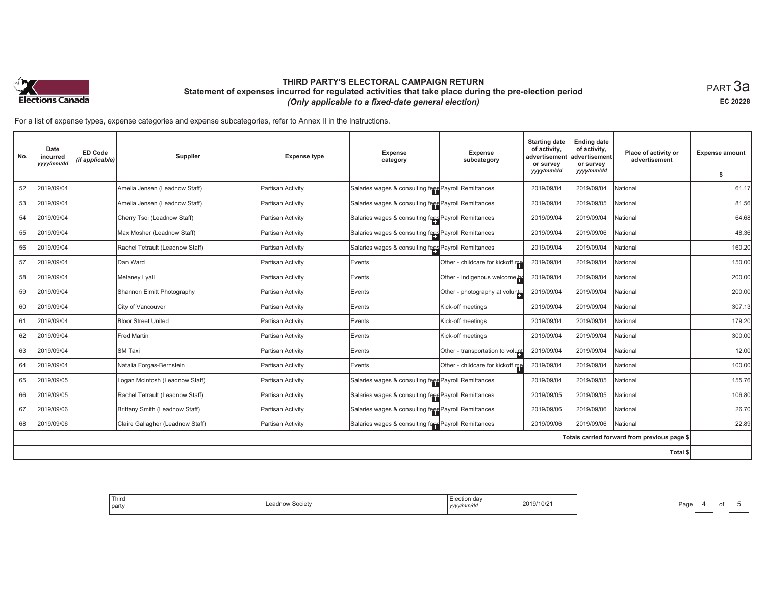**THIRD PARTY'S ELECTORAL CAMPAIGN RETURN**
**Statement of expenses incurred for regulated activities that take place during the pre-election period**
*(Only applicable to a fixed-date general election)*

PART 3a

EC 20228

For a list of expense types, expense categories and expense subcategories, refer to Annex II in the Instructions.

| No. | Date incurred *yyyy/mm/dd* | ED Code *(if applicable)* | Supplier | Expense type | Expense category | Expense subcategory | Starting date of activity, advertisement or survey *yyyy/mm/dd* | Ending date of activity, advertisement or survey *yyyy/mm/dd* | Place of activity or advertisement | Expense amount $ |
|---|---|---|---|---|---|---|---|---|---|---|
| 52 | 2019/09/04 | | Amelia Jensen (Leadnow Staff) | Partisan Activity | Salaries wages & consulting fees | Payroll Remittances | 2019/09/04 | 2019/09/04 | National | 61.17 |
| 53 | 2019/09/04 | | Amelia Jensen (Leadnow Staff) | Partisan Activity | Salaries wages & consulting fees | Payroll Remittances | 2019/09/04 | 2019/09/05 | National | 81.56 |
| 54 | 2019/09/04 | | Cherry Tsoi (Leadnow Staff) | Partisan Activity | Salaries wages & consulting fees | Payroll Remittances | 2019/09/04 | 2019/09/04 | National | 64.68 |
| 55 | 2019/09/04 | | Max Mosher (Leadnow Staff) | Partisan Activity | Salaries wages & consulting fees | Payroll Remittances | 2019/09/04 | 2019/09/06 | National | 48.36 |
| 56 | 2019/09/04 | | Rachel Tetrault (Leadnow Staff) | Partisan Activity | Salaries wages & consulting fees | Payroll Remittances | 2019/09/04 | 2019/09/04 | National | 160.20 |
| 57 | 2019/09/04 | | Dan Ward | Partisan Activity | Events | Other - childcare for kickoff me | 2019/09/04 | 2019/09/04 | National | 150.00 |
| 58 | 2019/09/04 | | Melaney Lyall | Partisan Activity | Events | Other - Indigenous welcome by | 2019/09/04 | 2019/09/04 | National | 200.00 |
| 59 | 2019/09/04 | | Shannon Elmitt Photography | Partisan Activity | Events | Other - photography at volunte | 2019/09/04 | 2019/09/04 | National | 200.00 |
| 60 | 2019/09/04 | | City of Vancouver | Partisan Activity | Events | Kick-off meetings | 2019/09/04 | 2019/09/04 | National | 307.13 |
| 61 | 2019/09/04 | | Bloor Street United | Partisan Activity | Events | Kick-off meetings | 2019/09/04 | 2019/09/04 | National | 179.20 |
| 62 | 2019/09/04 | | Fred Martin | Partisan Activity | Events | Kick-off meetings | 2019/09/04 | 2019/09/04 | National | 300.00 |
| 63 | 2019/09/04 | | SM Taxi | Partisan Activity | Events | Other - transportation to volunt | 2019/09/04 | 2019/09/04 | National | 12.00 |
| 64 | 2019/09/04 | | Natalia Forgas-Bernstein | Partisan Activity | Events | Other - childcare for kickoff me | 2019/09/04 | 2019/09/04 | National | 100.00 |
| 65 | 2019/09/05 | | Logan McIntosh (Leadnow Staff) | Partisan Activity | Salaries wages & consulting fees | Payroll Remittances | 2019/09/04 | 2019/09/05 | National | 155.76 |
| 66 | 2019/09/05 | | Rachel Tetrault (Leadnow Staff) | Partisan Activity | Salaries wages & consulting fees | Payroll Remittances | 2019/09/05 | 2019/09/05 | National | 106.80 |
| 67 | 2019/09/06 | | Brittany Smith (Leadnow Staff) | Partisan Activity | Salaries wages & consulting fees | Payroll Remittances | 2019/09/06 | 2019/09/06 | National | 26.70 |
| 68 | 2019/09/06 | | Claire Gallagher (Leadnow Staff) | Partisan Activity | Salaries wages & consulting fees | Payroll Remittances | 2019/09/06 | 2019/09/06 | National | 22.89 |
| | | | | | | | | | Totals carried forward from previous page $ | |
| | | | | | | | | | Total $ | |

| Third party | Leadnow Society | Election day *yyyy/mm/dd* | 2019/10/21 |
|---|---|---|---|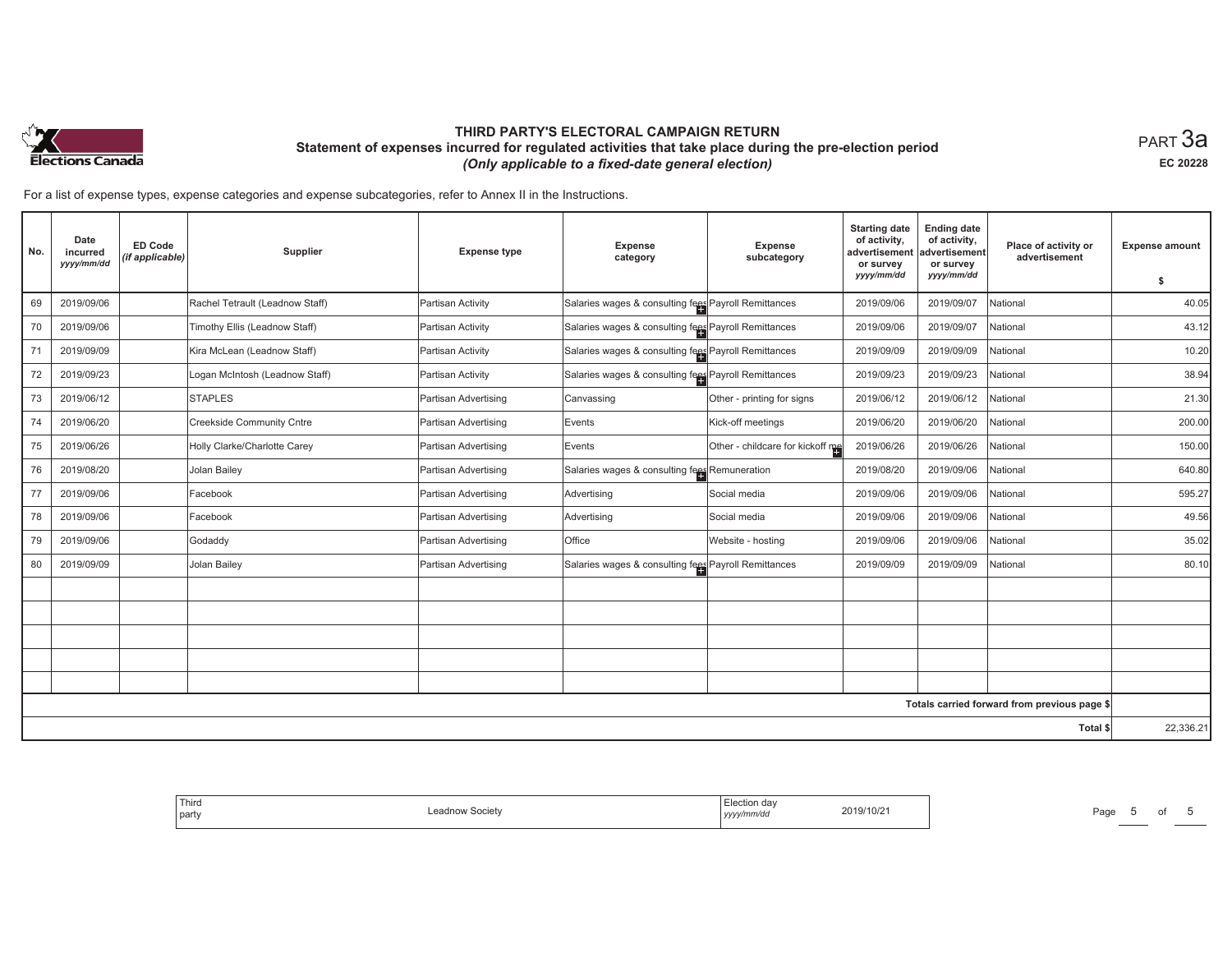# THIRD PARTY'S ELECTORAL CAMPAIGN RETURN

## Statement of expenses incurred for regulated activities that take place during the pre-election period

*(Only applicable to a fixed-date general election)*

PART 3a

EC 20228

For a list of expense types, expense categories and expense subcategories, refer to Annex II in the Instructions.

| No. | Date incurred *yyyy/mm/dd* | ED Code *(if applicable)* | Supplier | Expense type | Expense category | Expense subcategory | Starting date of activity, advertisement or survey *yyyy/mm/dd* | Ending date of activity, advertisement or survey *yyyy/mm/dd* | Place of activity or advertisement | Expense amount $ |
|---|---|---|---|---|---|---|---|---|---|---|
| 69 | 2019/09/06 | | Rachel Tetrault (Leadnow Staff) | Partisan Activity | Salaries wages & consulting fees | Payroll Remittances | 2019/09/06 | 2019/09/07 | National | 40.05 |
| 70 | 2019/09/06 | | Timothy Ellis (Leadnow Staff) | Partisan Activity | Salaries wages & consulting fees | Payroll Remittances | 2019/09/06 | 2019/09/07 | National | 43.12 |
| 71 | 2019/09/09 | | Kira McLean (Leadnow Staff) | Partisan Activity | Salaries wages & consulting fees | Payroll Remittances | 2019/09/09 | 2019/09/09 | National | 10.20 |
| 72 | 2019/09/23 | | Logan McIntosh (Leadnow Staff) | Partisan Activity | Salaries wages & consulting fees | Payroll Remittances | 2019/09/23 | 2019/09/23 | National | 38.94 |
| 73 | 2019/06/12 | | STAPLES | Partisan Advertising | Canvassing | Other - printing for signs | 2019/06/12 | 2019/06/12 | National | 21.30 |
| 74 | 2019/06/20 | | Creekside Community Cntre | Partisan Advertising | Events | Kick-off meetings | 2019/06/20 | 2019/06/20 | National | 200.00 |
| 75 | 2019/06/26 | | Holly Clarke/Charlotte Carey | Partisan Advertising | Events | Other - childcare for kickoff me | 2019/06/26 | 2019/06/26 | National | 150.00 |
| 76 | 2019/08/20 | | Jolan Bailey | Partisan Advertising | Salaries wages & consulting fees | Remuneration | 2019/08/20 | 2019/09/06 | National | 640.80 |
| 77 | 2019/09/06 | | Facebook | Partisan Advertising | Advertising | Social media | 2019/09/06 | 2019/09/06 | National | 595.27 |
| 78 | 2019/09/06 | | Facebook | Partisan Advertising | Advertising | Social media | 2019/09/06 | 2019/09/06 | National | 49.56 |
| 79 | 2019/09/06 | | Godaddy | Partisan Advertising | Office | Website - hosting | 2019/09/06 | 2019/09/06 | National | 35.02 |
| 80 | 2019/09/09 | | Jolan Bailey | Partisan Advertising | Salaries wages & consulting fees | Payroll Remittances | 2019/09/09 | 2019/09/09 | National | 80.10 |
| | | | | | | | | | | |
| | | | | | | | | | | |
| | | | | | | | | | | |
| | | | | | | | | | | |
| | | | | | | | | | | |
| | | | | | | | | | Totals carried forward from previous page $ | |
| | | | | | | | | | Total $ | 22,336.21 |

| Third party | Leadnow Society | Election day *yyyy/mm/dd* | 2019/10/21 |
|---|---|---|---|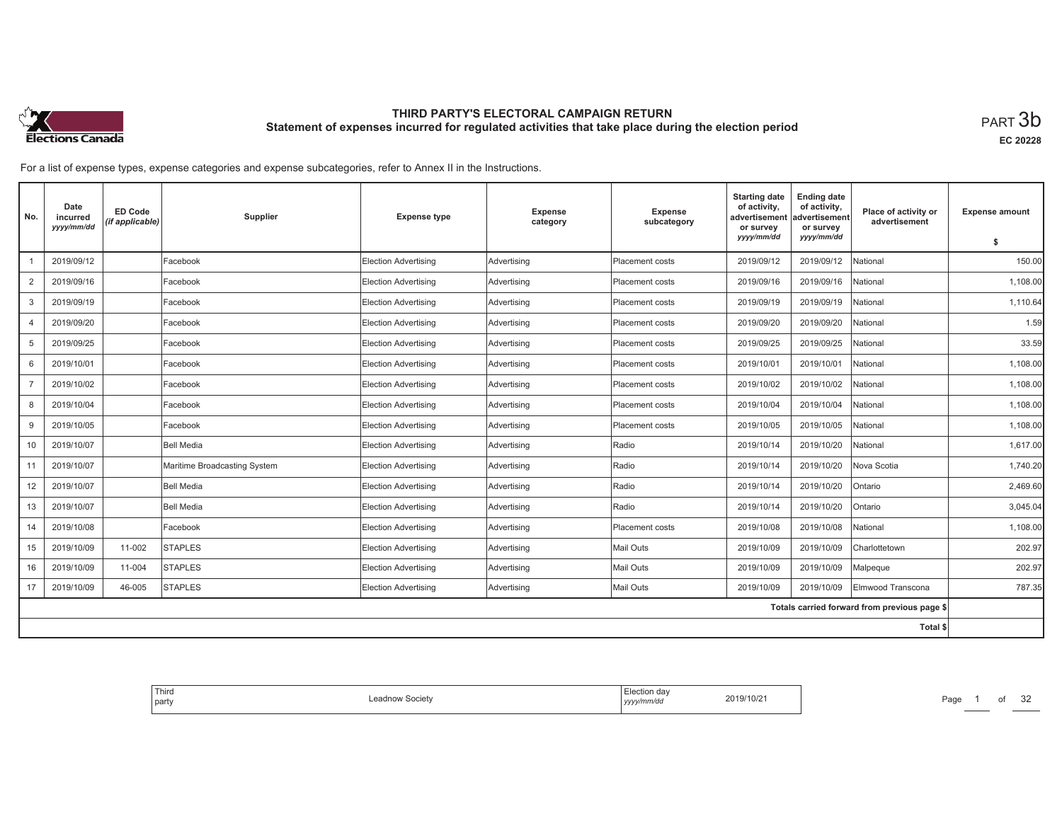# THIRD PARTY'S ELECTORAL CAMPAIGN RETURN

## Statement of expenses incurred for regulated activities that take place during the election period

PART 3b

EC 20228

For a list of expense types, expense categories and expense subcategories, refer to Annex II in the Instructions.

| No. | Date incurred *yyyy/mm/dd* | ED Code *(if applicable)* | Supplier | Expense type | Expense category | Expense subcategory | Starting date of activity, advertisement or survey *yyyy/mm/dd* | Ending date of activity, advertisement or survey *yyyy/mm/dd* | Place of activity or advertisement | Expense amount $ |
|---|---|---|---|---|---|---|---|---|---|---|
| 1 | 2019/09/12 | | Facebook | Election Advertising | Advertising | Placement costs | 2019/09/12 | 2019/09/12 | National | 150.00 |
| 2 | 2019/09/16 | | Facebook | Election Advertising | Advertising | Placement costs | 2019/09/16 | 2019/09/16 | National | 1,108.00 |
| 3 | 2019/09/19 | | Facebook | Election Advertising | Advertising | Placement costs | 2019/09/19 | 2019/09/19 | National | 1,110.64 |
| 4 | 2019/09/20 | | Facebook | Election Advertising | Advertising | Placement costs | 2019/09/20 | 2019/09/20 | National | 1.59 |
| 5 | 2019/09/25 | | Facebook | Election Advertising | Advertising | Placement costs | 2019/09/25 | 2019/09/25 | National | 33.59 |
| 6 | 2019/10/01 | | Facebook | Election Advertising | Advertising | Placement costs | 2019/10/01 | 2019/10/01 | National | 1,108.00 |
| 7 | 2019/10/02 | | Facebook | Election Advertising | Advertising | Placement costs | 2019/10/02 | 2019/10/02 | National | 1,108.00 |
| 8 | 2019/10/04 | | Facebook | Election Advertising | Advertising | Placement costs | 2019/10/04 | 2019/10/04 | National | 1,108.00 |
| 9 | 2019/10/05 | | Facebook | Election Advertising | Advertising | Placement costs | 2019/10/05 | 2019/10/05 | National | 1,108.00 |
| 10 | 2019/10/07 | | Bell Media | Election Advertising | Advertising | Radio | 2019/10/14 | 2019/10/20 | National | 1,617.00 |
| 11 | 2019/10/07 | | Maritime Broadcasting System | Election Advertising | Advertising | Radio | 2019/10/14 | 2019/10/20 | Nova Scotia | 1,740.20 |
| 12 | 2019/10/07 | | Bell Media | Election Advertising | Advertising | Radio | 2019/10/14 | 2019/10/20 | Ontario | 2,469.60 |
| 13 | 2019/10/07 | | Bell Media | Election Advertising | Advertising | Radio | 2019/10/14 | 2019/10/20 | Ontario | 3,045.04 |
| 14 | 2019/10/08 | | Facebook | Election Advertising | Advertising | Placement costs | 2019/10/08 | 2019/10/08 | National | 1,108.00 |
| 15 | 2019/10/09 | 11-002 | STAPLES | Election Advertising | Advertising | Mail Outs | 2019/10/09 | 2019/10/09 | Charlottetown | 202.97 |
| 16 | 2019/10/09 | 11-004 | STAPLES | Election Advertising | Advertising | Mail Outs | 2019/10/09 | 2019/10/09 | Malpeque | 202.97 |
| 17 | 2019/10/09 | 46-005 | STAPLES | Election Advertising | Advertising | Mail Outs | 2019/10/09 | 2019/10/09 | Elmwood Transcona | 787.35 |
| | | | | | | | | | Totals carried forward from previous page $ | |
| | | | | | | | | | Total $ | |

| Third party | Leadnow Society | Election day *yyyy/mm/dd* | 2019/10/21 |
|---|---|---|---|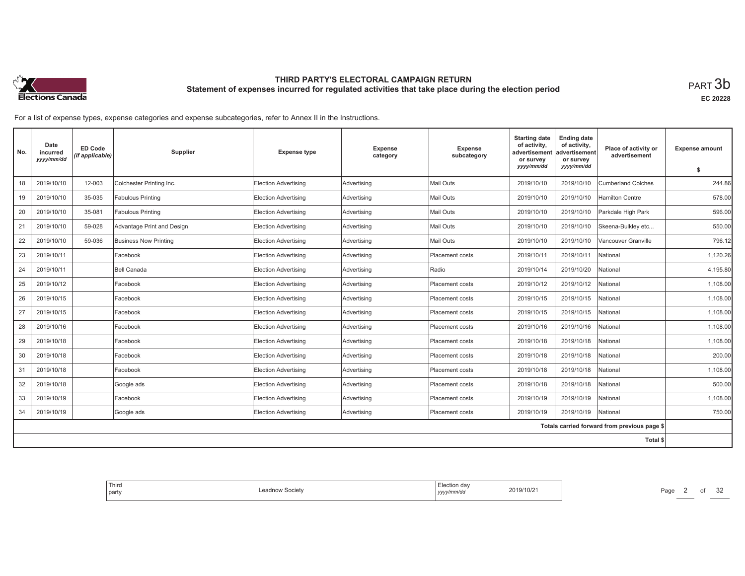# THIRD PARTY'S ELECTORAL CAMPAIGN RETURN

## Statement of expenses incurred for regulated activities that take place during the election period

PART 3b

EC 20228

For a list of expense types, expense categories and expense subcategories, refer to Annex II in the Instructions.

| No. | Date incurred *yyyy/mm/dd* | ED Code *(if applicable)* | Supplier | Expense type | Expense category | Expense subcategory | Starting date of activity, advertisement or survey *yyyy/mm/dd* | Ending date of activity, advertisement or survey *yyyy/mm/dd* | Place of activity or advertisement | Expense amount $ |
|---|---|---|---|---|---|---|---|---|---|---|
| 18 | 2019/10/10 | 12-003 | Colchester Printing Inc. | Election Advertising | Advertising | Mail Outs | 2019/10/10 | 2019/10/10 | Cumberland Colches | 244.86 |
| 19 | 2019/10/10 | 35-035 | Fabulous Printing | Election Advertising | Advertising | Mail Outs | 2019/10/10 | 2019/10/10 | Hamilton Centre | 578.00 |
| 20 | 2019/10/10 | 35-081 | Fabulous Printing | Election Advertising | Advertising | Mail Outs | 2019/10/10 | 2019/10/10 | Parkdale High Park | 596.00 |
| 21 | 2019/10/10 | 59-028 | Advantage Print and Design | Election Advertising | Advertising | Mail Outs | 2019/10/10 | 2019/10/10 | Skeena-Bulkley etc... | 550.00 |
| 22 | 2019/10/10 | 59-036 | Business Now Printing | Election Advertising | Advertising | Mail Outs | 2019/10/10 | 2019/10/10 | Vancouver Granville | 796.12 |
| 23 | 2019/10/11 | | Facebook | Election Advertising | Advertising | Placement costs | 2019/10/11 | 2019/10/11 | National | 1,120.26 |
| 24 | 2019/10/11 | | Bell Canada | Election Advertising | Advertising | Radio | 2019/10/14 | 2019/10/20 | National | 4,195.80 |
| 25 | 2019/10/12 | | Facebook | Election Advertising | Advertising | Placement costs | 2019/10/12 | 2019/10/12 | National | 1,108.00 |
| 26 | 2019/10/15 | | Facebook | Election Advertising | Advertising | Placement costs | 2019/10/15 | 2019/10/15 | National | 1,108.00 |
| 27 | 2019/10/15 | | Facebook | Election Advertising | Advertising | Placement costs | 2019/10/15 | 2019/10/15 | National | 1,108.00 |
| 28 | 2019/10/16 | | Facebook | Election Advertising | Advertising | Placement costs | 2019/10/16 | 2019/10/16 | National | 1,108.00 |
| 29 | 2019/10/18 | | Facebook | Election Advertising | Advertising | Placement costs | 2019/10/18 | 2019/10/18 | National | 1,108.00 |
| 30 | 2019/10/18 | | Facebook | Election Advertising | Advertising | Placement costs | 2019/10/18 | 2019/10/18 | National | 200.00 |
| 31 | 2019/10/18 | | Facebook | Election Advertising | Advertising | Placement costs | 2019/10/18 | 2019/10/18 | National | 1,108.00 |
| 32 | 2019/10/18 | | Google ads | Election Advertising | Advertising | Placement costs | 2019/10/18 | 2019/10/18 | National | 500.00 |
| 33 | 2019/10/19 | | Facebook | Election Advertising | Advertising | Placement costs | 2019/10/19 | 2019/10/19 | National | 1,108.00 |
| 34 | 2019/10/19 | | Google ads | Election Advertising | Advertising | Placement costs | 2019/10/19 | 2019/10/19 | National | 750.00 |
| | | | | | | | | | Totals carried forward from previous page $ | |
| | | | | | | | | | Total $ | |

| Third party | Leadnow Society | Election day *yyyy/mm/dd* | 2019/10/21 |
|---|---|---|---|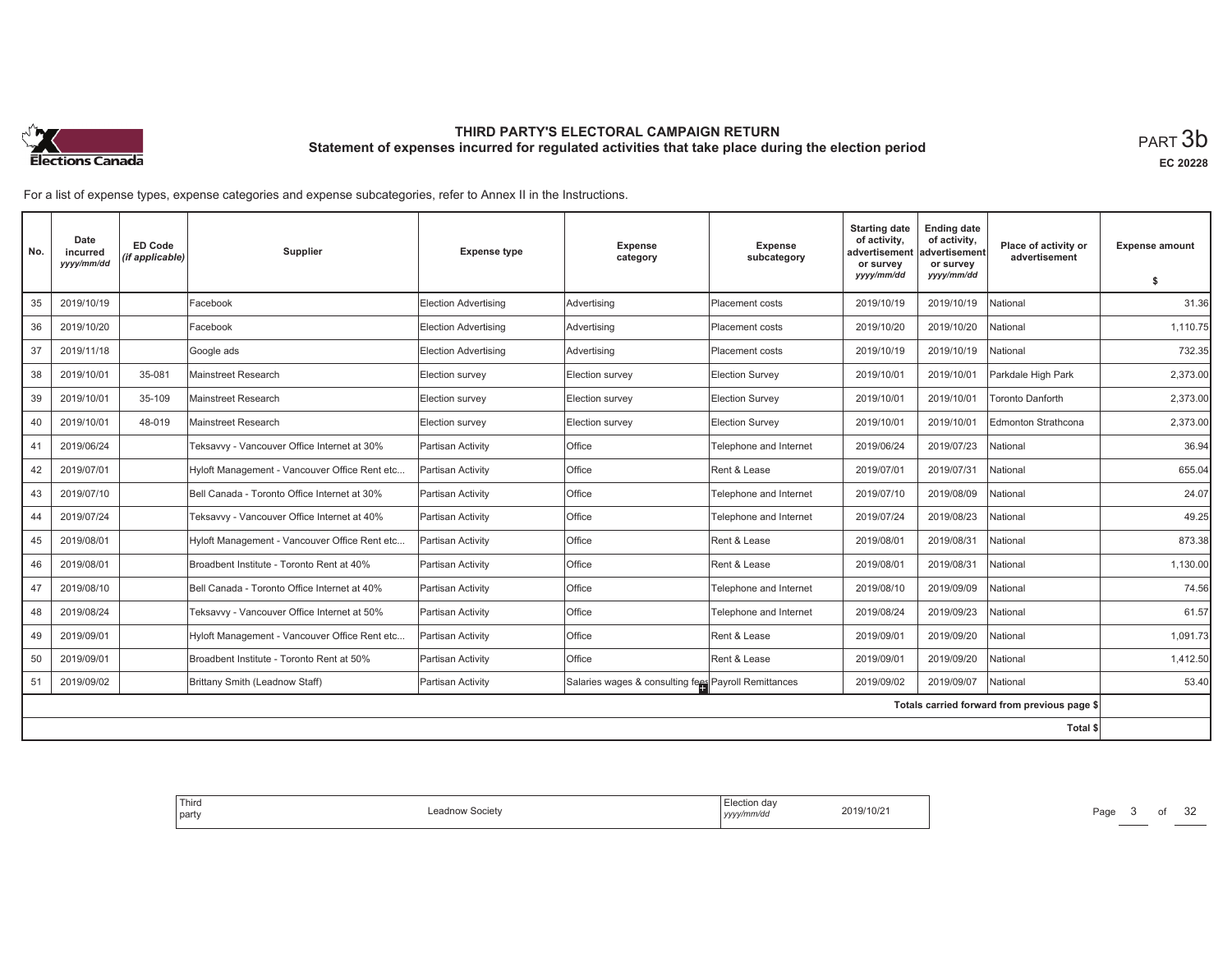# THIRD PARTY'S ELECTORAL CAMPAIGN RETURN

## Statement of expenses incurred for regulated activities that take place during the election period

PART 3b

EC 20228

For a list of expense types, expense categories and expense subcategories, refer to Annex II in the Instructions.

| No. | Date incurred *yyyy/mm/dd* | ED Code *(if applicable)* | Supplier | Expense type | Expense category | Expense subcategory | Starting date of activity, advertisement or survey *yyyy/mm/dd* | Ending date of activity, advertisement or survey *yyyy/mm/dd* | Place of activity or advertisement | Expense amount $ |
|---|---|---|---|---|---|---|---|---|---|---|
| 35 | 2019/10/19 | | Facebook | Election Advertising | Advertising | Placement costs | 2019/10/19 | 2019/10/19 | National | 31.36 |
| 36 | 2019/10/20 | | Facebook | Election Advertising | Advertising | Placement costs | 2019/10/20 | 2019/10/20 | National | 1,110.75 |
| 37 | 2019/11/18 | | Google ads | Election Advertising | Advertising | Placement costs | 2019/10/19 | 2019/10/19 | National | 732.35 |
| 38 | 2019/10/01 | 35-081 | Mainstreet Research | Election survey | Election survey | Election Survey | 2019/10/01 | 2019/10/01 | Parkdale High Park | 2,373.00 |
| 39 | 2019/10/01 | 35-109 | Mainstreet Research | Election survey | Election survey | Election Survey | 2019/10/01 | 2019/10/01 | Toronto Danforth | 2,373.00 |
| 40 | 2019/10/01 | 48-019 | Mainstreet Research | Election survey | Election survey | Election Survey | 2019/10/01 | 2019/10/01 | Edmonton Strathcona | 2,373.00 |
| 41 | 2019/06/24 | | Teksavvy - Vancouver Office Internet at 30% | Partisan Activity | Office | Telephone and Internet | 2019/06/24 | 2019/07/23 | National | 36.94 |
| 42 | 2019/07/01 | | Hyloft Management - Vancouver Office Rent etc... | Partisan Activity | Office | Rent & Lease | 2019/07/01 | 2019/07/31 | National | 655.04 |
| 43 | 2019/07/10 | | Bell Canada - Toronto Office Internet at 30% | Partisan Activity | Office | Telephone and Internet | 2019/07/10 | 2019/08/09 | National | 24.07 |
| 44 | 2019/07/24 | | Teksavvy - Vancouver Office Internet at 40% | Partisan Activity | Office | Telephone and Internet | 2019/07/24 | 2019/08/23 | National | 49.25 |
| 45 | 2019/08/01 | | Hyloft Management - Vancouver Office Rent etc... | Partisan Activity | Office | Rent & Lease | 2019/08/01 | 2019/08/31 | National | 873.38 |
| 46 | 2019/08/01 | | Broadbent Institute - Toronto Rent at 40% | Partisan Activity | Office | Rent & Lease | 2019/08/01 | 2019/08/31 | National | 1,130.00 |
| 47 | 2019/08/10 | | Bell Canada - Toronto Office Internet at 40% | Partisan Activity | Office | Telephone and Internet | 2019/08/10 | 2019/09/09 | National | 74.56 |
| 48 | 2019/08/24 | | Teksavvy - Vancouver Office Internet at 50% | Partisan Activity | Office | Telephone and Internet | 2019/08/24 | 2019/09/23 | National | 61.57 |
| 49 | 2019/09/01 | | Hyloft Management - Vancouver Office Rent etc... | Partisan Activity | Office | Rent & Lease | 2019/09/01 | 2019/09/20 | National | 1,091.73 |
| 50 | 2019/09/01 | | Broadbent Institute - Toronto Rent at 50% | Partisan Activity | Office | Rent & Lease | 2019/09/01 | 2019/09/20 | National | 1,412.50 |
| 51 | 2019/09/02 | | Brittany Smith (Leadnow Staff) | Partisan Activity | Salaries wages & consulting fees | Payroll Remittances | 2019/09/02 | 2019/09/07 | National | 53.40 |
| | | | | | | | | | Totals carried forward from previous page $ | |
| | | | | | | | | | Total $ | |

| Third party | Leadnow Society | Election day *yyyy/mm/dd* | 2019/10/21 |
|---|---|---|---|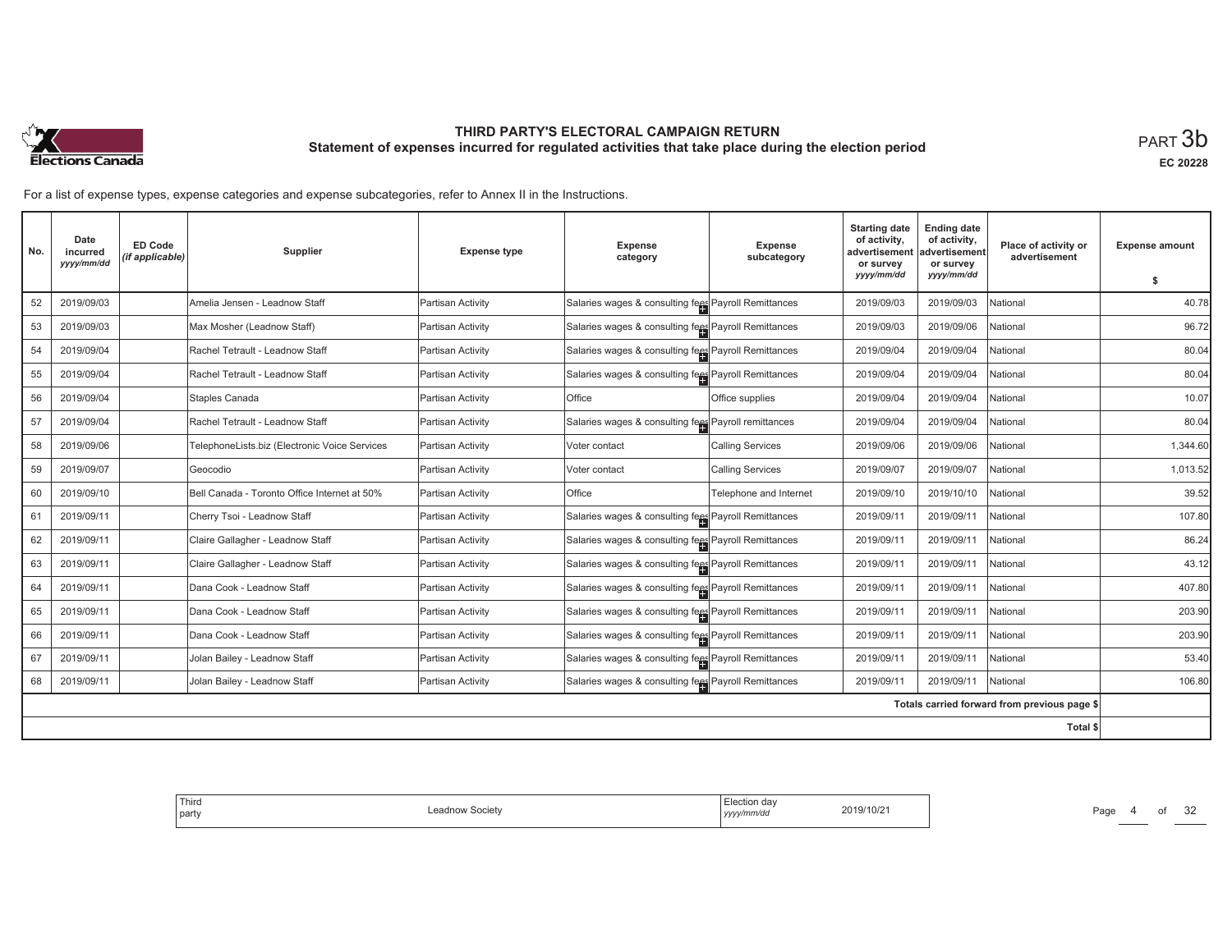# THIRD PARTY'S ELECTORAL CAMPAIGN RETURN

## Statement of expenses incurred for regulated activities that take place during the election period

PART 3b

EC 20228

For a list of expense types, expense categories and expense subcategories, refer to Annex II in the Instructions.

| No. | Date incurred *yyyy/mm/dd* | ED Code *(if applicable)* | Supplier | Expense type | Expense category | Expense subcategory | Starting date of activity, advertisement or survey *yyyy/mm/dd* | Ending date of activity, advertisement or survey *yyyy/mm/dd* | Place of activity or advertisement | Expense amount $ |
|---|---|---|---|---|---|---|---|---|---|---|
| 52 | 2019/09/03 | | Amelia Jensen - Leadnow Staff | Partisan Activity | Salaries wages & consulting fees | Payroll Remittances | 2019/09/03 | 2019/09/03 | National | 40.78 |
| 53 | 2019/09/03 | | Max Mosher (Leadnow Staff) | Partisan Activity | Salaries wages & consulting fees | Payroll Remittances | 2019/09/03 | 2019/09/06 | National | 96.72 |
| 54 | 2019/09/04 | | Rachel Tetrault - Leadnow Staff | Partisan Activity | Salaries wages & consulting fees | Payroll Remittances | 2019/09/04 | 2019/09/04 | National | 80.04 |
| 55 | 2019/09/04 | | Rachel Tetrault - Leadnow Staff | Partisan Activity | Salaries wages & consulting fees | Payroll Remittances | 2019/09/04 | 2019/09/04 | National | 80.04 |
| 56 | 2019/09/04 | | Staples Canada | Partisan Activity | Office | Office supplies | 2019/09/04 | 2019/09/04 | National | 10.07 |
| 57 | 2019/09/04 | | Rachel Tetrault - Leadnow Staff | Partisan Activity | Salaries wages & consulting fees | Payroll remittances | 2019/09/04 | 2019/09/04 | National | 80.04 |
| 58 | 2019/09/06 | | TelephoneLists.biz (Electronic Voice Services | Partisan Activity | Voter contact | Calling Services | 2019/09/06 | 2019/09/06 | National | 1,344.60 |
| 59 | 2019/09/07 | | Geocodio | Partisan Activity | Voter contact | Calling Services | 2019/09/07 | 2019/09/07 | National | 1,013.52 |
| 60 | 2019/09/10 | | Bell Canada - Toronto Office Internet at 50% | Partisan Activity | Office | Telephone and Internet | 2019/09/10 | 2019/10/10 | National | 39.52 |
| 61 | 2019/09/11 | | Cherry Tsoi - Leadnow Staff | Partisan Activity | Salaries wages & consulting fees | Payroll Remittances | 2019/09/11 | 2019/09/11 | National | 107.80 |
| 62 | 2019/09/11 | | Claire Gallagher - Leadnow Staff | Partisan Activity | Salaries wages & consulting fees | Payroll Remittances | 2019/09/11 | 2019/09/11 | National | 86.24 |
| 63 | 2019/09/11 | | Claire Gallagher - Leadnow Staff | Partisan Activity | Salaries wages & consulting fees | Payroll Remittances | 2019/09/11 | 2019/09/11 | National | 43.12 |
| 64 | 2019/09/11 | | Dana Cook - Leadnow Staff | Partisan Activity | Salaries wages & consulting fees | Payroll Remittances | 2019/09/11 | 2019/09/11 | National | 407.80 |
| 65 | 2019/09/11 | | Dana Cook - Leadnow Staff | Partisan Activity | Salaries wages & consulting fees | Payroll Remittances | 2019/09/11 | 2019/09/11 | National | 203.90 |
| 66 | 2019/09/11 | | Dana Cook - Leadnow Staff | Partisan Activity | Salaries wages & consulting fees | Payroll Remittances | 2019/09/11 | 2019/09/11 | National | 203.90 |
| 67 | 2019/09/11 | | Jolan Bailey - Leadnow Staff | Partisan Activity | Salaries wages & consulting fees | Payroll Remittances | 2019/09/11 | 2019/09/11 | National | 53.40 |
| 68 | 2019/09/11 | | Jolan Bailey - Leadnow Staff | Partisan Activity | Salaries wages & consulting fees | Payroll Remittances | 2019/09/11 | 2019/09/11 | National | 106.80 |
| | | | | | | | | | Totals carried forward from previous page $ | |
| | | | | | | | | | Total $ | |

Third party: Leadnow Society

Election day *yyyy/mm/dd*: 2019/10/21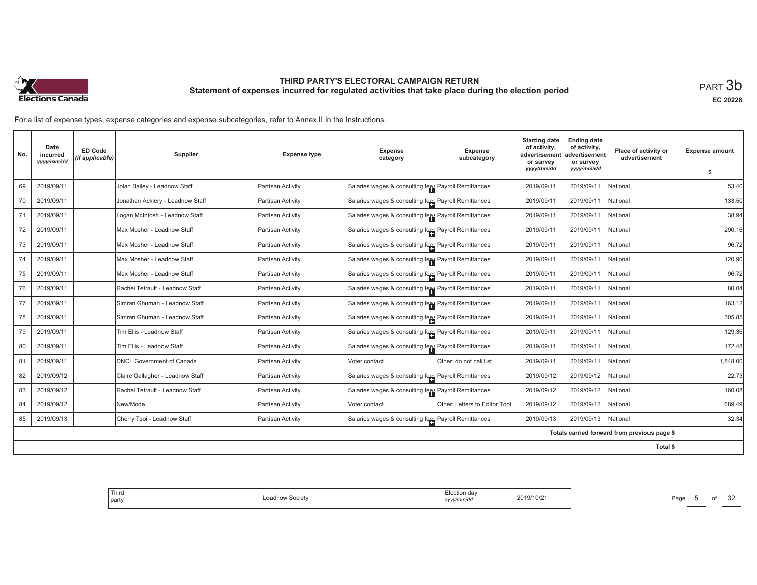# THIRD PARTY'S ELECTORAL CAMPAIGN RETURN

## Statement of expenses incurred for regulated activities that take place during the election period

PART 3b

EC 20228

For a list of expense types, expense categories and expense subcategories, refer to Annex II in the Instructions.

| No. | Date incurred *yyyy/mm/dd* | ED Code *(if applicable)* | Supplier | Expense type | Expense category | Expense subcategory | Starting date of activity, advertisement or survey *yyyy/mm/dd* | Ending date of activity, advertisement or survey *yyyy/mm/dd* | Place of activity or advertisement | Expense amount $ |
|---|---|---|---|---|---|---|---|---|---|---|
| 69 | 2019/09/11 | | Jolan Bailey - Leadnow Staff | Partisan Activity | Salaries wages & consulting fees | Payroll Remittances | 2019/09/11 | 2019/09/11 | National | 53.40 |
| 70 | 2019/09/11 | | Jonathan Acklery - Leadnow Staff | Partisan Activity | Salaries wages & consulting fees | Payroll Remittances | 2019/09/11 | 2019/09/11 | National | 133.50 |
| 71 | 2019/09/11 | | Logan McIntosh - Leadnow Staff | Partisan Activity | Salaries wages & consulting fees | Payroll Remittances | 2019/09/11 | 2019/09/11 | National | 38.94 |
| 72 | 2019/09/11 | | Max Mosher - Leadnow Staff | Partisan Activity | Salaries wages & consulting fees | Payroll Remittances | 2019/09/11 | 2019/09/11 | National | 290.16 |
| 73 | 2019/09/11 | | Max Mosher - Leadnow Staff | Partisan Activity | Salaries wages & consulting fees | Payroll Remittances | 2019/09/11 | 2019/09/11 | National | 96.72 |
| 74 | 2019/09/11 | | Max Mosher - Leadnow Staff | Partisan Activity | Salaries wages & consulting fees | Payroll Remittances | 2019/09/11 | 2019/09/11 | National | 120.90 |
| 75 | 2019/09/11 | | Max Mosher - Leadnow Staff | Partisan Activity | Salaries wages & consulting fees | Payroll Remittances | 2019/09/11 | 2019/09/11 | National | 96.72 |
| 76 | 2019/09/11 | | Rachel Tetrault - Leadnow Staff | Partisan Activity | Salaries wages & consulting fees | Payroll Remittances | 2019/09/11 | 2019/09/11 | National | 80.04 |
| 77 | 2019/09/11 | | Simran Ghuman - Leadnow Staff | Partisan Activity | Salaries wages & consulting fees | Payroll Remittances | 2019/09/11 | 2019/09/11 | National | 163.12 |
| 78 | 2019/09/11 | | Simran Ghuman - Leadnow Staff | Partisan Activity | Salaries wages & consulting fees | Payroll Remittances | 2019/09/11 | 2019/09/11 | National | 305.85 |
| 79 | 2019/09/11 | | Tim Ellis - Leadnow Staff | Partisan Activity | Salaries wages & consulting fees | Payroll Remittances | 2019/09/11 | 2019/09/11 | National | 129.36 |
| 80 | 2019/09/11 | | Tim Ellis - Leadnow Staff | Partisan Activity | Salaries wages & consulting fees | Payroll Remittances | 2019/09/11 | 2019/09/11 | National | 172.48 |
| 81 | 2019/09/11 | | DNCL Government of Canada | Partisan Activity | Voter contact | Other: do not call list | 2019/09/11 | 2019/09/11 | National | 1,848.00 |
| 82 | 2019/09/12 | | Claire Gallagher - Leadnow Staff | Partisan Activity | Salaries wages & consulting fees | Payroll Remittances | 2019/09/12 | 2019/09/12 | National | 22.73 |
| 83 | 2019/09/12 | | Rachel Tetrault - Leadnow Staff | Partisan Activity | Salaries wages & consulting fees | Payroll Remittances | 2019/09/12 | 2019/09/12 | National | 160.08 |
| 84 | 2019/09/12 | | New/Mode | Partisan Activity | Voter contact | Other: Letters to Editor Tool | 2019/09/12 | 2019/09/12 | National | 689.49 |
| 85 | 2019/09/13 | | Cherry Tsoi - Leadnow Staff | Partisan Activity | Salaries wages & consulting fees | Payroll Remittances | 2019/09/13 | 2019/09/13 | National | 32.34 |
| | | | | | | | | | Totals carried forward from previous page $ | |
| | | | | | | | | | Total $ | |

Third party: Leadnow Society

Election day *yyyy/mm/dd*: 2019/10/21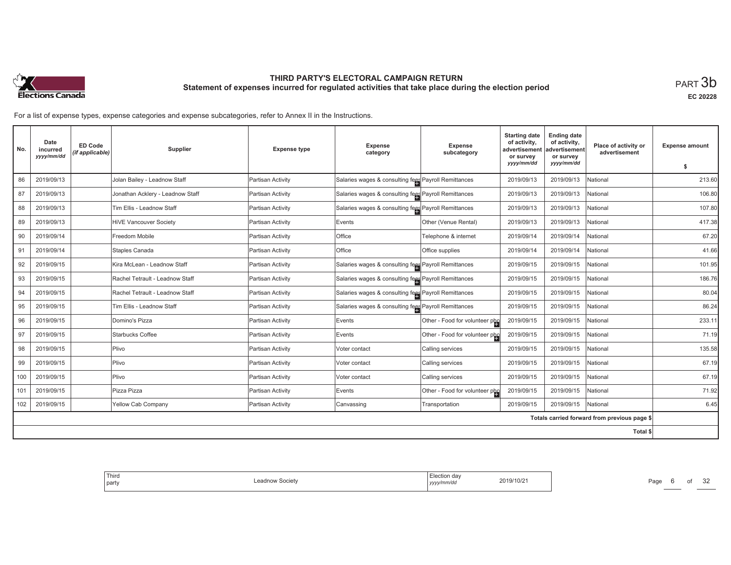# THIRD PARTY'S ELECTORAL CAMPAIGN RETURN

## Statement of expenses incurred for regulated activities that take place during the election period

PART 3b

EC 20228

For a list of expense types, expense categories and expense subcategories, refer to Annex II in the Instructions.

| No. | Date incurred *yyyy/mm/dd* | ED Code *(if applicable)* | Supplier | Expense type | Expense category | Expense subcategory | Starting date of activity, advertisement or survey *yyyy/mm/dd* | Ending date of activity, advertisement or survey *yyyy/mm/dd* | Place of activity or advertisement | Expense amount $ |
|---|---|---|---|---|---|---|---|---|---|---|
| 86 | 2019/09/13 | | Jolan Bailey - Leadnow Staff | Partisan Activity | Salaries wages & consulting fees | Payroll Remittances | 2019/09/13 | 2019/09/13 | National | 213.60 |
| 87 | 2019/09/13 | | Jonathan Acklery - Leadnow Staff | Partisan Activity | Salaries wages & consulting fees | Payroll Remittances | 2019/09/13 | 2019/09/13 | National | 106.80 |
| 88 | 2019/09/13 | | Tim Ellis - Leadnow Staff | Partisan Activity | Salaries wages & consulting fees | Payroll Remittances | 2019/09/13 | 2019/09/13 | National | 107.80 |
| 89 | 2019/09/13 | | HiVE Vancouver Society | Partisan Activity | Events | Other (Venue Rental) | 2019/09/13 | 2019/09/13 | National | 417.38 |
| 90 | 2019/09/14 | | Freedom Mobile | Partisan Activity | Office | Telephone & internet | 2019/09/14 | 2019/09/14 | National | 67.20 |
| 91 | 2019/09/14 | | Staples Canada | Partisan Activity | Office | Office supplies | 2019/09/14 | 2019/09/14 | National | 41.66 |
| 92 | 2019/09/15 | | Kira McLean - Leadnow Staff | Partisan Activity | Salaries wages & consulting fees | Payroll Remittances | 2019/09/15 | 2019/09/15 | National | 101.95 |
| 93 | 2019/09/15 | | Rachel Tetrault - Leadnow Staff | Partisan Activity | Salaries wages & consulting fees | Payroll Remittances | 2019/09/15 | 2019/09/15 | National | 186.76 |
| 94 | 2019/09/15 | | Rachel Tetrault - Leadnow Staff | Partisan Activity | Salaries wages & consulting fees | Payroll Remittances | 2019/09/15 | 2019/09/15 | National | 80.04 |
| 95 | 2019/09/15 | | Tim Ellis - Leadnow Staff | Partisan Activity | Salaries wages & consulting fees | Payroll Remittances | 2019/09/15 | 2019/09/15 | National | 86.24 |
| 96 | 2019/09/15 | | Domino's Pizza | Partisan Activity | Events | Other - Food for volunteer pho | 2019/09/15 | 2019/09/15 | National | 233.11 |
| 97 | 2019/09/15 | | Starbucks Coffee | Partisan Activity | Events | Other - Food for volunteer pho | 2019/09/15 | 2019/09/15 | National | 71.19 |
| 98 | 2019/09/15 | | Plivo | Partisan Activity | Voter contact | Calling services | 2019/09/15 | 2019/09/15 | National | 135.58 |
| 99 | 2019/09/15 | | Plivo | Partisan Activity | Voter contact | Calling services | 2019/09/15 | 2019/09/15 | National | 67.19 |
| 100 | 2019/09/15 | | Plivo | Partisan Activity | Voter contact | Calling services | 2019/09/15 | 2019/09/15 | National | 67.19 |
| 101 | 2019/09/15 | | Pizza Pizza | Partisan Activity | Events | Other - Food for volunteer pho | 2019/09/15 | 2019/09/15 | National | 71.92 |
| 102 | 2019/09/15 | | Yellow Cab Company | Partisan Activity | Canvassing | Transportation | 2019/09/15 | 2019/09/15 | National | 6.45 |
| | | | | | | | | | Totals carried forward from previous page $ | |
| | | | | | | | | | Total $ | |

Third party: Leadnow Society

Election day *yyyy/mm/dd*: 2019/10/21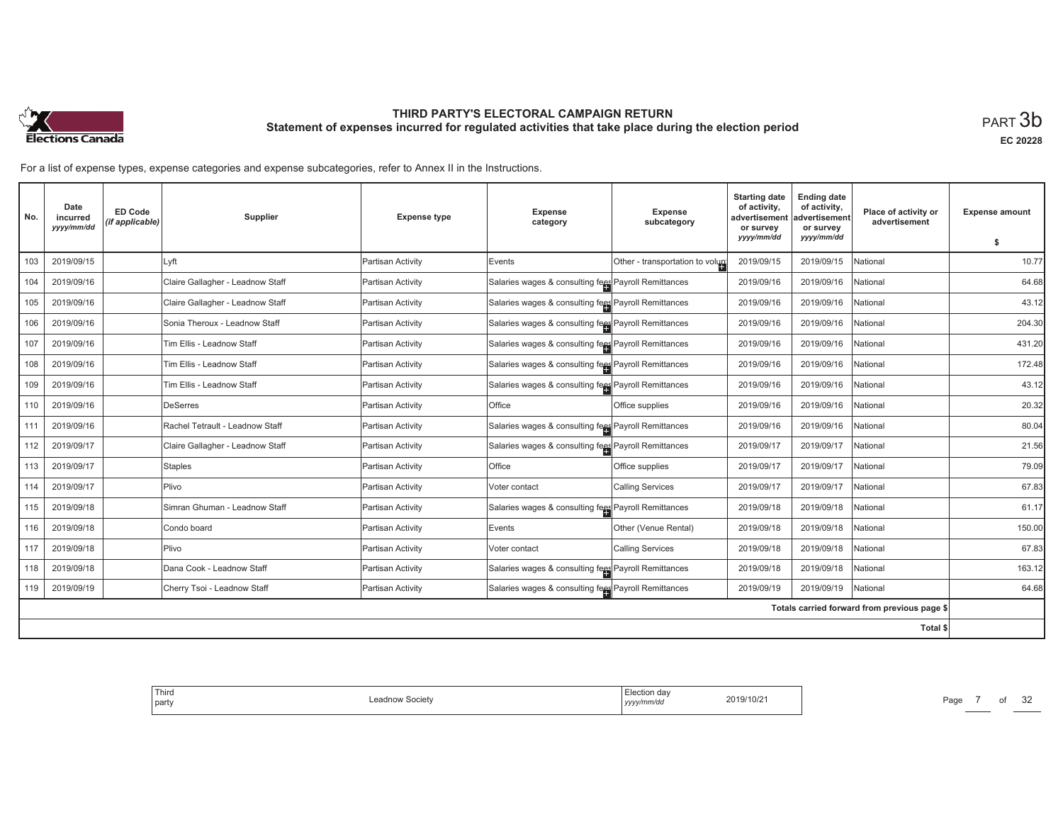# THIRD PARTY'S ELECTORAL CAMPAIGN RETURN

## Statement of expenses incurred for regulated activities that take place during the election period

PART 3b

**EC 20228**

For a list of expense types, expense categories and expense subcategories, refer to Annex II in the Instructions.

| No. | Date incurred *yyyy/mm/dd* | ED Code *(if applicable)* | Supplier | Expense type | Expense category | Expense subcategory | Starting date of activity, advertisement or survey *yyyy/mm/dd* | Ending date of activity, advertisement or survey *yyyy/mm/dd* | Place of activity or advertisement | Expense amount $ |
|---|---|---|---|---|---|---|---|---|---|---|
| 103 | 2019/09/15 | | Lyft | Partisan Activity | Events | Other - transportation to volun | 2019/09/15 | 2019/09/15 | National | 10.77 |
| 104 | 2019/09/16 | | Claire Gallagher - Leadnow Staff | Partisan Activity | Salaries wages & consulting fees | Payroll Remittances | 2019/09/16 | 2019/09/16 | National | 64.68 |
| 105 | 2019/09/16 | | Claire Gallagher - Leadnow Staff | Partisan Activity | Salaries wages & consulting fees | Payroll Remittances | 2019/09/16 | 2019/09/16 | National | 43.12 |
| 106 | 2019/09/16 | | Sonia Theroux - Leadnow Staff | Partisan Activity | Salaries wages & consulting fees | Payroll Remittances | 2019/09/16 | 2019/09/16 | National | 204.30 |
| 107 | 2019/09/16 | | Tim Ellis - Leadnow Staff | Partisan Activity | Salaries wages & consulting fees | Payroll Remittances | 2019/09/16 | 2019/09/16 | National | 431.20 |
| 108 | 2019/09/16 | | Tim Ellis - Leadnow Staff | Partisan Activity | Salaries wages & consulting fees | Payroll Remittances | 2019/09/16 | 2019/09/16 | National | 172.48 |
| 109 | 2019/09/16 | | Tim Ellis - Leadnow Staff | Partisan Activity | Salaries wages & consulting fees | Payroll Remittances | 2019/09/16 | 2019/09/16 | National | 43.12 |
| 110 | 2019/09/16 | | DeSerres | Partisan Activity | Office | Office supplies | 2019/09/16 | 2019/09/16 | National | 20.32 |
| 111 | 2019/09/16 | | Rachel Tetrault - Leadnow Staff | Partisan Activity | Salaries wages & consulting fees | Payroll Remittances | 2019/09/16 | 2019/09/16 | National | 80.04 |
| 112 | 2019/09/17 | | Claire Gallagher - Leadnow Staff | Partisan Activity | Salaries wages & consulting fees | Payroll Remittances | 2019/09/17 | 2019/09/17 | National | 21.56 |
| 113 | 2019/09/17 | | Staples | Partisan Activity | Office | Office supplies | 2019/09/17 | 2019/09/17 | National | 79.09 |
| 114 | 2019/09/17 | | Plivo | Partisan Activity | Voter contact | Calling Services | 2019/09/17 | 2019/09/17 | National | 67.83 |
| 115 | 2019/09/18 | | Simran Ghuman - Leadnow Staff | Partisan Activity | Salaries wages & consulting fees | Payroll Remittances | 2019/09/18 | 2019/09/18 | National | 61.17 |
| 116 | 2019/09/18 | | Condo board | Partisan Activity | Events | Other (Venue Rental) | 2019/09/18 | 2019/09/18 | National | 150.00 |
| 117 | 2019/09/18 | | Plivo | Partisan Activity | Voter contact | Calling Services | 2019/09/18 | 2019/09/18 | National | 67.83 |
| 118 | 2019/09/18 | | Dana Cook - Leadnow Staff | Partisan Activity | Salaries wages & consulting fees | Payroll Remittances | 2019/09/18 | 2019/09/18 | National | 163.12 |
| 119 | 2019/09/19 | | Cherry Tsoi - Leadnow Staff | Partisan Activity | Salaries wages & consulting fees | Payroll Remittances | 2019/09/19 | 2019/09/19 | National | 64.68 |
| | | | | | | | | | Totals carried forward from previous page $ | |
| | | | | | | | | | Total $ | |

| Third party | Leadnow Society | Election day *yyyy/mm/dd* | 2019/10/21 |
|---|---|---|---|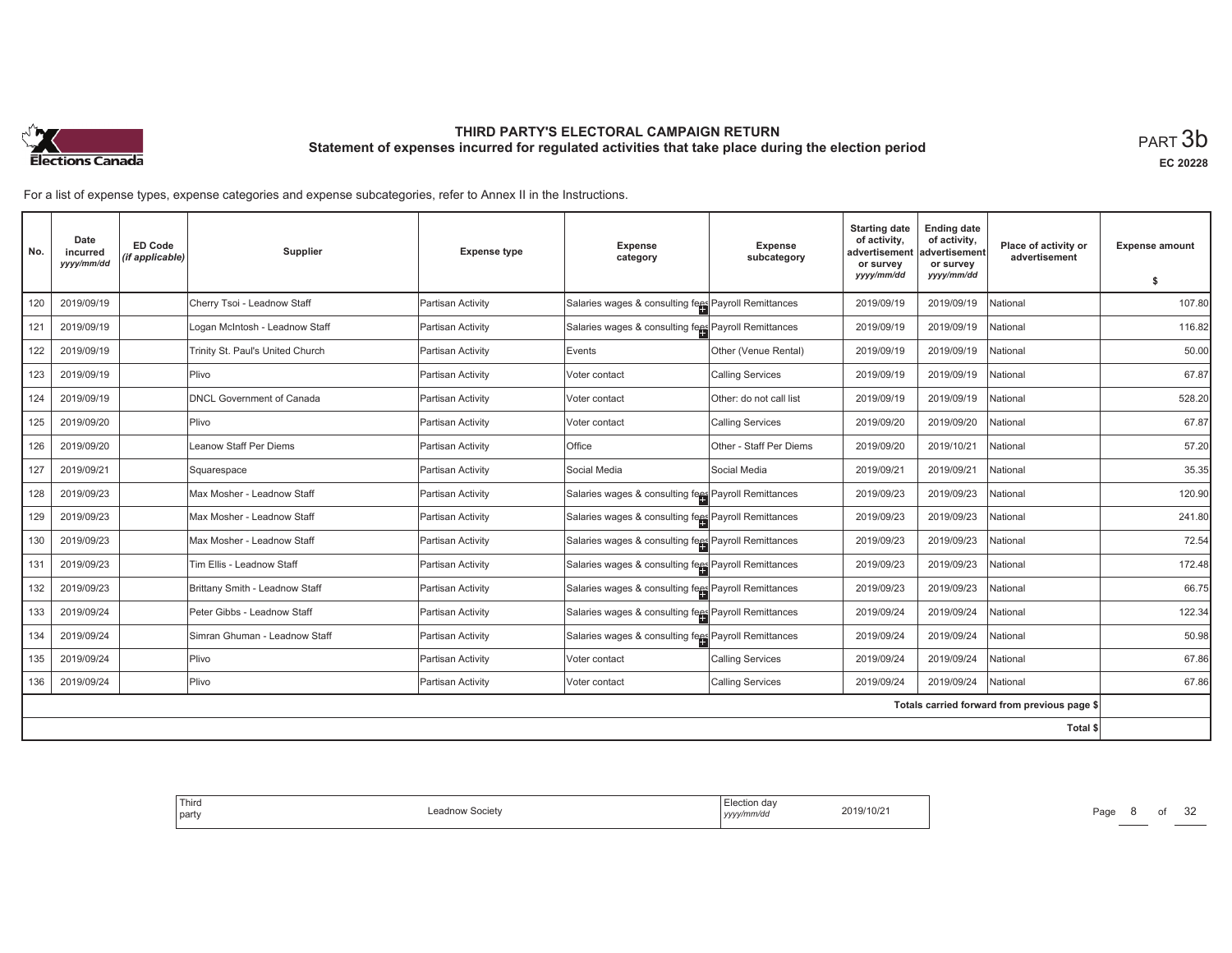# THIRD PARTY'S ELECTORAL CAMPAIGN RETURN
## Statement of expenses incurred for regulated activities that take place during the election period

PART 3b

EC 20228

For a list of expense types, expense categories and expense subcategories, refer to Annex II in the Instructions.

| No. | Date incurred *yyyy/mm/dd* | ED Code *(if applicable)* | Supplier | Expense type | Expense category | Expense subcategory | Starting date of activity, advertisement or survey *yyyy/mm/dd* | Ending date of activity, advertisement or survey *yyyy/mm/dd* | Place of activity or advertisement | Expense amount $ |
|---|---|---|---|---|---|---|---|---|---|---|
| 120 | 2019/09/19 | | Cherry Tsoi - Leadnow Staff | Partisan Activity | Salaries wages & consulting fees | Payroll Remittances | 2019/09/19 | 2019/09/19 | National | 107.80 |
| 121 | 2019/09/19 | | Logan McIntosh - Leadnow Staff | Partisan Activity | Salaries wages & consulting fees | Payroll Remittances | 2019/09/19 | 2019/09/19 | National | 116.82 |
| 122 | 2019/09/19 | | Trinity St. Paul's United Church | Partisan Activity | Events | Other (Venue Rental) | 2019/09/19 | 2019/09/19 | National | 50.00 |
| 123 | 2019/09/19 | | Plivo | Partisan Activity | Voter contact | Calling Services | 2019/09/19 | 2019/09/19 | National | 67.87 |
| 124 | 2019/09/19 | | DNCL Government of Canada | Partisan Activity | Voter contact | Other: do not call list | 2019/09/19 | 2019/09/19 | National | 528.20 |
| 125 | 2019/09/20 | | Plivo | Partisan Activity | Voter contact | Calling Services | 2019/09/20 | 2019/09/20 | National | 67.87 |
| 126 | 2019/09/20 | | Leanow Staff Per Diems | Partisan Activity | Office | Other - Staff Per Diems | 2019/09/20 | 2019/10/21 | National | 57.20 |
| 127 | 2019/09/21 | | Squarespace | Partisan Activity | Social Media | Social Media | 2019/09/21 | 2019/09/21 | National | 35.35 |
| 128 | 2019/09/23 | | Max Mosher - Leadnow Staff | Partisan Activity | Salaries wages & consulting fees | Payroll Remittances | 2019/09/23 | 2019/09/23 | National | 120.90 |
| 129 | 2019/09/23 | | Max Mosher - Leadnow Staff | Partisan Activity | Salaries wages & consulting fees | Payroll Remittances | 2019/09/23 | 2019/09/23 | National | 241.80 |
| 130 | 2019/09/23 | | Max Mosher - Leadnow Staff | Partisan Activity | Salaries wages & consulting fees | Payroll Remittances | 2019/09/23 | 2019/09/23 | National | 72.54 |
| 131 | 2019/09/23 | | Tim Ellis - Leadnow Staff | Partisan Activity | Salaries wages & consulting fees | Payroll Remittances | 2019/09/23 | 2019/09/23 | National | 172.48 |
| 132 | 2019/09/23 | | Brittany Smith - Leadnow Staff | Partisan Activity | Salaries wages & consulting fees | Payroll Remittances | 2019/09/23 | 2019/09/23 | National | 66.75 |
| 133 | 2019/09/24 | | Peter Gibbs - Leadnow Staff | Partisan Activity | Salaries wages & consulting fees | Payroll Remittances | 2019/09/24 | 2019/09/24 | National | 122.34 |
| 134 | 2019/09/24 | | Simran Ghuman - Leadnow Staff | Partisan Activity | Salaries wages & consulting fees | Payroll Remittances | 2019/09/24 | 2019/09/24 | National | 50.98 |
| 135 | 2019/09/24 | | Plivo | Partisan Activity | Voter contact | Calling Services | 2019/09/24 | 2019/09/24 | National | 67.86 |
| 136 | 2019/09/24 | | Plivo | Partisan Activity | Voter contact | Calling Services | 2019/09/24 | 2019/09/24 | National | 67.86 |
| | | | | | | | | | Totals carried forward from previous page $ | |
| | | | | | | | | | Total $ | |

Third party: Leadnow Society

Election day *yyyy/mm/dd*: 2019/10/21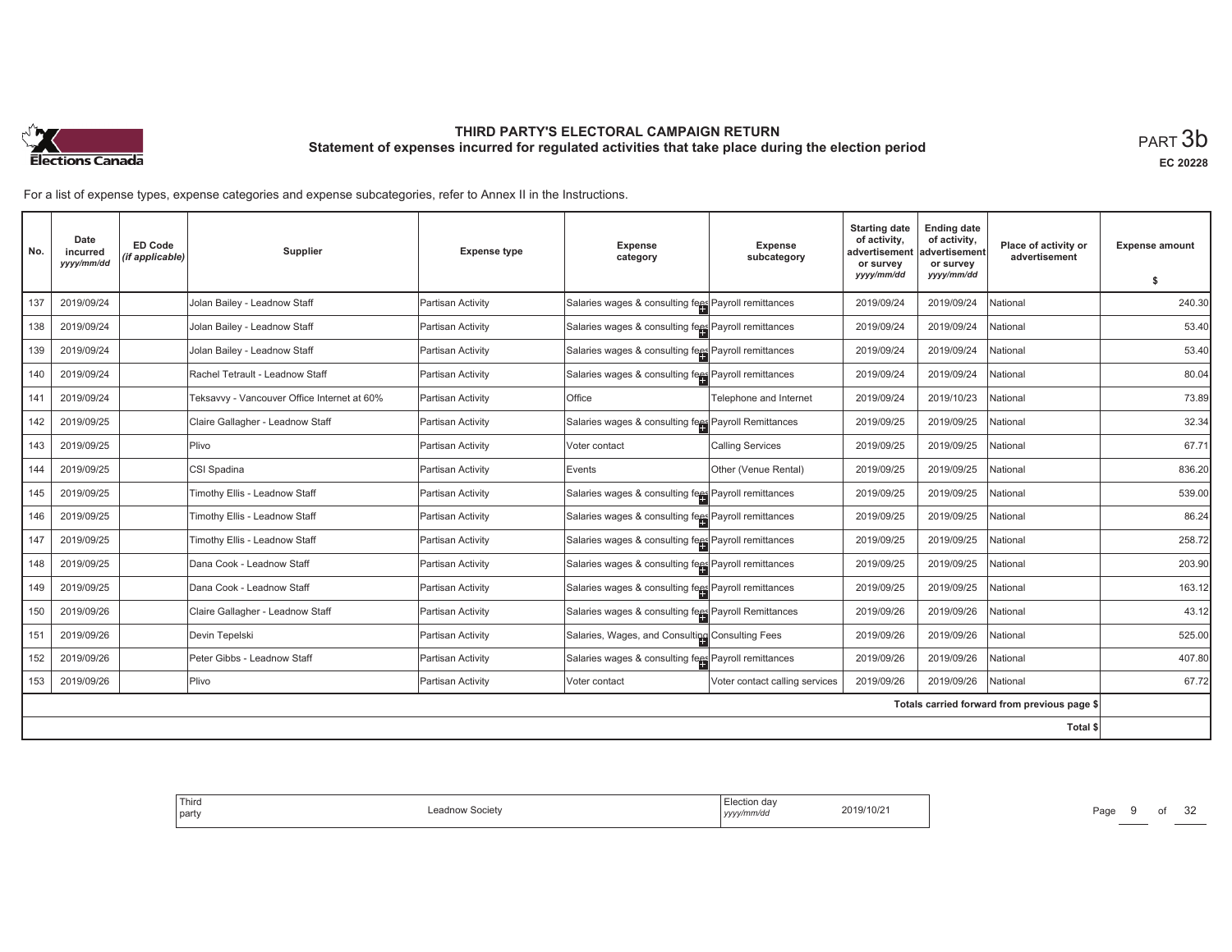# THIRD PARTY'S ELECTORAL CAMPAIGN RETURN

## Statement of expenses incurred for regulated activities that take place during the election period

PART 3b

EC 20228

For a list of expense types, expense categories and expense subcategories, refer to Annex II in the Instructions.

| No. | Date incurred *yyyy/mm/dd* | ED Code *(if applicable)* | Supplier | Expense type | Expense category | Expense subcategory | Starting date of activity, advertisement or survey *yyyy/mm/dd* | Ending date of activity, advertisement or survey *yyyy/mm/dd* | Place of activity or advertisement | Expense amount $ |
|---|---|---|---|---|---|---|---|---|---|---|
| 137 | 2019/09/24 | | Jolan Bailey - Leadnow Staff | Partisan Activity | Salaries wages & consulting fees | Payroll remittances | 2019/09/24 | 2019/09/24 | National | 240.30 |
| 138 | 2019/09/24 | | Jolan Bailey - Leadnow Staff | Partisan Activity | Salaries wages & consulting fees | Payroll remittances | 2019/09/24 | 2019/09/24 | National | 53.40 |
| 139 | 2019/09/24 | | Jolan Bailey - Leadnow Staff | Partisan Activity | Salaries wages & consulting fees | Payroll remittances | 2019/09/24 | 2019/09/24 | National | 53.40 |
| 140 | 2019/09/24 | | Rachel Tetrault - Leadnow Staff | Partisan Activity | Salaries wages & consulting fees | Payroll remittances | 2019/09/24 | 2019/09/24 | National | 80.04 |
| 141 | 2019/09/24 | | Teksavvy - Vancouver Office Internet at 60% | Partisan Activity | Office | Telephone and Internet | 2019/09/24 | 2019/10/23 | National | 73.89 |
| 142 | 2019/09/25 | | Claire Gallagher - Leadnow Staff | Partisan Activity | Salaries wages & consulting fees | Payroll Remittances | 2019/09/25 | 2019/09/25 | National | 32.34 |
| 143 | 2019/09/25 | | Plivo | Partisan Activity | Voter contact | Calling Services | 2019/09/25 | 2019/09/25 | National | 67.71 |
| 144 | 2019/09/25 | | CSI Spadina | Partisan Activity | Events | Other (Venue Rental) | 2019/09/25 | 2019/09/25 | National | 836.20 |
| 145 | 2019/09/25 | | Timothy Ellis - Leadnow Staff | Partisan Activity | Salaries wages & consulting fees | Payroll remittances | 2019/09/25 | 2019/09/25 | National | 539.00 |
| 146 | 2019/09/25 | | Timothy Ellis - Leadnow Staff | Partisan Activity | Salaries wages & consulting fees | Payroll remittances | 2019/09/25 | 2019/09/25 | National | 86.24 |
| 147 | 2019/09/25 | | Timothy Ellis - Leadnow Staff | Partisan Activity | Salaries wages & consulting fees | Payroll remittances | 2019/09/25 | 2019/09/25 | National | 258.72 |
| 148 | 2019/09/25 | | Dana Cook - Leadnow Staff | Partisan Activity | Salaries wages & consulting fees | Payroll remittances | 2019/09/25 | 2019/09/25 | National | 203.90 |
| 149 | 2019/09/25 | | Dana Cook - Leadnow Staff | Partisan Activity | Salaries wages & consulting fees | Payroll remittances | 2019/09/25 | 2019/09/25 | National | 163.12 |
| 150 | 2019/09/26 | | Claire Gallagher - Leadnow Staff | Partisan Activity | Salaries wages & consulting fees | Payroll Remittances | 2019/09/26 | 2019/09/26 | National | 43.12 |
| 151 | 2019/09/26 | | Devin Tepelski | Partisan Activity | Salaries, Wages, and Consulting | Consulting Fees | 2019/09/26 | 2019/09/26 | National | 525.00 |
| 152 | 2019/09/26 | | Peter Gibbs - Leadnow Staff | Partisan Activity | Salaries wages & consulting fees | Payroll remittances | 2019/09/26 | 2019/09/26 | National | 407.80 |
| 153 | 2019/09/26 | | Plivo | Partisan Activity | Voter contact | Voter contact calling services | 2019/09/26 | 2019/09/26 | National | 67.72 |
| | | | | | | | | | Totals carried forward from previous page $ | |
| | | | | | | | | | Total $ | |

Third party: Leadnow Society

Election day *yyyy/mm/dd*: 2019/10/21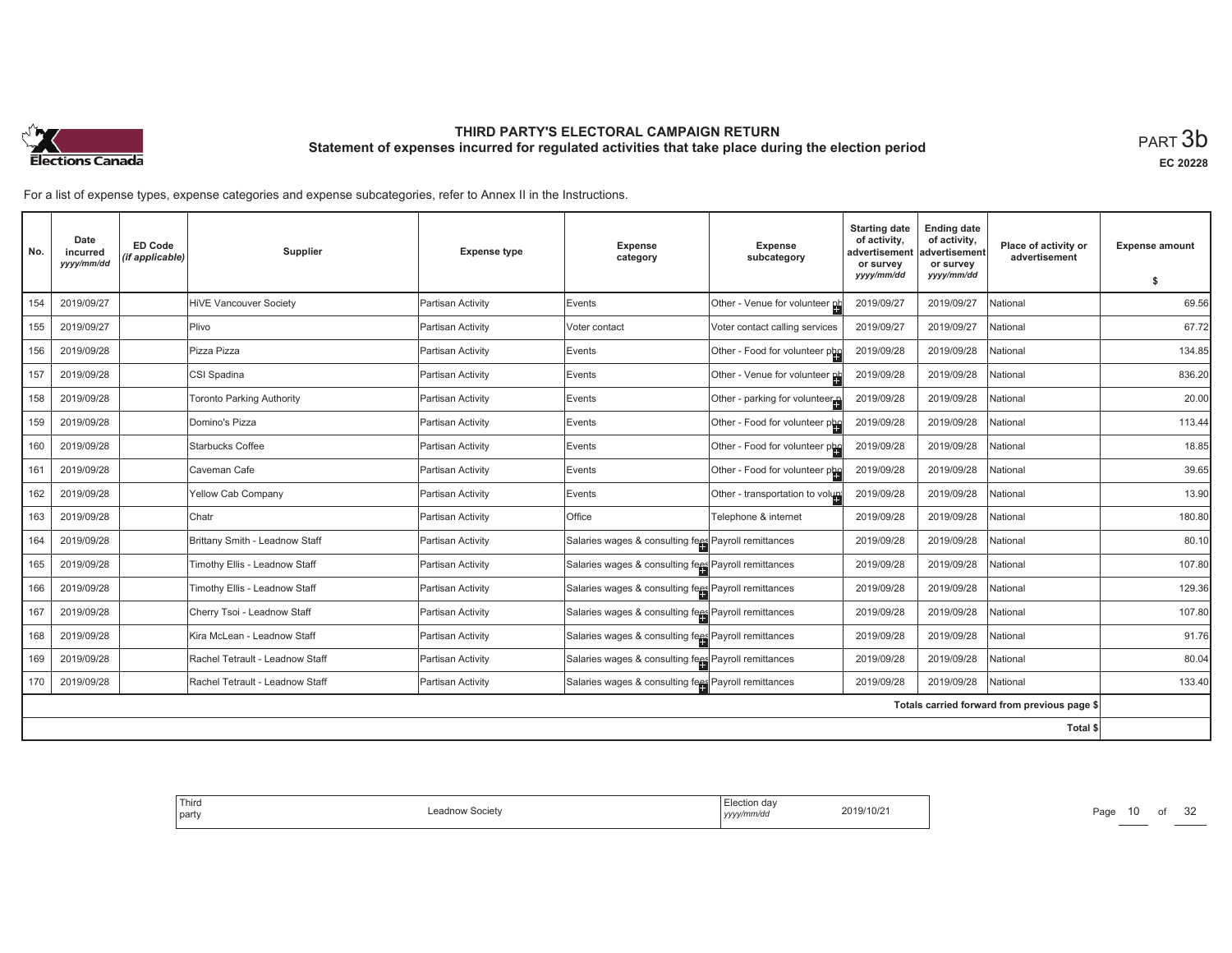# THIRD PARTY'S ELECTORAL CAMPAIGN RETURN

## Statement of expenses incurred for regulated activities that take place during the election period

PART 3b

EC 20228

For a list of expense types, expense categories and expense subcategories, refer to Annex II in the Instructions.

| No. | Date incurred yyyy/mm/dd | ED Code (if applicable) | Supplier | Expense type | Expense category | Expense subcategory | Starting date of activity, advertisement or survey yyyy/mm/dd | Ending date of activity, advertisement or survey yyyy/mm/dd | Place of activity or advertisement | Expense amount $ |
|---|---|---|---|---|---|---|---|---|---|---|
| 154 | 2019/09/27 | | HiVE Vancouver Society | Partisan Activity | Events | Other - Venue for volunteer ph | 2019/09/27 | 2019/09/27 | National | 69.56 |
| 155 | 2019/09/27 | | Plivo | Partisan Activity | Voter contact | Voter contact calling services | 2019/09/27 | 2019/09/27 | National | 67.72 |
| 156 | 2019/09/28 | | Pizza Pizza | Partisan Activity | Events | Other - Food for volunteer pho | 2019/09/28 | 2019/09/28 | National | 134.85 |
| 157 | 2019/09/28 | | CSI Spadina | Partisan Activity | Events | Other - Venue for volunteer ph | 2019/09/28 | 2019/09/28 | National | 836.20 |
| 158 | 2019/09/28 | | Toronto Parking Authority | Partisan Activity | Events | Other - parking for volunteer p | 2019/09/28 | 2019/09/28 | National | 20.00 |
| 159 | 2019/09/28 | | Domino's Pizza | Partisan Activity | Events | Other - Food for volunteer pho | 2019/09/28 | 2019/09/28 | National | 113.44 |
| 160 | 2019/09/28 | | Starbucks Coffee | Partisan Activity | Events | Other - Food for volunteer pho | 2019/09/28 | 2019/09/28 | National | 18.85 |
| 161 | 2019/09/28 | | Caveman Cafe | Partisan Activity | Events | Other - Food for volunteer pho | 2019/09/28 | 2019/09/28 | National | 39.65 |
| 162 | 2019/09/28 | | Yellow Cab Company | Partisan Activity | Events | Other - transportation to volun | 2019/09/28 | 2019/09/28 | National | 13.90 |
| 163 | 2019/09/28 | | Chatr | Partisan Activity | Office | Telephone & internet | 2019/09/28 | 2019/09/28 | National | 180.80 |
| 164 | 2019/09/28 | | Brittany Smith - Leadnow Staff | Partisan Activity | Salaries wages & consulting fees | Payroll remittances | 2019/09/28 | 2019/09/28 | National | 80.10 |
| 165 | 2019/09/28 | | Timothy Ellis - Leadnow Staff | Partisan Activity | Salaries wages & consulting fees | Payroll remittances | 2019/09/28 | 2019/09/28 | National | 107.80 |
| 166 | 2019/09/28 | | Timothy Ellis - Leadnow Staff | Partisan Activity | Salaries wages & consulting fees | Payroll remittances | 2019/09/28 | 2019/09/28 | National | 129.36 |
| 167 | 2019/09/28 | | Cherry Tsoi - Leadnow Staff | Partisan Activity | Salaries wages & consulting fees | Payroll remittances | 2019/09/28 | 2019/09/28 | National | 107.80 |
| 168 | 2019/09/28 | | Kira McLean - Leadnow Staff | Partisan Activity | Salaries wages & consulting fees | Payroll remittances | 2019/09/28 | 2019/09/28 | National | 91.76 |
| 169 | 2019/09/28 | | Rachel Tetrault - Leadnow Staff | Partisan Activity | Salaries wages & consulting fees | Payroll remittances | 2019/09/28 | 2019/09/28 | National | 80.04 |
| 170 | 2019/09/28 | | Rachel Tetrault - Leadnow Staff | Partisan Activity | Salaries wages & consulting fees | Payroll remittances | 2019/09/28 | 2019/09/28 | National | 133.40 |
| | | | | | | | | | Totals carried forward from previous page $ | |
| | | | | | | | | | Total $ | |

Third party: Leadnow Society

Election day yyyy/mm/dd: 2019/10/21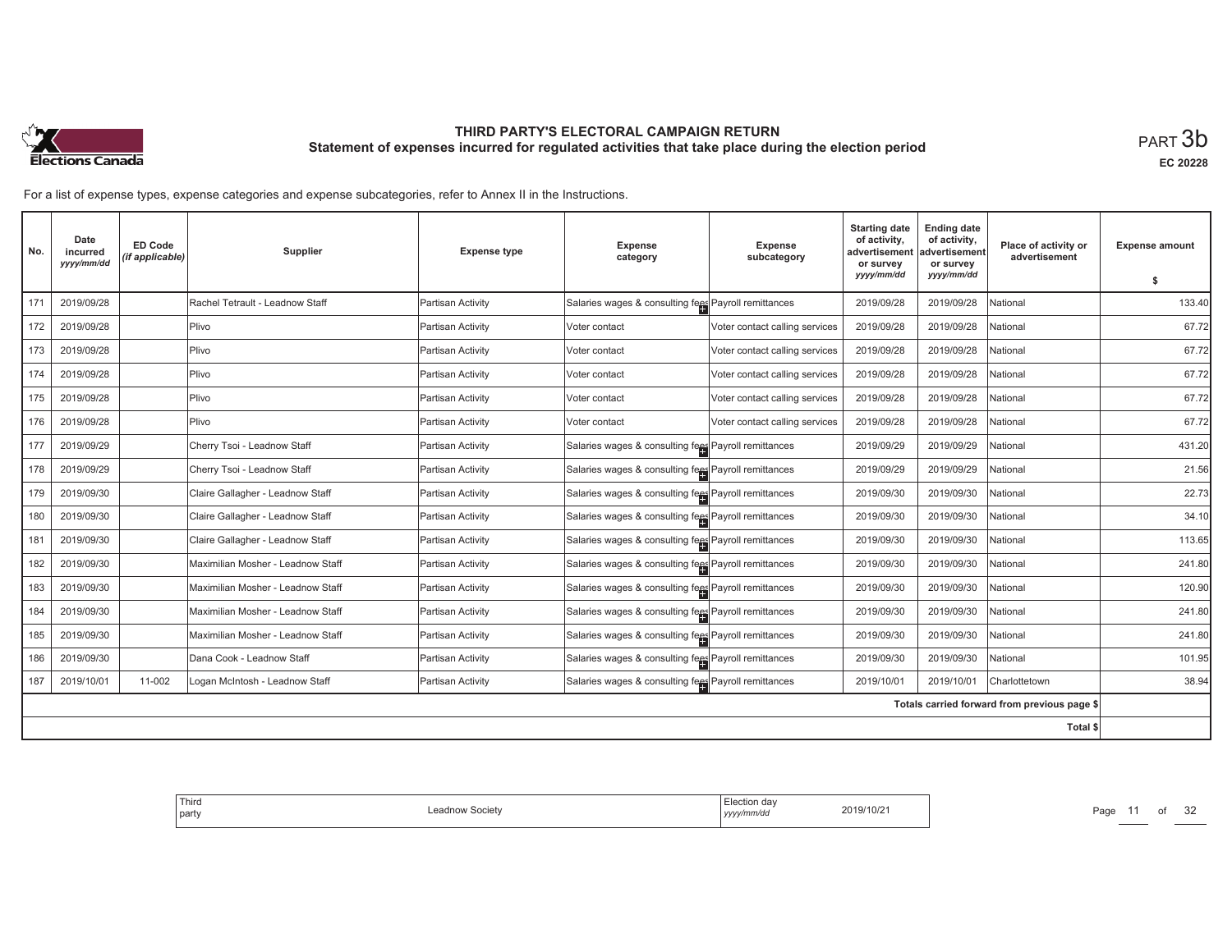# THIRD PARTY'S ELECTORAL CAMPAIGN RETURN

## Statement of expenses incurred for regulated activities that take place during the election period

PART 3b

EC 20228

For a list of expense types, expense categories and expense subcategories, refer to Annex II in the Instructions.

| No. | Date incurred yyyy/mm/dd | ED Code (if applicable) | Supplier | Expense type | Expense category | Expense subcategory | Starting date of activity, advertisement or survey yyyy/mm/dd | Ending date of activity, advertisement or survey yyyy/mm/dd | Place of activity or advertisement | Expense amount $ |
|---|---|---|---|---|---|---|---|---|---|---|
| 171 | 2019/09/28 | | Rachel Tetrault - Leadnow Staff | Partisan Activity | Salaries wages & consulting fees | Payroll remittances | 2019/09/28 | 2019/09/28 | National | 133.40 |
| 172 | 2019/09/28 | | Plivo | Partisan Activity | Voter contact | Voter contact calling services | 2019/09/28 | 2019/09/28 | National | 67.72 |
| 173 | 2019/09/28 | | Plivo | Partisan Activity | Voter contact | Voter contact calling services | 2019/09/28 | 2019/09/28 | National | 67.72 |
| 174 | 2019/09/28 | | Plivo | Partisan Activity | Voter contact | Voter contact calling services | 2019/09/28 | 2019/09/28 | National | 67.72 |
| 175 | 2019/09/28 | | Plivo | Partisan Activity | Voter contact | Voter contact calling services | 2019/09/28 | 2019/09/28 | National | 67.72 |
| 176 | 2019/09/28 | | Plivo | Partisan Activity | Voter contact | Voter contact calling services | 2019/09/28 | 2019/09/28 | National | 67.72 |
| 177 | 2019/09/29 | | Cherry Tsoi - Leadnow Staff | Partisan Activity | Salaries wages & consulting fees | Payroll remittances | 2019/09/29 | 2019/09/29 | National | 431.20 |
| 178 | 2019/09/29 | | Cherry Tsoi - Leadnow Staff | Partisan Activity | Salaries wages & consulting fees | Payroll remittances | 2019/09/29 | 2019/09/29 | National | 21.56 |
| 179 | 2019/09/30 | | Claire Gallagher - Leadnow Staff | Partisan Activity | Salaries wages & consulting fees | Payroll remittances | 2019/09/30 | 2019/09/30 | National | 22.73 |
| 180 | 2019/09/30 | | Claire Gallagher - Leadnow Staff | Partisan Activity | Salaries wages & consulting fees | Payroll remittances | 2019/09/30 | 2019/09/30 | National | 34.10 |
| 181 | 2019/09/30 | | Claire Gallagher - Leadnow Staff | Partisan Activity | Salaries wages & consulting fees | Payroll remittances | 2019/09/30 | 2019/09/30 | National | 113.65 |
| 182 | 2019/09/30 | | Maximilian Mosher - Leadnow Staff | Partisan Activity | Salaries wages & consulting fees | Payroll remittances | 2019/09/30 | 2019/09/30 | National | 241.80 |
| 183 | 2019/09/30 | | Maximilian Mosher - Leadnow Staff | Partisan Activity | Salaries wages & consulting fees | Payroll remittances | 2019/09/30 | 2019/09/30 | National | 120.90 |
| 184 | 2019/09/30 | | Maximilian Mosher - Leadnow Staff | Partisan Activity | Salaries wages & consulting fees | Payroll remittances | 2019/09/30 | 2019/09/30 | National | 241.80 |
| 185 | 2019/09/30 | | Maximilian Mosher - Leadnow Staff | Partisan Activity | Salaries wages & consulting fees | Payroll remittances | 2019/09/30 | 2019/09/30 | National | 241.80 |
| 186 | 2019/09/30 | | Dana Cook - Leadnow Staff | Partisan Activity | Salaries wages & consulting fees | Payroll remittances | 2019/09/30 | 2019/09/30 | National | 101.95 |
| 187 | 2019/10/01 | 11-002 | Logan McIntosh - Leadnow Staff | Partisan Activity | Salaries wages & consulting fees | Payroll remittances | 2019/10/01 | 2019/10/01 | Charlottetown | 38.94 |
| | | | | | | | | | Totals carried forward from previous page $ | |
| | | | | | | | | | Total $ | |

Third party: Leadnow Society

Election day yyyy/mm/dd: 2019/10/21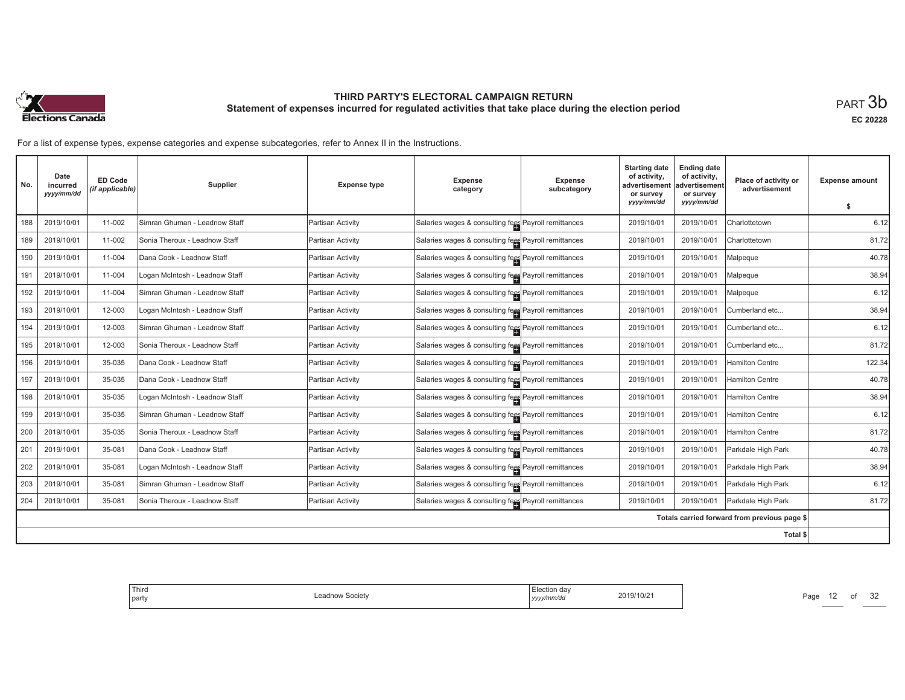# THIRD PARTY'S ELECTORAL CAMPAIGN RETURN

## Statement of expenses incurred for regulated activities that take place during the election period

PART 3b

EC 20228

For a list of expense types, expense categories and expense subcategories, refer to Annex II in the Instructions.

| No. | Date incurred *yyyy/mm/dd* | ED Code *(if applicable)* | Supplier | Expense type | Expense category | Expense subcategory | Starting date of activity, advertisement or survey *yyyy/mm/dd* | Ending date of activity, advertisement or survey *yyyy/mm/dd* | Place of activity or advertisement | Expense amount $ |
|---|---|---|---|---|---|---|---|---|---|---|
| 188 | 2019/10/01 | 11-002 | Simran Ghuman - Leadnow Staff | Partisan Activity | Salaries wages & consulting fees | Payroll remittances | 2019/10/01 | 2019/10/01 | Charlottetown | 6.12 |
| 189 | 2019/10/01 | 11-002 | Sonia Theroux - Leadnow Staff | Partisan Activity | Salaries wages & consulting fees | Payroll remittances | 2019/10/01 | 2019/10/01 | Charlottetown | 81.72 |
| 190 | 2019/10/01 | 11-004 | Dana Cook - Leadnow Staff | Partisan Activity | Salaries wages & consulting fees | Payroll remittances | 2019/10/01 | 2019/10/01 | Malpeque | 40.78 |
| 191 | 2019/10/01 | 11-004 | Logan McIntosh - Leadnow Staff | Partisan Activity | Salaries wages & consulting fees | Payroll remittances | 2019/10/01 | 2019/10/01 | Malpeque | 38.94 |
| 192 | 2019/10/01 | 11-004 | Simran Ghuman - Leadnow Staff | Partisan Activity | Salaries wages & consulting fees | Payroll remittances | 2019/10/01 | 2019/10/01 | Malpeque | 6.12 |
| 193 | 2019/10/01 | 12-003 | Logan McIntosh - Leadnow Staff | Partisan Activity | Salaries wages & consulting fees | Payroll remittances | 2019/10/01 | 2019/10/01 | Cumberland etc... | 38.94 |
| 194 | 2019/10/01 | 12-003 | Simran Ghuman - Leadnow Staff | Partisan Activity | Salaries wages & consulting fees | Payroll remittances | 2019/10/01 | 2019/10/01 | Cumberland etc... | 6.12 |
| 195 | 2019/10/01 | 12-003 | Sonia Theroux - Leadnow Staff | Partisan Activity | Salaries wages & consulting fees | Payroll remittances | 2019/10/01 | 2019/10/01 | Cumberland etc... | 81.72 |
| 196 | 2019/10/01 | 35-035 | Dana Cook - Leadnow Staff | Partisan Activity | Salaries wages & consulting fees | Payroll remittances | 2019/10/01 | 2019/10/01 | Hamilton Centre | 122.34 |
| 197 | 2019/10/01 | 35-035 | Dana Cook - Leadnow Staff | Partisan Activity | Salaries wages & consulting fees | Payroll remittances | 2019/10/01 | 2019/10/01 | Hamilton Centre | 40.78 |
| 198 | 2019/10/01 | 35-035 | Logan McIntosh - Leadnow Staff | Partisan Activity | Salaries wages & consulting fees | Payroll remittances | 2019/10/01 | 2019/10/01 | Hamilton Centre | 38.94 |
| 199 | 2019/10/01 | 35-035 | Simran Ghuman - Leadnow Staff | Partisan Activity | Salaries wages & consulting fees | Payroll remittances | 2019/10/01 | 2019/10/01 | Hamilton Centre | 6.12 |
| 200 | 2019/10/01 | 35-035 | Sonia Theroux - Leadnow Staff | Partisan Activity | Salaries wages & consulting fees | Payroll remittances | 2019/10/01 | 2019/10/01 | Hamilton Centre | 81.72 |
| 201 | 2019/10/01 | 35-081 | Dana Cook - Leadnow Staff | Partisan Activity | Salaries wages & consulting fees | Payroll remittances | 2019/10/01 | 2019/10/01 | Parkdale High Park | 40.78 |
| 202 | 2019/10/01 | 35-081 | Logan McIntosh - Leadnow Staff | Partisan Activity | Salaries wages & consulting fees | Payroll remittances | 2019/10/01 | 2019/10/01 | Parkdale High Park | 38.94 |
| 203 | 2019/10/01 | 35-081 | Simran Ghuman - Leadnow Staff | Partisan Activity | Salaries wages & consulting fees | Payroll remittances | 2019/10/01 | 2019/10/01 | Parkdale High Park | 6.12 |
| 204 | 2019/10/01 | 35-081 | Sonia Theroux - Leadnow Staff | Partisan Activity | Salaries wages & consulting fees | Payroll remittances | 2019/10/01 | 2019/10/01 | Parkdale High Park | 81.72 |
| | | | | | | | | | Totals carried forward from previous page $ | |
| | | | | | | | | | Total $ | |

| Third party | Leadnow Society | Election day *yyyy/mm/dd* | 2019/10/21 |
|---|---|---|---|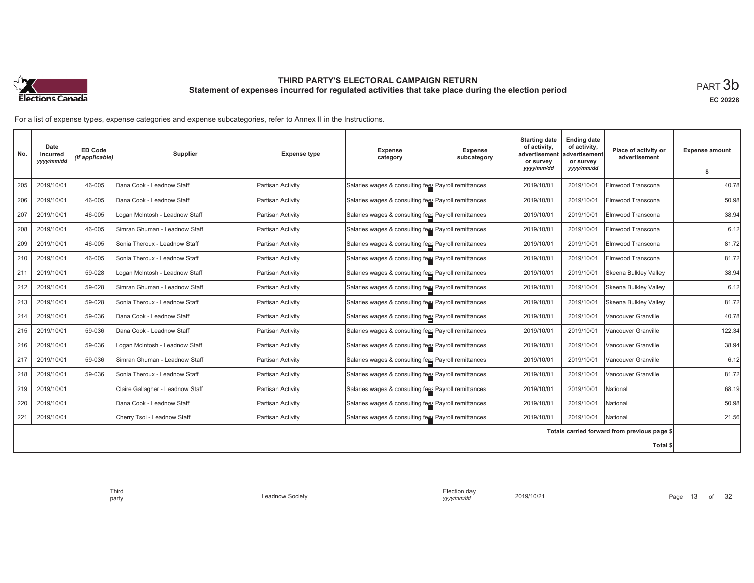# THIRD PARTY'S ELECTORAL CAMPAIGN RETURN
## Statement of expenses incurred for regulated activities that take place during the election period

PART 3b

EC 20228

For a list of expense types, expense categories and expense subcategories, refer to Annex II in the Instructions.

| No. | Date incurred *yyyy/mm/dd* | ED Code *(if applicable)* | Supplier | Expense type | Expense category | Expense subcategory | Starting date of activity, advertisement or survey *yyyy/mm/dd* | Ending date of activity, advertisement or survey *yyyy/mm/dd* | Place of activity or advertisement | Expense amount $ |
|---|---|---|---|---|---|---|---|---|---|---|
| 205 | 2019/10/01 | 46-005 | Dana Cook - Leadnow Staff | Partisan Activity | Salaries wages & consulting fees | Payroll remittances | 2019/10/01 | 2019/10/01 | Elmwood Transcona | 40.78 |
| 206 | 2019/10/01 | 46-005 | Dana Cook - Leadnow Staff | Partisan Activity | Salaries wages & consulting fees | Payroll remittances | 2019/10/01 | 2019/10/01 | Elmwood Transcona | 50.98 |
| 207 | 2019/10/01 | 46-005 | Logan McIntosh - Leadnow Staff | Partisan Activity | Salaries wages & consulting fees | Payroll remittances | 2019/10/01 | 2019/10/01 | Elmwood Transcona | 38.94 |
| 208 | 2019/10/01 | 46-005 | Simran Ghuman - Leadnow Staff | Partisan Activity | Salaries wages & consulting fees | Payroll remittances | 2019/10/01 | 2019/10/01 | Elmwood Transcona | 6.12 |
| 209 | 2019/10/01 | 46-005 | Sonia Theroux - Leadnow Staff | Partisan Activity | Salaries wages & consulting fees | Payroll remittances | 2019/10/01 | 2019/10/01 | Elmwood Transcona | 81.72 |
| 210 | 2019/10/01 | 46-005 | Sonia Theroux - Leadnow Staff | Partisan Activity | Salaries wages & consulting fees | Payroll remittances | 2019/10/01 | 2019/10/01 | Elmwood Transcona | 81.72 |
| 211 | 2019/10/01 | 59-028 | Logan McIntosh - Leadnow Staff | Partisan Activity | Salaries wages & consulting fees | Payroll remittances | 2019/10/01 | 2019/10/01 | Skeena Bulkley Valley | 38.94 |
| 212 | 2019/10/01 | 59-028 | Simran Ghuman - Leadnow Staff | Partisan Activity | Salaries wages & consulting fees | Payroll remittances | 2019/10/01 | 2019/10/01 | Skeena Bulkley Valley | 6.12 |
| 213 | 2019/10/01 | 59-028 | Sonia Theroux - Leadnow Staff | Partisan Activity | Salaries wages & consulting fees | Payroll remittances | 2019/10/01 | 2019/10/01 | Skeena Bulkley Valley | 81.72 |
| 214 | 2019/10/01 | 59-036 | Dana Cook - Leadnow Staff | Partisan Activity | Salaries wages & consulting fees | Payroll remittances | 2019/10/01 | 2019/10/01 | Vancouver Granville | 40.78 |
| 215 | 2019/10/01 | 59-036 | Dana Cook - Leadnow Staff | Partisan Activity | Salaries wages & consulting fees | Payroll remittances | 2019/10/01 | 2019/10/01 | Vancouver Granville | 122.34 |
| 216 | 2019/10/01 | 59-036 | Logan McIntosh - Leadnow Staff | Partisan Activity | Salaries wages & consulting fees | Payroll remittances | 2019/10/01 | 2019/10/01 | Vancouver Granville | 38.94 |
| 217 | 2019/10/01 | 59-036 | Simran Ghuman - Leadnow Staff | Partisan Activity | Salaries wages & consulting fees | Payroll remittances | 2019/10/01 | 2019/10/01 | Vancouver Granville | 6.12 |
| 218 | 2019/10/01 | 59-036 | Sonia Theroux - Leadnow Staff | Partisan Activity | Salaries wages & consulting fees | Payroll remittances | 2019/10/01 | 2019/10/01 | Vancouver Granville | 81.72 |
| 219 | 2019/10/01 | | Claire Gallagher - Leadnow Staff | Partisan Activity | Salaries wages & consulting fees | Payroll remittances | 2019/10/01 | 2019/10/01 | National | 68.19 |
| 220 | 2019/10/01 | | Dana Cook - Leadnow Staff | Partisan Activity | Salaries wages & consulting fees | Payroll remittances | 2019/10/01 | 2019/10/01 | National | 50.98 |
| 221 | 2019/10/01 | | Cherry Tsoi - Leadnow Staff | Partisan Activity | Salaries wages & consulting fees | Payroll remittances | 2019/10/01 | 2019/10/01 | National | 21.56 |
| | | | | | | | | | Totals carried forward from previous page $ | |
| | | | | | | | | | Total $ | |

| Third party | Leadnow Society | Election day *yyyy/mm/dd* | 2019/10/21 |
|---|---|---|---|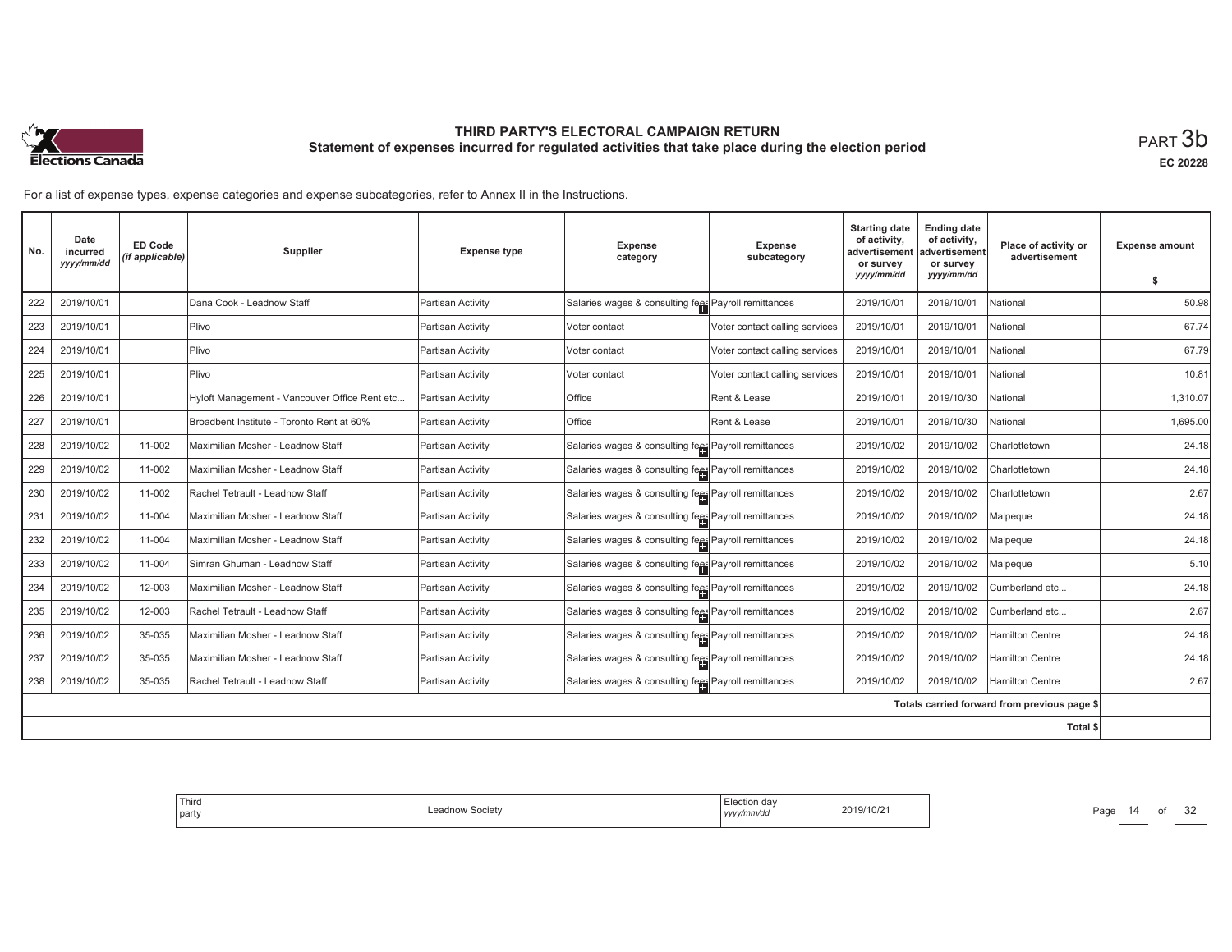# THIRD PARTY'S ELECTORAL CAMPAIGN RETURN

## Statement of expenses incurred for regulated activities that take place during the election period

PART 3b

EC 20228

For a list of expense types, expense categories and expense subcategories, refer to Annex II in the Instructions.

| No. | Date incurred yyyy/mm/dd | ED Code (if applicable) | Supplier | Expense type | Expense category | Expense subcategory | Starting date of activity, advertisement or survey yyyy/mm/dd | Ending date of activity, advertisement or survey yyyy/mm/dd | Place of activity or advertisement | Expense amount $ |
|---|---|---|---|---|---|---|---|---|---|---|
| 222 | 2019/10/01 | | Dana Cook - Leadnow Staff | Partisan Activity | Salaries wages & consulting fees | Payroll remittances | 2019/10/01 | 2019/10/01 | National | 50.98 |
| 223 | 2019/10/01 | | Plivo | Partisan Activity | Voter contact | Voter contact calling services | 2019/10/01 | 2019/10/01 | National | 67.74 |
| 224 | 2019/10/01 | | Plivo | Partisan Activity | Voter contact | Voter contact calling services | 2019/10/01 | 2019/10/01 | National | 67.79 |
| 225 | 2019/10/01 | | Plivo | Partisan Activity | Voter contact | Voter contact calling services | 2019/10/01 | 2019/10/01 | National | 10.81 |
| 226 | 2019/10/01 | | Hyloft Management - Vancouver Office Rent etc... | Partisan Activity | Office | Rent & Lease | 2019/10/01 | 2019/10/30 | National | 1,310.07 |
| 227 | 2019/10/01 | | Broadbent Institute - Toronto Rent at 60% | Partisan Activity | Office | Rent & Lease | 2019/10/01 | 2019/10/30 | National | 1,695.00 |
| 228 | 2019/10/02 | 11-002 | Maximilian Mosher - Leadnow Staff | Partisan Activity | Salaries wages & consulting fees | Payroll remittances | 2019/10/02 | 2019/10/02 | Charlottetown | 24.18 |
| 229 | 2019/10/02 | 11-002 | Maximilian Mosher - Leadnow Staff | Partisan Activity | Salaries wages & consulting fees | Payroll remittances | 2019/10/02 | 2019/10/02 | Charlottetown | 24.18 |
| 230 | 2019/10/02 | 11-002 | Rachel Tetrault - Leadnow Staff | Partisan Activity | Salaries wages & consulting fees | Payroll remittances | 2019/10/02 | 2019/10/02 | Charlottetown | 2.67 |
| 231 | 2019/10/02 | 11-004 | Maximilian Mosher - Leadnow Staff | Partisan Activity | Salaries wages & consulting fees | Payroll remittances | 2019/10/02 | 2019/10/02 | Malpeque | 24.18 |
| 232 | 2019/10/02 | 11-004 | Maximilian Mosher - Leadnow Staff | Partisan Activity | Salaries wages & consulting fees | Payroll remittances | 2019/10/02 | 2019/10/02 | Malpeque | 24.18 |
| 233 | 2019/10/02 | 11-004 | Simran Ghuman - Leadnow Staff | Partisan Activity | Salaries wages & consulting fees | Payroll remittances | 2019/10/02 | 2019/10/02 | Malpeque | 5.10 |
| 234 | 2019/10/02 | 12-003 | Maximilian Mosher - Leadnow Staff | Partisan Activity | Salaries wages & consulting fees | Payroll remittances | 2019/10/02 | 2019/10/02 | Cumberland etc... | 24.18 |
| 235 | 2019/10/02 | 12-003 | Rachel Tetrault - Leadnow Staff | Partisan Activity | Salaries wages & consulting fees | Payroll remittances | 2019/10/02 | 2019/10/02 | Cumberland etc... | 2.67 |
| 236 | 2019/10/02 | 35-035 | Maximilian Mosher - Leadnow Staff | Partisan Activity | Salaries wages & consulting fees | Payroll remittances | 2019/10/02 | 2019/10/02 | Hamilton Centre | 24.18 |
| 237 | 2019/10/02 | 35-035 | Maximilian Mosher - Leadnow Staff | Partisan Activity | Salaries wages & consulting fees | Payroll remittances | 2019/10/02 | 2019/10/02 | Hamilton Centre | 24.18 |
| 238 | 2019/10/02 | 35-035 | Rachel Tetrault - Leadnow Staff | Partisan Activity | Salaries wages & consulting fees | Payroll remittances | 2019/10/02 | 2019/10/02 | Hamilton Centre | 2.67 |
| | | | | | | | | | Totals carried forward from previous page $ | |
| | | | | | | | | | Total $ | |

| Third party | Leadnow Society | Election day yyyy/mm/dd | 2019/10/21 |
|---|---|---|---|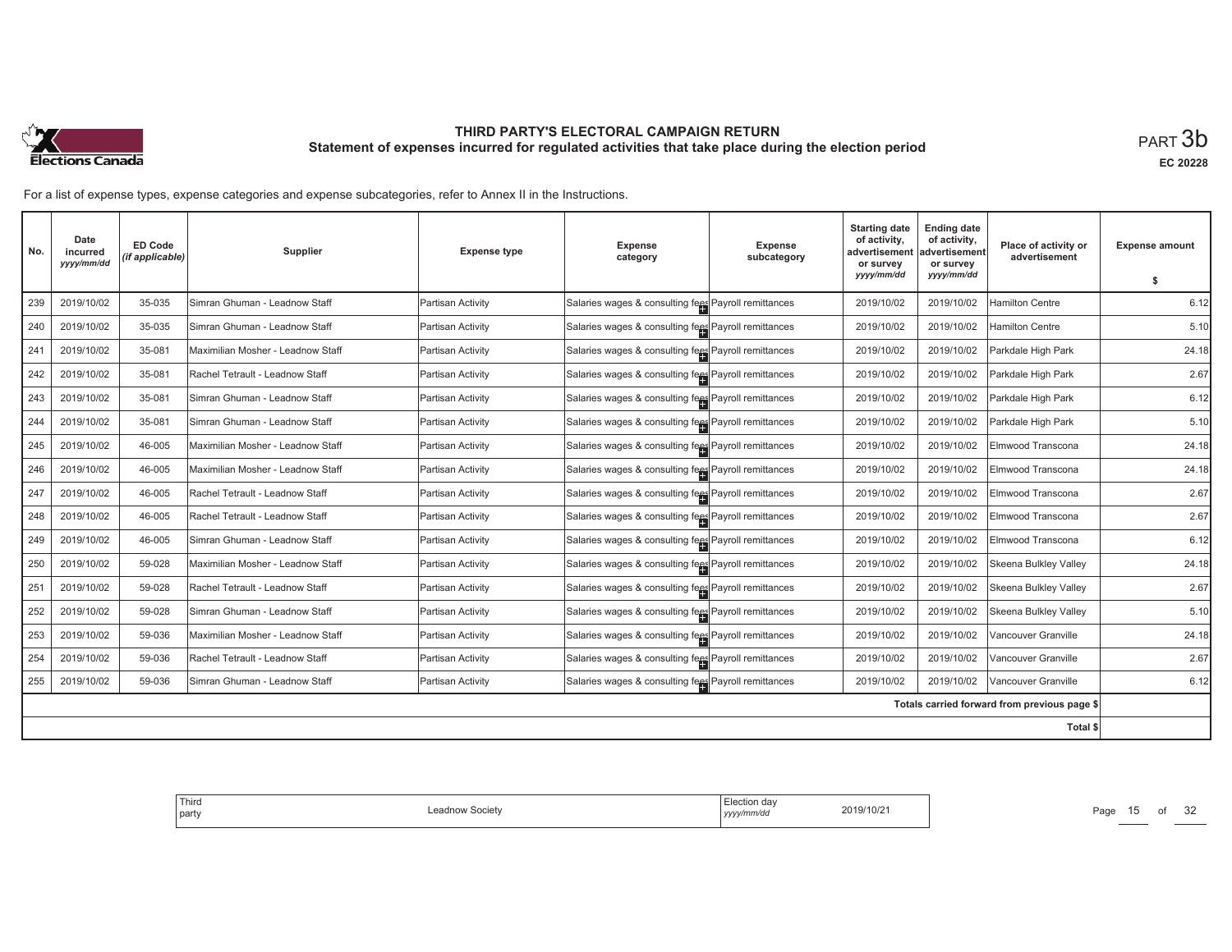# THIRD PARTY'S ELECTORAL CAMPAIGN RETURN

## Statement of expenses incurred for regulated activities that take place during the election period

PART 3b

EC 20228

For a list of expense types, expense categories and expense subcategories, refer to Annex II in the Instructions.

| No. | Date incurred yyyy/mm/dd | ED Code (if applicable) | Supplier | Expense type | Expense category | Expense subcategory | Starting date of activity, advertisement or survey yyyy/mm/dd | Ending date of activity, advertisement or survey yyyy/mm/dd | Place of activity or advertisement | Expense amount $ |
|---|---|---|---|---|---|---|---|---|---|---|
| 239 | 2019/10/02 | 35-035 | Simran Ghuman - Leadnow Staff | Partisan Activity | Salaries wages & consulting fees | Payroll remittances | 2019/10/02 | 2019/10/02 | Hamilton Centre | 6.12 |
| 240 | 2019/10/02 | 35-035 | Simran Ghuman - Leadnow Staff | Partisan Activity | Salaries wages & consulting fees | Payroll remittances | 2019/10/02 | 2019/10/02 | Hamilton Centre | 5.10 |
| 241 | 2019/10/02 | 35-081 | Maximilian Mosher - Leadnow Staff | Partisan Activity | Salaries wages & consulting fees | Payroll remittances | 2019/10/02 | 2019/10/02 | Parkdale High Park | 24.18 |
| 242 | 2019/10/02 | 35-081 | Rachel Tetrault - Leadnow Staff | Partisan Activity | Salaries wages & consulting fees | Payroll remittances | 2019/10/02 | 2019/10/02 | Parkdale High Park | 2.67 |
| 243 | 2019/10/02 | 35-081 | Simran Ghuman - Leadnow Staff | Partisan Activity | Salaries wages & consulting fees | Payroll remittances | 2019/10/02 | 2019/10/02 | Parkdale High Park | 6.12 |
| 244 | 2019/10/02 | 35-081 | Simran Ghuman - Leadnow Staff | Partisan Activity | Salaries wages & consulting fees | Payroll remittances | 2019/10/02 | 2019/10/02 | Parkdale High Park | 5.10 |
| 245 | 2019/10/02 | 46-005 | Maximilian Mosher - Leadnow Staff | Partisan Activity | Salaries wages & consulting fees | Payroll remittances | 2019/10/02 | 2019/10/02 | Elmwood Transcona | 24.18 |
| 246 | 2019/10/02 | 46-005 | Maximilian Mosher - Leadnow Staff | Partisan Activity | Salaries wages & consulting fees | Payroll remittances | 2019/10/02 | 2019/10/02 | Elmwood Transcona | 24.18 |
| 247 | 2019/10/02 | 46-005 | Rachel Tetrault - Leadnow Staff | Partisan Activity | Salaries wages & consulting fees | Payroll remittances | 2019/10/02 | 2019/10/02 | Elmwood Transcona | 2.67 |
| 248 | 2019/10/02 | 46-005 | Rachel Tetrault - Leadnow Staff | Partisan Activity | Salaries wages & consulting fees | Payroll remittances | 2019/10/02 | 2019/10/02 | Elmwood Transcona | 2.67 |
| 249 | 2019/10/02 | 46-005 | Simran Ghuman - Leadnow Staff | Partisan Activity | Salaries wages & consulting fees | Payroll remittances | 2019/10/02 | 2019/10/02 | Elmwood Transcona | 6.12 |
| 250 | 2019/10/02 | 59-028 | Maximilian Mosher - Leadnow Staff | Partisan Activity | Salaries wages & consulting fees | Payroll remittances | 2019/10/02 | 2019/10/02 | Skeena Bulkley Valley | 24.18 |
| 251 | 2019/10/02 | 59-028 | Rachel Tetrault - Leadnow Staff | Partisan Activity | Salaries wages & consulting fees | Payroll remittances | 2019/10/02 | 2019/10/02 | Skeena Bulkley Valley | 2.67 |
| 252 | 2019/10/02 | 59-028 | Simran Ghuman - Leadnow Staff | Partisan Activity | Salaries wages & consulting fees | Payroll remittances | 2019/10/02 | 2019/10/02 | Skeena Bulkley Valley | 5.10 |
| 253 | 2019/10/02 | 59-036 | Maximilian Mosher - Leadnow Staff | Partisan Activity | Salaries wages & consulting fees | Payroll remittances | 2019/10/02 | 2019/10/02 | Vancouver Granville | 24.18 |
| 254 | 2019/10/02 | 59-036 | Rachel Tetrault - Leadnow Staff | Partisan Activity | Salaries wages & consulting fees | Payroll remittances | 2019/10/02 | 2019/10/02 | Vancouver Granville | 2.67 |
| 255 | 2019/10/02 | 59-036 | Simran Ghuman - Leadnow Staff | Partisan Activity | Salaries wages & consulting fees | Payroll remittances | 2019/10/02 | 2019/10/02 | Vancouver Granville | 6.12 |
| | | | | | | | | | Totals carried forward from previous page $ | |
| | | | | | | | | | Total $ | |

Third party: Leadnow Society

Election day yyyy/mm/dd: 2019/10/21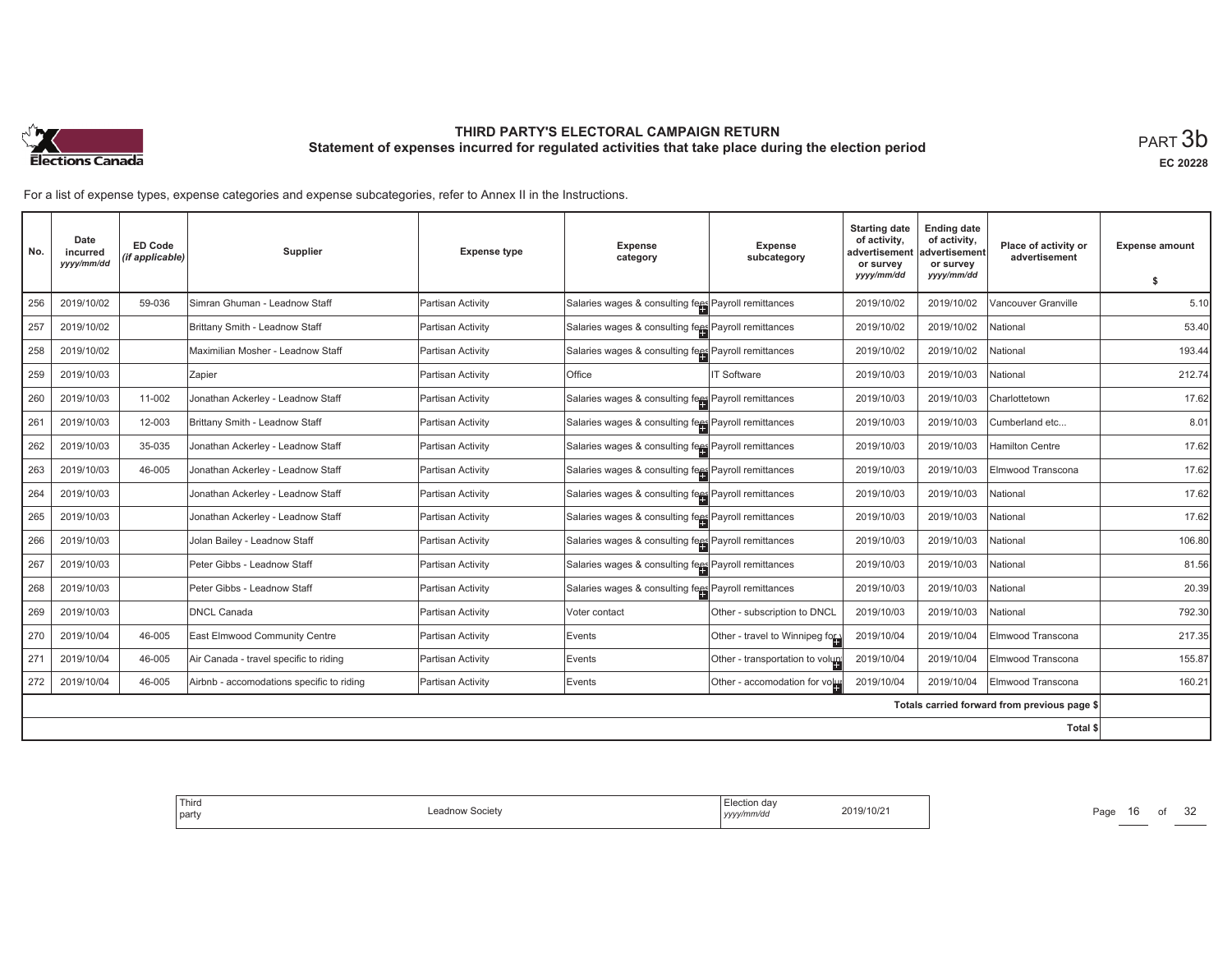# THIRD PARTY'S ELECTORAL CAMPAIGN RETURN

## Statement of expenses incurred for regulated activities that take place during the election period

PART 3b

EC 20228

For a list of expense types, expense categories and expense subcategories, refer to Annex II in the Instructions.

| No. | Date incurred *yyyy/mm/dd* | ED Code *(if applicable)* | Supplier | Expense type | Expense category | Expense subcategory | Starting date of activity, advertisement or survey *yyyy/mm/dd* | Ending date of activity, advertisement or survey *yyyy/mm/dd* | Place of activity or advertisement | Expense amount $ |
|---|---|---|---|---|---|---|---|---|---|---|
| 256 | 2019/10/02 | 59-036 | Simran Ghuman - Leadnow Staff | Partisan Activity | Salaries wages & consulting fees | Payroll remittances | 2019/10/02 | 2019/10/02 | Vancouver Granville | 5.10 |
| 257 | 2019/10/02 | | Brittany Smith - Leadnow Staff | Partisan Activity | Salaries wages & consulting fees | Payroll remittances | 2019/10/02 | 2019/10/02 | National | 53.40 |
| 258 | 2019/10/02 | | Maximilian Mosher - Leadnow Staff | Partisan Activity | Salaries wages & consulting fees | Payroll remittances | 2019/10/02 | 2019/10/02 | National | 193.44 |
| 259 | 2019/10/03 | | Zapier | Partisan Activity | Office | IT Software | 2019/10/03 | 2019/10/03 | National | 212.74 |
| 260 | 2019/10/03 | 11-002 | Jonathan Ackerley - Leadnow Staff | Partisan Activity | Salaries wages & consulting fees | Payroll remittances | 2019/10/03 | 2019/10/03 | Charlottetown | 17.62 |
| 261 | 2019/10/03 | 12-003 | Brittany Smith - Leadnow Staff | Partisan Activity | Salaries wages & consulting fees | Payroll remittances | 2019/10/03 | 2019/10/03 | Cumberland etc... | 8.01 |
| 262 | 2019/10/03 | 35-035 | Jonathan Ackerley - Leadnow Staff | Partisan Activity | Salaries wages & consulting fees | Payroll remittances | 2019/10/03 | 2019/10/03 | Hamilton Centre | 17.62 |
| 263 | 2019/10/03 | 46-005 | Jonathan Ackerley - Leadnow Staff | Partisan Activity | Salaries wages & consulting fees | Payroll remittances | 2019/10/03 | 2019/10/03 | Elmwood Transcona | 17.62 |
| 264 | 2019/10/03 | | Jonathan Ackerley - Leadnow Staff | Partisan Activity | Salaries wages & consulting fees | Payroll remittances | 2019/10/03 | 2019/10/03 | National | 17.62 |
| 265 | 2019/10/03 | | Jonathan Ackerley - Leadnow Staff | Partisan Activity | Salaries wages & consulting fees | Payroll remittances | 2019/10/03 | 2019/10/03 | National | 17.62 |
| 266 | 2019/10/03 | | Jolan Bailey - Leadnow Staff | Partisan Activity | Salaries wages & consulting fees | Payroll remittances | 2019/10/03 | 2019/10/03 | National | 106.80 |
| 267 | 2019/10/03 | | Peter Gibbs - Leadnow Staff | Partisan Activity | Salaries wages & consulting fees | Payroll remittances | 2019/10/03 | 2019/10/03 | National | 81.56 |
| 268 | 2019/10/03 | | Peter Gibbs - Leadnow Staff | Partisan Activity | Salaries wages & consulting fees | Payroll remittances | 2019/10/03 | 2019/10/03 | National | 20.39 |
| 269 | 2019/10/03 | | DNCL Canada | Partisan Activity | Voter contact | Other - subscription to DNCL | 2019/10/03 | 2019/10/03 | National | 792.30 |
| 270 | 2019/10/04 | 46-005 | East Elmwood Community Centre | Partisan Activity | Events | Other - travel to Winnipeg for | 2019/10/04 | 2019/10/04 | Elmwood Transcona | 217.35 |
| 271 | 2019/10/04 | 46-005 | Air Canada - travel specific to riding | Partisan Activity | Events | Other - transportation to volun | 2019/10/04 | 2019/10/04 | Elmwood Transcona | 155.87 |
| 272 | 2019/10/04 | 46-005 | Airbnb - accomodations specific to riding | Partisan Activity | Events | Other - accomodation for volu | 2019/10/04 | 2019/10/04 | Elmwood Transcona | 160.21 |
| | | | | | | | | | Totals carried forward from previous page $ | |
| | | | | | | | | | Total $ | |

| Third party | Leadnow Society | Election day *yyyy/mm/dd* | 2019/10/21 |
|---|---|---|---|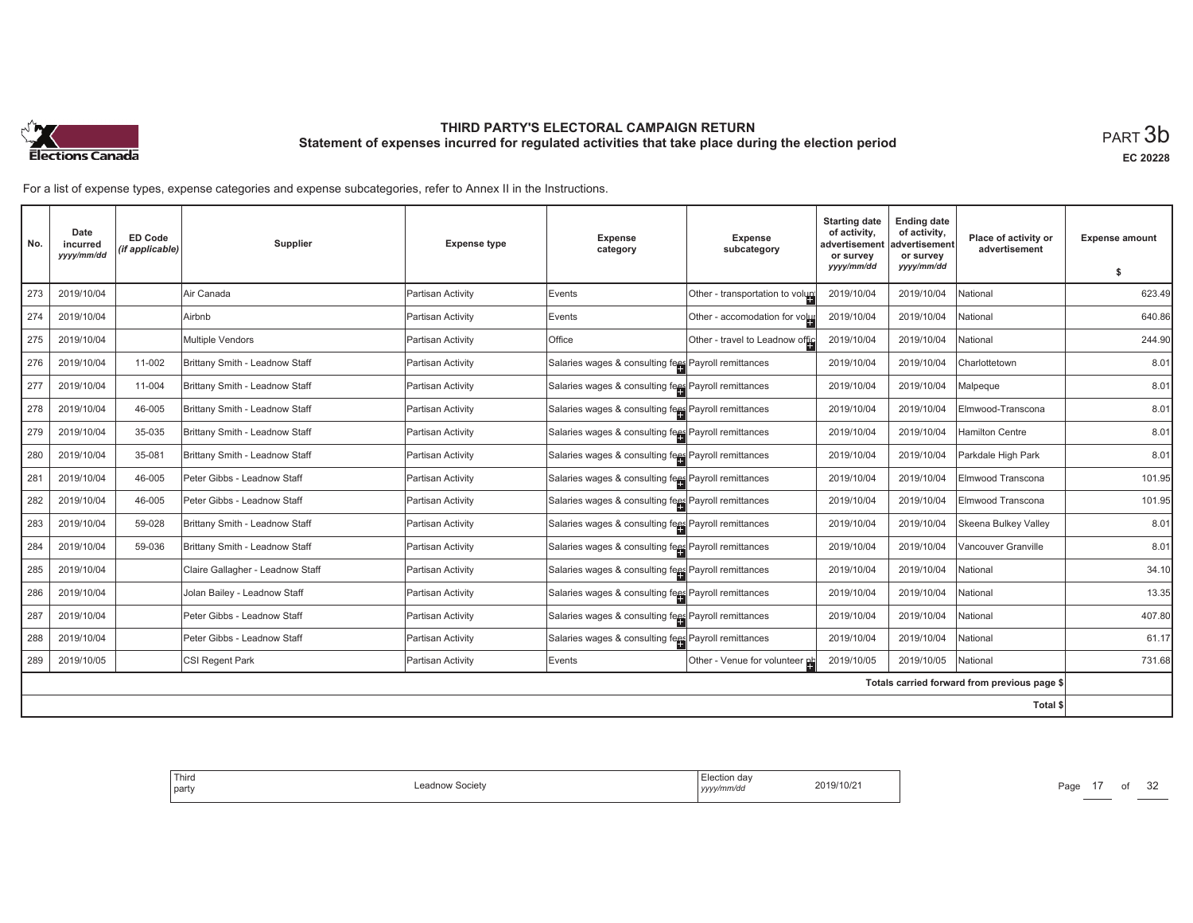# THIRD PARTY'S ELECTORAL CAMPAIGN RETURN

## Statement of expenses incurred for regulated activities that take place during the election period

PART 3b

EC 20228

For a list of expense types, expense categories and expense subcategories, refer to Annex II in the Instructions.

| No. | Date incurred *yyyy/mm/dd* | ED Code *(if applicable)* | Supplier | Expense type | Expense category | Expense subcategory | Starting date of activity, advertisement or survey *yyyy/mm/dd* | Ending date of activity, advertisement or survey *yyyy/mm/dd* | Place of activity or advertisement | Expense amount $ |
|---|---|---|---|---|---|---|---|---|---|---|
| 273 | 2019/10/04 | | Air Canada | Partisan Activity | Events | Other - transportation to volun | 2019/10/04 | 2019/10/04 | National | 623.49 |
| 274 | 2019/10/04 | | Airbnb | Partisan Activity | Events | Other - accomodation for volu | 2019/10/04 | 2019/10/04 | National | 640.86 |
| 275 | 2019/10/04 | | Multiple Vendors | Partisan Activity | Office | Other - travel to Leadnow offic | 2019/10/04 | 2019/10/04 | National | 244.90 |
| 276 | 2019/10/04 | 11-002 | Brittany Smith - Leadnow Staff | Partisan Activity | Salaries wages & consulting fees | Payroll remittances | 2019/10/04 | 2019/10/04 | Charlottetown | 8.01 |
| 277 | 2019/10/04 | 11-004 | Brittany Smith - Leadnow Staff | Partisan Activity | Salaries wages & consulting fees | Payroll remittances | 2019/10/04 | 2019/10/04 | Malpeque | 8.01 |
| 278 | 2019/10/04 | 46-005 | Brittany Smith - Leadnow Staff | Partisan Activity | Salaries wages & consulting fees | Payroll remittances | 2019/10/04 | 2019/10/04 | Elmwood-Transcona | 8.01 |
| 279 | 2019/10/04 | 35-035 | Brittany Smith - Leadnow Staff | Partisan Activity | Salaries wages & consulting fees | Payroll remittances | 2019/10/04 | 2019/10/04 | Hamilton Centre | 8.01 |
| 280 | 2019/10/04 | 35-081 | Brittany Smith - Leadnow Staff | Partisan Activity | Salaries wages & consulting fees | Payroll remittances | 2019/10/04 | 2019/10/04 | Parkdale High Park | 8.01 |
| 281 | 2019/10/04 | 46-005 | Peter Gibbs - Leadnow Staff | Partisan Activity | Salaries wages & consulting fees | Payroll remittances | 2019/10/04 | 2019/10/04 | Elmwood Transcona | 101.95 |
| 282 | 2019/10/04 | 46-005 | Peter Gibbs - Leadnow Staff | Partisan Activity | Salaries wages & consulting fees | Payroll remittances | 2019/10/04 | 2019/10/04 | Elmwood Transcona | 101.95 |
| 283 | 2019/10/04 | 59-028 | Brittany Smith - Leadnow Staff | Partisan Activity | Salaries wages & consulting fees | Payroll remittances | 2019/10/04 | 2019/10/04 | Skeena Bulkey Valley | 8.01 |
| 284 | 2019/10/04 | 59-036 | Brittany Smith - Leadnow Staff | Partisan Activity | Salaries wages & consulting fees | Payroll remittances | 2019/10/04 | 2019/10/04 | Vancouver Granville | 8.01 |
| 285 | 2019/10/04 | | Claire Gallagher - Leadnow Staff | Partisan Activity | Salaries wages & consulting fees | Payroll remittances | 2019/10/04 | 2019/10/04 | National | 34.10 |
| 286 | 2019/10/04 | | Jolan Bailey - Leadnow Staff | Partisan Activity | Salaries wages & consulting fees | Payroll remittances | 2019/10/04 | 2019/10/04 | National | 13.35 |
| 287 | 2019/10/04 | | Peter Gibbs - Leadnow Staff | Partisan Activity | Salaries wages & consulting fees | Payroll remittances | 2019/10/04 | 2019/10/04 | National | 407.80 |
| 288 | 2019/10/04 | | Peter Gibbs - Leadnow Staff | Partisan Activity | Salaries wages & consulting fees | Payroll remittances | 2019/10/04 | 2019/10/04 | National | 61.17 |
| 289 | 2019/10/05 | | CSI Regent Park | Partisan Activity | Events | Other - Venue for volunteer ph | 2019/10/05 | 2019/10/05 | National | 731.68 |
| | | | | | | | | | Totals carried forward from previous page $ | |
| | | | | | | | | | Total $ | |

| Third party | Leadnow Society | Election day *yyyy/mm/dd* | 2019/10/21 |
|---|---|---|---|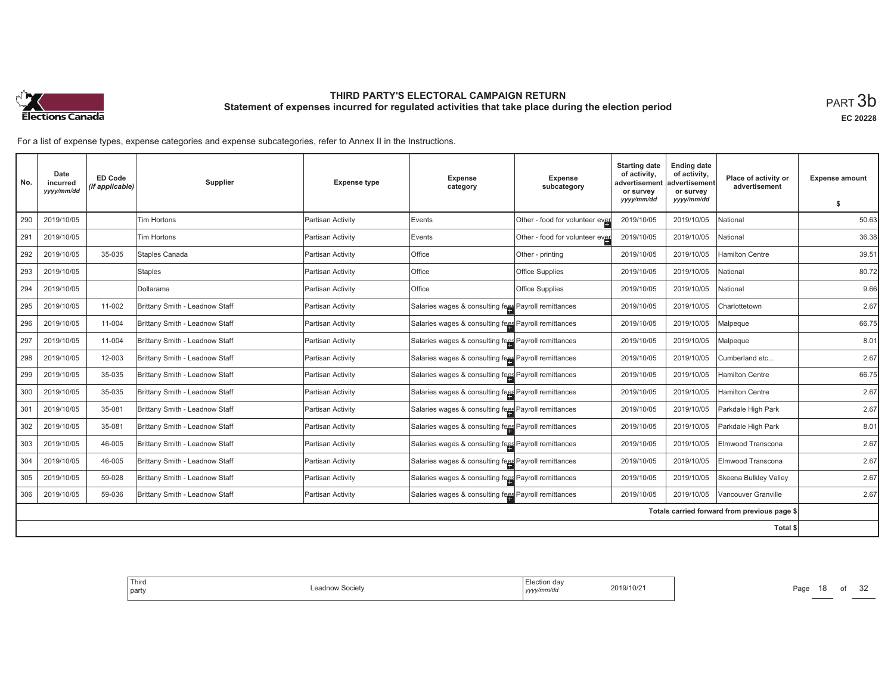# THIRD PARTY'S ELECTORAL CAMPAIGN RETURN

## Statement of expenses incurred for regulated activities that take place during the election period

PART 3b

EC 20228

For a list of expense types, expense categories and expense subcategories, refer to Annex II in the Instructions.

| No. | Date incurred *yyyy/mm/dd* | ED Code *(if applicable)* | Supplier | Expense type | Expense category | Expense subcategory | Starting date of activity, advertisement or survey *yyyy/mm/dd* | Ending date of activity, advertisement or survey *yyyy/mm/dd* | Place of activity or advertisement | Expense amount $ |
|---|---|---|---|---|---|---|---|---|---|---|
| 290 | 2019/10/05 | | Tim Hortons | Partisan Activity | Events | Other - food for volunteer ever | 2019/10/05 | 2019/10/05 | National | 50.63 |
| 291 | 2019/10/05 | | Tim Hortons | Partisan Activity | Events | Other - food for volunteer ever | 2019/10/05 | 2019/10/05 | National | 36.38 |
| 292 | 2019/10/05 | 35-035 | Staples Canada | Partisan Activity | Office | Other - printing | 2019/10/05 | 2019/10/05 | Hamilton Centre | 39.51 |
| 293 | 2019/10/05 | | Staples | Partisan Activity | Office | Office Supplies | 2019/10/05 | 2019/10/05 | National | 80.72 |
| 294 | 2019/10/05 | | Dollarama | Partisan Activity | Office | Office Supplies | 2019/10/05 | 2019/10/05 | National | 9.66 |
| 295 | 2019/10/05 | 11-002 | Brittany Smith - Leadnow Staff | Partisan Activity | Salaries wages & consulting fees | Payroll remittances | 2019/10/05 | 2019/10/05 | Charlottetown | 2.67 |
| 296 | 2019/10/05 | 11-004 | Brittany Smith - Leadnow Staff | Partisan Activity | Salaries wages & consulting fees | Payroll remittances | 2019/10/05 | 2019/10/05 | Malpeque | 66.75 |
| 297 | 2019/10/05 | 11-004 | Brittany Smith - Leadnow Staff | Partisan Activity | Salaries wages & consulting fees | Payroll remittances | 2019/10/05 | 2019/10/05 | Malpeque | 8.01 |
| 298 | 2019/10/05 | 12-003 | Brittany Smith - Leadnow Staff | Partisan Activity | Salaries wages & consulting fees | Payroll remittances | 2019/10/05 | 2019/10/05 | Cumberland etc... | 2.67 |
| 299 | 2019/10/05 | 35-035 | Brittany Smith - Leadnow Staff | Partisan Activity | Salaries wages & consulting fees | Payroll remittances | 2019/10/05 | 2019/10/05 | Hamilton Centre | 66.75 |
| 300 | 2019/10/05 | 35-035 | Brittany Smith - Leadnow Staff | Partisan Activity | Salaries wages & consulting fees | Payroll remittances | 2019/10/05 | 2019/10/05 | Hamilton Centre | 2.67 |
| 301 | 2019/10/05 | 35-081 | Brittany Smith - Leadnow Staff | Partisan Activity | Salaries wages & consulting fees | Payroll remittances | 2019/10/05 | 2019/10/05 | Parkdale High Park | 2.67 |
| 302 | 2019/10/05 | 35-081 | Brittany Smith - Leadnow Staff | Partisan Activity | Salaries wages & consulting fees | Payroll remittances | 2019/10/05 | 2019/10/05 | Parkdale High Park | 8.01 |
| 303 | 2019/10/05 | 46-005 | Brittany Smith - Leadnow Staff | Partisan Activity | Salaries wages & consulting fees | Payroll remittances | 2019/10/05 | 2019/10/05 | Elmwood Transcona | 2.67 |
| 304 | 2019/10/05 | 46-005 | Brittany Smith - Leadnow Staff | Partisan Activity | Salaries wages & consulting fees | Payroll remittances | 2019/10/05 | 2019/10/05 | Elmwood Transcona | 2.67 |
| 305 | 2019/10/05 | 59-028 | Brittany Smith - Leadnow Staff | Partisan Activity | Salaries wages & consulting fees | Payroll remittances | 2019/10/05 | 2019/10/05 | Skeena Bulkley Valley | 2.67 |
| 306 | 2019/10/05 | 59-036 | Brittany Smith - Leadnow Staff | Partisan Activity | Salaries wages & consulting fees | Payroll remittances | 2019/10/05 | 2019/10/05 | Vancouver Granville | 2.67 |
| | | | | | | | | | Totals carried forward from previous page $ | |
| | | | | | | | | | Total $ | |

Third party: Leadnow Society

Election day *yyyy/mm/dd*: 2019/10/21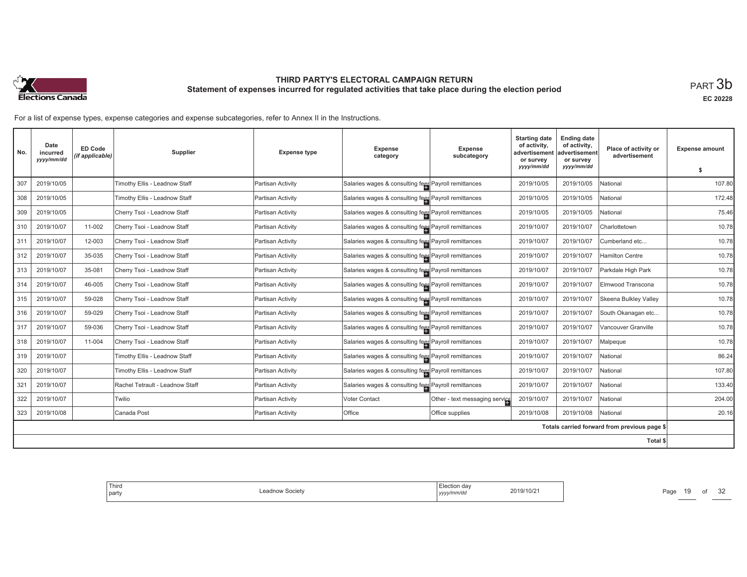# THIRD PARTY'S ELECTORAL CAMPAIGN RETURN

## Statement of expenses incurred for regulated activities that take place during the election period

PART 3b

**EC 20228**

For a list of expense types, expense categories and expense subcategories, refer to Annex II in the Instructions.

| No. | Date incurred *yyyy/mm/dd* | ED Code *(if applicable)* | Supplier | Expense type | Expense category | Expense subcategory | Starting date of activity, advertisement or survey *yyyy/mm/dd* | Ending date of activity, advertisement or survey *yyyy/mm/dd* | Place of activity or advertisement | Expense amount $ |
|---|---|---|---|---|---|---|---|---|---|---|
| 307 | 2019/10/05 | | Timothy Ellis - Leadnow Staff | Partisan Activity | Salaries wages & consulting fees | Payroll remittances | 2019/10/05 | 2019/10/05 | National | 107.80 |
| 308 | 2019/10/05 | | Timothy Ellis - Leadnow Staff | Partisan Activity | Salaries wages & consulting fees | Payroll remittances | 2019/10/05 | 2019/10/05 | National | 172.48 |
| 309 | 2019/10/05 | | Cherry Tsoi - Leadnow Staff | Partisan Activity | Salaries wages & consulting fees | Payroll remittances | 2019/10/05 | 2019/10/05 | National | 75.46 |
| 310 | 2019/10/07 | 11-002 | Cherry Tsoi - Leadnow Staff | Partisan Activity | Salaries wages & consulting fees | Payroll remittances | 2019/10/07 | 2019/10/07 | Charlottetown | 10.78 |
| 311 | 2019/10/07 | 12-003 | Cherry Tsoi - Leadnow Staff | Partisan Activity | Salaries wages & consulting fees | Payroll remittances | 2019/10/07 | 2019/10/07 | Cumberland etc... | 10.78 |
| 312 | 2019/10/07 | 35-035 | Cherry Tsoi - Leadnow Staff | Partisan Activity | Salaries wages & consulting fees | Payroll remittances | 2019/10/07 | 2019/10/07 | Hamilton Centre | 10.78 |
| 313 | 2019/10/07 | 35-081 | Cherry Tsoi - Leadnow Staff | Partisan Activity | Salaries wages & consulting fees | Payroll remittances | 2019/10/07 | 2019/10/07 | Parkdale High Park | 10.78 |
| 314 | 2019/10/07 | 46-005 | Cherry Tsoi - Leadnow Staff | Partisan Activity | Salaries wages & consulting fees | Payroll remittances | 2019/10/07 | 2019/10/07 | Elmwood Transcona | 10.78 |
| 315 | 2019/10/07 | 59-028 | Cherry Tsoi - Leadnow Staff | Partisan Activity | Salaries wages & consulting fees | Payroll remittances | 2019/10/07 | 2019/10/07 | Skeena Bulkley Valley | 10.78 |
| 316 | 2019/10/07 | 59-029 | Cherry Tsoi - Leadnow Staff | Partisan Activity | Salaries wages & consulting fees | Payroll remittances | 2019/10/07 | 2019/10/07 | South Okanagan etc... | 10.78 |
| 317 | 2019/10/07 | 59-036 | Cherry Tsoi - Leadnow Staff | Partisan Activity | Salaries wages & consulting fees | Payroll remittances | 2019/10/07 | 2019/10/07 | Vancouver Granville | 10.78 |
| 318 | 2019/10/07 | 11-004 | Cherry Tsoi - Leadnow Staff | Partisan Activity | Salaries wages & consulting fees | Payroll remittances | 2019/10/07 | 2019/10/07 | Malpeque | 10.78 |
| 319 | 2019/10/07 | | Timothy Ellis - Leadnow Staff | Partisan Activity | Salaries wages & consulting fees | Payroll remittances | 2019/10/07 | 2019/10/07 | National | 86.24 |
| 320 | 2019/10/07 | | Timothy Ellis - Leadnow Staff | Partisan Activity | Salaries wages & consulting fees | Payroll remittances | 2019/10/07 | 2019/10/07 | National | 107.80 |
| 321 | 2019/10/07 | | Rachel Tetrault - Leadnow Staff | Partisan Activity | Salaries wages & consulting fees | Payroll remittances | 2019/10/07 | 2019/10/07 | National | 133.40 |
| 322 | 2019/10/07 | | Twilio | Partisan Activity | Voter Contact | Other - text messaging service | 2019/10/07 | 2019/10/07 | National | 204.00 |
| 323 | 2019/10/08 | | Canada Post | Partisan Activity | Office | Office supplies | 2019/10/08 | 2019/10/08 | National | 20.16 |
| | | | | | | | | | Totals carried forward from previous page $ | |
| | | | | | | | | | Total $ | |

| Third party | Leadnow Society | Election day *yyyy/mm/dd* | 2019/10/21 |
|---|---|---|---|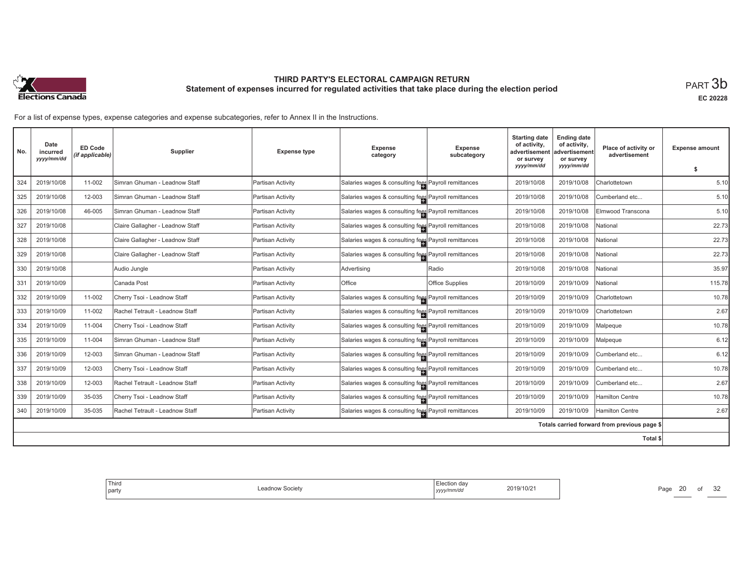# THIRD PARTY'S ELECTORAL CAMPAIGN RETURN

## Statement of expenses incurred for regulated activities that take place during the election period

PART 3b

EC 20228

For a list of expense types, expense categories and expense subcategories, refer to Annex II in the Instructions.

| No. | Date incurred yyyy/mm/dd | ED Code (if applicable) | Supplier | Expense type | Expense category | Expense subcategory | Starting date of activity, advertisement or survey yyyy/mm/dd | Ending date of activity, advertisement or survey yyyy/mm/dd | Place of activity or advertisement | Expense amount $ |
|---|---|---|---|---|---|---|---|---|---|---|
| 324 | 2019/10/08 | 11-002 | Simran Ghuman - Leadnow Staff | Partisan Activity | Salaries wages & consulting fees | Payroll remittances | 2019/10/08 | 2019/10/08 | Charlottetown | 5.10 |
| 325 | 2019/10/08 | 12-003 | Simran Ghuman - Leadnow Staff | Partisan Activity | Salaries wages & consulting fees | Payroll remittances | 2019/10/08 | 2019/10/08 | Cumberland etc... | 5.10 |
| 326 | 2019/10/08 | 46-005 | Simran Ghuman - Leadnow Staff | Partisan Activity | Salaries wages & consulting fees | Payroll remittances | 2019/10/08 | 2019/10/08 | Elmwood Transcona | 5.10 |
| 327 | 2019/10/08 | | Claire Gallagher - Leadnow Staff | Partisan Activity | Salaries wages & consulting fees | Payroll remittances | 2019/10/08 | 2019/10/08 | National | 22.73 |
| 328 | 2019/10/08 | | Claire Gallagher - Leadnow Staff | Partisan Activity | Salaries wages & consulting fees | Payroll remittances | 2019/10/08 | 2019/10/08 | National | 22.73 |
| 329 | 2019/10/08 | | Claire Gallagher - Leadnow Staff | Partisan Activity | Salaries wages & consulting fees | Payroll remittances | 2019/10/08 | 2019/10/08 | National | 22.73 |
| 330 | 2019/10/08 | | Audio Jungle | Partisan Activity | Advertising | Radio | 2019/10/08 | 2019/10/08 | National | 35.97 |
| 331 | 2019/10/09 | | Canada Post | Partisan Activity | Office | Office Supplies | 2019/10/09 | 2019/10/09 | National | 115.78 |
| 332 | 2019/10/09 | 11-002 | Cherry Tsoi - Leadnow Staff | Partisan Activity | Salaries wages & consulting fees | Payroll remittances | 2019/10/09 | 2019/10/09 | Charlottetown | 10.78 |
| 333 | 2019/10/09 | 11-002 | Rachel Tetrault - Leadnow Staff | Partisan Activity | Salaries wages & consulting fees | Payroll remittances | 2019/10/09 | 2019/10/09 | Charlottetown | 2.67 |
| 334 | 2019/10/09 | 11-004 | Cherry Tsoi - Leadnow Staff | Partisan Activity | Salaries wages & consulting fees | Payroll remittances | 2019/10/09 | 2019/10/09 | Malpeque | 10.78 |
| 335 | 2019/10/09 | 11-004 | Simran Ghuman - Leadnow Staff | Partisan Activity | Salaries wages & consulting fees | Payroll remittances | 2019/10/09 | 2019/10/09 | Malpeque | 6.12 |
| 336 | 2019/10/09 | 12-003 | Simran Ghuman - Leadnow Staff | Partisan Activity | Salaries wages & consulting fees | Payroll remittances | 2019/10/09 | 2019/10/09 | Cumberland etc... | 6.12 |
| 337 | 2019/10/09 | 12-003 | Cherry Tsoi - Leadnow Staff | Partisan Activity | Salaries wages & consulting fees | Payroll remittances | 2019/10/09 | 2019/10/09 | Cumberland etc... | 10.78 |
| 338 | 2019/10/09 | 12-003 | Rachel Tetrault - Leadnow Staff | Partisan Activity | Salaries wages & consulting fees | Payroll remittances | 2019/10/09 | 2019/10/09 | Cumberland etc... | 2.67 |
| 339 | 2019/10/09 | 35-035 | Cherry Tsoi - Leadnow Staff | Partisan Activity | Salaries wages & consulting fees | Payroll remittances | 2019/10/09 | 2019/10/09 | Hamilton Centre | 10.78 |
| 340 | 2019/10/09 | 35-035 | Rachel Tetrault - Leadnow Staff | Partisan Activity | Salaries wages & consulting fees | Payroll remittances | 2019/10/09 | 2019/10/09 | Hamilton Centre | 2.67 |
| | | | | | | | | | Totals carried forward from previous page $ | |
| | | | | | | | | | Total $ | |

Third party: Leadnow Society

Election day yyyy/mm/dd: 2019/10/21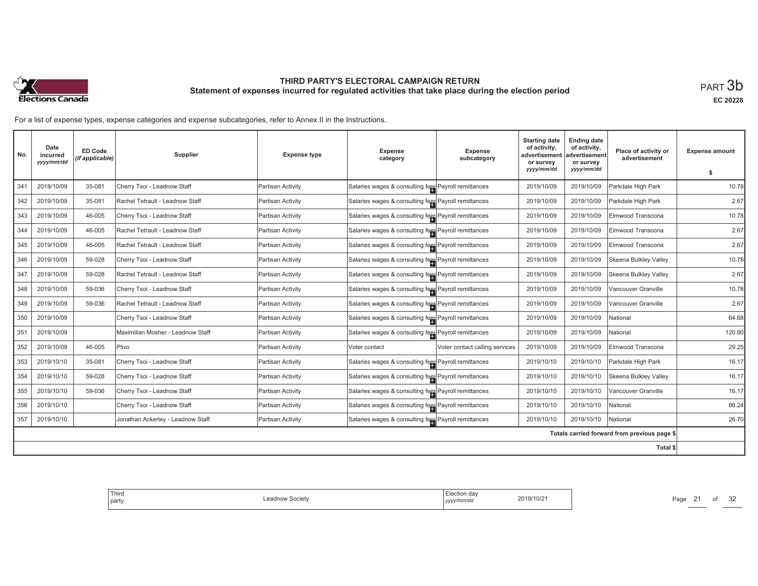# THIRD PARTY'S ELECTORAL CAMPAIGN RETURN

## Statement of expenses incurred for regulated activities that take place during the election period

PART 3b

EC 20228

For a list of expense types, expense categories and expense subcategories, refer to Annex II in the Instructions.

| No. | Date incurred yyyy/mm/dd | ED Code (if applicable) | Supplier | Expense type | Expense category | Expense subcategory | Starting date of activity, advertisement or survey yyyy/mm/dd | Ending date of activity, advertisement or survey yyyy/mm/dd | Place of activity or advertisement | Expense amount $ |
|---|---|---|---|---|---|---|---|---|---|---|
| 341 | 2019/10/09 | 35-081 | Cherry Tsoi - Leadnow Staff | Partisan Activity | Salaries wages & consulting fees | Payroll remittances | 2019/10/09 | 2019/10/09 | Parkdale High Park | 10.78 |
| 342 | 2019/10/09 | 35-081 | Rachel Tetrault - Leadnow Staff | Partisan Activity | Salaries wages & consulting fees | Payroll remittances | 2019/10/09 | 2019/10/09 | Parkdale High Park | 2.67 |
| 343 | 2019/10/09 | 46-005 | Cherry Tsoi - Leadnow Staff | Partisan Activity | Salaries wages & consulting fees | Payroll remittances | 2019/10/09 | 2019/10/09 | Elmwood Transcona | 10.78 |
| 344 | 2019/10/09 | 46-005 | Rachel Tetrault - Leadnow Staff | Partisan Activity | Salaries wages & consulting fees | Payroll remittances | 2019/10/09 | 2019/10/09 | Elmwood Transcona | 2.67 |
| 345 | 2019/10/09 | 46-005 | Rachel Tetrault - Leadnow Staff | Partisan Activity | Salaries wages & consulting fees | Payroll remittances | 2019/10/09 | 2019/10/09 | Elmwood Transcona | 2.67 |
| 346 | 2019/10/09 | 59-028 | Cherry Tsoi - Leadnow Staff | Partisan Activity | Salaries wages & consulting fees | Payroll remittances | 2019/10/09 | 2019/10/09 | Skeena Bulkley Valley | 10.78 |
| 347 | 2019/10/09 | 59-028 | Rachel Tetrault - Leadnow Staff | Partisan Activity | Salaries wages & consulting fees | Payroll remittances | 2019/10/09 | 2019/10/09 | Skeena Bulkley Valley | 2.67 |
| 348 | 2019/10/09 | 59-036 | Cherry Tsoi - Leadnow Staff | Partisan Activity | Salaries wages & consulting fees | Payroll remittances | 2019/10/09 | 2019/10/09 | Vancouver Granville | 10.78 |
| 349 | 2019/10/09 | 59-036 | Rachel Tetrault - Leadnow Staff | Partisan Activity | Salaries wages & consulting fees | Payroll remittances | 2019/10/09 | 2019/10/09 | Vancouver Granville | 2.67 |
| 350 | 2019/10/09 | | Cherry Tsoi - Leadnow Staff | Partisan Activity | Salaries wages & consulting fees | Payroll remittances | 2019/10/09 | 2019/10/09 | National | 64.68 |
| 351 | 2019/10/09 | | Maximilian Mosher - Leadnow Staff | Partisan Activity | Salaries wages & consulting fees | Payroll remittances | 2019/10/09 | 2019/10/09 | National | 120.90 |
| 352 | 2019/10/09 | 46-005 | Plivo | Partisan Activity | Voter contact | Voter contact calling services | 2019/10/09 | 2019/10/09 | Elmwood Transcona | 29.25 |
| 353 | 2019/10/10 | 35-081 | Cherry Tsoi - Leadnow Staff | Partisan Activity | Salaries wages & consulting fees | Payroll remittances | 2019/10/10 | 2019/10/10 | Parkdale High Park | 16.17 |
| 354 | 2019/10/10 | 59-028 | Cherry Tsoi - Leadnow Staff | Partisan Activity | Salaries wages & consulting fees | Payroll remittances | 2019/10/10 | 2019/10/10 | Skeena Bulkley Valley | 16.17 |
| 355 | 2019/10/10 | 59-036 | Cherry Tsoi - Leadnow Staff | Partisan Activity | Salaries wages & consulting fees | Payroll remittances | 2019/10/10 | 2019/10/10 | Vancouver Granville | 16.17 |
| 356 | 2019/10/10 | | Cherry Tsoi - Leadnow Staff | Partisan Activity | Salaries wages & consulting fees | Payroll remittances | 2019/10/10 | 2019/10/10 | National | 86.24 |
| 357 | 2019/10/10 | | Jonathan Ackerley - Leadnow Staff | Partisan Activity | Salaries wages & consulting fees | Payroll remittances | 2019/10/10 | 2019/10/10 | National | 26.70 |
| | | | | | | | | | Totals carried forward from previous page $ | |
| | | | | | | | | | Total $ | |

| Third party | Leadnow Society | Election day yyyy/mm/dd | 2019/10/21 |
|---|---|---|---|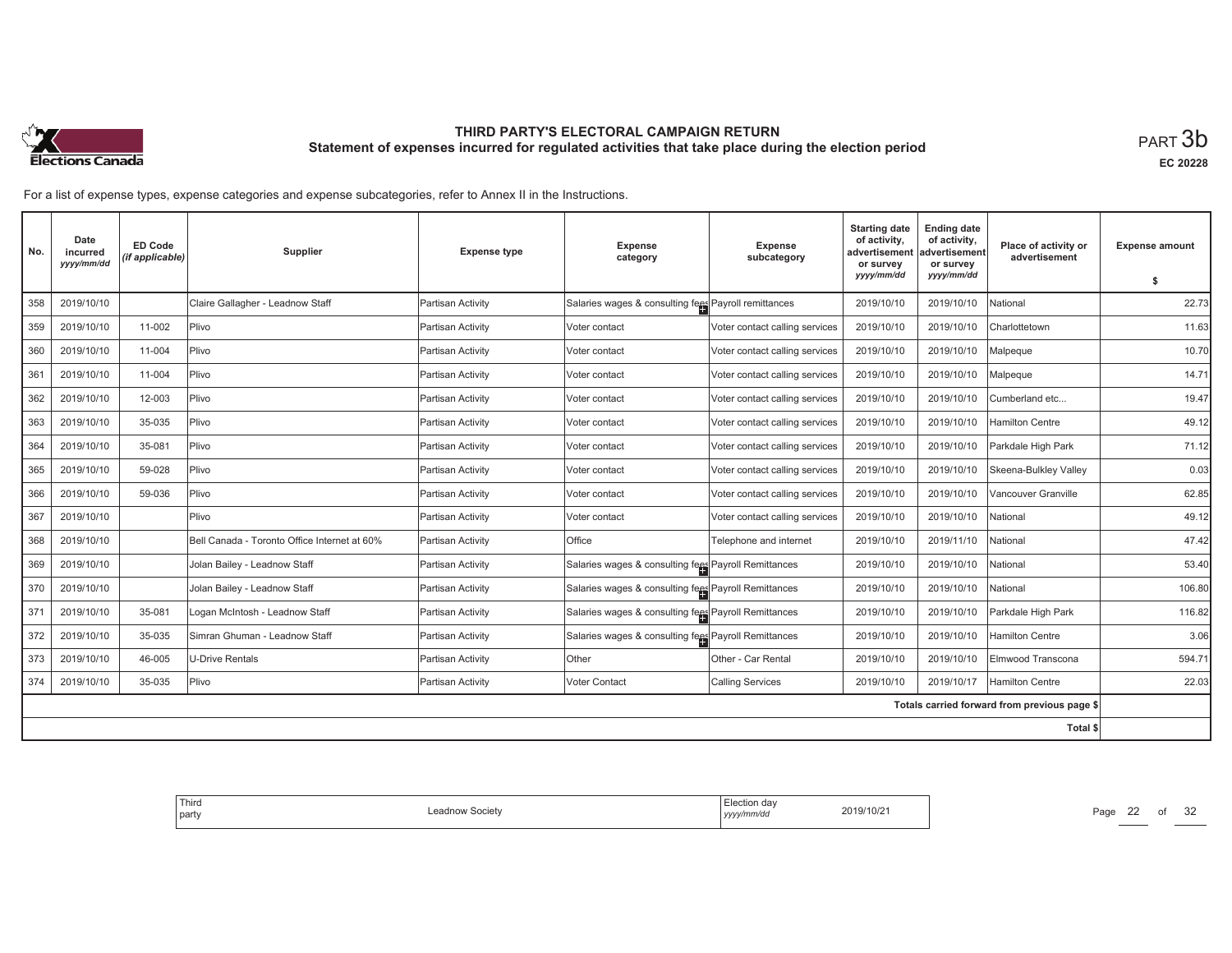# THIRD PARTY'S ELECTORAL CAMPAIGN RETURN

## Statement of expenses incurred for regulated activities that take place during the election period

PART 3b

EC 20228

For a list of expense types, expense categories and expense subcategories, refer to Annex II in the Instructions.

| No. | Date incurred yyyy/mm/dd | ED Code (if applicable) | Supplier | Expense type | Expense category | Expense subcategory | Starting date of activity, advertisement or survey yyyy/mm/dd | Ending date of activity, advertisement or survey yyyy/mm/dd | Place of activity or advertisement | Expense amount $ |
|---|---|---|---|---|---|---|---|---|---|---|
| 358 | 2019/10/10 | | Claire Gallagher - Leadnow Staff | Partisan Activity | Salaries wages & consulting fees | Payroll remittances | 2019/10/10 | 2019/10/10 | National | 22.73 |
| 359 | 2019/10/10 | 11-002 | Plivo | Partisan Activity | Voter contact | Voter contact calling services | 2019/10/10 | 2019/10/10 | Charlottetown | 11.63 |
| 360 | 2019/10/10 | 11-004 | Plivo | Partisan Activity | Voter contact | Voter contact calling services | 2019/10/10 | 2019/10/10 | Malpeque | 10.70 |
| 361 | 2019/10/10 | 11-004 | Plivo | Partisan Activity | Voter contact | Voter contact calling services | 2019/10/10 | 2019/10/10 | Malpeque | 14.71 |
| 362 | 2019/10/10 | 12-003 | Plivo | Partisan Activity | Voter contact | Voter contact calling services | 2019/10/10 | 2019/10/10 | Cumberland etc... | 19.47 |
| 363 | 2019/10/10 | 35-035 | Plivo | Partisan Activity | Voter contact | Voter contact calling services | 2019/10/10 | 2019/10/10 | Hamilton Centre | 49.12 |
| 364 | 2019/10/10 | 35-081 | Plivo | Partisan Activity | Voter contact | Voter contact calling services | 2019/10/10 | 2019/10/10 | Parkdale High Park | 71.12 |
| 365 | 2019/10/10 | 59-028 | Plivo | Partisan Activity | Voter contact | Voter contact calling services | 2019/10/10 | 2019/10/10 | Skeena-Bulkley Valley | 0.03 |
| 366 | 2019/10/10 | 59-036 | Plivo | Partisan Activity | Voter contact | Voter contact calling services | 2019/10/10 | 2019/10/10 | Vancouver Granville | 62.85 |
| 367 | 2019/10/10 | | Plivo | Partisan Activity | Voter contact | Voter contact calling services | 2019/10/10 | 2019/10/10 | National | 49.12 |
| 368 | 2019/10/10 | | Bell Canada - Toronto Office Internet at 60% | Partisan Activity | Office | Telephone and internet | 2019/10/10 | 2019/11/10 | National | 47.42 |
| 369 | 2019/10/10 | | Jolan Bailey - Leadnow Staff | Partisan Activity | Salaries wages & consulting fees | Payroll Remittances | 2019/10/10 | 2019/10/10 | National | 53.40 |
| 370 | 2019/10/10 | | Jolan Bailey - Leadnow Staff | Partisan Activity | Salaries wages & consulting fees | Payroll Remittances | 2019/10/10 | 2019/10/10 | National | 106.80 |
| 371 | 2019/10/10 | 35-081 | Logan McIntosh - Leadnow Staff | Partisan Activity | Salaries wages & consulting fees | Payroll Remittances | 2019/10/10 | 2019/10/10 | Parkdale High Park | 116.82 |
| 372 | 2019/10/10 | 35-035 | Simran Ghuman - Leadnow Staff | Partisan Activity | Salaries wages & consulting fees | Payroll Remittances | 2019/10/10 | 2019/10/10 | Hamilton Centre | 3.06 |
| 373 | 2019/10/10 | 46-005 | U-Drive Rentals | Partisan Activity | Other | Other - Car Rental | 2019/10/10 | 2019/10/10 | Elmwood Transcona | 594.71 |
| 374 | 2019/10/10 | 35-035 | Plivo | Partisan Activity | Voter Contact | Calling Services | 2019/10/10 | 2019/10/17 | Hamilton Centre | 22.03 |
| | | | | | | | | | Totals carried forward from previous page $ | |
| | | | | | | | | | Total $ | |

| Third party | Leadnow Society | Election day yyyy/mm/dd | 2019/10/21 |
|---|---|---|---|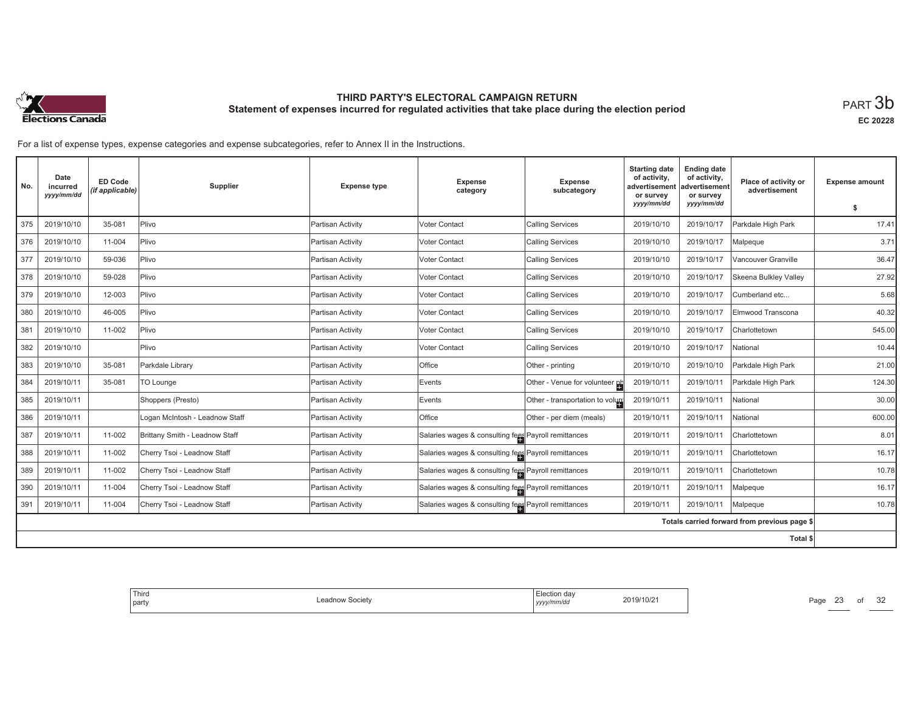# THIRD PARTY'S ELECTORAL CAMPAIGN RETURN

## Statement of expenses incurred for regulated activities that take place during the election period

PART 3b

EC 20228

For a list of expense types, expense categories and expense subcategories, refer to Annex II in the Instructions.

| No. | Date incurred yyyy/mm/dd | ED Code (if applicable) | Supplier | Expense type | Expense category | Expense subcategory | Starting date of activity, advertisement or survey yyyy/mm/dd | Ending date of activity, advertisement or survey yyyy/mm/dd | Place of activity or advertisement | Expense amount $ |
|---|---|---|---|---|---|---|---|---|---|---|
| 375 | 2019/10/10 | 35-081 | Plivo | Partisan Activity | Voter Contact | Calling Services | 2019/10/10 | 2019/10/17 | Parkdale High Park | 17.41 |
| 376 | 2019/10/10 | 11-004 | Plivo | Partisan Activity | Voter Contact | Calling Services | 2019/10/10 | 2019/10/17 | Malpeque | 3.71 |
| 377 | 2019/10/10 | 59-036 | Plivo | Partisan Activity | Voter Contact | Calling Services | 2019/10/10 | 2019/10/17 | Vancouver Granville | 36.47 |
| 378 | 2019/10/10 | 59-028 | Plivo | Partisan Activity | Voter Contact | Calling Services | 2019/10/10 | 2019/10/17 | Skeena Bulkley Valley | 27.92 |
| 379 | 2019/10/10 | 12-003 | Plivo | Partisan Activity | Voter Contact | Calling Services | 2019/10/10 | 2019/10/17 | Cumberland etc... | 5.68 |
| 380 | 2019/10/10 | 46-005 | Plivo | Partisan Activity | Voter Contact | Calling Services | 2019/10/10 | 2019/10/17 | Elmwood Transcona | 40.32 |
| 381 | 2019/10/10 | 11-002 | Plivo | Partisan Activity | Voter Contact | Calling Services | 2019/10/10 | 2019/10/17 | Charlottetown | 545.00 |
| 382 | 2019/10/10 | | Plivo | Partisan Activity | Voter Contact | Calling Services | 2019/10/10 | 2019/10/17 | National | 10.44 |
| 383 | 2019/10/10 | 35-081 | Parkdale Library | Partisan Activity | Office | Other - printing | 2019/10/10 | 2019/10/10 | Parkdale High Park | 21.00 |
| 384 | 2019/10/11 | 35-081 | TO Lounge | Partisan Activity | Events | Other - Venue for volunteer ph | 2019/10/11 | 2019/10/11 | Parkdale High Park | 124.30 |
| 385 | 2019/10/11 | | Shoppers (Presto) | Partisan Activity | Events | Other - transportation to volun | 2019/10/11 | 2019/10/11 | National | 30.00 |
| 386 | 2019/10/11 | | Logan McIntosh - Leadnow Staff | Partisan Activity | Office | Other - per diem (meals) | 2019/10/11 | 2019/10/11 | National | 600.00 |
| 387 | 2019/10/11 | 11-002 | Brittany Smith - Leadnow Staff | Partisan Activity | Salaries wages & consulting fees | Payroll remittances | 2019/10/11 | 2019/10/11 | Charlottetown | 8.01 |
| 388 | 2019/10/11 | 11-002 | Cherry Tsoi - Leadnow Staff | Partisan Activity | Salaries wages & consulting fees | Payroll remittances | 2019/10/11 | 2019/10/11 | Charlottetown | 16.17 |
| 389 | 2019/10/11 | 11-002 | Cherry Tsoi - Leadnow Staff | Partisan Activity | Salaries wages & consulting fees | Payroll remittances | 2019/10/11 | 2019/10/11 | Charlottetown | 10.78 |
| 390 | 2019/10/11 | 11-004 | Cherry Tsoi - Leadnow Staff | Partisan Activity | Salaries wages & consulting fees | Payroll remittances | 2019/10/11 | 2019/10/11 | Malpeque | 16.17 |
| 391 | 2019/10/11 | 11-004 | Cherry Tsoi - Leadnow Staff | Partisan Activity | Salaries wages & consulting fees | Payroll remittances | 2019/10/11 | 2019/10/11 | Malpeque | 10.78 |
| | | | | | | | | | Totals carried forward from previous page $ | |
| | | | | | | | | | Total $ | |

| Third party | Leadnow Society | Election day yyyy/mm/dd | 2019/10/21 |
|---|---|---|---|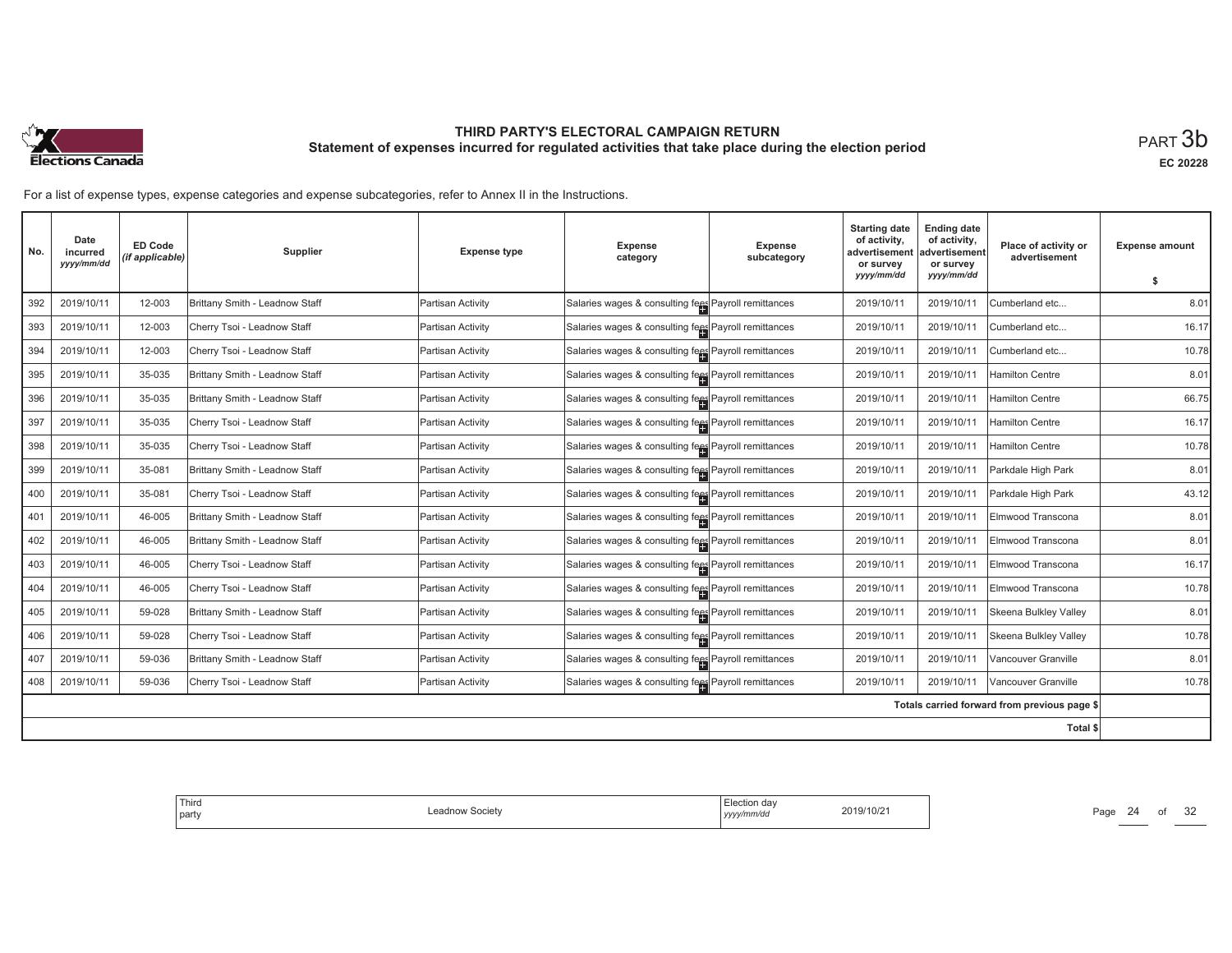# THIRD PARTY'S ELECTORAL CAMPAIGN RETURN
## Statement of expenses incurred for regulated activities that take place during the election period

PART 3b

EC 20228

For a list of expense types, expense categories and expense subcategories, refer to Annex II in the Instructions.

| No. | Date incurred *yyyy/mm/dd* | ED Code *(if applicable)* | Supplier | Expense type | Expense category | Expense subcategory | Starting date of activity, advertisement or survey *yyyy/mm/dd* | Ending date of activity, advertisement or survey *yyyy/mm/dd* | Place of activity or advertisement | Expense amount $ |
|---|---|---|---|---|---|---|---|---|---|---|
| 392 | 2019/10/11 | 12-003 | Brittany Smith - Leadnow Staff | Partisan Activity | Salaries wages & consulting fees | Payroll remittances | 2019/10/11 | 2019/10/11 | Cumberland etc... | 8.01 |
| 393 | 2019/10/11 | 12-003 | Cherry Tsoi - Leadnow Staff | Partisan Activity | Salaries wages & consulting fees | Payroll remittances | 2019/10/11 | 2019/10/11 | Cumberland etc... | 16.17 |
| 394 | 2019/10/11 | 12-003 | Cherry Tsoi - Leadnow Staff | Partisan Activity | Salaries wages & consulting fees | Payroll remittances | 2019/10/11 | 2019/10/11 | Cumberland etc... | 10.78 |
| 395 | 2019/10/11 | 35-035 | Brittany Smith - Leadnow Staff | Partisan Activity | Salaries wages & consulting fees | Payroll remittances | 2019/10/11 | 2019/10/11 | Hamilton Centre | 8.01 |
| 396 | 2019/10/11 | 35-035 | Brittany Smith - Leadnow Staff | Partisan Activity | Salaries wages & consulting fees | Payroll remittances | 2019/10/11 | 2019/10/11 | Hamilton Centre | 66.75 |
| 397 | 2019/10/11 | 35-035 | Cherry Tsoi - Leadnow Staff | Partisan Activity | Salaries wages & consulting fees | Payroll remittances | 2019/10/11 | 2019/10/11 | Hamilton Centre | 16.17 |
| 398 | 2019/10/11 | 35-035 | Cherry Tsoi - Leadnow Staff | Partisan Activity | Salaries wages & consulting fees | Payroll remittances | 2019/10/11 | 2019/10/11 | Hamilton Centre | 10.78 |
| 399 | 2019/10/11 | 35-081 | Brittany Smith - Leadnow Staff | Partisan Activity | Salaries wages & consulting fees | Payroll remittances | 2019/10/11 | 2019/10/11 | Parkdale High Park | 8.01 |
| 400 | 2019/10/11 | 35-081 | Cherry Tsoi - Leadnow Staff | Partisan Activity | Salaries wages & consulting fees | Payroll remittances | 2019/10/11 | 2019/10/11 | Parkdale High Park | 43.12 |
| 401 | 2019/10/11 | 46-005 | Brittany Smith - Leadnow Staff | Partisan Activity | Salaries wages & consulting fees | Payroll remittances | 2019/10/11 | 2019/10/11 | Elmwood Transcona | 8.01 |
| 402 | 2019/10/11 | 46-005 | Brittany Smith - Leadnow Staff | Partisan Activity | Salaries wages & consulting fees | Payroll remittances | 2019/10/11 | 2019/10/11 | Elmwood Transcona | 8.01 |
| 403 | 2019/10/11 | 46-005 | Cherry Tsoi - Leadnow Staff | Partisan Activity | Salaries wages & consulting fees | Payroll remittances | 2019/10/11 | 2019/10/11 | Elmwood Transcona | 16.17 |
| 404 | 2019/10/11 | 46-005 | Cherry Tsoi - Leadnow Staff | Partisan Activity | Salaries wages & consulting fees | Payroll remittances | 2019/10/11 | 2019/10/11 | Elmwood Transcona | 10.78 |
| 405 | 2019/10/11 | 59-028 | Brittany Smith - Leadnow Staff | Partisan Activity | Salaries wages & consulting fees | Payroll remittances | 2019/10/11 | 2019/10/11 | Skeena Bulkley Valley | 8.01 |
| 406 | 2019/10/11 | 59-028 | Cherry Tsoi - Leadnow Staff | Partisan Activity | Salaries wages & consulting fees | Payroll remittances | 2019/10/11 | 2019/10/11 | Skeena Bulkley Valley | 10.78 |
| 407 | 2019/10/11 | 59-036 | Brittany Smith - Leadnow Staff | Partisan Activity | Salaries wages & consulting fees | Payroll remittances | 2019/10/11 | 2019/10/11 | Vancouver Granville | 8.01 |
| 408 | 2019/10/11 | 59-036 | Cherry Tsoi - Leadnow Staff | Partisan Activity | Salaries wages & consulting fees | Payroll remittances | 2019/10/11 | 2019/10/11 | Vancouver Granville | 10.78 |
| | | | | | | | | | Totals carried forward from previous page $ | |
| | | | | | | | | | Total $ | |

| Third party | Leadnow Society | Election day *yyyy/mm/dd* | 2019/10/21 |
|---|---|---|---|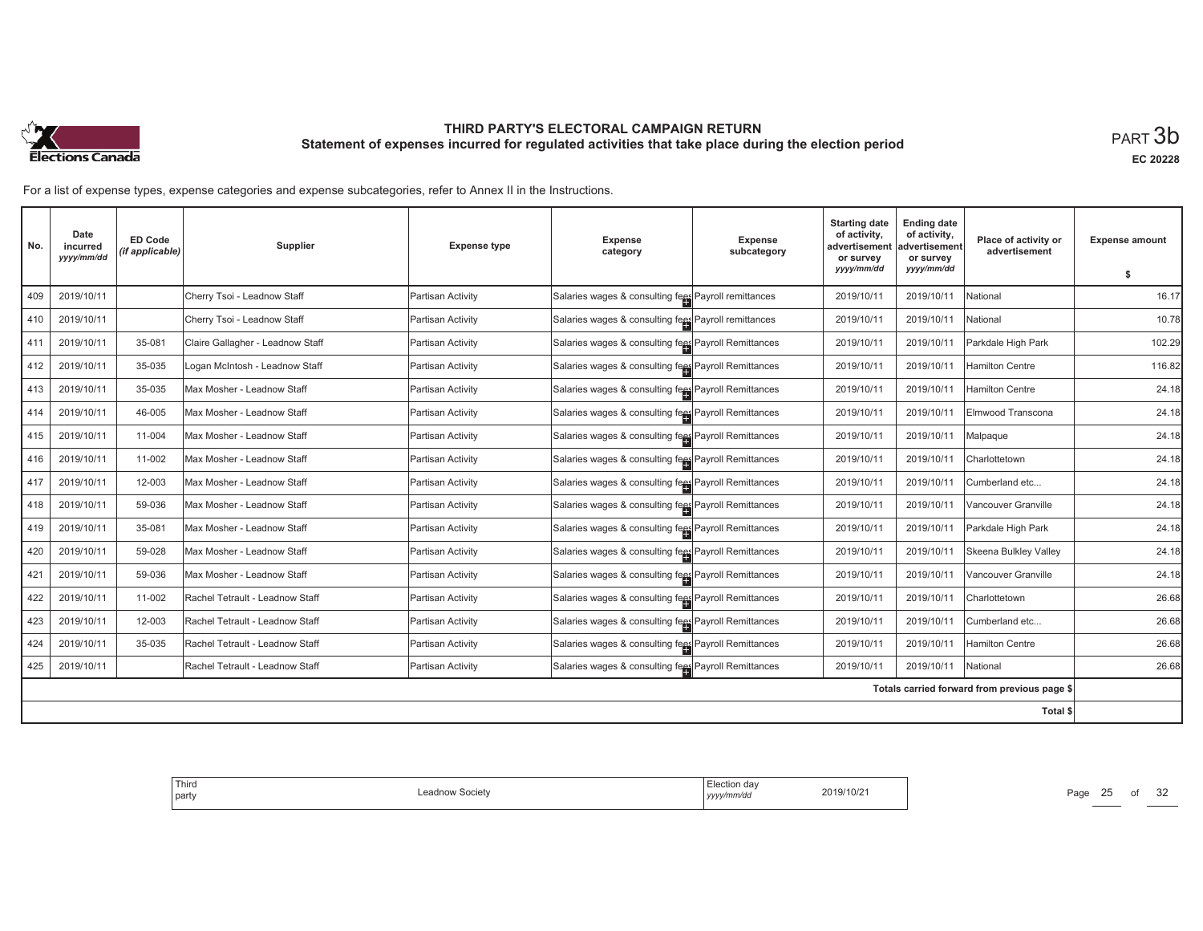# THIRD PARTY'S ELECTORAL CAMPAIGN RETURN

## Statement of expenses incurred for regulated activities that take place during the election period

PART 3b

EC 20228

For a list of expense types, expense categories and expense subcategories, refer to Annex II in the Instructions.

| No. | Date incurred yyyy/mm/dd | ED Code (if applicable) | Supplier | Expense type | Expense category | Expense subcategory | Starting date of activity, advertisement or survey yyyy/mm/dd | Ending date of activity, advertisement or survey yyyy/mm/dd | Place of activity or advertisement | Expense amount $ |
|---|---|---|---|---|---|---|---|---|---|---|
| 409 | 2019/10/11 | | Cherry Tsoi - Leadnow Staff | Partisan Activity | Salaries wages & consulting fees | Payroll remittances | 2019/10/11 | 2019/10/11 | National | 16.17 |
| 410 | 2019/10/11 | | Cherry Tsoi - Leadnow Staff | Partisan Activity | Salaries wages & consulting fees | Payroll remittances | 2019/10/11 | 2019/10/11 | National | 10.78 |
| 411 | 2019/10/11 | 35-081 | Claire Gallagher - Leadnow Staff | Partisan Activity | Salaries wages & consulting fees | Payroll Remittances | 2019/10/11 | 2019/10/11 | Parkdale High Park | 102.29 |
| 412 | 2019/10/11 | 35-035 | Logan McIntosh - Leadnow Staff | Partisan Activity | Salaries wages & consulting fees | Payroll Remittances | 2019/10/11 | 2019/10/11 | Hamilton Centre | 116.82 |
| 413 | 2019/10/11 | 35-035 | Max Mosher - Leadnow Staff | Partisan Activity | Salaries wages & consulting fees | Payroll Remittances | 2019/10/11 | 2019/10/11 | Hamilton Centre | 24.18 |
| 414 | 2019/10/11 | 46-005 | Max Mosher - Leadnow Staff | Partisan Activity | Salaries wages & consulting fees | Payroll Remittances | 2019/10/11 | 2019/10/11 | Elmwood Transcona | 24.18 |
| 415 | 2019/10/11 | 11-004 | Max Mosher - Leadnow Staff | Partisan Activity | Salaries wages & consulting fees | Payroll Remittances | 2019/10/11 | 2019/10/11 | Malpaque | 24.18 |
| 416 | 2019/10/11 | 11-002 | Max Mosher - Leadnow Staff | Partisan Activity | Salaries wages & consulting fees | Payroll Remittances | 2019/10/11 | 2019/10/11 | Charlottetown | 24.18 |
| 417 | 2019/10/11 | 12-003 | Max Mosher - Leadnow Staff | Partisan Activity | Salaries wages & consulting fees | Payroll Remittances | 2019/10/11 | 2019/10/11 | Cumberland etc... | 24.18 |
| 418 | 2019/10/11 | 59-036 | Max Mosher - Leadnow Staff | Partisan Activity | Salaries wages & consulting fees | Payroll Remittances | 2019/10/11 | 2019/10/11 | Vancouver Granville | 24.18 |
| 419 | 2019/10/11 | 35-081 | Max Mosher - Leadnow Staff | Partisan Activity | Salaries wages & consulting fees | Payroll Remittances | 2019/10/11 | 2019/10/11 | Parkdale High Park | 24.18 |
| 420 | 2019/10/11 | 59-028 | Max Mosher - Leadnow Staff | Partisan Activity | Salaries wages & consulting fees | Payroll Remittances | 2019/10/11 | 2019/10/11 | Skeena Bulkley Valley | 24.18 |
| 421 | 2019/10/11 | 59-036 | Max Mosher - Leadnow Staff | Partisan Activity | Salaries wages & consulting fees | Payroll Remittances | 2019/10/11 | 2019/10/11 | Vancouver Granville | 24.18 |
| 422 | 2019/10/11 | 11-002 | Rachel Tetrault - Leadnow Staff | Partisan Activity | Salaries wages & consulting fees | Payroll Remittances | 2019/10/11 | 2019/10/11 | Charlottetown | 26.68 |
| 423 | 2019/10/11 | 12-003 | Rachel Tetrault - Leadnow Staff | Partisan Activity | Salaries wages & consulting fees | Payroll Remittances | 2019/10/11 | 2019/10/11 | Cumberland etc... | 26.68 |
| 424 | 2019/10/11 | 35-035 | Rachel Tetrault - Leadnow Staff | Partisan Activity | Salaries wages & consulting fees | Payroll Remittances | 2019/10/11 | 2019/10/11 | Hamilton Centre | 26.68 |
| 425 | 2019/10/11 | | Rachel Tetrault - Leadnow Staff | Partisan Activity | Salaries wages & consulting fees | Payroll Remittances | 2019/10/11 | 2019/10/11 | National | 26.68 |
| | | | | | | | | | Totals carried forward from previous page $ | |
| | | | | | | | | | Total $ | |

Third party: Leadnow Society

Election day yyyy/mm/dd: 2019/10/21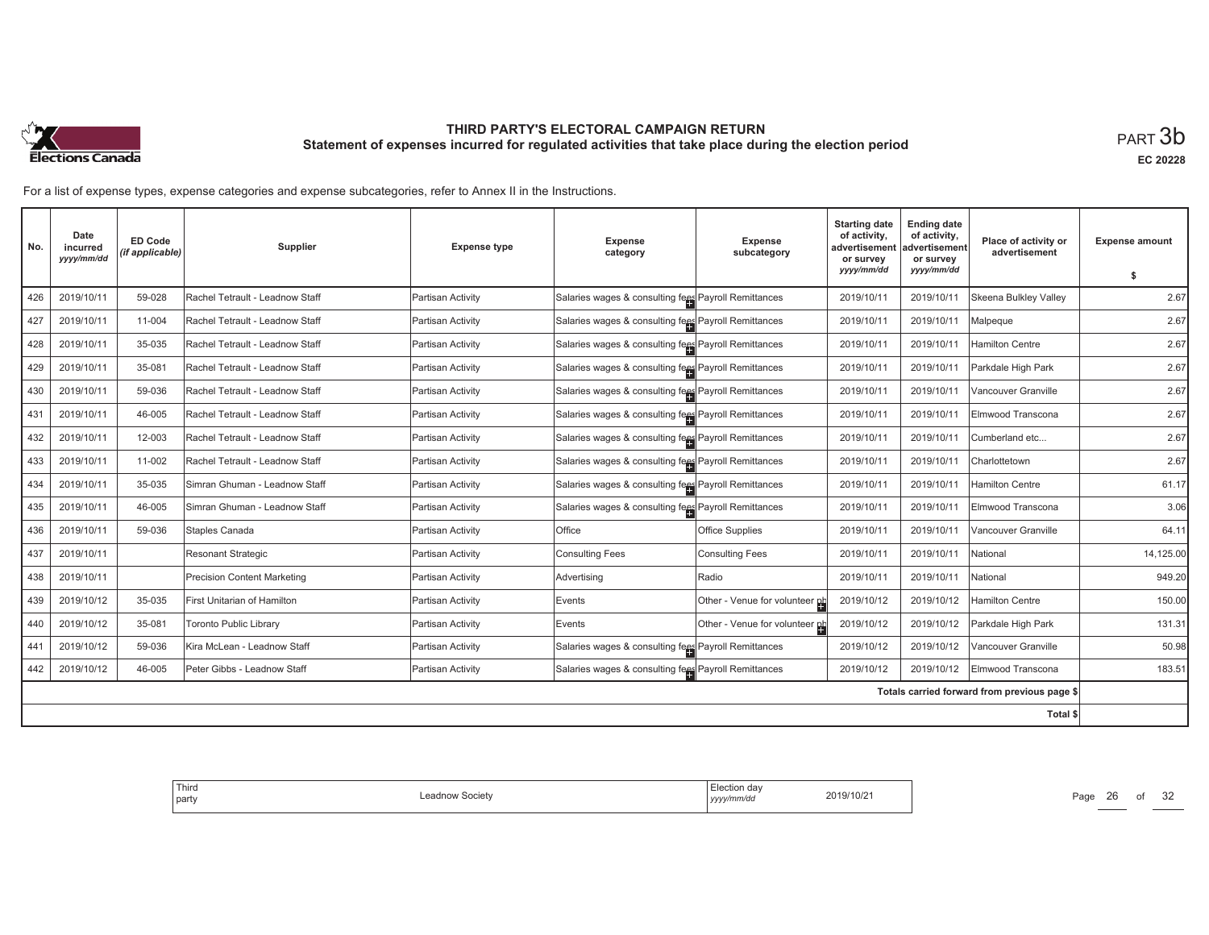# THIRD PARTY'S ELECTORAL CAMPAIGN RETURN
## Statement of expenses incurred for regulated activities that take place during the election period

PART 3b

**EC 20228**

For a list of expense types, expense categories and expense subcategories, refer to Annex II in the Instructions.

| No. | Date incurred *yyyy/mm/dd* | ED Code *(if applicable)* | Supplier | Expense type | Expense category | Expense subcategory | Starting date of activity, advertisement or survey *yyyy/mm/dd* | Ending date of activity, advertisement or survey *yyyy/mm/dd* | Place of activity or advertisement | Expense amount $ |
|---|---|---|---|---|---|---|---|---|---|---|
| 426 | 2019/10/11 | 59-028 | Rachel Tetrault - Leadnow Staff | Partisan Activity | Salaries wages & consulting fees | Payroll Remittances | 2019/10/11 | 2019/10/11 | Skeena Bulkley Valley | 2.67 |
| 427 | 2019/10/11 | 11-004 | Rachel Tetrault - Leadnow Staff | Partisan Activity | Salaries wages & consulting fees | Payroll Remittances | 2019/10/11 | 2019/10/11 | Malpeque | 2.67 |
| 428 | 2019/10/11 | 35-035 | Rachel Tetrault - Leadnow Staff | Partisan Activity | Salaries wages & consulting fees | Payroll Remittances | 2019/10/11 | 2019/10/11 | Hamilton Centre | 2.67 |
| 429 | 2019/10/11 | 35-081 | Rachel Tetrault - Leadnow Staff | Partisan Activity | Salaries wages & consulting fees | Payroll Remittances | 2019/10/11 | 2019/10/11 | Parkdale High Park | 2.67 |
| 430 | 2019/10/11 | 59-036 | Rachel Tetrault - Leadnow Staff | Partisan Activity | Salaries wages & consulting fees | Payroll Remittances | 2019/10/11 | 2019/10/11 | Vancouver Granville | 2.67 |
| 431 | 2019/10/11 | 46-005 | Rachel Tetrault - Leadnow Staff | Partisan Activity | Salaries wages & consulting fees | Payroll Remittances | 2019/10/11 | 2019/10/11 | Elmwood Transcona | 2.67 |
| 432 | 2019/10/11 | 12-003 | Rachel Tetrault - Leadnow Staff | Partisan Activity | Salaries wages & consulting fees | Payroll Remittances | 2019/10/11 | 2019/10/11 | Cumberland etc... | 2.67 |
| 433 | 2019/10/11 | 11-002 | Rachel Tetrault - Leadnow Staff | Partisan Activity | Salaries wages & consulting fees | Payroll Remittances | 2019/10/11 | 2019/10/11 | Charlottetown | 2.67 |
| 434 | 2019/10/11 | 35-035 | Simran Ghuman - Leadnow Staff | Partisan Activity | Salaries wages & consulting fees | Payroll Remittances | 2019/10/11 | 2019/10/11 | Hamilton Centre | 61.17 |
| 435 | 2019/10/11 | 46-005 | Simran Ghuman - Leadnow Staff | Partisan Activity | Salaries wages & consulting fees | Payroll Remittances | 2019/10/11 | 2019/10/11 | Elmwood Transcona | 3.06 |
| 436 | 2019/10/11 | 59-036 | Staples Canada | Partisan Activity | Office | Office Supplies | 2019/10/11 | 2019/10/11 | Vancouver Granville | 64.11 |
| 437 | 2019/10/11 | | Resonant Strategic | Partisan Activity | Consulting Fees | Consulting Fees | 2019/10/11 | 2019/10/11 | National | 14,125.00 |
| 438 | 2019/10/11 | | Precision Content Marketing | Partisan Activity | Advertising | Radio | 2019/10/11 | 2019/10/11 | National | 949.20 |
| 439 | 2019/10/12 | 35-035 | First Unitarian of Hamilton | Partisan Activity | Events | Other - Venue for volunteer ph | 2019/10/12 | 2019/10/12 | Hamilton Centre | 150.00 |
| 440 | 2019/10/12 | 35-081 | Toronto Public Library | Partisan Activity | Events | Other - Venue for volunteer ph | 2019/10/12 | 2019/10/12 | Parkdale High Park | 131.31 |
| 441 | 2019/10/12 | 59-036 | Kira McLean - Leadnow Staff | Partisan Activity | Salaries wages & consulting fees | Payroll Remittances | 2019/10/12 | 2019/10/12 | Vancouver Granville | 50.98 |
| 442 | 2019/10/12 | 46-005 | Peter Gibbs - Leadnow Staff | Partisan Activity | Salaries wages & consulting fees | Payroll Remittances | 2019/10/12 | 2019/10/12 | Elmwood Transcona | 183.51 |
| | | | | | | | | | Totals carried forward from previous page $ | |
| | | | | | | | | | Total $ | |

Third party: Leadnow Society

Election day *yyyy/mm/dd*: 2019/10/21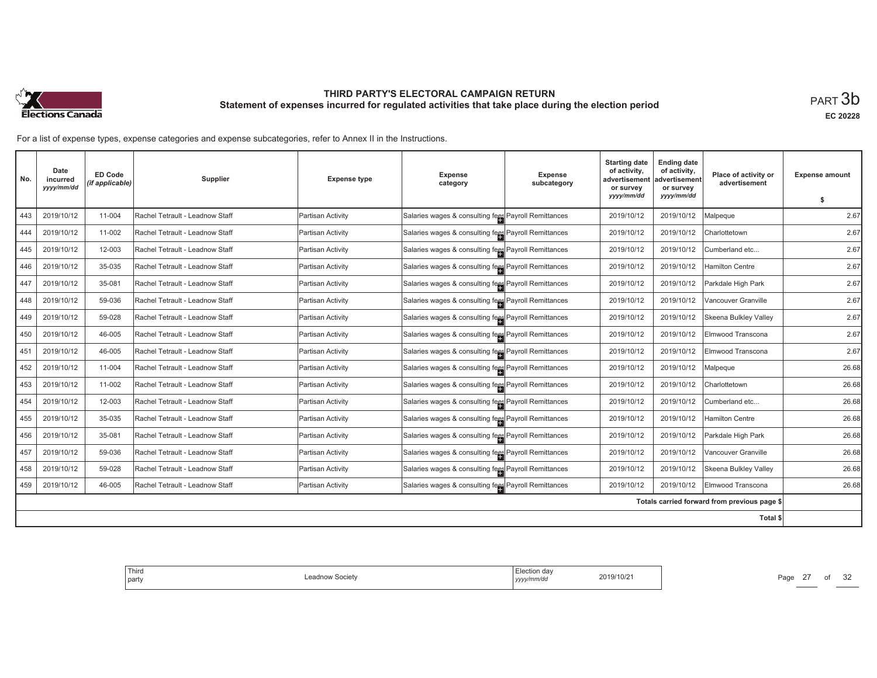# THIRD PARTY'S ELECTORAL CAMPAIGN RETURN
## Statement of expenses incurred for regulated activities that take place during the election period

PART 3b

**EC 20228**

For a list of expense types, expense categories and expense subcategories, refer to Annex II in the Instructions.

| No. | Date incurred *yyyy/mm/dd* | ED Code *(if applicable)* | Supplier | Expense type | Expense category | Expense subcategory | Starting date of activity, advertisement or survey *yyyy/mm/dd* | Ending date of activity, advertisement or survey *yyyy/mm/dd* | Place of activity or advertisement | Expense amount $ |
|---|---|---|---|---|---|---|---|---|---|---|
| 443 | 2019/10/12 | 11-004 | Rachel Tetrault - Leadnow Staff | Partisan Activity | Salaries wages & consulting fees | Payroll Remittances | 2019/10/12 | 2019/10/12 | Malpeque | 2.67 |
| 444 | 2019/10/12 | 11-002 | Rachel Tetrault - Leadnow Staff | Partisan Activity | Salaries wages & consulting fees | Payroll Remittances | 2019/10/12 | 2019/10/12 | Charlottetown | 2.67 |
| 445 | 2019/10/12 | 12-003 | Rachel Tetrault - Leadnow Staff | Partisan Activity | Salaries wages & consulting fees | Payroll Remittances | 2019/10/12 | 2019/10/12 | Cumberland etc... | 2.67 |
| 446 | 2019/10/12 | 35-035 | Rachel Tetrault - Leadnow Staff | Partisan Activity | Salaries wages & consulting fees | Payroll Remittances | 2019/10/12 | 2019/10/12 | Hamilton Centre | 2.67 |
| 447 | 2019/10/12 | 35-081 | Rachel Tetrault - Leadnow Staff | Partisan Activity | Salaries wages & consulting fees | Payroll Remittances | 2019/10/12 | 2019/10/12 | Parkdale High Park | 2.67 |
| 448 | 2019/10/12 | 59-036 | Rachel Tetrault - Leadnow Staff | Partisan Activity | Salaries wages & consulting fees | Payroll Remittances | 2019/10/12 | 2019/10/12 | Vancouver Granville | 2.67 |
| 449 | 2019/10/12 | 59-028 | Rachel Tetrault - Leadnow Staff | Partisan Activity | Salaries wages & consulting fees | Payroll Remittances | 2019/10/12 | 2019/10/12 | Skeena Bulkley Valley | 2.67 |
| 450 | 2019/10/12 | 46-005 | Rachel Tetrault - Leadnow Staff | Partisan Activity | Salaries wages & consulting fees | Payroll Remittances | 2019/10/12 | 2019/10/12 | Elmwood Transcona | 2.67 |
| 451 | 2019/10/12 | 46-005 | Rachel Tetrault - Leadnow Staff | Partisan Activity | Salaries wages & consulting fees | Payroll Remittances | 2019/10/12 | 2019/10/12 | Elmwood Transcona | 2.67 |
| 452 | 2019/10/12 | 11-004 | Rachel Tetrault - Leadnow Staff | Partisan Activity | Salaries wages & consulting fees | Payroll Remittances | 2019/10/12 | 2019/10/12 | Malpeque | 26.68 |
| 453 | 2019/10/12 | 11-002 | Rachel Tetrault - Leadnow Staff | Partisan Activity | Salaries wages & consulting fees | Payroll Remittances | 2019/10/12 | 2019/10/12 | Charlottetown | 26.68 |
| 454 | 2019/10/12 | 12-003 | Rachel Tetrault - Leadnow Staff | Partisan Activity | Salaries wages & consulting fees | Payroll Remittances | 2019/10/12 | 2019/10/12 | Cumberland etc... | 26.68 |
| 455 | 2019/10/12 | 35-035 | Rachel Tetrault - Leadnow Staff | Partisan Activity | Salaries wages & consulting fees | Payroll Remittances | 2019/10/12 | 2019/10/12 | Hamilton Centre | 26.68 |
| 456 | 2019/10/12 | 35-081 | Rachel Tetrault - Leadnow Staff | Partisan Activity | Salaries wages & consulting fees | Payroll Remittances | 2019/10/12 | 2019/10/12 | Parkdale High Park | 26.68 |
| 457 | 2019/10/12 | 59-036 | Rachel Tetrault - Leadnow Staff | Partisan Activity | Salaries wages & consulting fees | Payroll Remittances | 2019/10/12 | 2019/10/12 | Vancouver Granville | 26.68 |
| 458 | 2019/10/12 | 59-028 | Rachel Tetrault - Leadnow Staff | Partisan Activity | Salaries wages & consulting fees | Payroll Remittances | 2019/10/12 | 2019/10/12 | Skeena Bulkley Valley | 26.68 |
| 459 | 2019/10/12 | 46-005 | Rachel Tetrault - Leadnow Staff | Partisan Activity | Salaries wages & consulting fees | Payroll Remittances | 2019/10/12 | 2019/10/12 | Elmwood Transcona | 26.68 |
| | | | | | | | | | Totals carried forward from previous page $ | |
| | | | | | | | | | Total $ | |

| Third party | Leadnow Society | Election day *yyyy/mm/dd* | 2019/10/21 |
|---|---|---|---|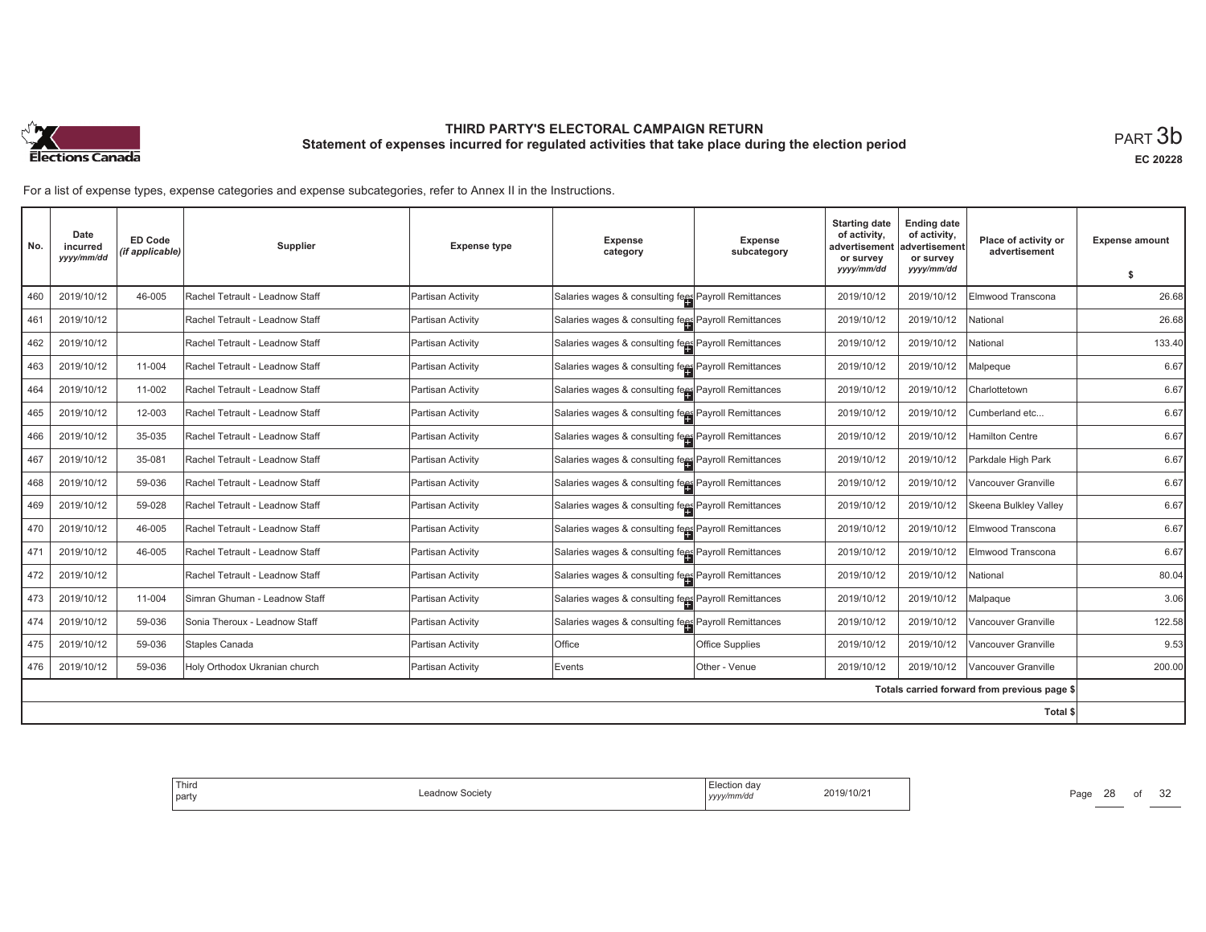# THIRD PARTY'S ELECTORAL CAMPAIGN RETURN
## Statement of expenses incurred for regulated activities that take place during the election period

PART 3b

EC 20228

For a list of expense types, expense categories and expense subcategories, refer to Annex II in the Instructions.

| No. | Date incurred *yyyy/mm/dd* | ED Code *(if applicable)* | Supplier | Expense type | Expense category | Expense subcategory | Starting date of activity, advertisement or survey *yyyy/mm/dd* | Ending date of activity, advertisement or survey *yyyy/mm/dd* | Place of activity or advertisement | Expense amount $ |
|---|---|---|---|---|---|---|---|---|---|---|
| 460 | 2019/10/12 | 46-005 | Rachel Tetrault - Leadnow Staff | Partisan Activity | Salaries wages & consulting fees | Payroll Remittances | 2019/10/12 | 2019/10/12 | Elmwood Transcona | 26.68 |
| 461 | 2019/10/12 | | Rachel Tetrault - Leadnow Staff | Partisan Activity | Salaries wages & consulting fees | Payroll Remittances | 2019/10/12 | 2019/10/12 | National | 26.68 |
| 462 | 2019/10/12 | | Rachel Tetrault - Leadnow Staff | Partisan Activity | Salaries wages & consulting fees | Payroll Remittances | 2019/10/12 | 2019/10/12 | National | 133.40 |
| 463 | 2019/10/12 | 11-004 | Rachel Tetrault - Leadnow Staff | Partisan Activity | Salaries wages & consulting fees | Payroll Remittances | 2019/10/12 | 2019/10/12 | Malpeque | 6.67 |
| 464 | 2019/10/12 | 11-002 | Rachel Tetrault - Leadnow Staff | Partisan Activity | Salaries wages & consulting fees | Payroll Remittances | 2019/10/12 | 2019/10/12 | Charlottetown | 6.67 |
| 465 | 2019/10/12 | 12-003 | Rachel Tetrault - Leadnow Staff | Partisan Activity | Salaries wages & consulting fees | Payroll Remittances | 2019/10/12 | 2019/10/12 | Cumberland etc... | 6.67 |
| 466 | 2019/10/12 | 35-035 | Rachel Tetrault - Leadnow Staff | Partisan Activity | Salaries wages & consulting fees | Payroll Remittances | 2019/10/12 | 2019/10/12 | Hamilton Centre | 6.67 |
| 467 | 2019/10/12 | 35-081 | Rachel Tetrault - Leadnow Staff | Partisan Activity | Salaries wages & consulting fees | Payroll Remittances | 2019/10/12 | 2019/10/12 | Parkdale High Park | 6.67 |
| 468 | 2019/10/12 | 59-036 | Rachel Tetrault - Leadnow Staff | Partisan Activity | Salaries wages & consulting fees | Payroll Remittances | 2019/10/12 | 2019/10/12 | Vancouver Granville | 6.67 |
| 469 | 2019/10/12 | 59-028 | Rachel Tetrault - Leadnow Staff | Partisan Activity | Salaries wages & consulting fees | Payroll Remittances | 2019/10/12 | 2019/10/12 | Skeena Bulkley Valley | 6.67 |
| 470 | 2019/10/12 | 46-005 | Rachel Tetrault - Leadnow Staff | Partisan Activity | Salaries wages & consulting fees | Payroll Remittances | 2019/10/12 | 2019/10/12 | Elmwood Transcona | 6.67 |
| 471 | 2019/10/12 | 46-005 | Rachel Tetrault - Leadnow Staff | Partisan Activity | Salaries wages & consulting fees | Payroll Remittances | 2019/10/12 | 2019/10/12 | Elmwood Transcona | 6.67 |
| 472 | 2019/10/12 | | Rachel Tetrault - Leadnow Staff | Partisan Activity | Salaries wages & consulting fees | Payroll Remittances | 2019/10/12 | 2019/10/12 | National | 80.04 |
| 473 | 2019/10/12 | 11-004 | Simran Ghuman - Leadnow Staff | Partisan Activity | Salaries wages & consulting fees | Payroll Remittances | 2019/10/12 | 2019/10/12 | Malpaque | 3.06 |
| 474 | 2019/10/12 | 59-036 | Sonia Theroux - Leadnow Staff | Partisan Activity | Salaries wages & consulting fees | Payroll Remittances | 2019/10/12 | 2019/10/12 | Vancouver Granville | 122.58 |
| 475 | 2019/10/12 | 59-036 | Staples Canada | Partisan Activity | Office | Office Supplies | 2019/10/12 | 2019/10/12 | Vancouver Granville | 9.53 |
| 476 | 2019/10/12 | 59-036 | Holy Orthodox Ukranian church | Partisan Activity | Events | Other - Venue | 2019/10/12 | 2019/10/12 | Vancouver Granville | 200.00 |
| | | | | | | | | | Totals carried forward from previous page $ | |
| | | | | | | | | | Total $ | |

Third party: Leadnow Society

Election day *yyyy/mm/dd*: 2019/10/21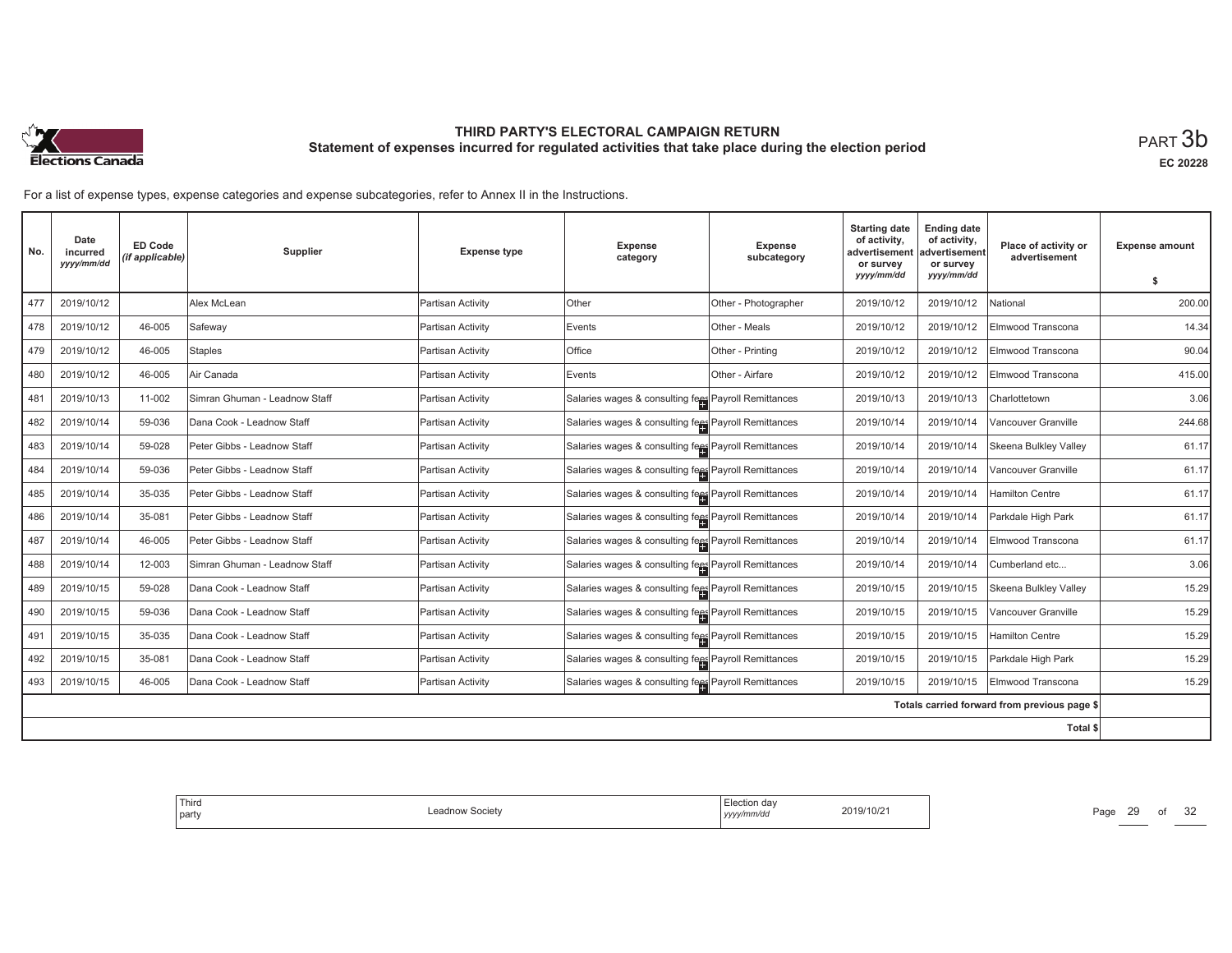# THIRD PARTY'S ELECTORAL CAMPAIGN RETURN
## Statement of expenses incurred for regulated activities that take place during the election period

PART 3b

**EC 20228**

For a list of expense types, expense categories and expense subcategories, refer to Annex II in the Instructions.

| No. | Date incurred *yyyy/mm/dd* | ED Code *(if applicable)* | Supplier | Expense type | Expense category | Expense subcategory | Starting date of activity, advertisement or survey *yyyy/mm/dd* | Ending date of activity, advertisement or survey *yyyy/mm/dd* | Place of activity or advertisement | Expense amount $ |
|---|---|---|---|---|---|---|---|---|---|---|
| 477 | 2019/10/12 | | Alex McLean | Partisan Activity | Other | Other - Photographer | 2019/10/12 | 2019/10/12 | National | 200.00 |
| 478 | 2019/10/12 | 46-005 | Safeway | Partisan Activity | Events | Other - Meals | 2019/10/12 | 2019/10/12 | Elmwood Transcona | 14.34 |
| 479 | 2019/10/12 | 46-005 | Staples | Partisan Activity | Office | Other - Printing | 2019/10/12 | 2019/10/12 | Elmwood Transcona | 90.04 |
| 480 | 2019/10/12 | 46-005 | Air Canada | Partisan Activity | Events | Other - Airfare | 2019/10/12 | 2019/10/12 | Elmwood Transcona | 415.00 |
| 481 | 2019/10/13 | 11-002 | Simran Ghuman - Leadnow Staff | Partisan Activity | Salaries wages & consulting fees | Payroll Remittances | 2019/10/13 | 2019/10/13 | Charlottetown | 3.06 |
| 482 | 2019/10/14 | 59-036 | Dana Cook - Leadnow Staff | Partisan Activity | Salaries wages & consulting fees | Payroll Remittances | 2019/10/14 | 2019/10/14 | Vancouver Granville | 244.68 |
| 483 | 2019/10/14 | 59-028 | Peter Gibbs - Leadnow Staff | Partisan Activity | Salaries wages & consulting fees | Payroll Remittances | 2019/10/14 | 2019/10/14 | Skeena Bulkley Valley | 61.17 |
| 484 | 2019/10/14 | 59-036 | Peter Gibbs - Leadnow Staff | Partisan Activity | Salaries wages & consulting fees | Payroll Remittances | 2019/10/14 | 2019/10/14 | Vancouver Granville | 61.17 |
| 485 | 2019/10/14 | 35-035 | Peter Gibbs - Leadnow Staff | Partisan Activity | Salaries wages & consulting fees | Payroll Remittances | 2019/10/14 | 2019/10/14 | Hamilton Centre | 61.17 |
| 486 | 2019/10/14 | 35-081 | Peter Gibbs - Leadnow Staff | Partisan Activity | Salaries wages & consulting fees | Payroll Remittances | 2019/10/14 | 2019/10/14 | Parkdale High Park | 61.17 |
| 487 | 2019/10/14 | 46-005 | Peter Gibbs - Leadnow Staff | Partisan Activity | Salaries wages & consulting fees | Payroll Remittances | 2019/10/14 | 2019/10/14 | Elmwood Transcona | 61.17 |
| 488 | 2019/10/14 | 12-003 | Simran Ghuman - Leadnow Staff | Partisan Activity | Salaries wages & consulting fees | Payroll Remittances | 2019/10/14 | 2019/10/14 | Cumberland etc... | 3.06 |
| 489 | 2019/10/15 | 59-028 | Dana Cook - Leadnow Staff | Partisan Activity | Salaries wages & consulting fees | Payroll Remittances | 2019/10/15 | 2019/10/15 | Skeena Bulkley Valley | 15.29 |
| 490 | 2019/10/15 | 59-036 | Dana Cook - Leadnow Staff | Partisan Activity | Salaries wages & consulting fees | Payroll Remittances | 2019/10/15 | 2019/10/15 | Vancouver Granville | 15.29 |
| 491 | 2019/10/15 | 35-035 | Dana Cook - Leadnow Staff | Partisan Activity | Salaries wages & consulting fees | Payroll Remittances | 2019/10/15 | 2019/10/15 | Hamilton Centre | 15.29 |
| 492 | 2019/10/15 | 35-081 | Dana Cook - Leadnow Staff | Partisan Activity | Salaries wages & consulting fees | Payroll Remittances | 2019/10/15 | 2019/10/15 | Parkdale High Park | 15.29 |
| 493 | 2019/10/15 | 46-005 | Dana Cook - Leadnow Staff | Partisan Activity | Salaries wages & consulting fees | Payroll Remittances | 2019/10/15 | 2019/10/15 | Elmwood Transcona | 15.29 |
| | | | | | | | | | Totals carried forward from previous page $ | |
| | | | | | | | | | Total $ | |

Third party: Leadnow Society — Election day *yyyy/mm/dd*: 2019/10/21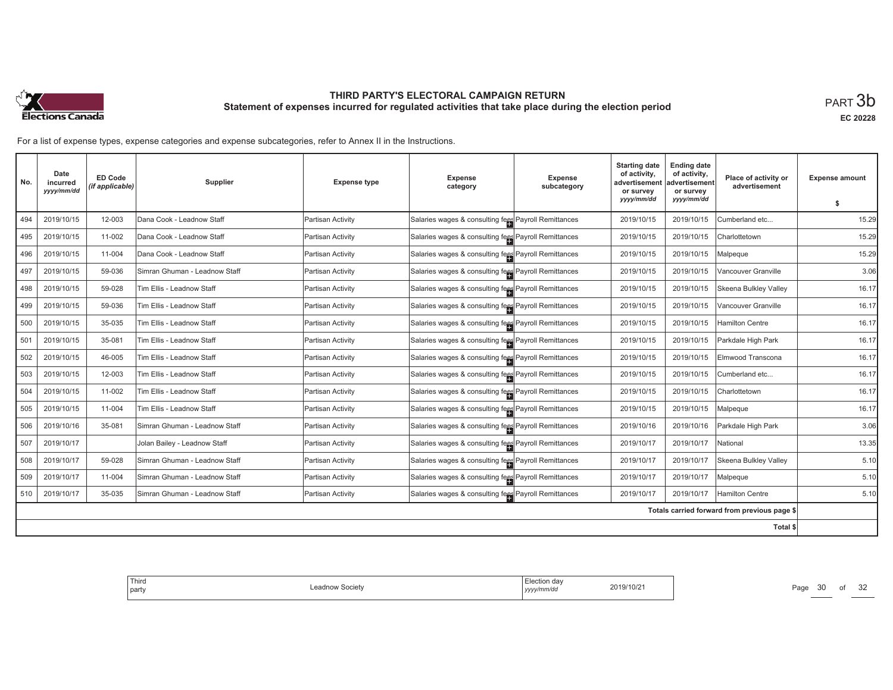# THIRD PARTY'S ELECTORAL CAMPAIGN RETURN
## Statement of expenses incurred for regulated activities that take place during the election period

PART 3b

EC 20228

For a list of expense types, expense categories and expense subcategories, refer to Annex II in the Instructions.

| No. | Date incurred *yyyy/mm/dd* | ED Code *(if applicable)* | Supplier | Expense type | Expense category | Expense subcategory | Starting date of activity, advertisement or survey *yyyy/mm/dd* | Ending date of activity, advertisement or survey *yyyy/mm/dd* | Place of activity or advertisement | Expense amount $ |
|---|---|---|---|---|---|---|---|---|---|---|
| 494 | 2019/10/15 | 12-003 | Dana Cook - Leadnow Staff | Partisan Activity | Salaries wages & consulting fees | Payroll Remittances | 2019/10/15 | 2019/10/15 | Cumberland etc... | 15.29 |
| 495 | 2019/10/15 | 11-002 | Dana Cook - Leadnow Staff | Partisan Activity | Salaries wages & consulting fees | Payroll Remittances | 2019/10/15 | 2019/10/15 | Charlottetown | 15.29 |
| 496 | 2019/10/15 | 11-004 | Dana Cook - Leadnow Staff | Partisan Activity | Salaries wages & consulting fees | Payroll Remittances | 2019/10/15 | 2019/10/15 | Malpeque | 15.29 |
| 497 | 2019/10/15 | 59-036 | Simran Ghuman - Leadnow Staff | Partisan Activity | Salaries wages & consulting fees | Payroll Remittances | 2019/10/15 | 2019/10/15 | Vancouver Granville | 3.06 |
| 498 | 2019/10/15 | 59-028 | Tim Ellis - Leadnow Staff | Partisan Activity | Salaries wages & consulting fees | Payroll Remittances | 2019/10/15 | 2019/10/15 | Skeena Bulkley Valley | 16.17 |
| 499 | 2019/10/15 | 59-036 | Tim Ellis - Leadnow Staff | Partisan Activity | Salaries wages & consulting fees | Payroll Remittances | 2019/10/15 | 2019/10/15 | Vancouver Granville | 16.17 |
| 500 | 2019/10/15 | 35-035 | Tim Ellis - Leadnow Staff | Partisan Activity | Salaries wages & consulting fees | Payroll Remittances | 2019/10/15 | 2019/10/15 | Hamilton Centre | 16.17 |
| 501 | 2019/10/15 | 35-081 | Tim Ellis - Leadnow Staff | Partisan Activity | Salaries wages & consulting fees | Payroll Remittances | 2019/10/15 | 2019/10/15 | Parkdale High Park | 16.17 |
| 502 | 2019/10/15 | 46-005 | Tim Ellis - Leadnow Staff | Partisan Activity | Salaries wages & consulting fees | Payroll Remittances | 2019/10/15 | 2019/10/15 | Elmwood Transcona | 16.17 |
| 503 | 2019/10/15 | 12-003 | Tim Ellis - Leadnow Staff | Partisan Activity | Salaries wages & consulting fees | Payroll Remittances | 2019/10/15 | 2019/10/15 | Cumberland etc... | 16.17 |
| 504 | 2019/10/15 | 11-002 | Tim Ellis - Leadnow Staff | Partisan Activity | Salaries wages & consulting fees | Payroll Remittances | 2019/10/15 | 2019/10/15 | Charlottetown | 16.17 |
| 505 | 2019/10/15 | 11-004 | Tim Ellis - Leadnow Staff | Partisan Activity | Salaries wages & consulting fees | Payroll Remittances | 2019/10/15 | 2019/10/15 | Malpeque | 16.17 |
| 506 | 2019/10/16 | 35-081 | Simran Ghuman - Leadnow Staff | Partisan Activity | Salaries wages & consulting fees | Payroll Remittances | 2019/10/16 | 2019/10/16 | Parkdale High Park | 3.06 |
| 507 | 2019/10/17 | | Jolan Bailey - Leadnow Staff | Partisan Activity | Salaries wages & consulting fees | Payroll Remittances | 2019/10/17 | 2019/10/17 | National | 13.35 |
| 508 | 2019/10/17 | 59-028 | Simran Ghuman - Leadnow Staff | Partisan Activity | Salaries wages & consulting fees | Payroll Remittances | 2019/10/17 | 2019/10/17 | Skeena Bulkley Valley | 5.10 |
| 509 | 2019/10/17 | 11-004 | Simran Ghuman - Leadnow Staff | Partisan Activity | Salaries wages & consulting fees | Payroll Remittances | 2019/10/17 | 2019/10/17 | Malpeque | 5.10 |
| 510 | 2019/10/17 | 35-035 | Simran Ghuman - Leadnow Staff | Partisan Activity | Salaries wages & consulting fees | Payroll Remittances | 2019/10/17 | 2019/10/17 | Hamilton Centre | 5.10 |
| | | | | | | | | | Totals carried forward from previous page $ | |
| | | | | | | | | | Total $ | |

| Third party | Leadnow Society | Election day *yyyy/mm/dd* | 2019/10/21 |
|---|---|---|---|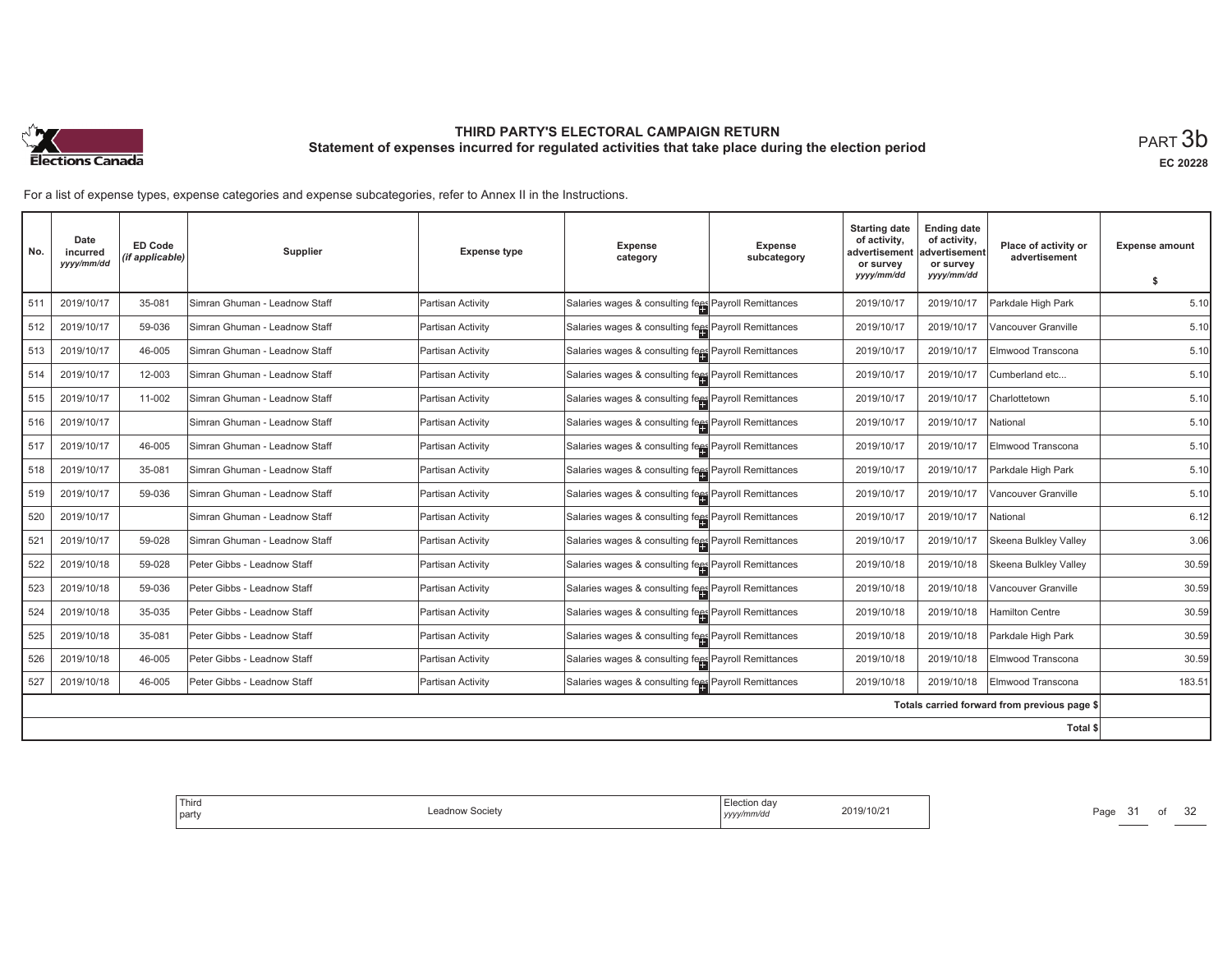# THIRD PARTY'S ELECTORAL CAMPAIGN RETURN

## Statement of expenses incurred for regulated activities that take place during the election period

PART 3b

EC 20228

For a list of expense types, expense categories and expense subcategories, refer to Annex II in the Instructions.

| No. | Date incurred yyyy/mm/dd | ED Code (if applicable) | Supplier | Expense type | Expense category | Expense subcategory | Starting date of activity, advertisement or survey yyyy/mm/dd | Ending date of activity, advertisement or survey yyyy/mm/dd | Place of activity or advertisement | Expense amount $ |
|---|---|---|---|---|---|---|---|---|---|---|
| 511 | 2019/10/17 | 35-081 | Simran Ghuman - Leadnow Staff | Partisan Activity | Salaries wages & consulting fees | Payroll Remittances | 2019/10/17 | 2019/10/17 | Parkdale High Park | 5.10 |
| 512 | 2019/10/17 | 59-036 | Simran Ghuman - Leadnow Staff | Partisan Activity | Salaries wages & consulting fees | Payroll Remittances | 2019/10/17 | 2019/10/17 | Vancouver Granville | 5.10 |
| 513 | 2019/10/17 | 46-005 | Simran Ghuman - Leadnow Staff | Partisan Activity | Salaries wages & consulting fees | Payroll Remittances | 2019/10/17 | 2019/10/17 | Elmwood Transcona | 5.10 |
| 514 | 2019/10/17 | 12-003 | Simran Ghuman - Leadnow Staff | Partisan Activity | Salaries wages & consulting fees | Payroll Remittances | 2019/10/17 | 2019/10/17 | Cumberland etc... | 5.10 |
| 515 | 2019/10/17 | 11-002 | Simran Ghuman - Leadnow Staff | Partisan Activity | Salaries wages & consulting fees | Payroll Remittances | 2019/10/17 | 2019/10/17 | Charlottetown | 5.10 |
| 516 | 2019/10/17 | | Simran Ghuman - Leadnow Staff | Partisan Activity | Salaries wages & consulting fees | Payroll Remittances | 2019/10/17 | 2019/10/17 | National | 5.10 |
| 517 | 2019/10/17 | 46-005 | Simran Ghuman - Leadnow Staff | Partisan Activity | Salaries wages & consulting fees | Payroll Remittances | 2019/10/17 | 2019/10/17 | Elmwood Transcona | 5.10 |
| 518 | 2019/10/17 | 35-081 | Simran Ghuman - Leadnow Staff | Partisan Activity | Salaries wages & consulting fees | Payroll Remittances | 2019/10/17 | 2019/10/17 | Parkdale High Park | 5.10 |
| 519 | 2019/10/17 | 59-036 | Simran Ghuman - Leadnow Staff | Partisan Activity | Salaries wages & consulting fees | Payroll Remittances | 2019/10/17 | 2019/10/17 | Vancouver Granville | 5.10 |
| 520 | 2019/10/17 | | Simran Ghuman - Leadnow Staff | Partisan Activity | Salaries wages & consulting fees | Payroll Remittances | 2019/10/17 | 2019/10/17 | National | 6.12 |
| 521 | 2019/10/17 | 59-028 | Simran Ghuman - Leadnow Staff | Partisan Activity | Salaries wages & consulting fees | Payroll Remittances | 2019/10/17 | 2019/10/17 | Skeena Bulkley Valley | 3.06 |
| 522 | 2019/10/18 | 59-028 | Peter Gibbs - Leadnow Staff | Partisan Activity | Salaries wages & consulting fees | Payroll Remittances | 2019/10/18 | 2019/10/18 | Skeena Bulkley Valley | 30.59 |
| 523 | 2019/10/18 | 59-036 | Peter Gibbs - Leadnow Staff | Partisan Activity | Salaries wages & consulting fees | Payroll Remittances | 2019/10/18 | 2019/10/18 | Vancouver Granville | 30.59 |
| 524 | 2019/10/18 | 35-035 | Peter Gibbs - Leadnow Staff | Partisan Activity | Salaries wages & consulting fees | Payroll Remittances | 2019/10/18 | 2019/10/18 | Hamilton Centre | 30.59 |
| 525 | 2019/10/18 | 35-081 | Peter Gibbs - Leadnow Staff | Partisan Activity | Salaries wages & consulting fees | Payroll Remittances | 2019/10/18 | 2019/10/18 | Parkdale High Park | 30.59 |
| 526 | 2019/10/18 | 46-005 | Peter Gibbs - Leadnow Staff | Partisan Activity | Salaries wages & consulting fees | Payroll Remittances | 2019/10/18 | 2019/10/18 | Elmwood Transcona | 30.59 |
| 527 | 2019/10/18 | 46-005 | Peter Gibbs - Leadnow Staff | Partisan Activity | Salaries wages & consulting fees | Payroll Remittances | 2019/10/18 | 2019/10/18 | Elmwood Transcona | 183.51 |
| | | | | | | | | | Totals carried forward from previous page $ | |
| | | | | | | | | | Total $ | |

| Third party | Leadnow Society | Election day yyyy/mm/dd | 2019/10/21 |
|---|---|---|---|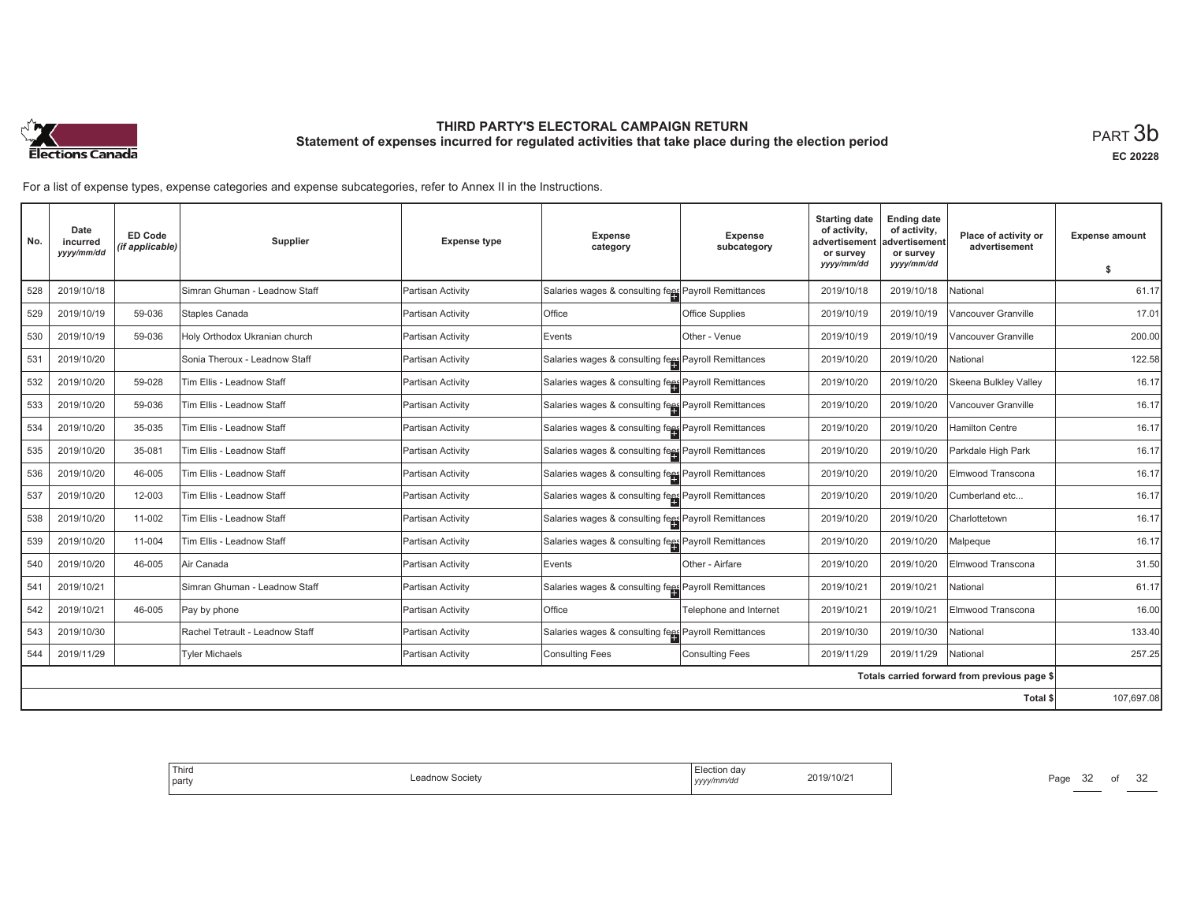# THIRD PARTY'S ELECTORAL CAMPAIGN RETURN

## Statement of expenses incurred for regulated activities that take place during the election period

PART 3b

EC 20228

For a list of expense types, expense categories and expense subcategories, refer to Annex II in the Instructions.

| No. | Date incurred yyyy/mm/dd | ED Code (if applicable) | Supplier | Expense type | Expense category | Expense subcategory | Starting date of activity, advertisement or survey yyyy/mm/dd | Ending date of activity, advertisement or survey yyyy/mm/dd | Place of activity or advertisement | Expense amount $ |
|---|---|---|---|---|---|---|---|---|---|---|
| 528 | 2019/10/18 | | Simran Ghuman - Leadnow Staff | Partisan Activity | Salaries wages & consulting fees | Payroll Remittances | 2019/10/18 | 2019/10/18 | National | 61.17 |
| 529 | 2019/10/19 | 59-036 | Staples Canada | Partisan Activity | Office | Office Supplies | 2019/10/19 | 2019/10/19 | Vancouver Granville | 17.01 |
| 530 | 2019/10/19 | 59-036 | Holy Orthodox Ukranian church | Partisan Activity | Events | Other - Venue | 2019/10/19 | 2019/10/19 | Vancouver Granville | 200.00 |
| 531 | 2019/10/20 | | Sonia Theroux - Leadnow Staff | Partisan Activity | Salaries wages & consulting fees | Payroll Remittances | 2019/10/20 | 2019/10/20 | National | 122.58 |
| 532 | 2019/10/20 | 59-028 | Tim Ellis - Leadnow Staff | Partisan Activity | Salaries wages & consulting fees | Payroll Remittances | 2019/10/20 | 2019/10/20 | Skeena Bulkley Valley | 16.17 |
| 533 | 2019/10/20 | 59-036 | Tim Ellis - Leadnow Staff | Partisan Activity | Salaries wages & consulting fees | Payroll Remittances | 2019/10/20 | 2019/10/20 | Vancouver Granville | 16.17 |
| 534 | 2019/10/20 | 35-035 | Tim Ellis - Leadnow Staff | Partisan Activity | Salaries wages & consulting fees | Payroll Remittances | 2019/10/20 | 2019/10/20 | Hamilton Centre | 16.17 |
| 535 | 2019/10/20 | 35-081 | Tim Ellis - Leadnow Staff | Partisan Activity | Salaries wages & consulting fees | Payroll Remittances | 2019/10/20 | 2019/10/20 | Parkdale High Park | 16.17 |
| 536 | 2019/10/20 | 46-005 | Tim Ellis - Leadnow Staff | Partisan Activity | Salaries wages & consulting fees | Payroll Remittances | 2019/10/20 | 2019/10/20 | Elmwood Transcona | 16.17 |
| 537 | 2019/10/20 | 12-003 | Tim Ellis - Leadnow Staff | Partisan Activity | Salaries wages & consulting fees | Payroll Remittances | 2019/10/20 | 2019/10/20 | Cumberland etc... | 16.17 |
| 538 | 2019/10/20 | 11-002 | Tim Ellis - Leadnow Staff | Partisan Activity | Salaries wages & consulting fees | Payroll Remittances | 2019/10/20 | 2019/10/20 | Charlottetown | 16.17 |
| 539 | 2019/10/20 | 11-004 | Tim Ellis - Leadnow Staff | Partisan Activity | Salaries wages & consulting fees | Payroll Remittances | 2019/10/20 | 2019/10/20 | Malpeque | 16.17 |
| 540 | 2019/10/20 | 46-005 | Air Canada | Partisan Activity | Events | Other - Airfare | 2019/10/20 | 2019/10/20 | Elmwood Transcona | 31.50 |
| 541 | 2019/10/21 | | Simran Ghuman - Leadnow Staff | Partisan Activity | Salaries wages & consulting fees | Payroll Remittances | 2019/10/21 | 2019/10/21 | National | 61.17 |
| 542 | 2019/10/21 | 46-005 | Pay by phone | Partisan Activity | Office | Telephone and Internet | 2019/10/21 | 2019/10/21 | Elmwood Transcona | 16.00 |
| 543 | 2019/10/30 | | Rachel Tetrault - Leadnow Staff | Partisan Activity | Salaries wages & consulting fees | Payroll Remittances | 2019/10/30 | 2019/10/30 | National | 133.40 |
| 544 | 2019/11/29 | | Tyler Michaels | Partisan Activity | Consulting Fees | Consulting Fees | 2019/11/29 | 2019/11/29 | National | 257.25 |
| | | | | | | | | | Totals carried forward from previous page $ | |
| | | | | | | | | | Total $ | 107,697.08 |

| | | | |
|---|---|---|---|
| Third party | Leadnow Society | Election day yyyy/mm/dd | 2019/10/21 |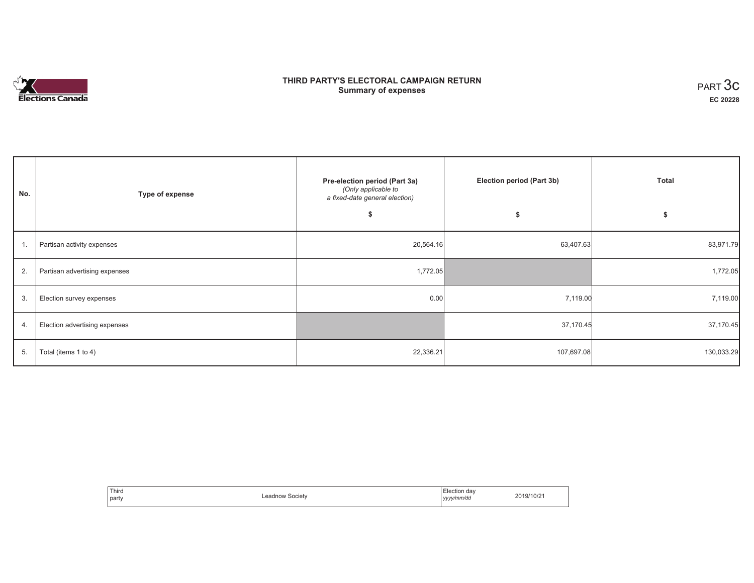# THIRD PARTY'S ELECTORAL CAMPAIGN RETURN
## Summary of expenses

PART 3c
**EC 20228**

| No. | Type of expense | Pre-election period (Part 3a) *(Only applicable to a fixed-date general election)* $ | Election period (Part 3b) $ | Total $ |
|---|---|---|---|---|
| 1. | Partisan activity expenses | 20,564.16 | 63,407.63 | 83,971.79 |
| 2. | Partisan advertising expenses | 1,772.05 | | 1,772.05 |
| 3. | Election survey expenses | 0.00 | 7,119.00 | 7,119.00 |
| 4. | Election advertising expenses | | 37,170.45 | 37,170.45 |
| 5. | Total (items 1 to 4) | 22,336.21 | 107,697.08 | 130,033.29 |

| Third party | Leadnow Society | Election day *yyyy/mm/dd* | 2019/10/21 |
|---|---|---|---|